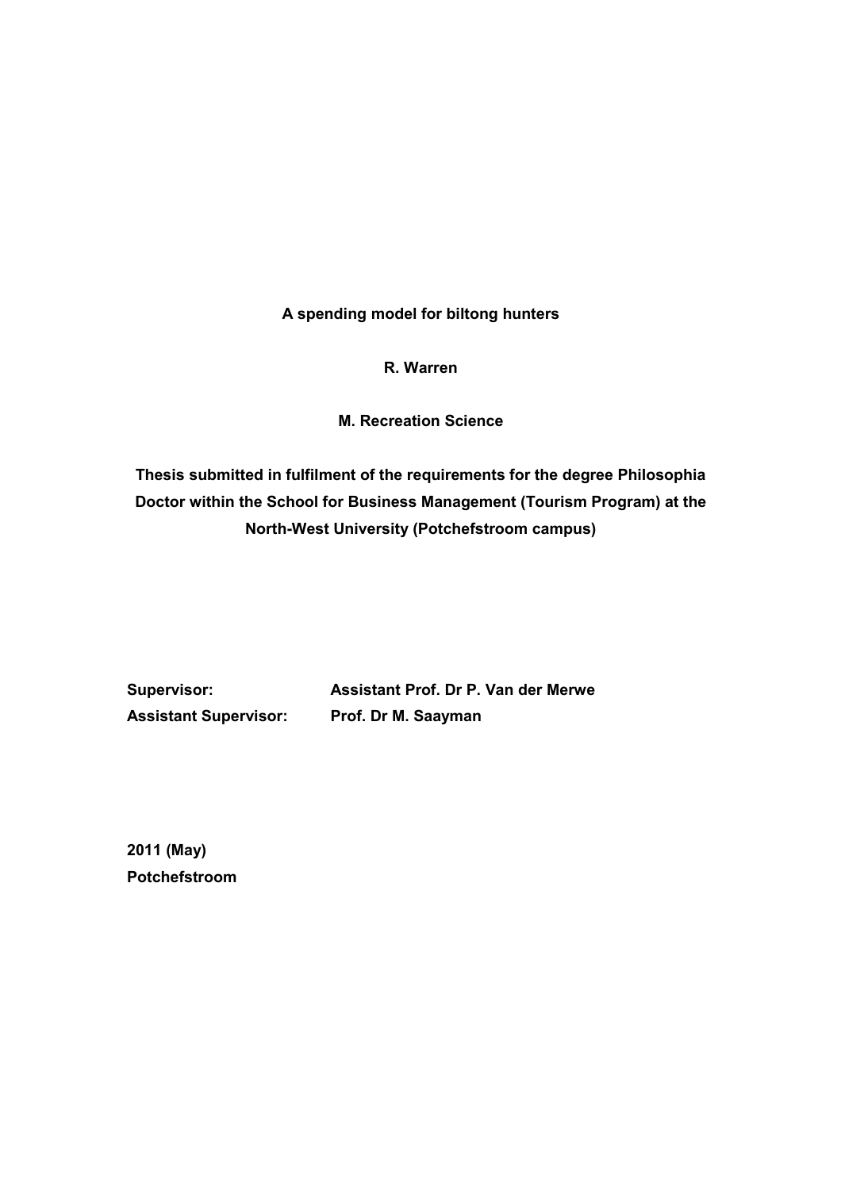**A spending model for biltong hunters**

**R. Warren**

**M. Recreation Science**

**Thesis submitted in fulfilment of the requirements for the degree Philosophia Doctor within the School for Business Management (Tourism Program) at the North-West University (Potchefstroom campus)**

**Supervisor:** **Assistant Prof. Dr P. Van der Merwe**

**Assistant Supervisor:** **Prof. Dr M. Saayman**

**2011 (May)**

**Potchefstroom**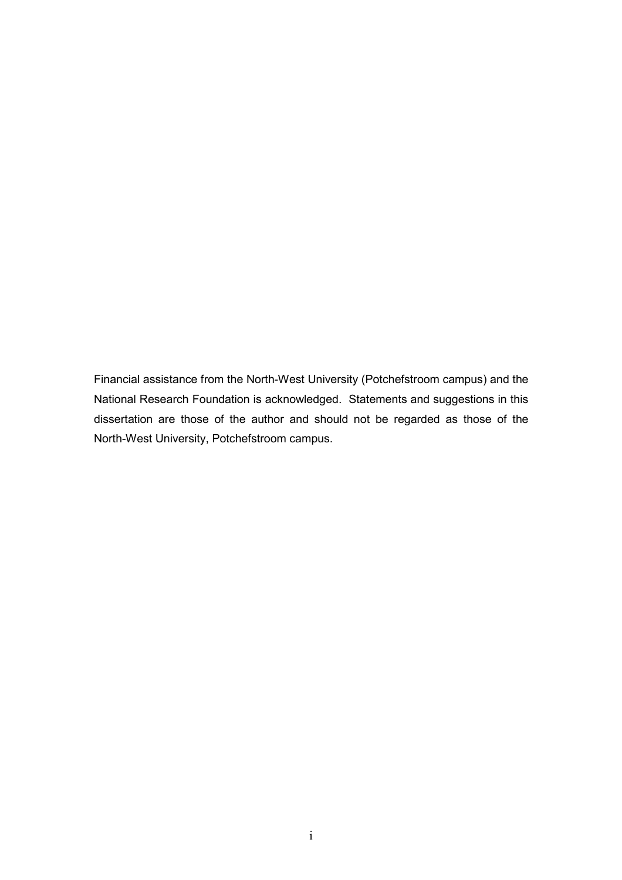Financial assistance from the North-West University (Potchefstroom campus) and the National Research Foundation is acknowledged. Statements and suggestions in this dissertation are those of the author and should not be regarded as those of the North-West University, Potchefstroom campus.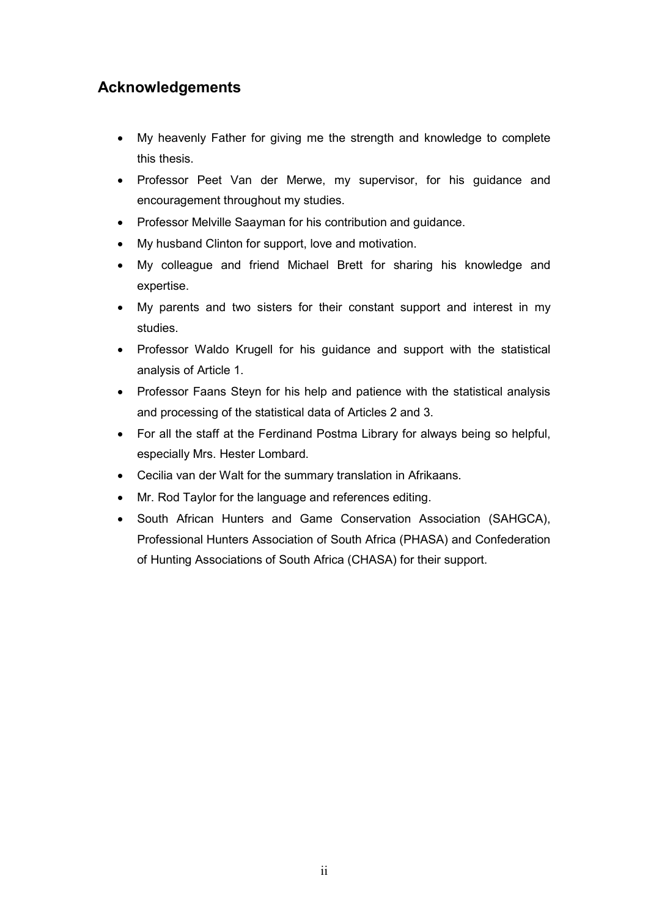## Acknowledgements

- My heavenly Father for giving me the strength and knowledge to complete this thesis.
- Professor Peet Van der Merwe, my supervisor, for his guidance and encouragement throughout my studies.
- Professor Melville Saayman for his contribution and guidance.
- My husband Clinton for support, love and motivation.
- My colleague and friend Michael Brett for sharing his knowledge and expertise.
- My parents and two sisters for their constant support and interest in my studies.
- Professor Waldo Krugell for his guidance and support with the statistical analysis of Article 1.
- Professor Faans Steyn for his help and patience with the statistical analysis and processing of the statistical data of Articles 2 and 3.
- For all the staff at the Ferdinand Postma Library for always being so helpful, especially Mrs. Hester Lombard.
- Cecilia van der Walt for the summary translation in Afrikaans.
- Mr. Rod Taylor for the language and references editing.
- South African Hunters and Game Conservation Association (SAHGCA), Professional Hunters Association of South Africa (PHASA) and Confederation of Hunting Associations of South Africa (CHASA) for their support.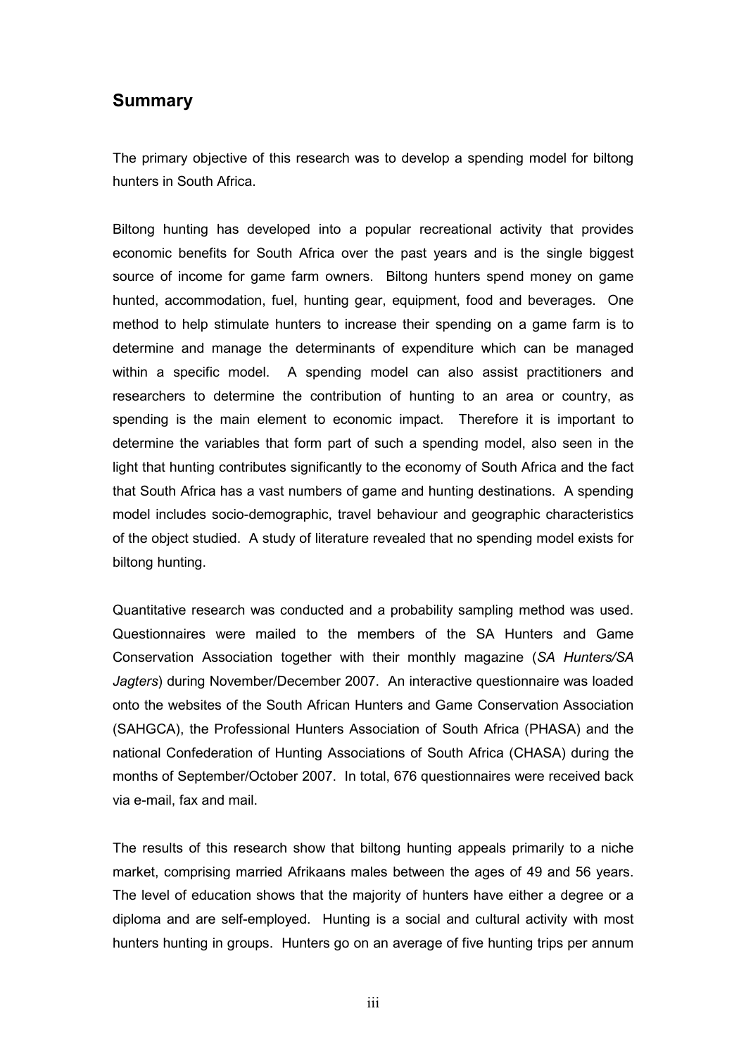## Summary

The primary objective of this research was to develop a spending model for biltong hunters in South Africa.

Biltong hunting has developed into a popular recreational activity that provides economic benefits for South Africa over the past years and is the single biggest source of income for game farm owners. Biltong hunters spend money on game hunted, accommodation, fuel, hunting gear, equipment, food and beverages. One method to help stimulate hunters to increase their spending on a game farm is to determine and manage the determinants of expenditure which can be managed within a specific model. A spending model can also assist practitioners and researchers to determine the contribution of hunting to an area or country, as spending is the main element to economic impact. Therefore it is important to determine the variables that form part of such a spending model, also seen in the light that hunting contributes significantly to the economy of South Africa and the fact that South Africa has a vast numbers of game and hunting destinations. A spending model includes socio-demographic, travel behaviour and geographic characteristics of the object studied. A study of literature revealed that no spending model exists for biltong hunting.

Quantitative research was conducted and a probability sampling method was used. Questionnaires were mailed to the members of the SA Hunters and Game Conservation Association together with their monthly magazine (*SA Hunters/SA Jagters*) during November/December 2007. An interactive questionnaire was loaded onto the websites of the South African Hunters and Game Conservation Association (SAHGCA), the Professional Hunters Association of South Africa (PHASA) and the national Confederation of Hunting Associations of South Africa (CHASA) during the months of September/October 2007. In total, 676 questionnaires were received back via e-mail, fax and mail.

The results of this research show that biltong hunting appeals primarily to a niche market, comprising married Afrikaans males between the ages of 49 and 56 years. The level of education shows that the majority of hunters have either a degree or a diploma and are self-employed. Hunting is a social and cultural activity with most hunters hunting in groups. Hunters go on an average of five hunting trips per annum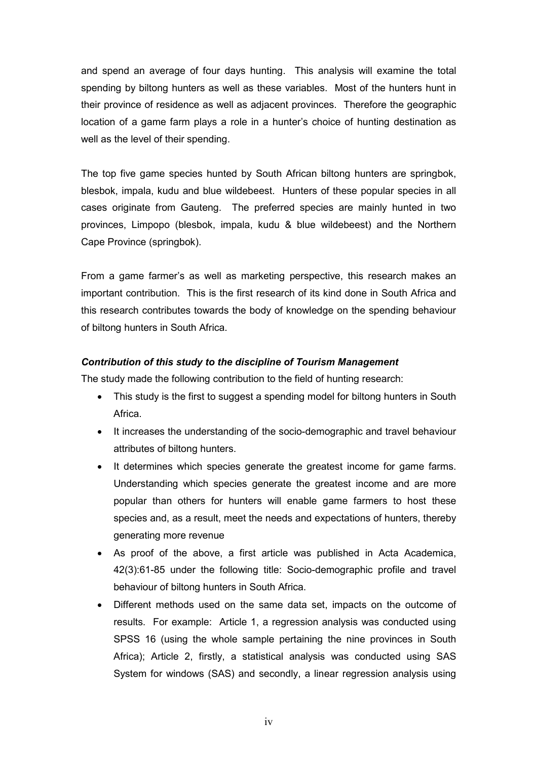and spend an average of four days hunting. This analysis will examine the total spending by biltong hunters as well as these variables. Most of the hunters hunt in their province of residence as well as adjacent provinces. Therefore the geographic location of a game farm plays a role in a hunter's choice of hunting destination as well as the level of their spending.

The top five game species hunted by South African biltong hunters are springbok, blesbok, impala, kudu and blue wildebeest. Hunters of these popular species in all cases originate from Gauteng. The preferred species are mainly hunted in two provinces, Limpopo (blesbok, impala, kudu & blue wildebeest) and the Northern Cape Province (springbok).

From a game farmer's as well as marketing perspective, this research makes an important contribution. This is the first research of its kind done in South Africa and this research contributes towards the body of knowledge on the spending behaviour of biltong hunters in South Africa.

***Contribution of this study to the discipline of Tourism Management***

The study made the following contribution to the field of hunting research:

- This study is the first to suggest a spending model for biltong hunters in South Africa.
- It increases the understanding of the socio-demographic and travel behaviour attributes of biltong hunters.
- It determines which species generate the greatest income for game farms. Understanding which species generate the greatest income and are more popular than others for hunters will enable game farmers to host these species and, as a result, meet the needs and expectations of hunters, thereby generating more revenue
- As proof of the above, a first article was published in Acta Academica, 42(3):61-85 under the following title: Socio-demographic profile and travel behaviour of biltong hunters in South Africa.
- Different methods used on the same data set, impacts on the outcome of results. For example: Article 1, a regression analysis was conducted using SPSS 16 (using the whole sample pertaining the nine provinces in South Africa); Article 2, firstly, a statistical analysis was conducted using SAS System for windows (SAS) and secondly, a linear regression analysis using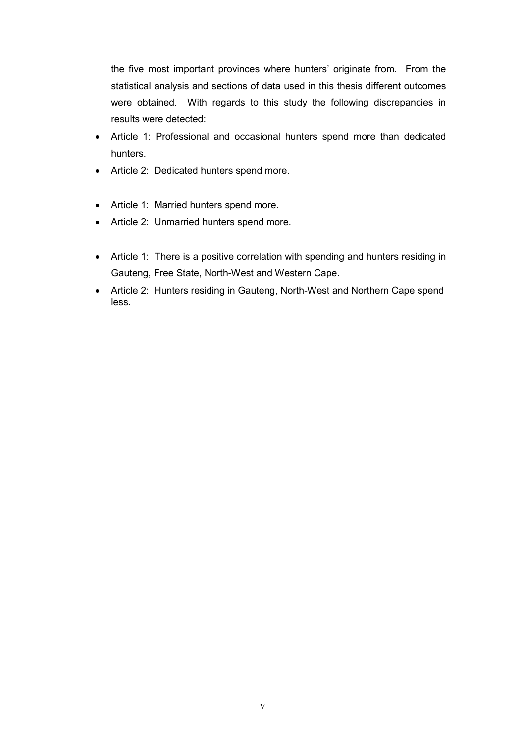the five most important provinces where hunters' originate from. From the statistical analysis and sections of data used in this thesis different outcomes were obtained. With regards to this study the following discrepancies in results were detected:

- Article 1: Professional and occasional hunters spend more than dedicated hunters.
- Article 2: Dedicated hunters spend more.

- Article 1: Married hunters spend more.
- Article 2: Unmarried hunters spend more.

- Article 1: There is a positive correlation with spending and hunters residing in Gauteng, Free State, North-West and Western Cape.
- Article 2: Hunters residing in Gauteng, North-West and Northern Cape spend less.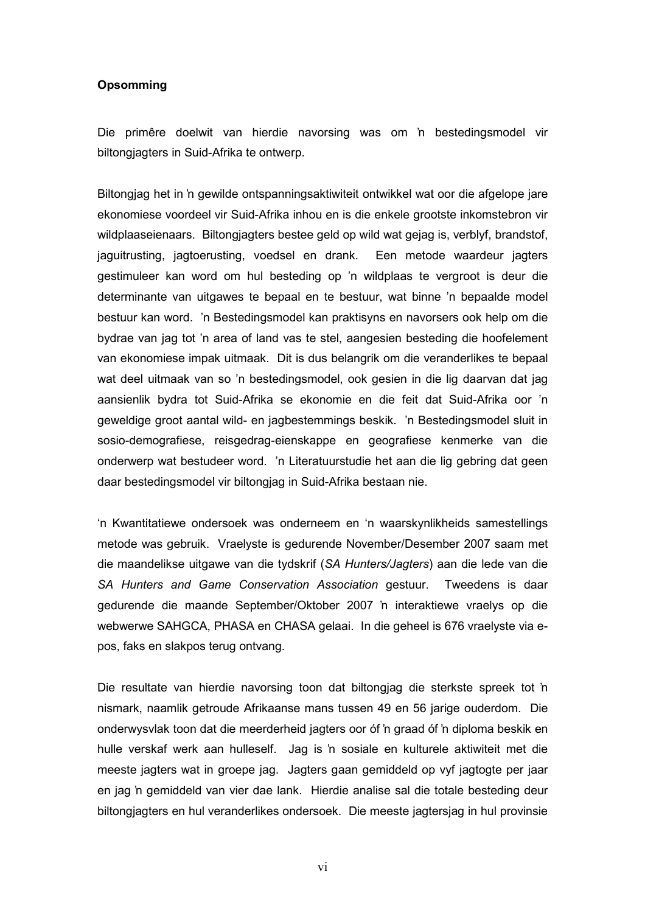**Opsomming**

Die primêre doelwit van hierdie navorsing was om ŉ bestedingsmodel vir biltongjagters in Suid-Afrika te ontwerp.

Biltongjag het in ŉ gewilde ontspanningsaktiwiteit ontwikkel wat oor die afgelope jare ekonomiese voordeel vir Suid-Afrika inhou en is die enkele grootste inkomstebron vir wildplaaseienaars. Biltongjagters bestee geld op wild wat gejag is, verblyf, brandstof, jaguitrusting, jagtoerusting, voedsel en drank. Een metode waardeur jagters gestimuleer kan word om hul besteding op 'n wildplaas te vergroot is deur die determinante van uitgawes te bepaal en te bestuur, wat binne 'n bepaalde model bestuur kan word. 'n Bestedingsmodel kan praktisyns en navorsers ook help om die bydrae van jag tot 'n area of land vas te stel, aangesien besteding die hoofelement van ekonomiese impak uitmaak. Dit is dus belangrik om die veranderlikes te bepaal wat deel uitmaak van so 'n bestedingsmodel, ook gesien in die lig daarvan dat jag aansienlik bydra tot Suid-Afrika se ekonomie en die feit dat Suid-Afrika oor 'n geweldige groot aantal wild- en jagbestemmings beskik. 'n Bestedingsmodel sluit in sosio-demografiese, reisgedrag-eienskappe en geografiese kenmerke van die onderwerp wat bestudeer word. 'n Literatuurstudie het aan die lig gebring dat geen daar bestedingsmodel vir biltongjag in Suid-Afrika bestaan nie.

'n Kwantitatiewe ondersoek was onderneem en 'n waarskynlikheids samestellings metode was gebruik. Vraelyste is gedurende November/Desember 2007 saam met die maandelikse uitgawe van die tydskrif (*SA Hunters/Jagters*) aan die lede van die *SA Hunters and Game Conservation Association* gestuur. Tweedens is daar gedurende die maande September/Oktober 2007 'n interaktiewe vraelys op die webwerwe SAHGCA, PHASA en CHASA gelaai. In die geheel is 676 vraelyste via e-pos, faks en slakpos terug ontvang.

Die resultate van hierdie navorsing toon dat biltongjag die sterkste spreek tot ŉ nismark, naamlik getroude Afrikaanse mans tussen 49 en 56 jarige ouderdom. Die onderwysvlak toon dat die meerderheid jagters oor óf ŉ graad óf ŉ diploma beskik en hulle verskaf werk aan hulleself. Jag is ŉ sosiale en kulturele aktiwiteit met die meeste jagters wat in groepe jag. Jagters gaan gemiddeld op vyf jagtogte per jaar en jag ŉ gemiddeld van vier dae lank. Hierdie analise sal die totale besteding deur biltongjagters en hul veranderlikes ondersoek. Die meeste jagtersjag in hul provinsie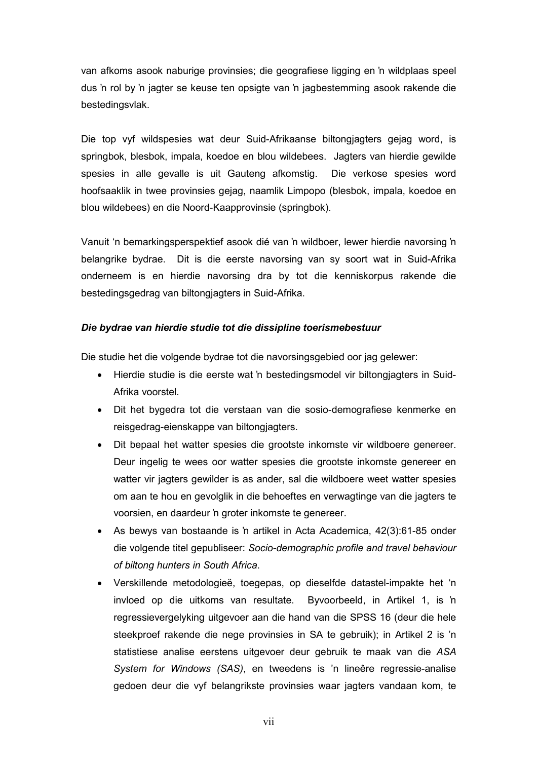van afkoms asook naburige provinsies; die geografiese ligging en 'n wildplaas speel dus 'n rol by 'n jagter se keuse ten opsigte van 'n jagbestemming asook rakende die bestedingsvlak.

Die top vyf wildspesies wat deur Suid-Afrikaanse biltongjagters gejag word, is springbok, blesbok, impala, koedoe en blou wildebees. Jagters van hierdie gewilde spesies in alle gevalle is uit Gauteng afkomstig. Die verkose spesies word hoofsaaklik in twee provinsies gejag, naamlik Limpopo (blesbok, impala, koedoe en blou wildebees) en die Noord-Kaapprovinsie (springbok).

Vanuit 'n bemarkingsperspektief asook dié van 'n wildboer, lewer hierdie navorsing 'n belangrike bydrae. Dit is die eerste navorsing van sy soort wat in Suid-Afrika onderneem is en hierdie navorsing dra by tot die kenniskorpus rakende die bestedingsgedrag van biltongjagters in Suid-Afrika.

***Die bydrae van hierdie studie tot die dissipline toerismebestuur***

Die studie het die volgende bydrae tot die navorsingsgebied oor jag gelewer:

- Hierdie studie is die eerste wat 'n bestedingsmodel vir biltongjagters in Suid-Afrika voorstel.
- Dit het bygedra tot die verstaan van die sosio-demografiese kenmerke en reisgedrag-eienskappe van biltongjagters.
- Dit bepaal het watter spesies die grootste inkomste vir wildboere genereer. Deur ingelig te wees oor watter spesies die grootste inkomste genereer en watter vir jagters gewilder is as ander, sal die wildboere weet watter spesies om aan te hou en gevolglik in die behoeftes en verwagtinge van die jagters te voorsien, en daardeur 'n groter inkomste te genereer.
- As bewys van bostaande is 'n artikel in Acta Academica, 42(3):61-85 onder die volgende titel gepubliseer: *Socio-demographic profile and travel behaviour of biltong hunters in South Africa*.
- Verskillende metodologieë, toegepas, op dieselfde datastel-impakte het 'n invloed op die uitkoms van resultate. Byvoorbeeld, in Artikel 1, is 'n regressievergelyking uitgevoer aan die hand van die SPSS 16 (deur die hele steekproef rakende die nege provinsies in SA te gebruik); in Artikel 2 is 'n statistiese analise eerstens uitgevoer deur gebruik te maak van die *ASA System for Windows (SAS)*, en tweedens is 'n lineêre regressie-analise gedoen deur die vyf belangrikste provinsies waar jagters vandaan kom, te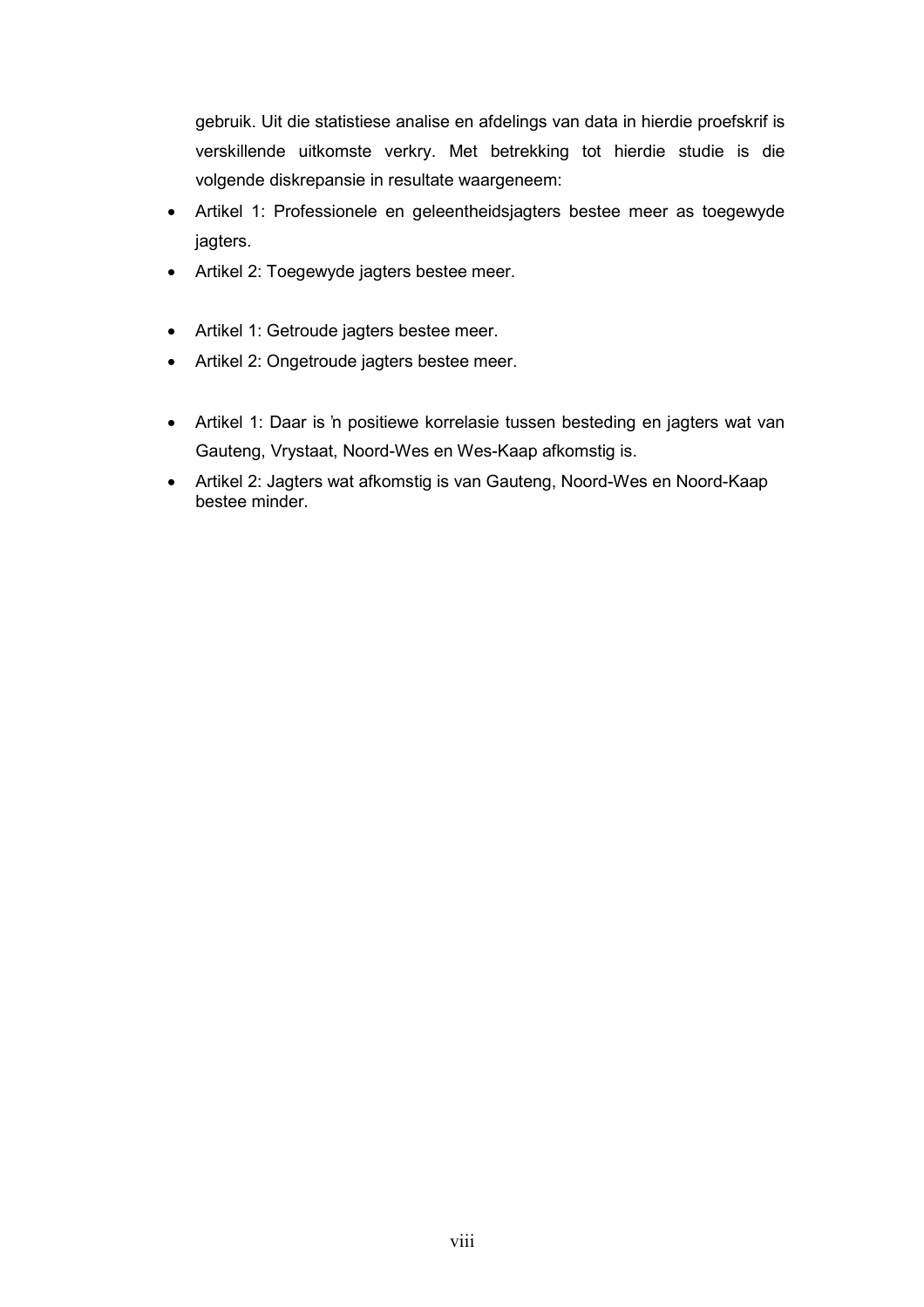gebruik. Uit die statistiese analise en afdelings van data in hierdie proefskrif is verskillende uitkomste verkry. Met betrekking tot hierdie studie is die volgende diskrepansie in resultate waargeneem:

- Artikel 1: Professionele en geleentheidsjagters bestee meer as toegewyde jagters.
- Artikel 2: Toegewyde jagters bestee meer.

- Artikel 1: Getroude jagters bestee meer.
- Artikel 2: Ongetroude jagters bestee meer.

- Artikel 1: Daar is 'n positiewe korrelasie tussen besteding en jagters wat van Gauteng, Vrystaat, Noord-Wes en Wes-Kaap afkomstig is.
- Artikel 2: Jagters wat afkomstig is van Gauteng, Noord-Wes en Noord-Kaap bestee minder.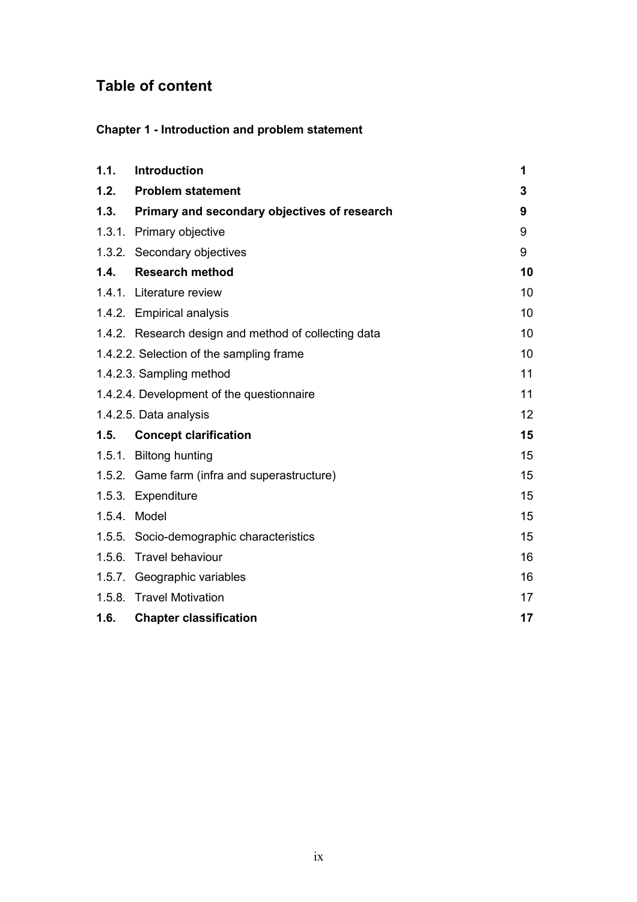# Table of content

## Chapter 1 - Introduction and problem statement

| | | |
|---|---|---|
| **1.1.** | **Introduction** | **1** |
| **1.2.** | **Problem statement** | **3** |
| **1.3.** | **Primary and secondary objectives of research** | **9** |
| 1.3.1. | Primary objective | 9 |
| 1.3.2. | Secondary objectives | 9 |
| **1.4.** | **Research method** | **10** |
| 1.4.1. | Literature review | 10 |
| 1.4.2. | Empirical analysis | 10 |
| 1.4.2. | Research design and method of collecting data | 10 |
| 1.4.2.2. | Selection of the sampling frame | 10 |
| 1.4.2.3. | Sampling method | 11 |
| 1.4.2.4. | Development of the questionnaire | 11 |
| 1.4.2.5. | Data analysis | 12 |
| **1.5.** | **Concept clarification** | **15** |
| 1.5.1. | Biltong hunting | 15 |
| 1.5.2. | Game farm (infra and superastructure) | 15 |
| 1.5.3. | Expenditure | 15 |
| 1.5.4. | Model | 15 |
| 1.5.5. | Socio-demographic characteristics | 15 |
| 1.5.6. | Travel behaviour | 16 |
| 1.5.7. | Geographic variables | 16 |
| 1.5.8. | Travel Motivation | 17 |
| **1.6.** | **Chapter classification** | **17** |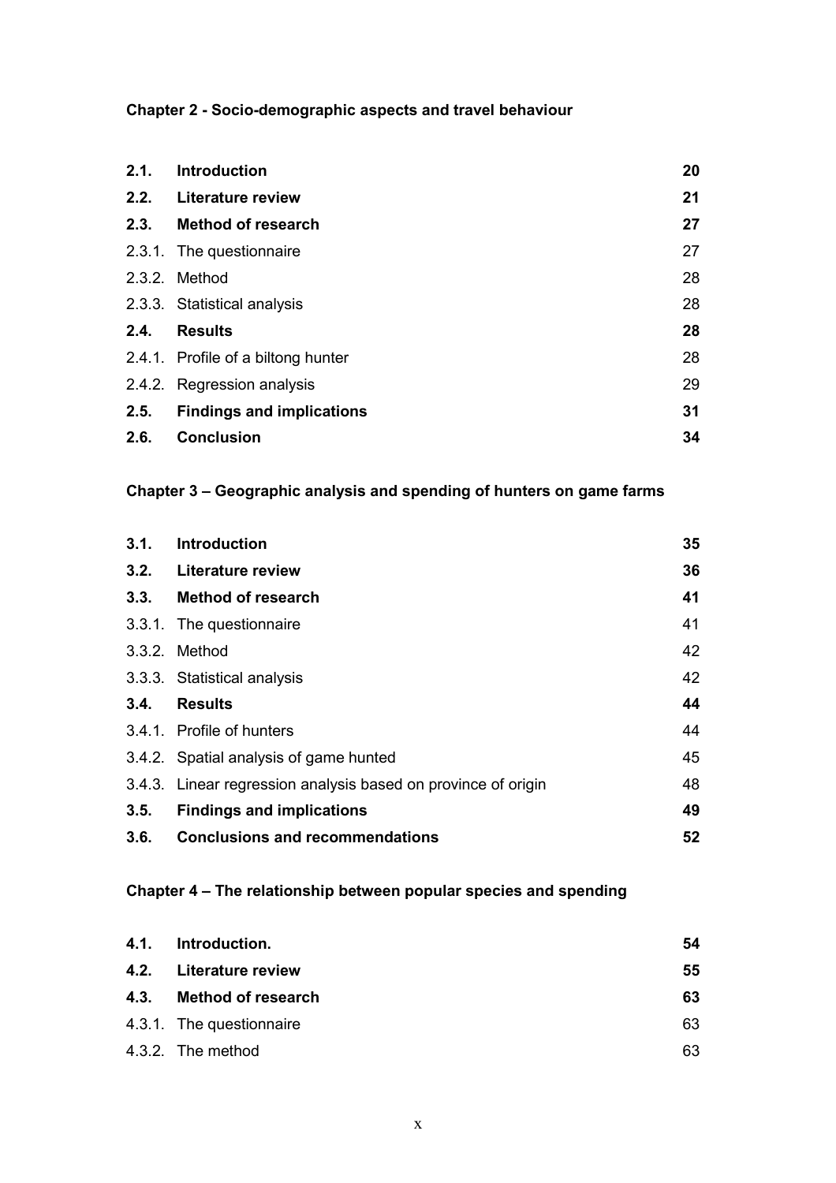**Chapter 2 - Socio-demographic aspects and travel behaviour**

| | | |
|---|---|---|
| **2.1.** | **Introduction** | **20** |
| **2.2.** | **Literature review** | **21** |
| **2.3.** | **Method of research** | **27** |
| 2.3.1. | The questionnaire | 27 |
| 2.3.2. | Method | 28 |
| 2.3.3. | Statistical analysis | 28 |
| **2.4.** | **Results** | **28** |
| 2.4.1. | Profile of a biltong hunter | 28 |
| 2.4.2. | Regression analysis | 29 |
| **2.5.** | **Findings and implications** | **31** |
| **2.6.** | **Conclusion** | **34** |

**Chapter 3 – Geographic analysis and spending of hunters on game farms**

| | | |
|---|---|---|
| **3.1.** | **Introduction** | **35** |
| **3.2.** | **Literature review** | **36** |
| **3.3.** | **Method of research** | **41** |
| 3.3.1. | The questionnaire | 41 |
| 3.3.2. | Method | 42 |
| 3.3.3. | Statistical analysis | 42 |
| **3.4.** | **Results** | **44** |
| 3.4.1. | Profile of hunters | 44 |
| 3.4.2. | Spatial analysis of game hunted | 45 |
| 3.4.3. | Linear regression analysis based on province of origin | 48 |
| **3.5.** | **Findings and implications** | **49** |
| **3.6.** | **Conclusions and recommendations** | **52** |

**Chapter 4 – The relationship between popular species and spending**

| | | |
|---|---|---|
| **4.1.** | **Introduction.** | **54** |
| **4.2.** | **Literature review** | **55** |
| **4.3.** | **Method of research** | **63** |
| 4.3.1. | The questionnaire | 63 |
| 4.3.2. | The method | 63 |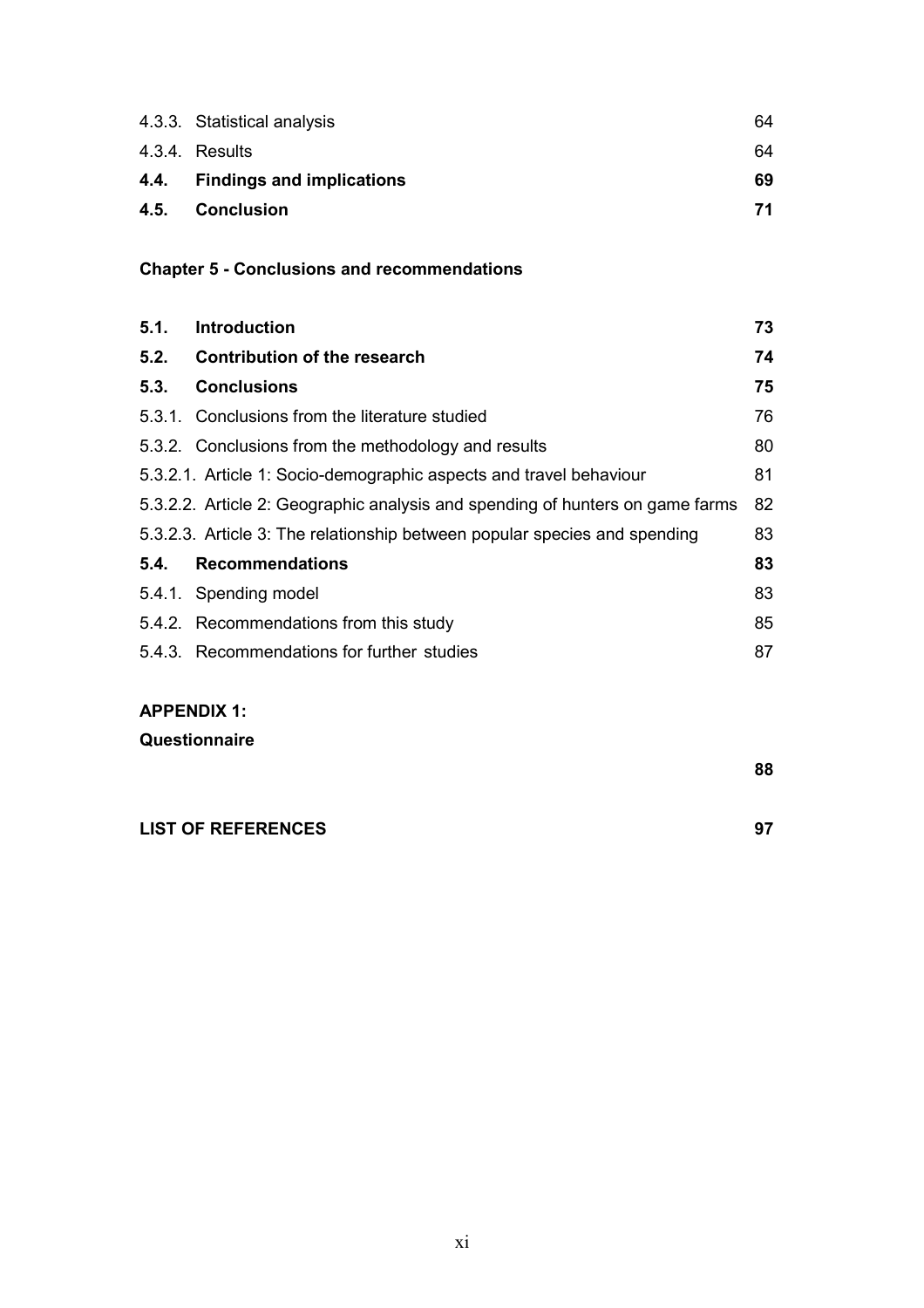| | | |
|---|---|---|
| 4.3.3. | Statistical analysis | 64 |
| 4.3.4. | Results | 64 |
| **4.4.** | **Findings and implications** | **69** |
| **4.5.** | **Conclusion** | **71** |

**Chapter 5 - Conclusions and recommendations**

| | | |
|---|---|---|
| **5.1.** | **Introduction** | **73** |
| **5.2.** | **Contribution of the research** | **74** |
| **5.3.** | **Conclusions** | **75** |
| 5.3.1. | Conclusions from the literature studied | 76 |
| 5.3.2. | Conclusions from the methodology and results | 80 |
| 5.3.2.1. | Article 1: Socio-demographic aspects and travel behaviour | 81 |
| 5.3.2.2. | Article 2: Geographic analysis and spending of hunters on game farms | 82 |
| 5.3.2.3. | Article 3: The relationship between popular species and spending | 83 |
| **5.4.** | **Recommendations** | **83** |
| 5.4.1. | Spending model | 83 |
| 5.4.2. | Recommendations from this study | 85 |
| 5.4.3. | Recommendations for further studies | 87 |

**APPENDIX 1:**
**Questionnaire** **88**

**LIST OF REFERENCES** **97**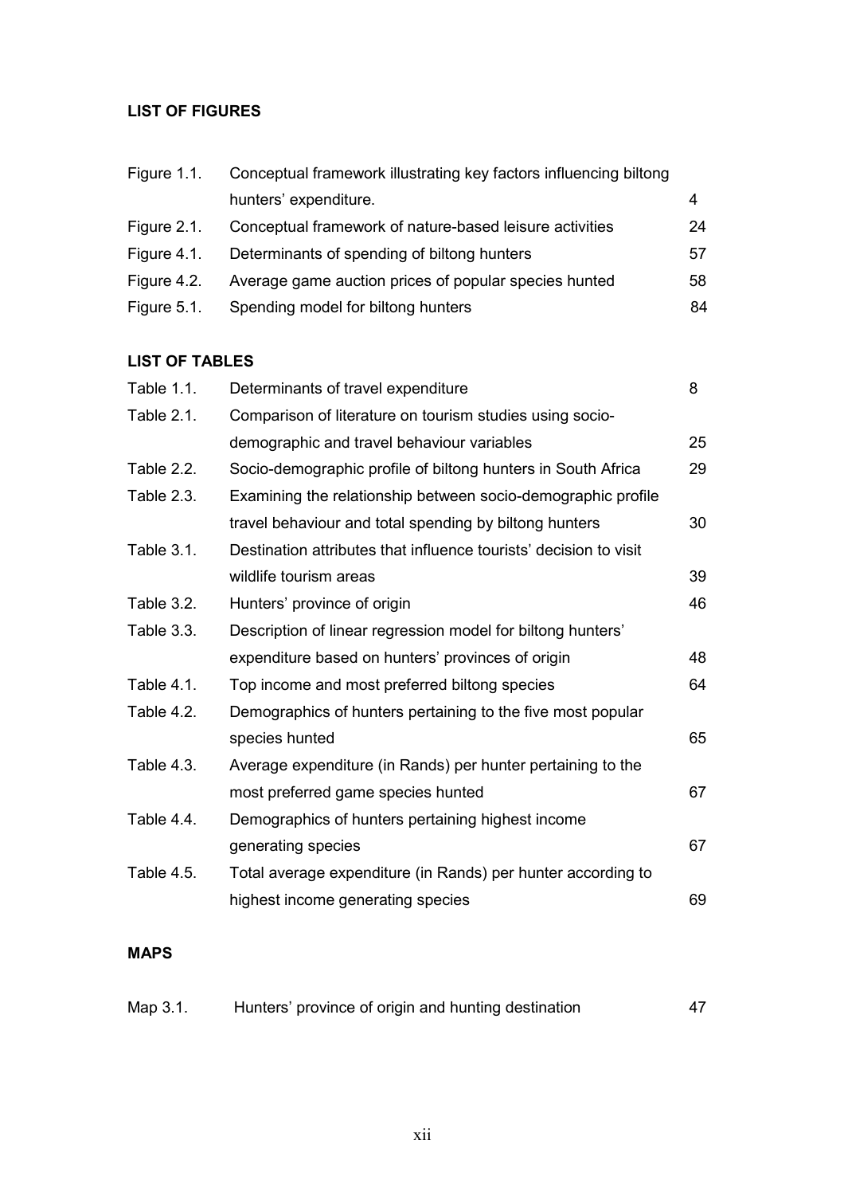## LIST OF FIGURES

| | | |
|---|---|---|
| Figure 1.1. | Conceptual framework illustrating key factors influencing biltong hunters' expenditure. | 4 |
| Figure 2.1. | Conceptual framework of nature-based leisure activities | 24 |
| Figure 4.1. | Determinants of spending of biltong hunters | 57 |
| Figure 4.2. | Average game auction prices of popular species hunted | 58 |
| Figure 5.1. | Spending model for biltong hunters | 84 |

## LIST OF TABLES

| | | |
|---|---|---|
| Table 1.1. | Determinants of travel expenditure | 8 |
| Table 2.1. | Comparison of literature on tourism studies using socio-demographic and travel behaviour variables | 25 |
| Table 2.2. | Socio-demographic profile of biltong hunters in South Africa | 29 |
| Table 2.3. | Examining the relationship between socio-demographic profile travel behaviour and total spending by biltong hunters | 30 |
| Table 3.1. | Destination attributes that influence tourists' decision to visit wildlife tourism areas | 39 |
| Table 3.2. | Hunters' province of origin | 46 |
| Table 3.3. | Description of linear regression model for biltong hunters' expenditure based on hunters' provinces of origin | 48 |
| Table 4.1. | Top income and most preferred biltong species | 64 |
| Table 4.2. | Demographics of hunters pertaining to the five most popular species hunted | 65 |
| Table 4.3. | Average expenditure (in Rands) per hunter pertaining to the most preferred game species hunted | 67 |
| Table 4.4. | Demographics of hunters pertaining highest income generating species | 67 |
| Table 4.5. | Total average expenditure (in Rands) per hunter according to highest income generating species | 69 |

## MAPS

| | | |
|---|---|---|
| Map 3.1. | Hunters' province of origin and hunting destination | 47 |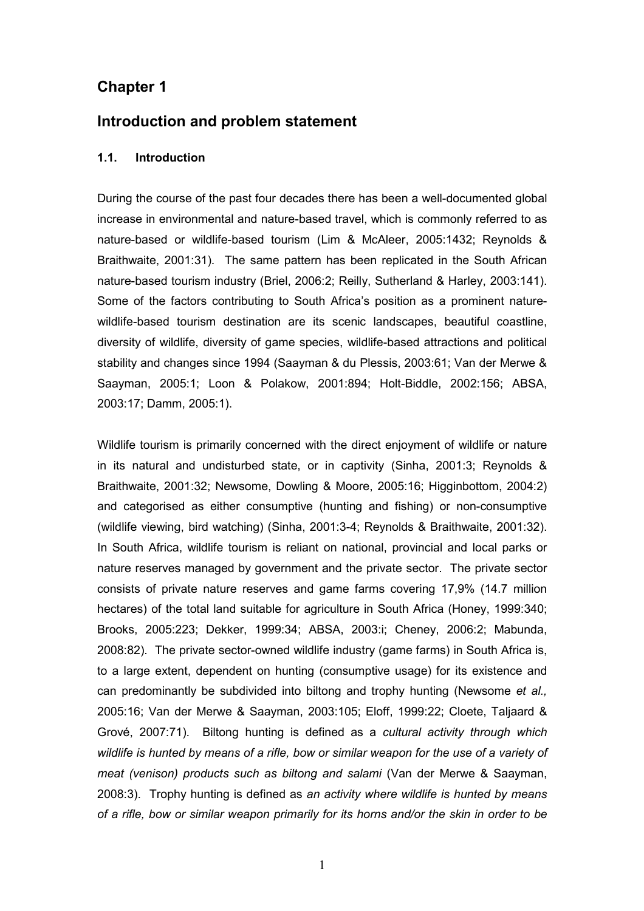# Chapter 1

## Introduction and problem statement

### 1.1. Introduction

During the course of the past four decades there has been a well-documented global increase in environmental and nature-based travel, which is commonly referred to as nature-based or wildlife-based tourism (Lim & McAleer, 2005:1432; Reynolds & Braithwaite, 2001:31). The same pattern has been replicated in the South African nature-based tourism industry (Briel, 2006:2; Reilly, Sutherland & Harley, 2003:141). Some of the factors contributing to South Africa's position as a prominent nature-wildlife-based tourism destination are its scenic landscapes, beautiful coastline, diversity of wildlife, diversity of game species, wildlife-based attractions and political stability and changes since 1994 (Saayman & du Plessis, 2003:61; Van der Merwe & Saayman, 2005:1; Loon & Polakow, 2001:894; Holt-Biddle, 2002:156; ABSA, 2003:17; Damm, 2005:1).

Wildlife tourism is primarily concerned with the direct enjoyment of wildlife or nature in its natural and undisturbed state, or in captivity (Sinha, 2001:3; Reynolds & Braithwaite, 2001:32; Newsome, Dowling & Moore, 2005:16; Higginbottom, 2004:2) and categorised as either consumptive (hunting and fishing) or non-consumptive (wildlife viewing, bird watching) (Sinha, 2001:3-4; Reynolds & Braithwaite, 2001:32). In South Africa, wildlife tourism is reliant on national, provincial and local parks or nature reserves managed by government and the private sector. The private sector consists of private nature reserves and game farms covering 17,9% (14.7 million hectares) of the total land suitable for agriculture in South Africa (Honey, 1999:340; Brooks, 2005:223; Dekker, 1999:34; ABSA, 2003:i; Cheney, 2006:2; Mabunda, 2008:82). The private sector-owned wildlife industry (game farms) in South Africa is, to a large extent, dependent on hunting (consumptive usage) for its existence and can predominantly be subdivided into biltong and trophy hunting (Newsome *et al.,* 2005:16; Van der Merwe & Saayman, 2003:105; Eloff, 1999:22; Cloete, Taljaard & Grové, 2007:71). Biltong hunting is defined as a *cultural activity through which wildlife is hunted by means of a rifle, bow or similar weapon for the use of a variety of meat (venison) products such as biltong and salami* (Van der Merwe & Saayman, 2008:3). Trophy hunting is defined as *an activity where wildlife is hunted by means of a rifle, bow or similar weapon primarily for its horns and/or the skin in order to be*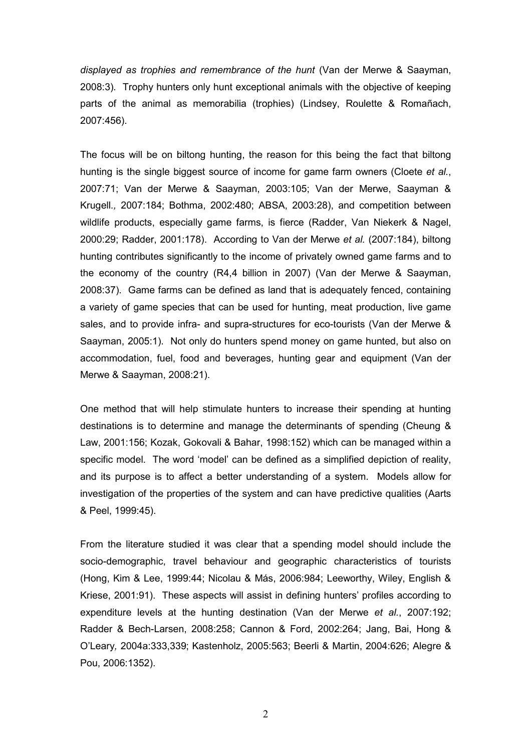*displayed as trophies and remembrance of the hunt* (Van der Merwe & Saayman, 2008:3). Trophy hunters only hunt exceptional animals with the objective of keeping parts of the animal as memorabilia (trophies) (Lindsey, Roulette & Romañach, 2007:456).

The focus will be on biltong hunting, the reason for this being the fact that biltong hunting is the single biggest source of income for game farm owners (Cloete *et al.*, 2007:71; Van der Merwe & Saayman, 2003:105; Van der Merwe, Saayman & Krugell*.,* 2007:184; Bothma, 2002:480; ABSA, 2003:28), and competition between wildlife products, especially game farms, is fierce (Radder, Van Niekerk & Nagel, 2000:29; Radder, 2001:178). According to Van der Merwe *et al.* (2007:184), biltong hunting contributes significantly to the income of privately owned game farms and to the economy of the country (R4,4 billion in 2007) (Van der Merwe & Saayman, 2008:37). Game farms can be defined as land that is adequately fenced, containing a variety of game species that can be used for hunting, meat production, live game sales, and to provide infra- and supra-structures for eco-tourists (Van der Merwe & Saayman, 2005:1). Not only do hunters spend money on game hunted, but also on accommodation, fuel, food and beverages, hunting gear and equipment (Van der Merwe & Saayman, 2008:21).

One method that will help stimulate hunters to increase their spending at hunting destinations is to determine and manage the determinants of spending (Cheung & Law, 2001:156; Kozak, Gokovali & Bahar, 1998:152) which can be managed within a specific model. The word 'model' can be defined as a simplified depiction of reality, and its purpose is to affect a better understanding of a system. Models allow for investigation of the properties of the system and can have predictive qualities (Aarts & Peel, 1999:45).

From the literature studied it was clear that a spending model should include the socio-demographic, travel behaviour and geographic characteristics of tourists (Hong, Kim & Lee, 1999:44; Nicolau & Más, 2006:984; Leeworthy, Wiley, English & Kriese, 2001:91). These aspects will assist in defining hunters' profiles according to expenditure levels at the hunting destination (Van der Merwe *et al.*, 2007:192; Radder & Bech-Larsen, 2008:258; Cannon & Ford, 2002:264; Jang, Bai, Hong & O'Leary*,* 2004a:333,339; Kastenholz, 2005:563; Beerli & Martin, 2004:626; Alegre & Pou, 2006:1352).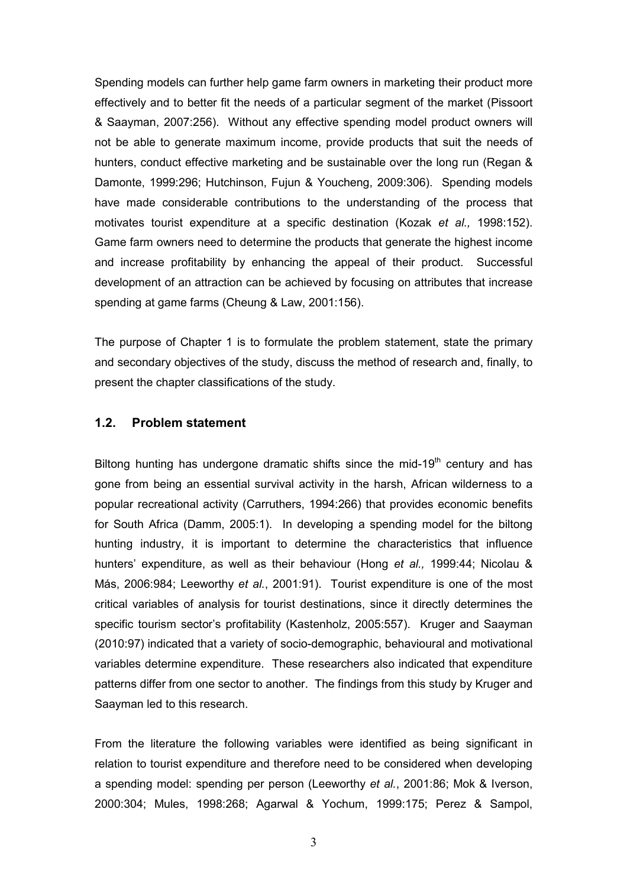Spending models can further help game farm owners in marketing their product more effectively and to better fit the needs of a particular segment of the market (Pissoort & Saayman, 2007:256). Without any effective spending model product owners will not be able to generate maximum income, provide products that suit the needs of hunters, conduct effective marketing and be sustainable over the long run (Regan & Damonte, 1999:296; Hutchinson, Fujun & Youcheng, 2009:306). Spending models have made considerable contributions to the understanding of the process that motivates tourist expenditure at a specific destination (Kozak *et al.,* 1998:152). Game farm owners need to determine the products that generate the highest income and increase profitability by enhancing the appeal of their product. Successful development of an attraction can be achieved by focusing on attributes that increase spending at game farms (Cheung & Law, 2001:156).

The purpose of Chapter 1 is to formulate the problem statement, state the primary and secondary objectives of the study, discuss the method of research and, finally, to present the chapter classifications of the study.

## 1.2. Problem statement

Biltong hunting has undergone dramatic shifts since the mid-19th century and has gone from being an essential survival activity in the harsh, African wilderness to a popular recreational activity (Carruthers, 1994:266) that provides economic benefits for South Africa (Damm, 2005:1). In developing a spending model for the biltong hunting industry, it is important to determine the characteristics that influence hunters' expenditure, as well as their behaviour (Hong *et al.,* 1999:44; Nicolau & Más, 2006:984; Leeworthy *et al.*, 2001:91). Tourist expenditure is one of the most critical variables of analysis for tourist destinations, since it directly determines the specific tourism sector's profitability (Kastenholz, 2005:557). Kruger and Saayman (2010:97) indicated that a variety of socio-demographic, behavioural and motivational variables determine expenditure. These researchers also indicated that expenditure patterns differ from one sector to another. The findings from this study by Kruger and Saayman led to this research.

From the literature the following variables were identified as being significant in relation to tourist expenditure and therefore need to be considered when developing a spending model: spending per person (Leeworthy *et al.*, 2001:86; Mok & Iverson, 2000:304; Mules, 1998:268; Agarwal & Yochum, 1999:175; Perez & Sampol,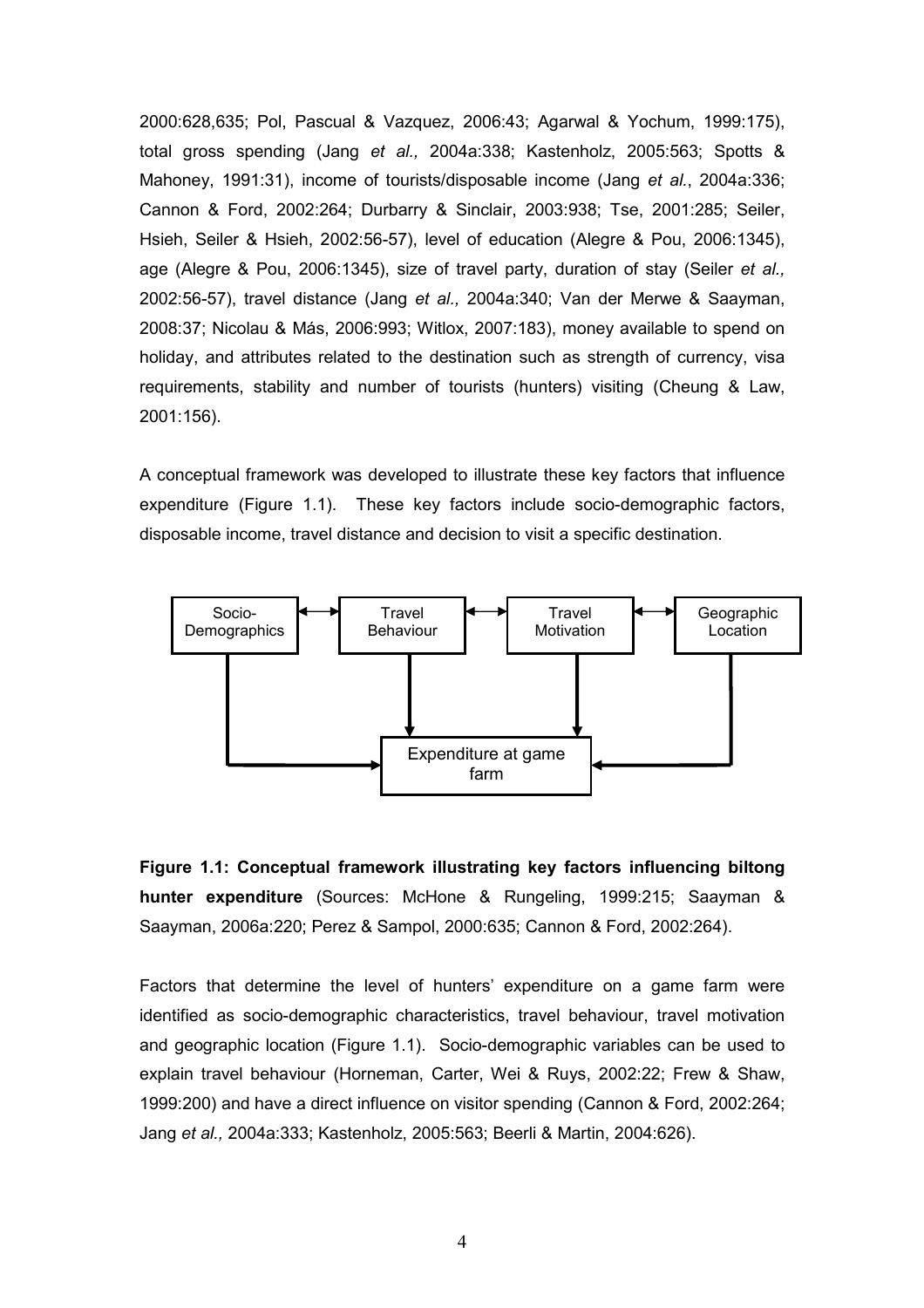2000:628,635; Pol, Pascual & Vazquez, 2006:43; Agarwal & Yochum, 1999:175), total gross spending (Jang *et al.,* 2004a:338; Kastenholz, 2005:563; Spotts & Mahoney, 1991:31), income of tourists/disposable income (Jang *et al.*, 2004a:336; Cannon & Ford, 2002:264; Durbarry & Sinclair, 2003:938; Tse, 2001:285; Seiler, Hsieh, Seiler & Hsieh, 2002:56-57), level of education (Alegre & Pou, 2006:1345), age (Alegre & Pou, 2006:1345), size of travel party, duration of stay (Seiler *et al.,* 2002:56-57), travel distance (Jang *et al.,* 2004a:340; Van der Merwe & Saayman, 2008:37; Nicolau & Más, 2006:993; Witlox, 2007:183), money available to spend on holiday, and attributes related to the destination such as strength of currency, visa requirements, stability and number of tourists (hunters) visiting (Cheung & Law, 2001:156).

A conceptual framework was developed to illustrate these key factors that influence expenditure (Figure 1.1). These key factors include socio-demographic factors, disposable income, travel distance and decision to visit a specific destination.

Socio-Demographics

Travel Behaviour

Travel Motivation

Geographic Location

Expenditure at game farm

**Figure 1.1: Conceptual framework illustrating key factors influencing biltong hunter expenditure** (Sources: McHone & Rungeling, 1999:215; Saayman & Saayman, 2006a:220; Perez & Sampol, 2000:635; Cannon & Ford, 2002:264).

Factors that determine the level of hunters' expenditure on a game farm were identified as socio-demographic characteristics, travel behaviour, travel motivation and geographic location (Figure 1.1). Socio-demographic variables can be used to explain travel behaviour (Horneman, Carter, Wei & Ruys, 2002:22; Frew & Shaw, 1999:200) and have a direct influence on visitor spending (Cannon & Ford, 2002:264; Jang *et al.,* 2004a:333; Kastenholz, 2005:563; Beerli & Martin, 2004:626).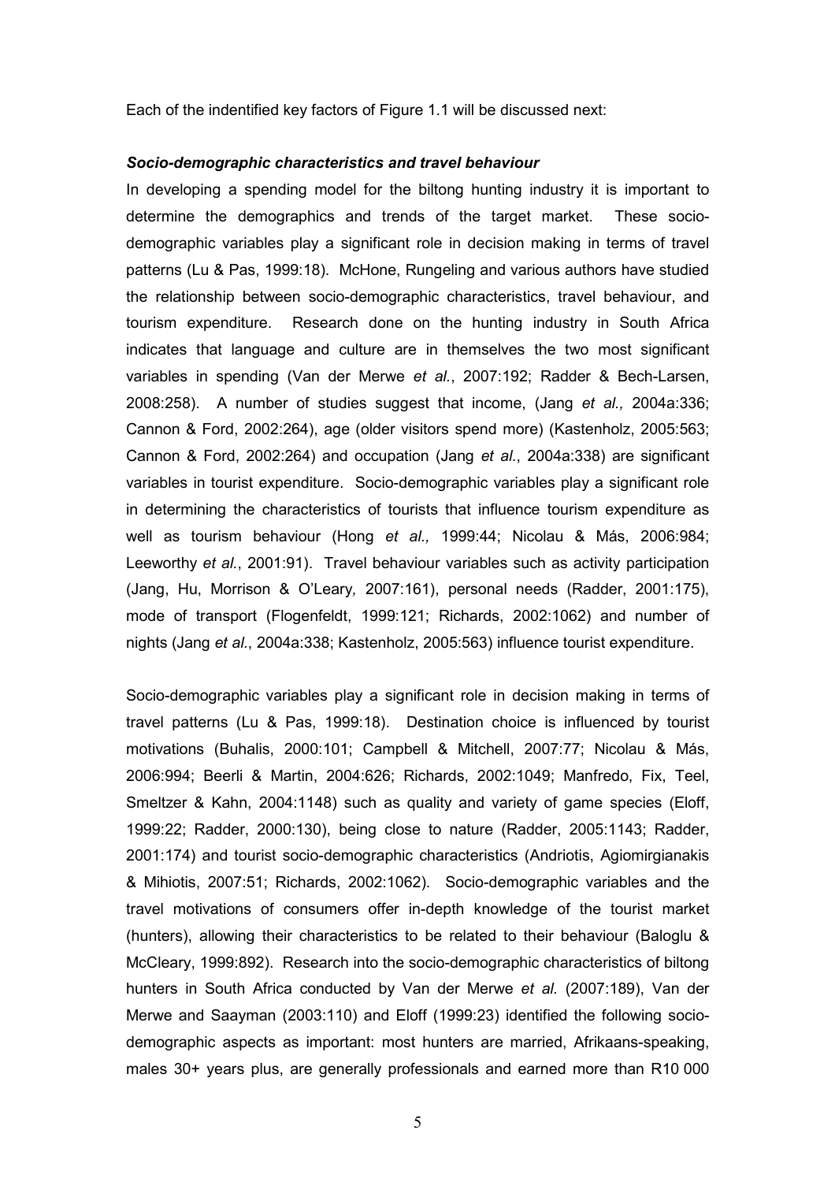Each of the indentified key factors of Figure 1.1 will be discussed next:

***Socio-demographic characteristics and travel behaviour***

In developing a spending model for the biltong hunting industry it is important to determine the demographics and trends of the target market. These socio-demographic variables play a significant role in decision making in terms of travel patterns (Lu & Pas, 1999:18). McHone, Rungeling and various authors have studied the relationship between socio-demographic characteristics, travel behaviour, and tourism expenditure. Research done on the hunting industry in South Africa indicates that language and culture are in themselves the two most significant variables in spending (Van der Merwe *et al.*, 2007:192; Radder & Bech-Larsen, 2008:258). A number of studies suggest that income, (Jang *et al.,* 2004a:336; Cannon & Ford, 2002:264), age (older visitors spend more) (Kastenholz, 2005:563; Cannon & Ford, 2002:264) and occupation (Jang *et al.*, 2004a:338) are significant variables in tourist expenditure. Socio-demographic variables play a significant role in determining the characteristics of tourists that influence tourism expenditure as well as tourism behaviour (Hong *et al.,* 1999:44; Nicolau & Más, 2006:984; Leeworthy *et al.*, 2001:91). Travel behaviour variables such as activity participation (Jang, Hu, Morrison & O'Leary*,* 2007:161), personal needs (Radder, 2001:175), mode of transport (Flogenfeldt, 1999:121; Richards, 2002:1062) and number of nights (Jang *et al.*, 2004a:338; Kastenholz, 2005:563) influence tourist expenditure.

Socio-demographic variables play a significant role in decision making in terms of travel patterns (Lu & Pas, 1999:18). Destination choice is influenced by tourist motivations (Buhalis, 2000:101; Campbell & Mitchell, 2007:77; Nicolau & Más, 2006:994; Beerli & Martin, 2004:626; Richards, 2002:1049; Manfredo, Fix, Teel, Smeltzer & Kahn, 2004:1148) such as quality and variety of game species (Eloff, 1999:22; Radder, 2000:130), being close to nature (Radder, 2005:1143; Radder, 2001:174) and tourist socio-demographic characteristics (Andriotis, Agiomirgianakis & Mihiotis, 2007:51; Richards, 2002:1062). Socio-demographic variables and the travel motivations of consumers offer in-depth knowledge of the tourist market (hunters), allowing their characteristics to be related to their behaviour (Baloglu & McCleary, 1999:892). Research into the socio-demographic characteristics of biltong hunters in South Africa conducted by Van der Merwe *et al.* (2007:189), Van der Merwe and Saayman (2003:110) and Eloff (1999:23) identified the following socio-demographic aspects as important: most hunters are married, Afrikaans-speaking, males 30+ years plus, are generally professionals and earned more than R10 000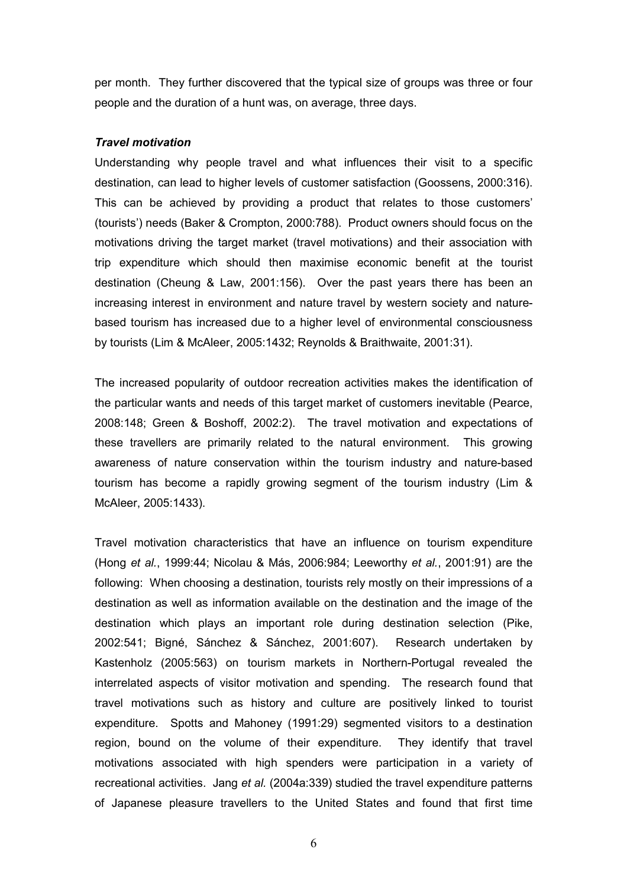per month. They further discovered that the typical size of groups was three or four people and the duration of a hunt was, on average, three days.

***Travel motivation***

Understanding why people travel and what influences their visit to a specific destination, can lead to higher levels of customer satisfaction (Goossens, 2000:316). This can be achieved by providing a product that relates to those customers' (tourists') needs (Baker & Crompton, 2000:788). Product owners should focus on the motivations driving the target market (travel motivations) and their association with trip expenditure which should then maximise economic benefit at the tourist destination (Cheung & Law, 2001:156). Over the past years there has been an increasing interest in environment and nature travel by western society and nature-based tourism has increased due to a higher level of environmental consciousness by tourists (Lim & McAleer, 2005:1432; Reynolds & Braithwaite, 2001:31).

The increased popularity of outdoor recreation activities makes the identification of the particular wants and needs of this target market of customers inevitable (Pearce, 2008:148; Green & Boshoff, 2002:2). The travel motivation and expectations of these travellers are primarily related to the natural environment. This growing awareness of nature conservation within the tourism industry and nature-based tourism has become a rapidly growing segment of the tourism industry (Lim & McAleer, 2005:1433).

Travel motivation characteristics that have an influence on tourism expenditure (Hong *et al.*, 1999:44; Nicolau & Más, 2006:984; Leeworthy *et al.*, 2001:91) are the following: When choosing a destination, tourists rely mostly on their impressions of a destination as well as information available on the destination and the image of the destination which plays an important role during destination selection (Pike, 2002:541; Bigné, Sánchez & Sánchez, 2001:607). Research undertaken by Kastenholz (2005:563) on tourism markets in Northern-Portugal revealed the interrelated aspects of visitor motivation and spending. The research found that travel motivations such as history and culture are positively linked to tourist expenditure. Spotts and Mahoney (1991:29) segmented visitors to a destination region, bound on the volume of their expenditure. They identify that travel motivations associated with high spenders were participation in a variety of recreational activities. Jang *et al.* (2004a:339) studied the travel expenditure patterns of Japanese pleasure travellers to the United States and found that first time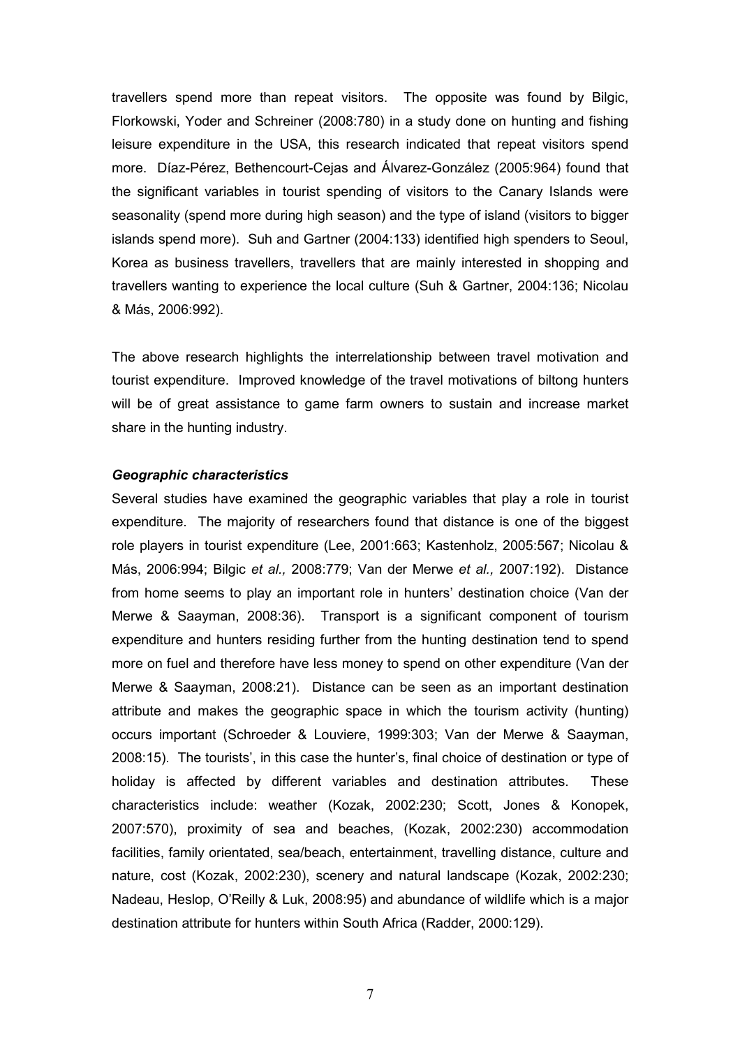travellers spend more than repeat visitors. The opposite was found by Bilgic, Florkowski, Yoder and Schreiner (2008:780) in a study done on hunting and fishing leisure expenditure in the USA, this research indicated that repeat visitors spend more. Díaz-Pérez, Bethencourt-Cejas and Álvarez-González (2005:964) found that the significant variables in tourist spending of visitors to the Canary Islands were seasonality (spend more during high season) and the type of island (visitors to bigger islands spend more). Suh and Gartner (2004:133) identified high spenders to Seoul, Korea as business travellers, travellers that are mainly interested in shopping and travellers wanting to experience the local culture (Suh & Gartner, 2004:136; Nicolau & Más, 2006:992).

The above research highlights the interrelationship between travel motivation and tourist expenditure. Improved knowledge of the travel motivations of biltong hunters will be of great assistance to game farm owners to sustain and increase market share in the hunting industry.

***Geographic characteristics***

Several studies have examined the geographic variables that play a role in tourist expenditure. The majority of researchers found that distance is one of the biggest role players in tourist expenditure (Lee, 2001:663; Kastenholz, 2005:567; Nicolau & Más, 2006:994; Bilgic *et al.,* 2008:779; Van der Merwe *et al.,* 2007:192). Distance from home seems to play an important role in hunters' destination choice (Van der Merwe & Saayman, 2008:36). Transport is a significant component of tourism expenditure and hunters residing further from the hunting destination tend to spend more on fuel and therefore have less money to spend on other expenditure (Van der Merwe & Saayman, 2008:21). Distance can be seen as an important destination attribute and makes the geographic space in which the tourism activity (hunting) occurs important (Schroeder & Louviere, 1999:303; Van der Merwe & Saayman, 2008:15). The tourists', in this case the hunter's, final choice of destination or type of holiday is affected by different variables and destination attributes. These characteristics include: weather (Kozak, 2002:230; Scott, Jones & Konopek, 2007:570), proximity of sea and beaches, (Kozak, 2002:230) accommodation facilities, family orientated, sea/beach, entertainment, travelling distance, culture and nature, cost (Kozak, 2002:230), scenery and natural landscape (Kozak, 2002:230; Nadeau, Heslop, O'Reilly & Luk, 2008:95) and abundance of wildlife which is a major destination attribute for hunters within South Africa (Radder, 2000:129).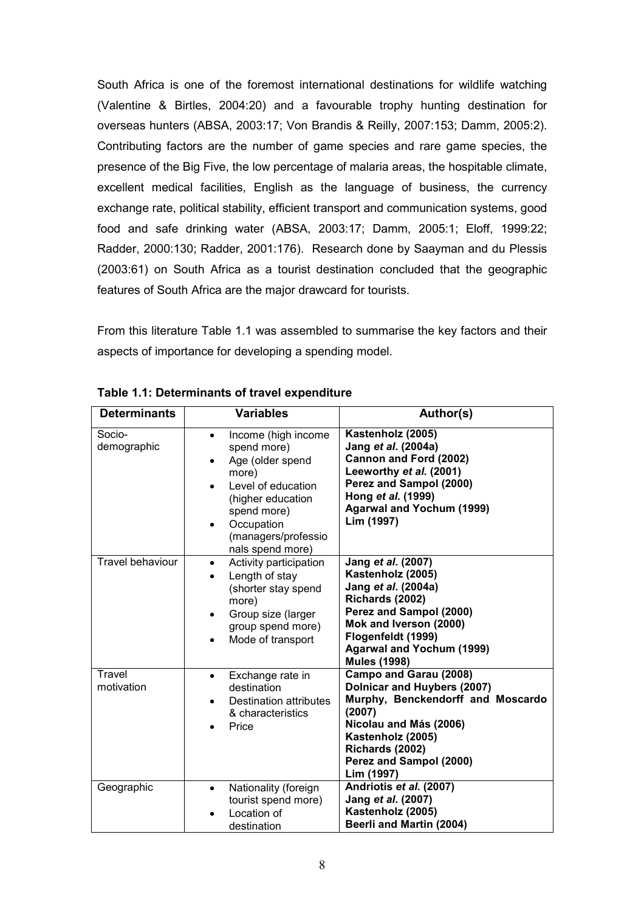South Africa is one of the foremost international destinations for wildlife watching (Valentine & Birtles, 2004:20) and a favourable trophy hunting destination for overseas hunters (ABSA, 2003:17; Von Brandis & Reilly, 2007:153; Damm, 2005:2). Contributing factors are the number of game species and rare game species, the presence of the Big Five, the low percentage of malaria areas, the hospitable climate, excellent medical facilities, English as the language of business, the currency exchange rate, political stability, efficient transport and communication systems, good food and safe drinking water (ABSA, 2003:17; Damm, 2005:1; Eloff, 1999:22; Radder, 2000:130; Radder, 2001:176). Research done by Saayman and du Plessis (2003:61) on South Africa as a tourist destination concluded that the geographic features of South Africa are the major drawcard for tourists.

From this literature Table 1.1 was assembled to summarise the key factors and their aspects of importance for developing a spending model.

**Table 1.1: Determinants of travel expenditure**

| Determinants | Variables | Author(s) |
|---|---|---|
| Socio-demographic | • Income (high income spend more)<br>• Age (older spend more)<br>• Level of education (higher education spend more)<br>• Occupation (managers/professionals spend more) | **Kastenholz (2005)**<br>**Jang *et al.* (2004a)**<br>**Cannon and Ford (2002)**<br>**Leeworthy *et al.* (2001)**<br>**Perez and Sampol (2000)**<br>**Hong *et al.* (1999)**<br>**Agarwal and Yochum (1999)**<br>**Lim (1997)** |
| Travel behaviour | • Activity participation<br>• Length of stay (shorter stay spend more)<br>• Group size (larger group spend more)<br>• Mode of transport | **Jang *et al.* (2007)**<br>**Kastenholz (2005)**<br>**Jang *et al.* (2004a)**<br>**Richards (2002)**<br>**Perez and Sampol (2000)**<br>**Mok and Iverson (2000)**<br>**Flogenfeldt (1999)**<br>**Agarwal and Yochum (1999)**<br>**Mules (1998)** |
| Travel motivation | • Exchange rate in destination<br>• Destination attributes & characteristics<br>• Price | **Campo and Garau (2008)**<br>**Dolnicar and Huybers (2007)**<br>**Murphy, Benckendorff and Moscardo (2007)**<br>**Nicolau and Más (2006)**<br>**Kastenholz (2005)**<br>**Richards (2002)**<br>**Perez and Sampol (2000)**<br>**Lim (1997)** |
| Geographic | • Nationality (foreign tourist spend more)<br>• Location of destination | **Andriotis *et al.* (2007)**<br>**Jang *et al.* (2007)**<br>**Kastenholz (2005)**<br>**Beerli and Martin (2004)** |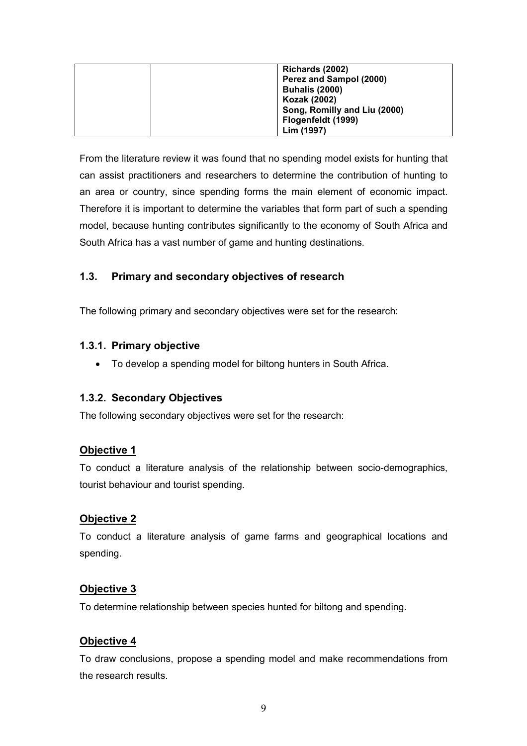| | | |
|---|---|---|
| | | **Richards (2002)**<br>**Perez and Sampol (2000)**<br>**Buhalis (2000)**<br>**Kozak (2002)**<br>**Song, Romilly and Liu (2000)**<br>**Flogenfeldt (1999)**<br>**Lim (1997)** |

From the literature review it was found that no spending model exists for hunting that can assist practitioners and researchers to determine the contribution of hunting to an area or country, since spending forms the main element of economic impact. Therefore it is important to determine the variables that form part of such a spending model, because hunting contributes significantly to the economy of South Africa and South Africa has a vast number of game and hunting destinations.

## 1.3. Primary and secondary objectives of research

The following primary and secondary objectives were set for the research:

### 1.3.1. Primary objective

- To develop a spending model for biltong hunters in South Africa.

### 1.3.2. Secondary Objectives

The following secondary objectives were set for the research:

**Objective 1**

To conduct a literature analysis of the relationship between socio-demographics, tourist behaviour and tourist spending.

**Objective 2**

To conduct a literature analysis of game farms and geographical locations and spending.

**Objective 3**

To determine relationship between species hunted for biltong and spending.

**Objective 4**

To draw conclusions, propose a spending model and make recommendations from the research results.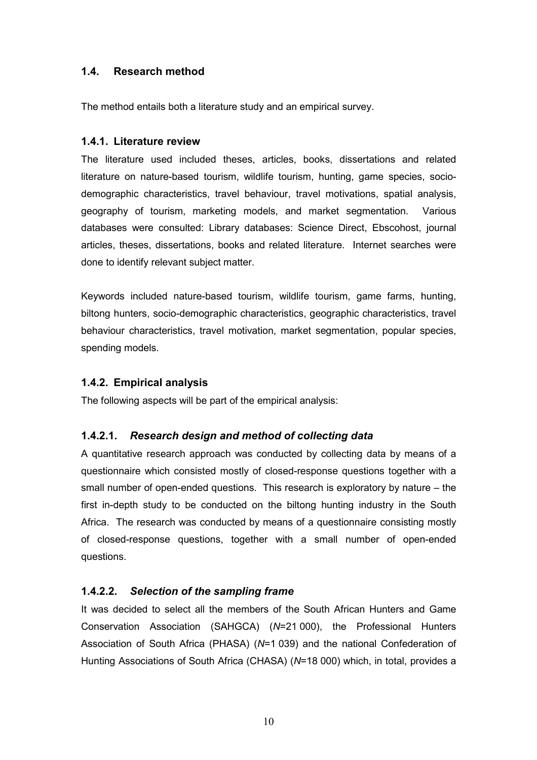## 1.4. Research method

The method entails both a literature study and an empirical survey.

### 1.4.1. Literature review

The literature used included theses, articles, books, dissertations and related literature on nature-based tourism, wildlife tourism, hunting, game species, socio-demographic characteristics, travel behaviour, travel motivations, spatial analysis, geography of tourism, marketing models, and market segmentation. Various databases were consulted: Library databases: Science Direct, Ebscohost, journal articles, theses, dissertations, books and related literature. Internet searches were done to identify relevant subject matter.

Keywords included nature-based tourism, wildlife tourism, game farms, hunting, biltong hunters, socio-demographic characteristics, geographic characteristics, travel behaviour characteristics, travel motivation, market segmentation, popular species, spending models.

### 1.4.2. Empirical analysis

The following aspects will be part of the empirical analysis:

#### 1.4.2.1. *Research design and method of collecting data*

A quantitative research approach was conducted by collecting data by means of a questionnaire which consisted mostly of closed-response questions together with a small number of open-ended questions. This research is exploratory by nature – the first in-depth study to be conducted on the biltong hunting industry in the South Africa. The research was conducted by means of a questionnaire consisting mostly of closed-response questions, together with a small number of open-ended questions.

#### 1.4.2.2. *Selection of the sampling frame*

It was decided to select all the members of the South African Hunters and Game Conservation Association (SAHGCA) (*N*=21 000), the Professional Hunters Association of South Africa (PHASA) (*N*=1 039) and the national Confederation of Hunting Associations of South Africa (CHASA) (*N*=18 000) which, in total, provides a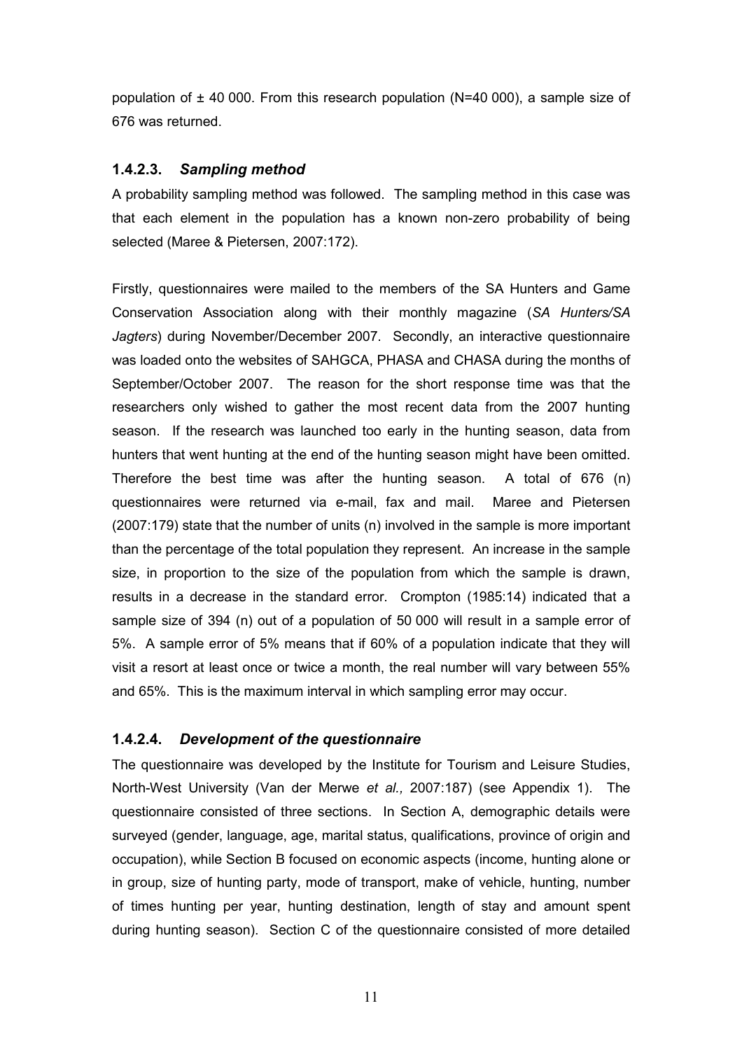population of ± 40 000. From this research population (N=40 000), a sample size of 676 was returned.

### 1.4.2.3. *Sampling method*

A probability sampling method was followed. The sampling method in this case was that each element in the population has a known non-zero probability of being selected (Maree & Pietersen, 2007:172).

Firstly, questionnaires were mailed to the members of the SA Hunters and Game Conservation Association along with their monthly magazine (*SA Hunters/SA Jagters*) during November/December 2007. Secondly, an interactive questionnaire was loaded onto the websites of SAHGCA, PHASA and CHASA during the months of September/October 2007. The reason for the short response time was that the researchers only wished to gather the most recent data from the 2007 hunting season. If the research was launched too early in the hunting season, data from hunters that went hunting at the end of the hunting season might have been omitted. Therefore the best time was after the hunting season. A total of 676 (n) questionnaires were returned via e-mail, fax and mail. Maree and Pietersen (2007:179) state that the number of units (n) involved in the sample is more important than the percentage of the total population they represent. An increase in the sample size, in proportion to the size of the population from which the sample is drawn, results in a decrease in the standard error. Crompton (1985:14) indicated that a sample size of 394 (n) out of a population of 50 000 will result in a sample error of 5%. A sample error of 5% means that if 60% of a population indicate that they will visit a resort at least once or twice a month, the real number will vary between 55% and 65%. This is the maximum interval in which sampling error may occur.

### 1.4.2.4. *Development of the questionnaire*

The questionnaire was developed by the Institute for Tourism and Leisure Studies, North-West University (Van der Merwe *et al.,* 2007:187) (see Appendix 1). The questionnaire consisted of three sections. In Section A, demographic details were surveyed (gender, language, age, marital status, qualifications, province of origin and occupation), while Section B focused on economic aspects (income, hunting alone or in group, size of hunting party, mode of transport, make of vehicle, hunting, number of times hunting per year, hunting destination, length of stay and amount spent during hunting season). Section C of the questionnaire consisted of more detailed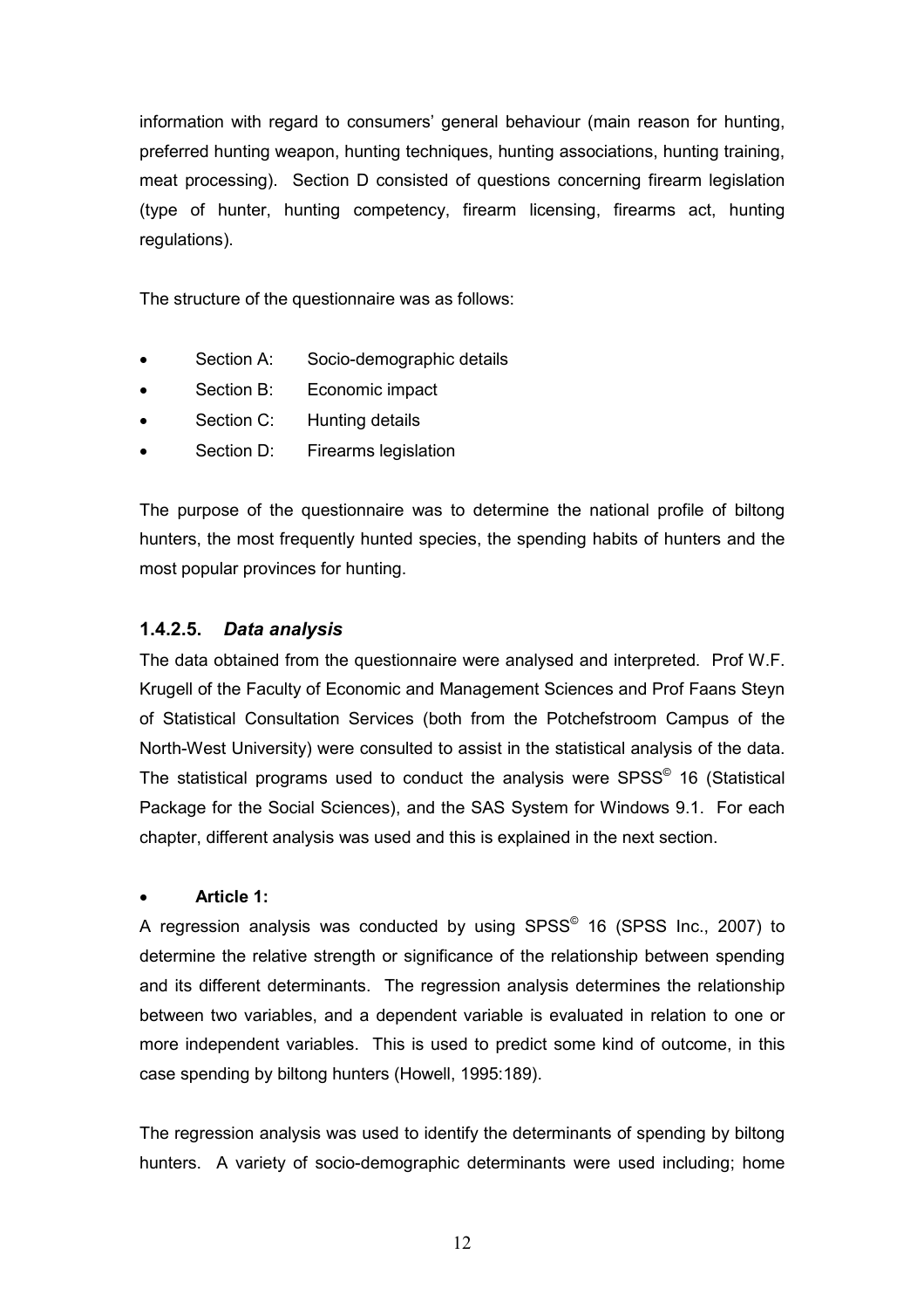information with regard to consumers' general behaviour (main reason for hunting, preferred hunting weapon, hunting techniques, hunting associations, hunting training, meat processing). Section D consisted of questions concerning firearm legislation (type of hunter, hunting competency, firearm licensing, firearms act, hunting regulations).

The structure of the questionnaire was as follows:

- Section A: Socio-demographic details
- Section B: Economic impact
- Section C: Hunting details
- Section D: Firearms legislation

The purpose of the questionnaire was to determine the national profile of biltong hunters, the most frequently hunted species, the spending habits of hunters and the most popular provinces for hunting.

### 1.4.2.5. *Data analysis*

The data obtained from the questionnaire were analysed and interpreted. Prof W.F. Krugell of the Faculty of Economic and Management Sciences and Prof Faans Steyn of Statistical Consultation Services (both from the Potchefstroom Campus of the North-West University) were consulted to assist in the statistical analysis of the data. The statistical programs used to conduct the analysis were SPSS© 16 (Statistical Package for the Social Sciences), and the SAS System for Windows 9.1. For each chapter, different analysis was used and this is explained in the next section.

- **Article 1:**

A regression analysis was conducted by using SPSS© 16 (SPSS Inc., 2007) to determine the relative strength or significance of the relationship between spending and its different determinants. The regression analysis determines the relationship between two variables, and a dependent variable is evaluated in relation to one or more independent variables. This is used to predict some kind of outcome, in this case spending by biltong hunters (Howell, 1995:189).

The regression analysis was used to identify the determinants of spending by biltong hunters. A variety of socio-demographic determinants were used including; home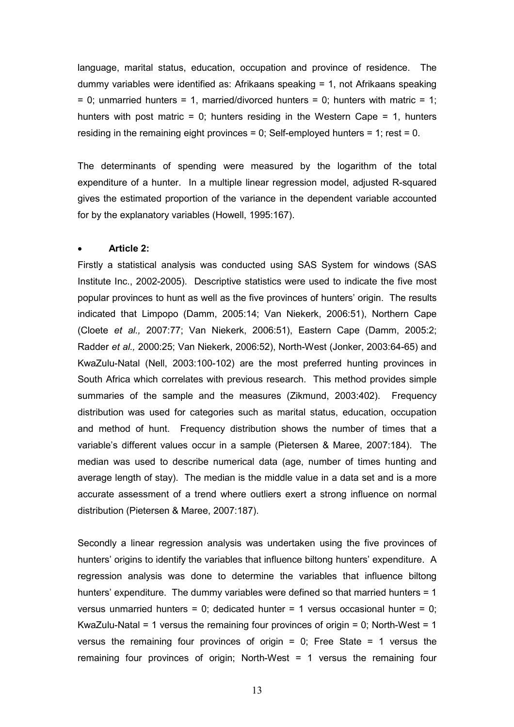language, marital status, education, occupation and province of residence. The dummy variables were identified as: Afrikaans speaking = 1, not Afrikaans speaking = 0; unmarried hunters = 1, married/divorced hunters = 0; hunters with matric = 1; hunters with post matric = 0; hunters residing in the Western Cape = 1, hunters residing in the remaining eight provinces = 0; Self-employed hunters = 1; rest = 0.

The determinants of spending were measured by the logarithm of the total expenditure of a hunter. In a multiple linear regression model, adjusted R-squared gives the estimated proportion of the variance in the dependent variable accounted for by the explanatory variables (Howell, 1995:167).

- **Article 2:**

Firstly a statistical analysis was conducted using SAS System for windows (SAS Institute Inc., 2002-2005). Descriptive statistics were used to indicate the five most popular provinces to hunt as well as the five provinces of hunters' origin. The results indicated that Limpopo (Damm, 2005:14; Van Niekerk, 2006:51), Northern Cape (Cloete *et al.,* 2007:77; Van Niekerk, 2006:51), Eastern Cape (Damm, 2005:2; Radder *et al.,* 2000:25; Van Niekerk, 2006:52), North-West (Jonker, 2003:64-65) and KwaZulu-Natal (Nell, 2003:100-102) are the most preferred hunting provinces in South Africa which correlates with previous research. This method provides simple summaries of the sample and the measures (Zikmund, 2003:402). Frequency distribution was used for categories such as marital status, education, occupation and method of hunt. Frequency distribution shows the number of times that a variable's different values occur in a sample (Pietersen & Maree, 2007:184). The median was used to describe numerical data (age, number of times hunting and average length of stay). The median is the middle value in a data set and is a more accurate assessment of a trend where outliers exert a strong influence on normal distribution (Pietersen & Maree, 2007:187).

Secondly a linear regression analysis was undertaken using the five provinces of hunters' origins to identify the variables that influence biltong hunters' expenditure. A regression analysis was done to determine the variables that influence biltong hunters' expenditure. The dummy variables were defined so that married hunters = 1 versus unmarried hunters = 0; dedicated hunter = 1 versus occasional hunter = 0; KwaZulu-Natal = 1 versus the remaining four provinces of origin = 0; North-West = 1 versus the remaining four provinces of origin = 0; Free State = 1 versus the remaining four provinces of origin; North-West = 1 versus the remaining four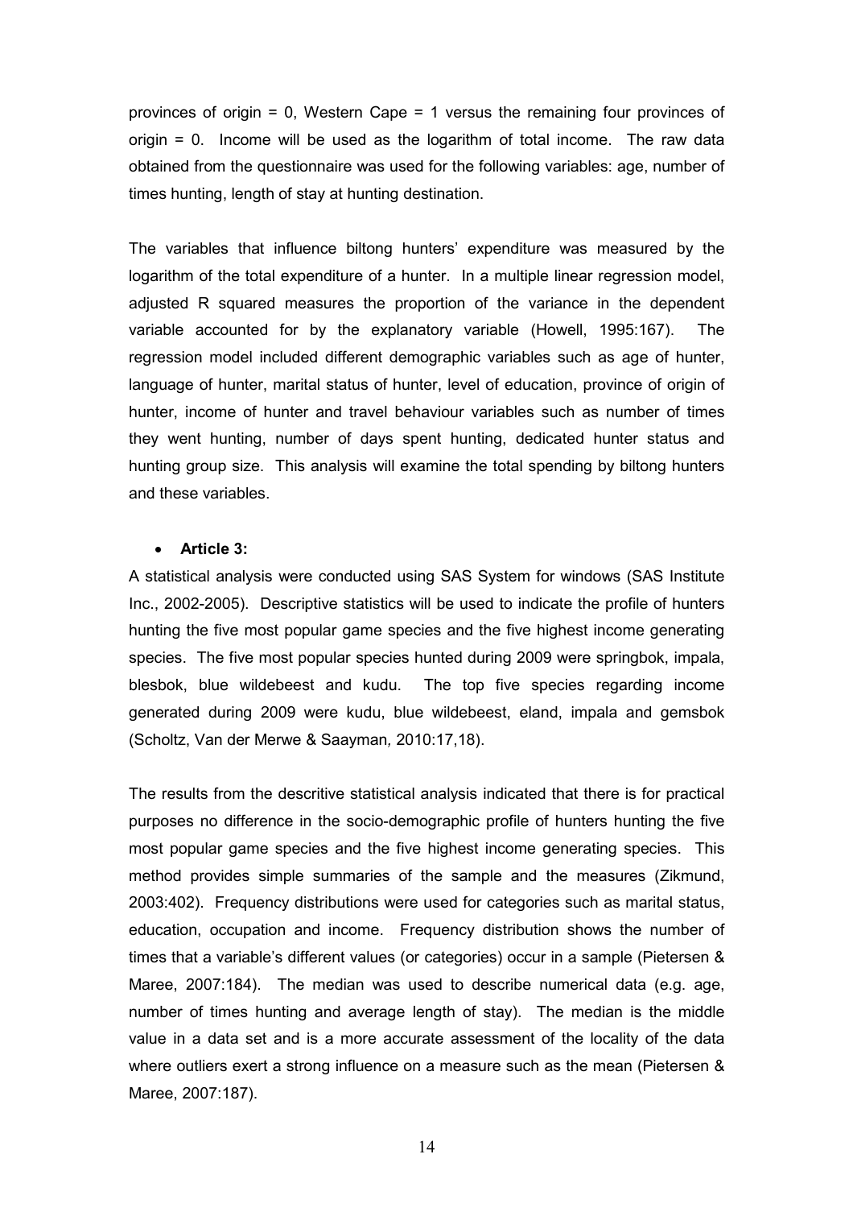provinces of origin = 0, Western Cape = 1 versus the remaining four provinces of origin = 0. Income will be used as the logarithm of total income. The raw data obtained from the questionnaire was used for the following variables: age, number of times hunting, length of stay at hunting destination.

The variables that influence biltong hunters' expenditure was measured by the logarithm of the total expenditure of a hunter. In a multiple linear regression model, adjusted R squared measures the proportion of the variance in the dependent variable accounted for by the explanatory variable (Howell, 1995:167). The regression model included different demographic variables such as age of hunter, language of hunter, marital status of hunter, level of education, province of origin of hunter, income of hunter and travel behaviour variables such as number of times they went hunting, number of days spent hunting, dedicated hunter status and hunting group size. This analysis will examine the total spending by biltong hunters and these variables.

- **Article 3:**

A statistical analysis were conducted using SAS System for windows (SAS Institute Inc., 2002-2005). Descriptive statistics will be used to indicate the profile of hunters hunting the five most popular game species and the five highest income generating species. The five most popular species hunted during 2009 were springbok, impala, blesbok, blue wildebeest and kudu. The top five species regarding income generated during 2009 were kudu, blue wildebeest, eland, impala and gemsbok (Scholtz, Van der Merwe & Saayman*,* 2010:17,18).

The results from the descritive statistical analysis indicated that there is for practical purposes no difference in the socio-demographic profile of hunters hunting the five most popular game species and the five highest income generating species. This method provides simple summaries of the sample and the measures (Zikmund, 2003:402). Frequency distributions were used for categories such as marital status, education, occupation and income. Frequency distribution shows the number of times that a variable's different values (or categories) occur in a sample (Pietersen & Maree, 2007:184). The median was used to describe numerical data (e.g. age, number of times hunting and average length of stay). The median is the middle value in a data set and is a more accurate assessment of the locality of the data where outliers exert a strong influence on a measure such as the mean (Pietersen & Maree, 2007:187).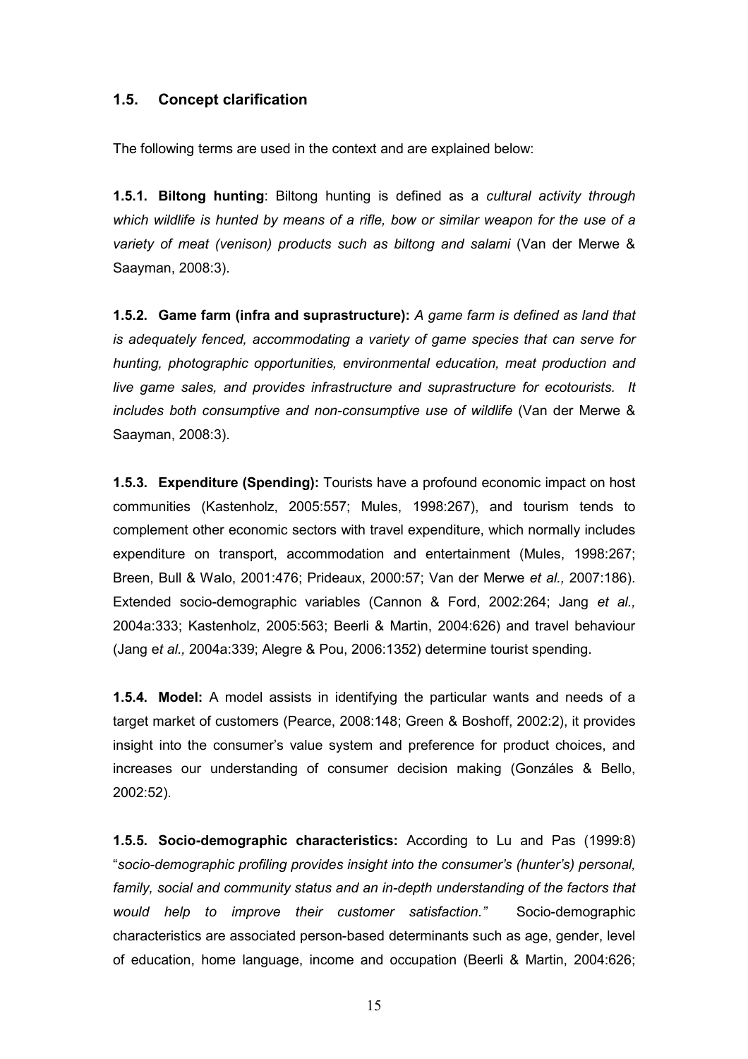## 1.5. Concept clarification

The following terms are used in the context and are explained below:

**1.5.1. Biltong hunting**: Biltong hunting is defined as a *cultural activity through which wildlife is hunted by means of a rifle, bow or similar weapon for the use of a variety of meat (venison) products such as biltong and salami* (Van der Merwe & Saayman, 2008:3).

**1.5.2. Game farm (infra and suprastructure):** *A game farm is defined as land that is adequately fenced, accommodating a variety of game species that can serve for hunting, photographic opportunities, environmental education, meat production and live game sales, and provides infrastructure and suprastructure for ecotourists. It includes both consumptive and non-consumptive use of wildlife* (Van der Merwe & Saayman, 2008:3).

**1.5.3. Expenditure (Spending):** Tourists have a profound economic impact on host communities (Kastenholz, 2005:557; Mules, 1998:267), and tourism tends to complement other economic sectors with travel expenditure, which normally includes expenditure on transport, accommodation and entertainment (Mules, 1998:267; Breen, Bull & Walo, 2001:476; Prideaux, 2000:57; Van der Merwe *et al.,* 2007:186). Extended socio-demographic variables (Cannon & Ford, 2002:264; Jang *et al.,* 2004a:333; Kastenholz, 2005:563; Beerli & Martin, 2004:626) and travel behaviour (Jang e*t al.,* 2004a:339; Alegre & Pou, 2006:1352) determine tourist spending.

**1.5.4. Model:** A model assists in identifying the particular wants and needs of a target market of customers (Pearce, 2008:148; Green & Boshoff, 2002:2), it provides insight into the consumer's value system and preference for product choices, and increases our understanding of consumer decision making (Gonzáles & Bello, 2002:52).

**1.5.5. Socio-demographic characteristics:** According to Lu and Pas (1999:8) "*socio-demographic profiling provides insight into the consumer's (hunter's) personal, family, social and community status and an in-depth understanding of the factors that would help to improve their customer satisfaction."* Socio-demographic characteristics are associated person-based determinants such as age, gender, level of education, home language, income and occupation (Beerli & Martin, 2004:626;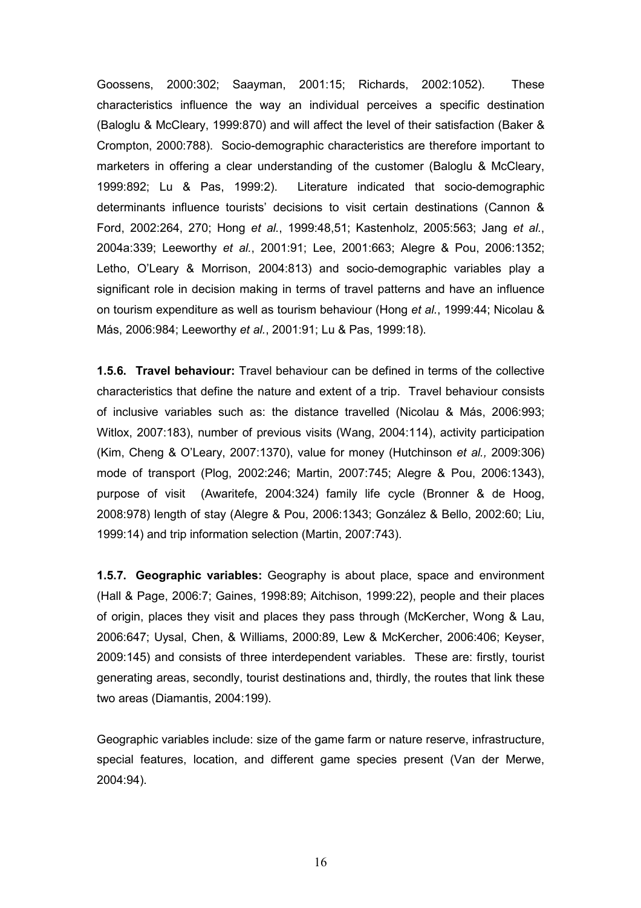Goossens, 2000:302; Saayman, 2001:15; Richards, 2002:1052). These characteristics influence the way an individual perceives a specific destination (Baloglu & McCleary, 1999:870) and will affect the level of their satisfaction (Baker & Crompton, 2000:788). Socio-demographic characteristics are therefore important to marketers in offering a clear understanding of the customer (Baloglu & McCleary, 1999:892; Lu & Pas, 1999:2). Literature indicated that socio-demographic determinants influence tourists' decisions to visit certain destinations (Cannon & Ford, 2002:264, 270; Hong *et al.*, 1999:48,51; Kastenholz, 2005:563; Jang *et al.*, 2004a:339; Leeworthy *et al.*, 2001:91; Lee, 2001:663; Alegre & Pou, 2006:1352; Letho, O'Leary & Morrison, 2004:813) and socio-demographic variables play a significant role in decision making in terms of travel patterns and have an influence on tourism expenditure as well as tourism behaviour (Hong *et al.*, 1999:44; Nicolau & Más, 2006:984; Leeworthy *et al.*, 2001:91; Lu & Pas, 1999:18).

**1.5.6. Travel behaviour:** Travel behaviour can be defined in terms of the collective characteristics that define the nature and extent of a trip. Travel behaviour consists of inclusive variables such as: the distance travelled (Nicolau & Más, 2006:993; Witlox, 2007:183), number of previous visits (Wang, 2004:114), activity participation (Kim, Cheng & O'Leary, 2007:1370), value for money (Hutchinson *et al.,* 2009:306) mode of transport (Plog, 2002:246; Martin, 2007:745; Alegre & Pou, 2006:1343), purpose of visit (Awaritefe, 2004:324) family life cycle (Bronner & de Hoog, 2008:978) length of stay (Alegre & Pou, 2006:1343; González & Bello, 2002:60; Liu, 1999:14) and trip information selection (Martin, 2007:743).

**1.5.7. Geographic variables:** Geography is about place, space and environment (Hall & Page, 2006:7; Gaines, 1998:89; Aitchison, 1999:22), people and their places of origin, places they visit and places they pass through (McKercher, Wong & Lau, 2006:647; Uysal, Chen, & Williams, 2000:89, Lew & McKercher, 2006:406; Keyser, 2009:145) and consists of three interdependent variables. These are: firstly, tourist generating areas, secondly, tourist destinations and, thirdly, the routes that link these two areas (Diamantis, 2004:199).

Geographic variables include: size of the game farm or nature reserve, infrastructure, special features, location, and different game species present (Van der Merwe, 2004:94).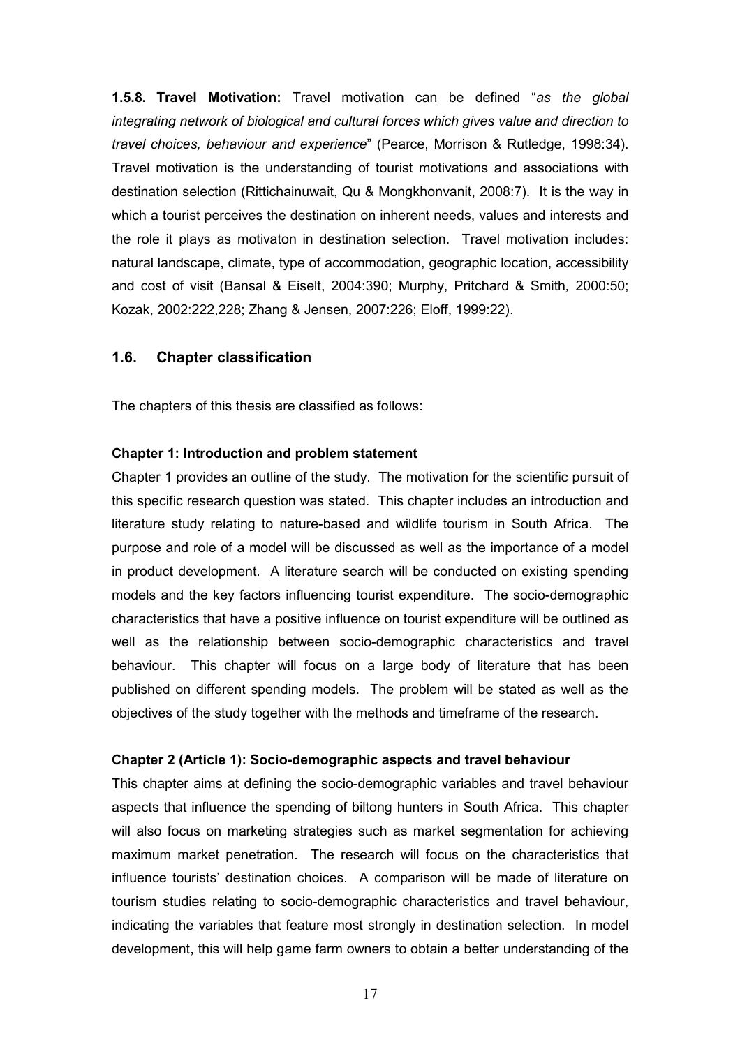**1.5.8. Travel Motivation:** Travel motivation can be defined "*as the global integrating network of biological and cultural forces which gives value and direction to travel choices, behaviour and experience*" (Pearce, Morrison & Rutledge, 1998:34). Travel motivation is the understanding of tourist motivations and associations with destination selection (Rittichainuwait, Qu & Mongkhonvanit, 2008:7). It is the way in which a tourist perceives the destination on inherent needs, values and interests and the role it plays as motivaton in destination selection. Travel motivation includes: natural landscape, climate, type of accommodation, geographic location, accessibility and cost of visit (Bansal & Eiselt, 2004:390; Murphy, Pritchard & Smith*,* 2000:50; Kozak, 2002:222,228; Zhang & Jensen, 2007:226; Eloff, 1999:22).

## 1.6. Chapter classification

The chapters of this thesis are classified as follows:

**Chapter 1: Introduction and problem statement**

Chapter 1 provides an outline of the study. The motivation for the scientific pursuit of this specific research question was stated. This chapter includes an introduction and literature study relating to nature-based and wildlife tourism in South Africa. The purpose and role of a model will be discussed as well as the importance of a model in product development. A literature search will be conducted on existing spending models and the key factors influencing tourist expenditure. The socio-demographic characteristics that have a positive influence on tourist expenditure will be outlined as well as the relationship between socio-demographic characteristics and travel behaviour. This chapter will focus on a large body of literature that has been published on different spending models. The problem will be stated as well as the objectives of the study together with the methods and timeframe of the research.

**Chapter 2 (Article 1): Socio-demographic aspects and travel behaviour**

This chapter aims at defining the socio-demographic variables and travel behaviour aspects that influence the spending of biltong hunters in South Africa. This chapter will also focus on marketing strategies such as market segmentation for achieving maximum market penetration. The research will focus on the characteristics that influence tourists' destination choices. A comparison will be made of literature on tourism studies relating to socio-demographic characteristics and travel behaviour, indicating the variables that feature most strongly in destination selection. In model development, this will help game farm owners to obtain a better understanding of the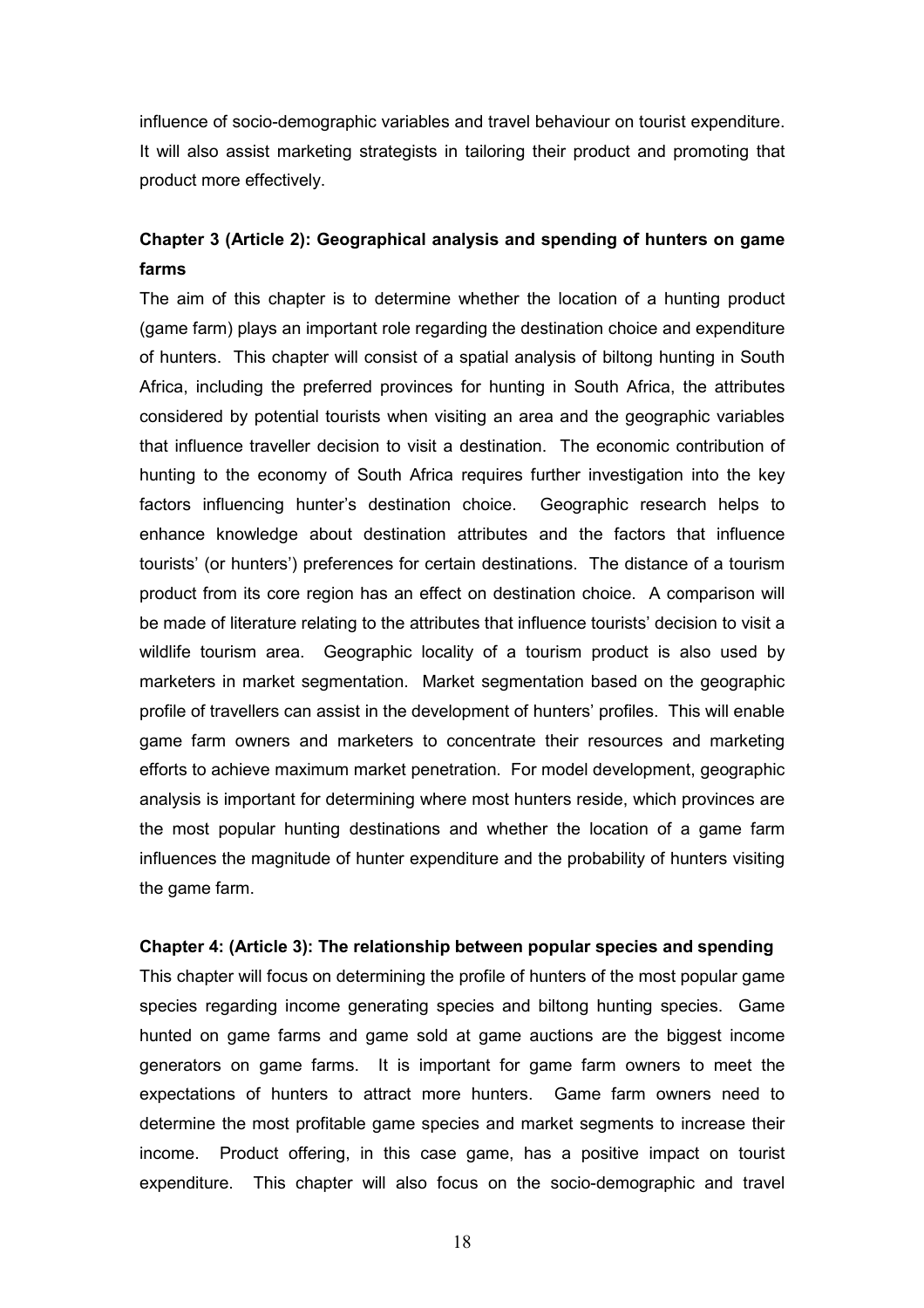influence of socio-demographic variables and travel behaviour on tourist expenditure. It will also assist marketing strategists in tailoring their product and promoting that product more effectively.

**Chapter 3 (Article 2): Geographical analysis and spending of hunters on game farms**

The aim of this chapter is to determine whether the location of a hunting product (game farm) plays an important role regarding the destination choice and expenditure of hunters. This chapter will consist of a spatial analysis of biltong hunting in South Africa, including the preferred provinces for hunting in South Africa, the attributes considered by potential tourists when visiting an area and the geographic variables that influence traveller decision to visit a destination. The economic contribution of hunting to the economy of South Africa requires further investigation into the key factors influencing hunter's destination choice. Geographic research helps to enhance knowledge about destination attributes and the factors that influence tourists' (or hunters') preferences for certain destinations. The distance of a tourism product from its core region has an effect on destination choice. A comparison will be made of literature relating to the attributes that influence tourists' decision to visit a wildlife tourism area. Geographic locality of a tourism product is also used by marketers in market segmentation. Market segmentation based on the geographic profile of travellers can assist in the development of hunters' profiles. This will enable game farm owners and marketers to concentrate their resources and marketing efforts to achieve maximum market penetration. For model development, geographic analysis is important for determining where most hunters reside, which provinces are the most popular hunting destinations and whether the location of a game farm influences the magnitude of hunter expenditure and the probability of hunters visiting the game farm.

**Chapter 4: (Article 3): The relationship between popular species and spending**

This chapter will focus on determining the profile of hunters of the most popular game species regarding income generating species and biltong hunting species. Game hunted on game farms and game sold at game auctions are the biggest income generators on game farms. It is important for game farm owners to meet the expectations of hunters to attract more hunters. Game farm owners need to determine the most profitable game species and market segments to increase their income. Product offering, in this case game, has a positive impact on tourist expenditure. This chapter will also focus on the socio-demographic and travel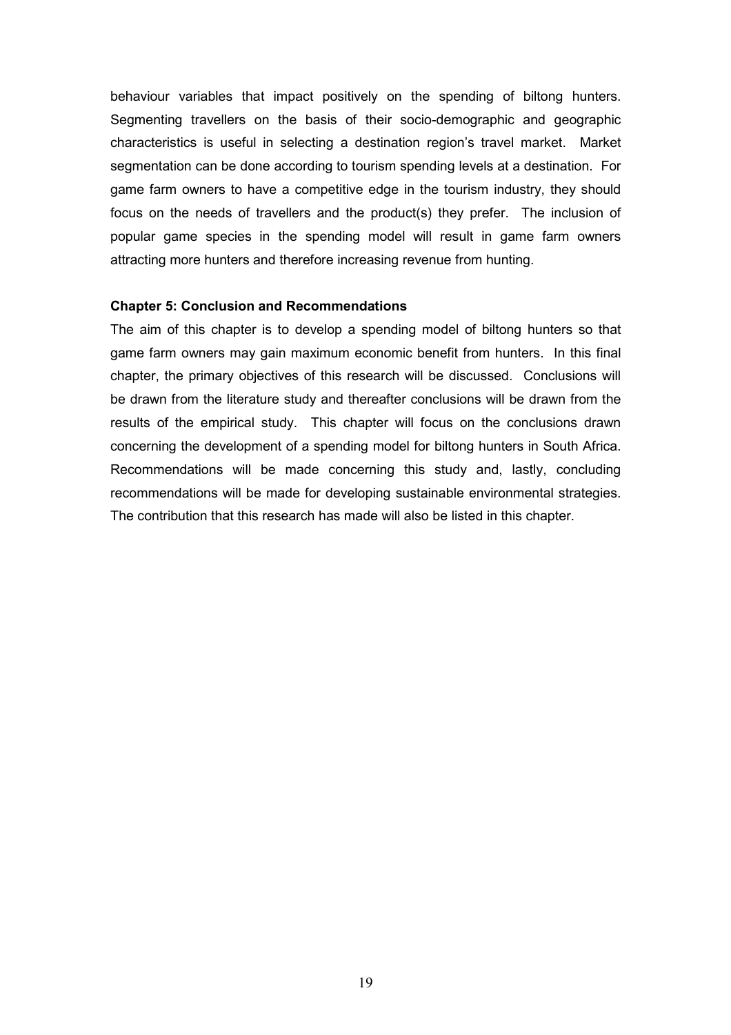behaviour variables that impact positively on the spending of biltong hunters. Segmenting travellers on the basis of their socio-demographic and geographic characteristics is useful in selecting a destination region's travel market. Market segmentation can be done according to tourism spending levels at a destination. For game farm owners to have a competitive edge in the tourism industry, they should focus on the needs of travellers and the product(s) they prefer. The inclusion of popular game species in the spending model will result in game farm owners attracting more hunters and therefore increasing revenue from hunting.

**Chapter 5: Conclusion and Recommendations**

The aim of this chapter is to develop a spending model of biltong hunters so that game farm owners may gain maximum economic benefit from hunters. In this final chapter, the primary objectives of this research will be discussed. Conclusions will be drawn from the literature study and thereafter conclusions will be drawn from the results of the empirical study. This chapter will focus on the conclusions drawn concerning the development of a spending model for biltong hunters in South Africa. Recommendations will be made concerning this study and, lastly, concluding recommendations will be made for developing sustainable environmental strategies. The contribution that this research has made will also be listed in this chapter.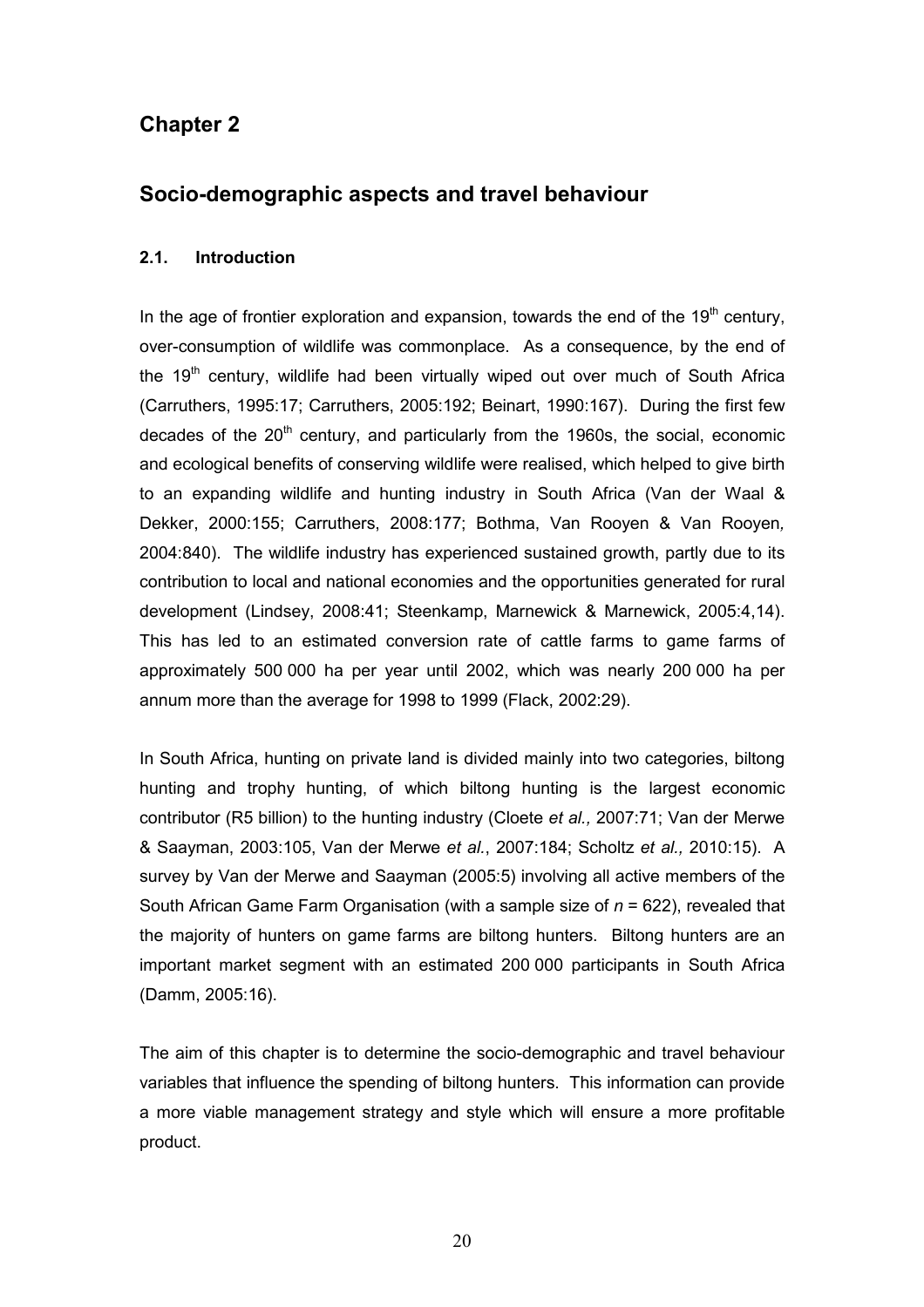# Chapter 2

## Socio-demographic aspects and travel behaviour

### 2.1. Introduction

In the age of frontier exploration and expansion, towards the end of the 19th century, over-consumption of wildlife was commonplace. As a consequence, by the end of the 19th century, wildlife had been virtually wiped out over much of South Africa (Carruthers, 1995:17; Carruthers, 2005:192; Beinart, 1990:167). During the first few decades of the 20th century, and particularly from the 1960s, the social, economic and ecological benefits of conserving wildlife were realised, which helped to give birth to an expanding wildlife and hunting industry in South Africa (Van der Waal & Dekker, 2000:155; Carruthers, 2008:177; Bothma, Van Rooyen & Van Rooyen*,* 2004:840). The wildlife industry has experienced sustained growth, partly due to its contribution to local and national economies and the opportunities generated for rural development (Lindsey, 2008:41; Steenkamp, Marnewick & Marnewick, 2005:4,14). This has led to an estimated conversion rate of cattle farms to game farms of approximately 500 000 ha per year until 2002, which was nearly 200 000 ha per annum more than the average for 1998 to 1999 (Flack, 2002:29).

In South Africa, hunting on private land is divided mainly into two categories, biltong hunting and trophy hunting, of which biltong hunting is the largest economic contributor (R5 billion) to the hunting industry (Cloete *et al.,* 2007:71; Van der Merwe & Saayman, 2003:105, Van der Merwe *et al.*, 2007:184; Scholtz *et al.,* 2010:15). A survey by Van der Merwe and Saayman (2005:5) involving all active members of the South African Game Farm Organisation (with a sample size of $n = 622$), revealed that the majority of hunters on game farms are biltong hunters. Biltong hunters are an important market segment with an estimated 200 000 participants in South Africa (Damm, 2005:16).

The aim of this chapter is to determine the socio-demographic and travel behaviour variables that influence the spending of biltong hunters. This information can provide a more viable management strategy and style which will ensure a more profitable product.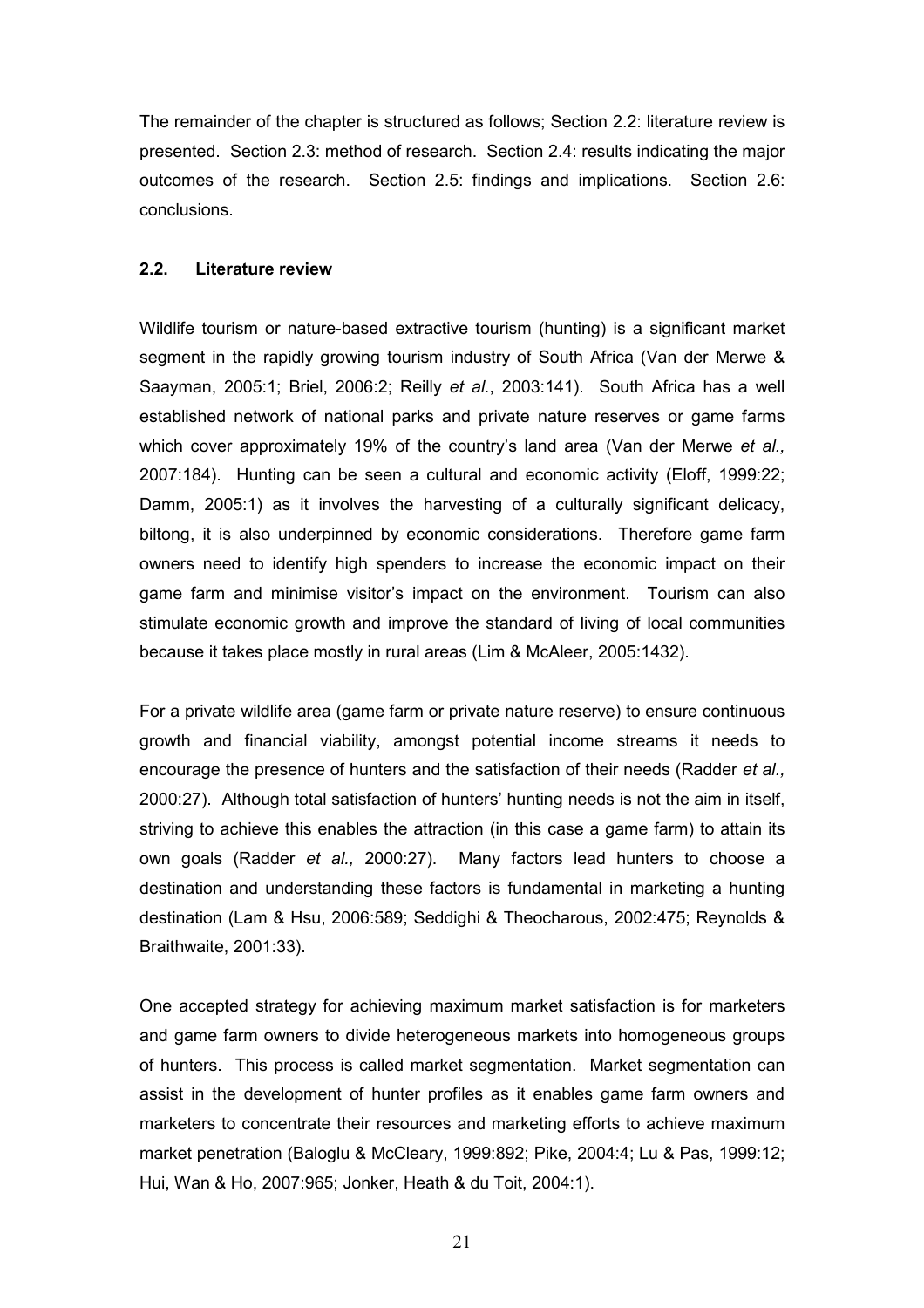The remainder of the chapter is structured as follows; Section 2.2: literature review is presented. Section 2.3: method of research. Section 2.4: results indicating the major outcomes of the research. Section 2.5: findings and implications. Section 2.6: conclusions.

## 2.2. Literature review

Wildlife tourism or nature-based extractive tourism (hunting) is a significant market segment in the rapidly growing tourism industry of South Africa (Van der Merwe & Saayman, 2005:1; Briel, 2006:2; Reilly *et al.*, 2003:141). South Africa has a well established network of national parks and private nature reserves or game farms which cover approximately 19% of the country's land area (Van der Merwe *et al.,* 2007:184). Hunting can be seen a cultural and economic activity (Eloff, 1999:22; Damm, 2005:1) as it involves the harvesting of a culturally significant delicacy, biltong, it is also underpinned by economic considerations. Therefore game farm owners need to identify high spenders to increase the economic impact on their game farm and minimise visitor's impact on the environment. Tourism can also stimulate economic growth and improve the standard of living of local communities because it takes place mostly in rural areas (Lim & McAleer, 2005:1432).

For a private wildlife area (game farm or private nature reserve) to ensure continuous growth and financial viability, amongst potential income streams it needs to encourage the presence of hunters and the satisfaction of their needs (Radder *et al.,* 2000:27). Although total satisfaction of hunters' hunting needs is not the aim in itself, striving to achieve this enables the attraction (in this case a game farm) to attain its own goals (Radder *et al.,* 2000:27). Many factors lead hunters to choose a destination and understanding these factors is fundamental in marketing a hunting destination (Lam & Hsu, 2006:589; Seddighi & Theocharous, 2002:475; Reynolds & Braithwaite, 2001:33).

One accepted strategy for achieving maximum market satisfaction is for marketers and game farm owners to divide heterogeneous markets into homogeneous groups of hunters. This process is called market segmentation. Market segmentation can assist in the development of hunter profiles as it enables game farm owners and marketers to concentrate their resources and marketing efforts to achieve maximum market penetration (Baloglu & McCleary, 1999:892; Pike, 2004:4; Lu & Pas, 1999:12; Hui, Wan & Ho, 2007:965; Jonker, Heath & du Toit, 2004:1).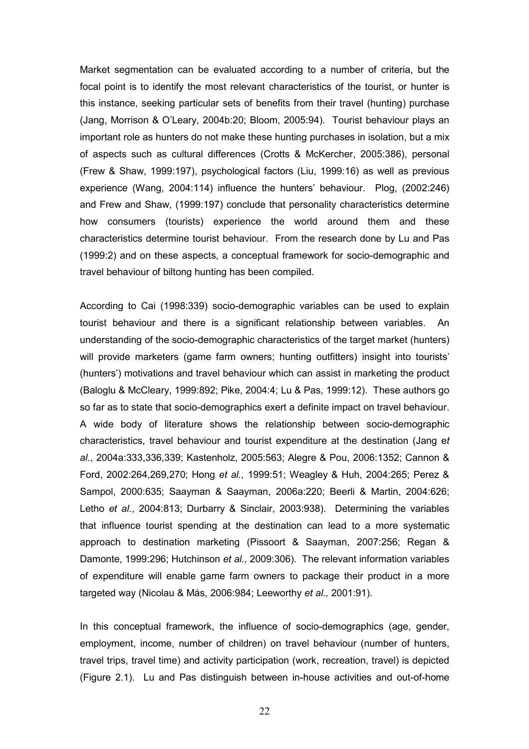Market segmentation can be evaluated according to a number of criteria, but the focal point is to identify the most relevant characteristics of the tourist, or hunter is this instance, seeking particular sets of benefits from their travel (hunting) purchase (Jang, Morrison & O'Leary, 2004b:20; Bloom, 2005:94). Tourist behaviour plays an important role as hunters do not make these hunting purchases in isolation, but a mix of aspects such as cultural differences (Crotts & McKercher, 2005:386), personal (Frew & Shaw, 1999:197), psychological factors (Liu, 1999:16) as well as previous experience (Wang, 2004:114) influence the hunters' behaviour. Plog, (2002:246) and Frew and Shaw, (1999:197) conclude that personality characteristics determine how consumers (tourists) experience the world around them and these characteristics determine tourist behaviour. From the research done by Lu and Pas (1999:2) and on these aspects, a conceptual framework for socio-demographic and travel behaviour of biltong hunting has been compiled.

According to Cai (1998:339) socio-demographic variables can be used to explain tourist behaviour and there is a significant relationship between variables. An understanding of the socio-demographic characteristics of the target market (hunters) will provide marketers (game farm owners; hunting outfitters) insight into tourists' (hunters') motivations and travel behaviour which can assist in marketing the product (Baloglu & McCleary, 1999:892; Pike, 2004:4; Lu & Pas, 1999:12). These authors go so far as to state that socio-demographics exert a definite impact on travel behaviour. A wide body of literature shows the relationship between socio-demographic characteristics, travel behaviour and tourist expenditure at the destination (Jang e*t al.*, 2004a:333,336,339; Kastenholz, 2005:563; Alegre & Pou, 2006:1352; Cannon & Ford, 2002:264,269,270; Hong *et al.,* 1999:51; Weagley & Huh, 2004:265; Perez & Sampol, 2000:635; Saayman & Saayman, 2006a:220; Beerli & Martin, 2004:626; Letho *et al.*, 2004:813; Durbarry & Sinclair, 2003:938). Determining the variables that influence tourist spending at the destination can lead to a more systematic approach to destination marketing (Pissoort & Saayman, 2007:256; Regan & Damonte, 1999:296; Hutchinson *et al.,* 2009:306). The relevant information variables of expenditure will enable game farm owners to package their product in a more targeted way (Nicolau & Más, 2006:984; Leeworthy *et al.,* 2001:91).

In this conceptual framework, the influence of socio-demographics (age, gender, employment, income, number of children) on travel behaviour (number of hunters, travel trips, travel time) and activity participation (work, recreation, travel) is depicted (Figure 2.1). Lu and Pas distinguish between in-house activities and out-of-home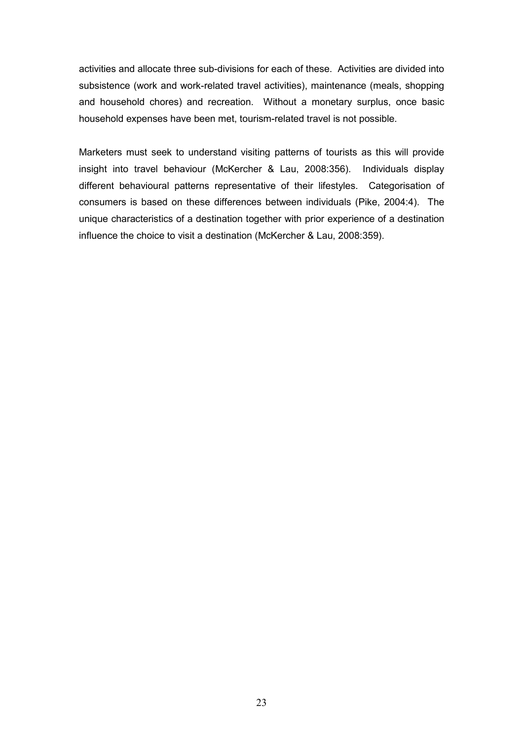activities and allocate three sub-divisions for each of these. Activities are divided into subsistence (work and work-related travel activities), maintenance (meals, shopping and household chores) and recreation. Without a monetary surplus, once basic household expenses have been met, tourism-related travel is not possible.

Marketers must seek to understand visiting patterns of tourists as this will provide insight into travel behaviour (McKercher & Lau, 2008:356). Individuals display different behavioural patterns representative of their lifestyles. Categorisation of consumers is based on these differences between individuals (Pike, 2004:4). The unique characteristics of a destination together with prior experience of a destination influence the choice to visit a destination (McKercher & Lau, 2008:359).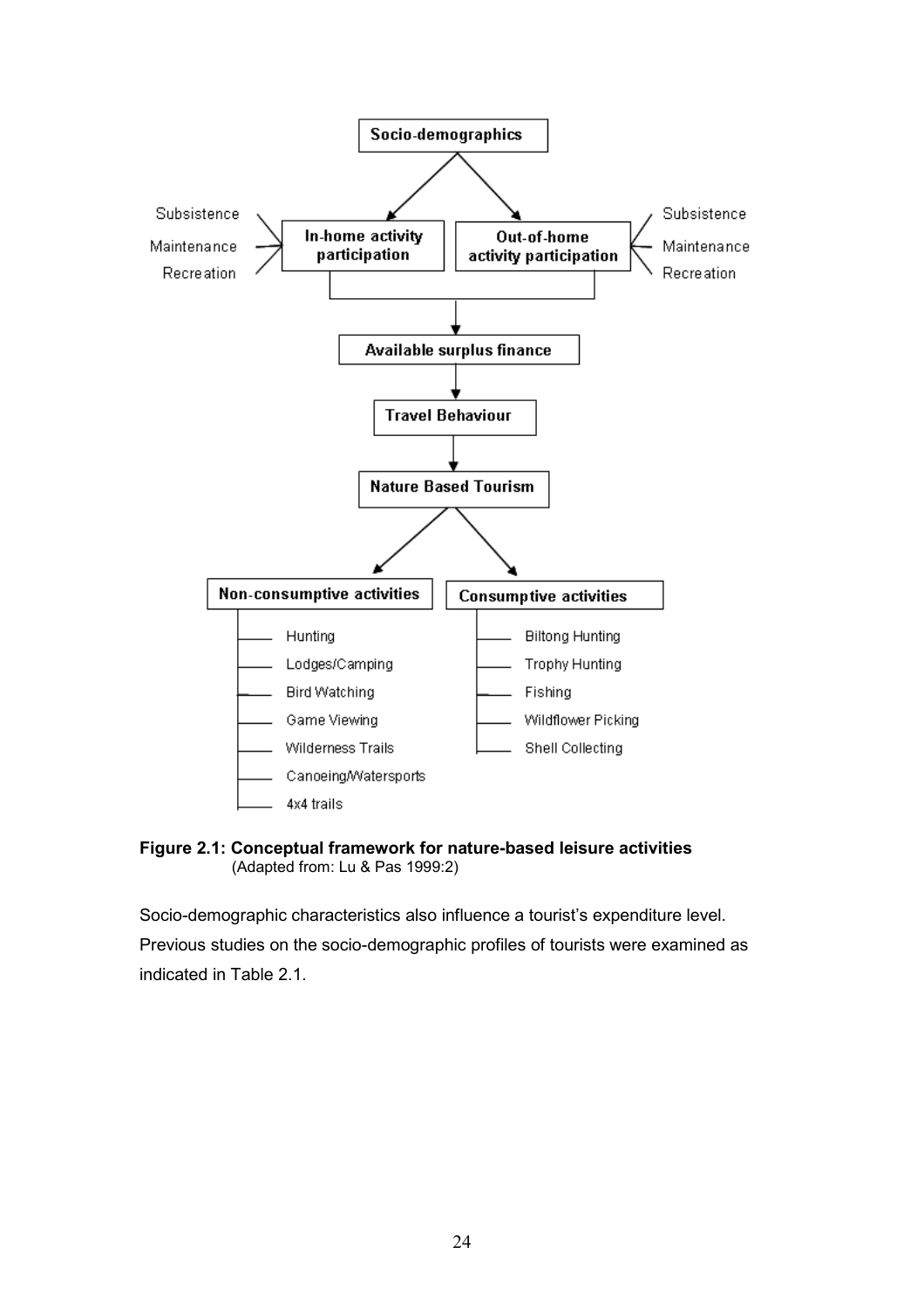Socio-demographics

Subsistence
Maintenance
Recreation

In-home activity participation

Out-of-home activity participation

Subsistence
Maintenance
Recreation

Available surplus finance

Travel Behaviour

Nature Based Tourism

Non-consumptive activities
- Hunting
- Lodges/Camping
- Bird Watching
- Game Viewing
- Wilderness Trails
- Canoeing/Watersports
- 4x4 trails

Consumptive activities
- Biltong Hunting
- Trophy Hunting
- Fishing
- Wildflower Picking
- Shell Collecting

**Figure 2.1: Conceptual framework for nature-based leisure activities**
(Adapted from: Lu & Pas 1999:2)

Socio-demographic characteristics also influence a tourist's expenditure level. Previous studies on the socio-demographic profiles of tourists were examined as indicated in Table 2.1.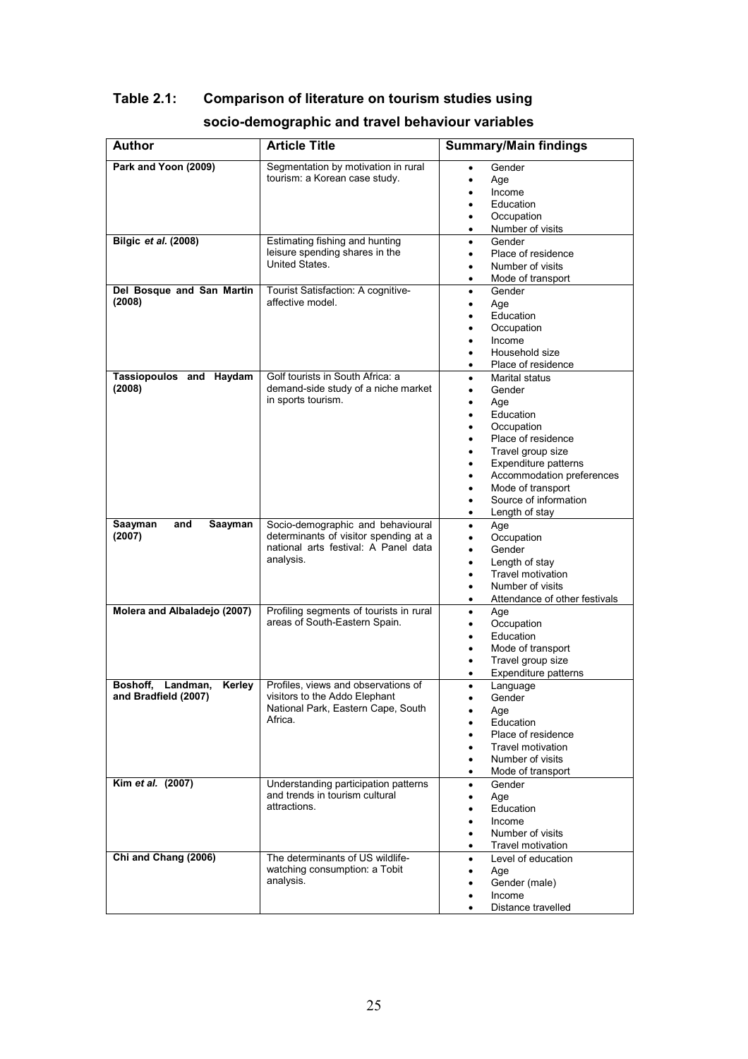**Table 2.1: Comparison of literature on tourism studies using socio-demographic and travel behaviour variables**

| Author | Article Title | Summary/Main findings |
|---|---|---|
| **Park and Yoon (2009)** | Segmentation by motivation in rural tourism: a Korean case study. | • Gender<br>• Age<br>• Income<br>• Education<br>• Occupation<br>• Number of visits |
| **Bilgic *et al.* (2008)** | Estimating fishing and hunting leisure spending shares in the United States. | • Gender<br>• Place of residence<br>• Number of visits<br>• Mode of transport |
| **Del Bosque and San Martin (2008)** | Tourist Satisfaction: A cognitive-affective model. | • Gender<br>• Age<br>• Education<br>• Occupation<br>• Income<br>• Household size<br>• Place of residence |
| **Tassiopoulos and Haydam (2008)** | Golf tourists in South Africa: a demand-side study of a niche market in sports tourism. | • Marital status<br>• Gender<br>• Age<br>• Education<br>• Occupation<br>• Place of residence<br>• Travel group size<br>• Expenditure patterns<br>• Accommodation preferences<br>• Mode of transport<br>• Source of information<br>• Length of stay |
| **Saayman and Saayman (2007)** | Socio-demographic and behavioural determinants of visitor spending at a national arts festival: A Panel data analysis. | • Age<br>• Occupation<br>• Gender<br>• Length of stay<br>• Travel motivation<br>• Number of visits<br>• Attendance of other festivals |
| **Molera and Albaladejo (2007)** | Profiling segments of tourists in rural areas of South-Eastern Spain. | • Age<br>• Occupation<br>• Education<br>• Mode of transport<br>• Travel group size<br>• Expenditure patterns |
| **Boshoff, Landman, Kerley and Bradfield (2007)** | Profiles, views and observations of visitors to the Addo Elephant National Park, Eastern Cape, South Africa. | • Language<br>• Gender<br>• Age<br>• Education<br>• Place of residence<br>• Travel motivation<br>• Number of visits<br>• Mode of transport |
| **Kim *et al.* (2007)** | Understanding participation patterns and trends in tourism cultural attractions. | • Gender<br>• Age<br>• Education<br>• Income<br>• Number of visits<br>• Travel motivation |
| **Chi and Chang (2006)** | The determinants of US wildlife-watching consumption: a Tobit analysis. | • Level of education<br>• Age<br>• Gender (male)<br>• Income<br>• Distance travelled |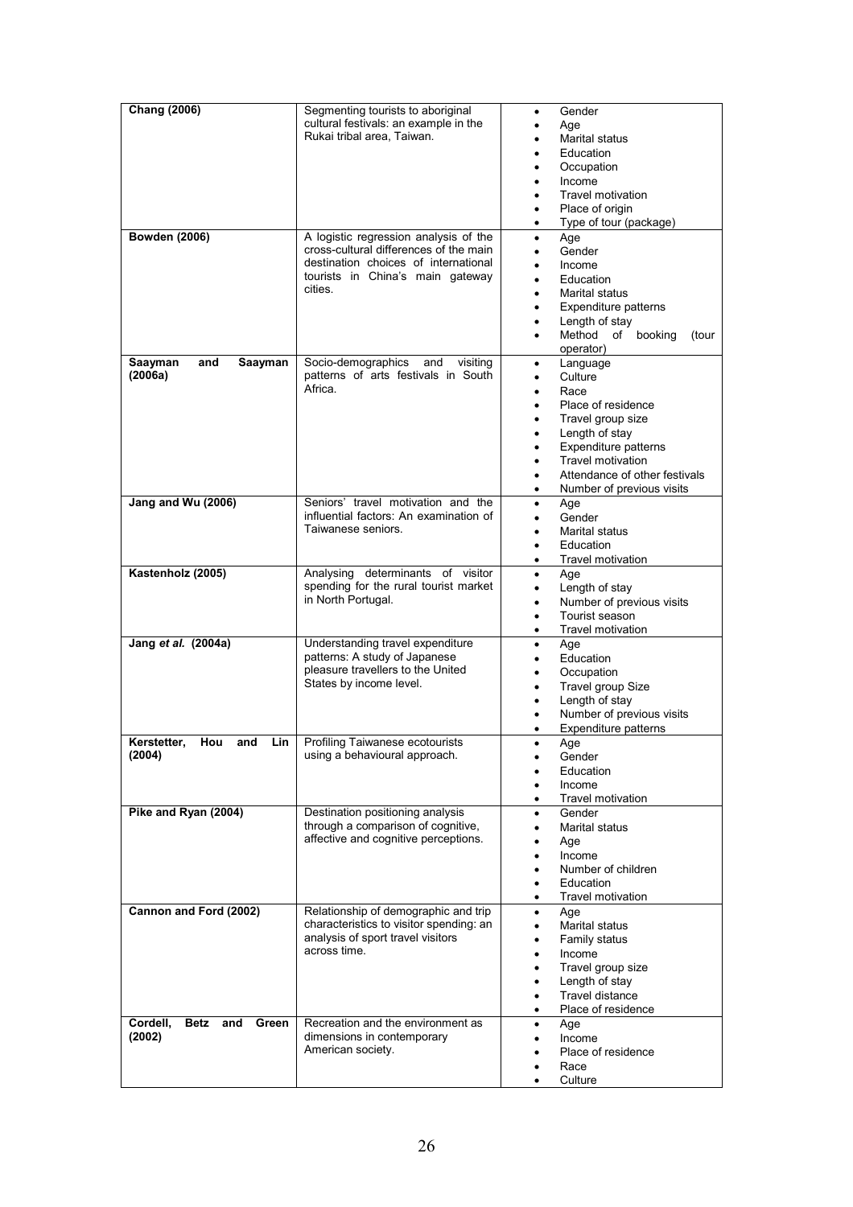| | | |
|---|---|---|
| **Chang (2006)** | Segmenting tourists to aboriginal cultural festivals: an example in the Rukai tribal area, Taiwan. | • Gender<br>• Age<br>• Marital status<br>• Education<br>• Occupation<br>• Income<br>• Travel motivation<br>• Place of origin<br>• Type of tour (package) |
| **Bowden (2006)** | A logistic regression analysis of the cross-cultural differences of the main destination choices of international tourists in China's main gateway cities. | • Age<br>• Gender<br>• Income<br>• Education<br>• Marital status<br>• Expenditure patterns<br>• Length of stay<br>• Method of booking (tour operator) |
| **Saayman and Saayman (2006a)** | Socio-demographics and visiting patterns of arts festivals in South Africa. | • Language<br>• Culture<br>• Race<br>• Place of residence<br>• Travel group size<br>• Length of stay<br>• Expenditure patterns<br>• Travel motivation<br>• Attendance of other festivals<br>• Number of previous visits |
| **Jang and Wu (2006)** | Seniors' travel motivation and the influential factors: An examination of Taiwanese seniors. | • Age<br>• Gender<br>• Marital status<br>• Education<br>• Travel motivation |
| **Kastenholz (2005)** | Analysing determinants of visitor spending for the rural tourist market in North Portugal. | • Age<br>• Length of stay<br>• Number of previous visits<br>• Tourist season<br>• Travel motivation |
| **Jang *et al.* (2004a)** | Understanding travel expenditure patterns: A study of Japanese pleasure travellers to the United States by income level. | • Age<br>• Education<br>• Occupation<br>• Travel group Size<br>• Length of stay<br>• Number of previous visits<br>• Expenditure patterns |
| **Kerstetter, Hou and Lin (2004)** | Profiling Taiwanese ecotourists using a behavioural approach. | • Age<br>• Gender<br>• Education<br>• Income<br>• Travel motivation |
| **Pike and Ryan (2004)** | Destination positioning analysis through a comparison of cognitive, affective and cognitive perceptions. | • Gender<br>• Marital status<br>• Age<br>• Income<br>• Number of children<br>• Education<br>• Travel motivation |
| **Cannon and Ford (2002)** | Relationship of demographic and trip characteristics to visitor spending: an analysis of sport travel visitors across time. | • Age<br>• Marital status<br>• Family status<br>• Income<br>• Travel group size<br>• Length of stay<br>• Travel distance<br>• Place of residence |
| **Cordell, Betz and Green (2002)** | Recreation and the environment as dimensions in contemporary American society. | • Age<br>• Income<br>• Place of residence<br>• Race<br>• Culture |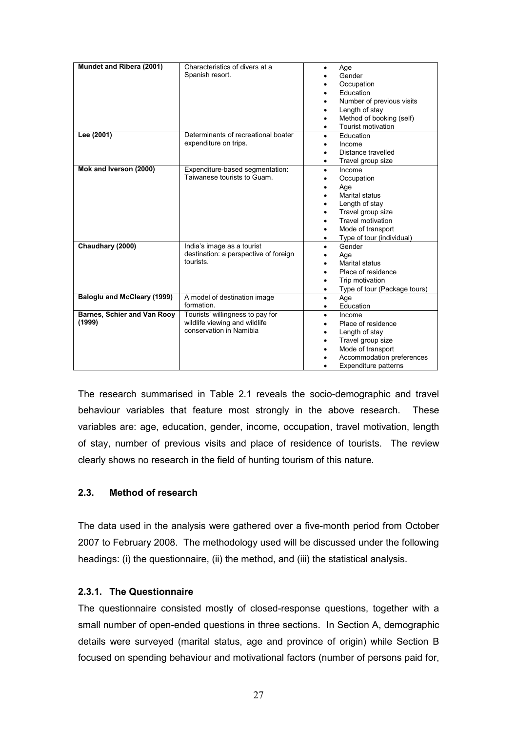| | | |
|---|---|---|
| **Mundet and Ribera (2001)** | Characteristics of divers at a Spanish resort. | • Age<br>• Gender<br>• Occupation<br>• Education<br>• Number of previous visits<br>• Length of stay<br>• Method of booking (self)<br>• Tourist motivation |
| **Lee (2001)** | Determinants of recreational boater expenditure on trips. | • Education<br>• Income<br>• Distance travelled<br>• Travel group size |
| **Mok and Iverson (2000)** | Expenditure-based segmentation: Taiwanese tourists to Guam. | • Income<br>• Occupation<br>• Age<br>• Marital status<br>• Length of stay<br>• Travel group size<br>• Travel motivation<br>• Mode of transport<br>• Type of tour (individual) |
| **Chaudhary (2000)** | India's image as a tourist destination: a perspective of foreign tourists. | • Gender<br>• Age<br>• Marital status<br>• Place of residence<br>• Trip motivation<br>• Type of tour (Package tours) |
| **Baloglu and McCleary (1999)** | A model of destination image formation. | • Age<br>• Education |
| **Barnes, Schier and Van Rooy (1999)** | Tourists' willingness to pay for wildlife viewing and wildlife conservation in Namibia | • Income<br>• Place of residence<br>• Length of stay<br>• Travel group size<br>• Mode of transport<br>• Accommodation preferences<br>• Expenditure patterns |

The research summarised in Table 2.1 reveals the socio-demographic and travel behaviour variables that feature most strongly in the above research. These variables are: age, education, gender, income, occupation, travel motivation, length of stay, number of previous visits and place of residence of tourists. The review clearly shows no research in the field of hunting tourism of this nature.

## 2.3. Method of research

The data used in the analysis were gathered over a five-month period from October 2007 to February 2008. The methodology used will be discussed under the following headings: (i) the questionnaire, (ii) the method, and (iii) the statistical analysis.

### 2.3.1. The Questionnaire

The questionnaire consisted mostly of closed-response questions, together with a small number of open-ended questions in three sections. In Section A, demographic details were surveyed (marital status, age and province of origin) while Section B focused on spending behaviour and motivational factors (number of persons paid for,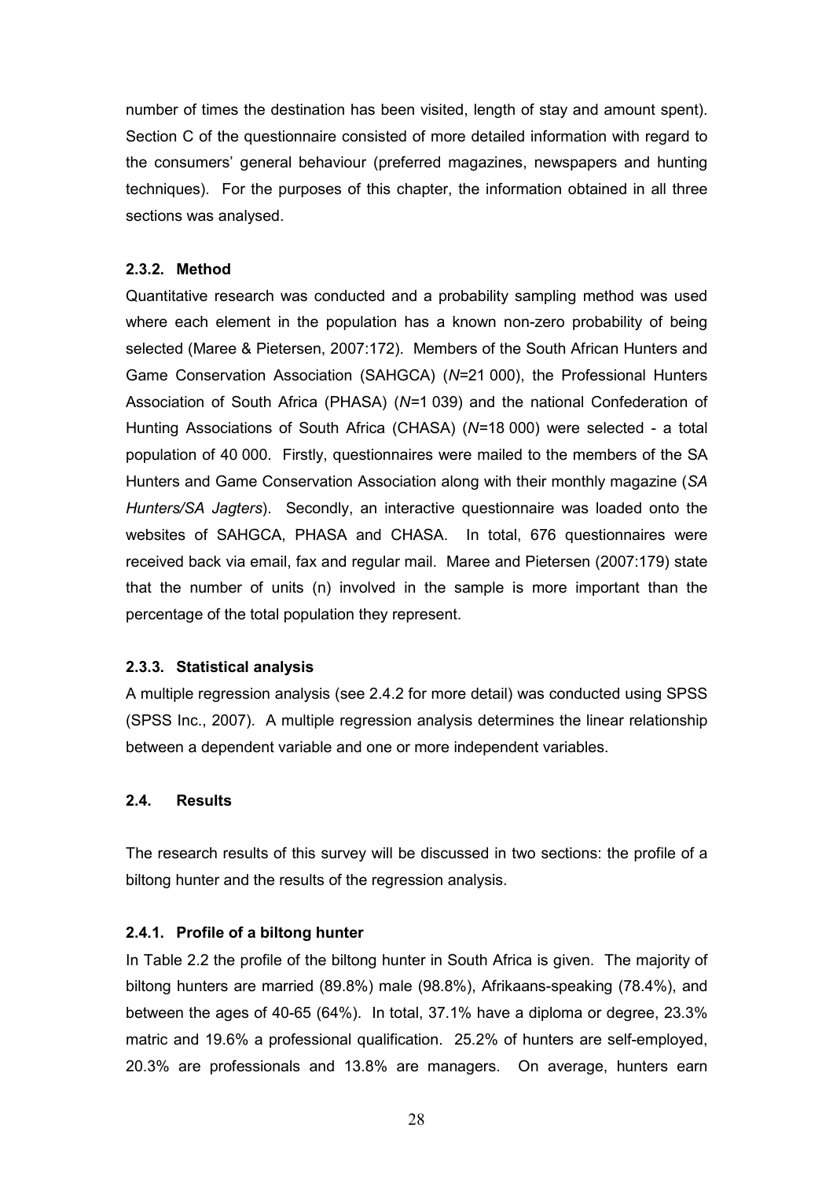number of times the destination has been visited, length of stay and amount spent). Section C of the questionnaire consisted of more detailed information with regard to the consumers' general behaviour (preferred magazines, newspapers and hunting techniques). For the purposes of this chapter, the information obtained in all three sections was analysed.

### 2.3.2. Method

Quantitative research was conducted and a probability sampling method was used where each element in the population has a known non-zero probability of being selected (Maree & Pietersen, 2007:172). Members of the South African Hunters and Game Conservation Association (SAHGCA) (*N*=21 000), the Professional Hunters Association of South Africa (PHASA) (*N*=1 039) and the national Confederation of Hunting Associations of South Africa (CHASA) (*N*=18 000) were selected - a total population of 40 000. Firstly, questionnaires were mailed to the members of the SA Hunters and Game Conservation Association along with their monthly magazine (*SA Hunters/SA Jagters*). Secondly, an interactive questionnaire was loaded onto the websites of SAHGCA, PHASA and CHASA. In total, 676 questionnaires were received back via email, fax and regular mail. Maree and Pietersen (2007:179) state that the number of units (n) involved in the sample is more important than the percentage of the total population they represent.

### 2.3.3. Statistical analysis

A multiple regression analysis (see 2.4.2 for more detail) was conducted using SPSS (SPSS Inc., 2007). A multiple regression analysis determines the linear relationship between a dependent variable and one or more independent variables.

## 2.4. Results

The research results of this survey will be discussed in two sections: the profile of a biltong hunter and the results of the regression analysis.

### 2.4.1. Profile of a biltong hunter

In Table 2.2 the profile of the biltong hunter in South Africa is given. The majority of biltong hunters are married (89.8%) male (98.8%), Afrikaans-speaking (78.4%), and between the ages of 40-65 (64%). In total, 37.1% have a diploma or degree, 23.3% matric and 19.6% a professional qualification. 25.2% of hunters are self-employed, 20.3% are professionals and 13.8% are managers. On average, hunters earn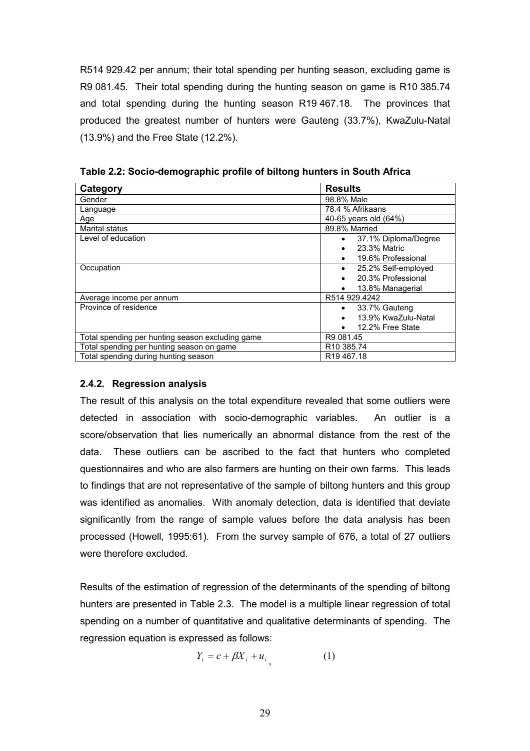R514 929.42 per annum; their total spending per hunting season, excluding game is R9 081.45. Their total spending during the hunting season on game is R10 385.74 and total spending during the hunting season R19 467.18. The provinces that produced the greatest number of hunters were Gauteng (33.7%), KwaZulu-Natal (13.9%) and the Free State (12.2%).

**Table 2.2: Socio-demographic profile of biltong hunters in South Africa**

| Category | Results |
|---|---|
| Gender | 98.8% Male |
| Language | 78.4 % Afrikaans |
| Age | 40-65 years old (64%) |
| Marital status | 89.8% Married |
| Level of education | • 37.1% Diploma/Degree<br>• 23.3% Matric<br>• 19.6% Professional |
| Occupation | • 25.2% Self-employed<br>• 20.3% Professional<br>• 13.8% Managerial |
| Average income per annum | R514 929.4242 |
| Province of residence | • 33.7% Gauteng<br>• 13.9% KwaZulu-Natal<br>• 12.2% Free State |
| Total spending per hunting season excluding game | R9 081.45 |
| Total spending per hunting season on game | R10 385.74 |
| Total spending during hunting season | R19 467.18 |

### 2.4.2. Regression analysis

The result of this analysis on the total expenditure revealed that some outliers were detected in association with socio-demographic variables. An outlier is a score/observation that lies numerically an abnormal distance from the rest of the data. These outliers can be ascribed to the fact that hunters who completed questionnaires and who are also farmers are hunting on their own farms. This leads to findings that are not representative of the sample of biltong hunters and this group was identified as anomalies. With anomaly detection, data is identified that deviate significantly from the range of sample values before the data analysis has been processed (Howell, 1995:61). From the survey sample of 676, a total of 27 outliers were therefore excluded.

Results of the estimation of regression of the determinants of the spending of biltong hunters are presented in Table 2.3. The model is a multiple linear regression of total spending on a number of quantitative and qualitative determinants of spending. The regression equation is expressed as follows:

$$Y_i = c + \beta X_i + u_i, \qquad (1)$$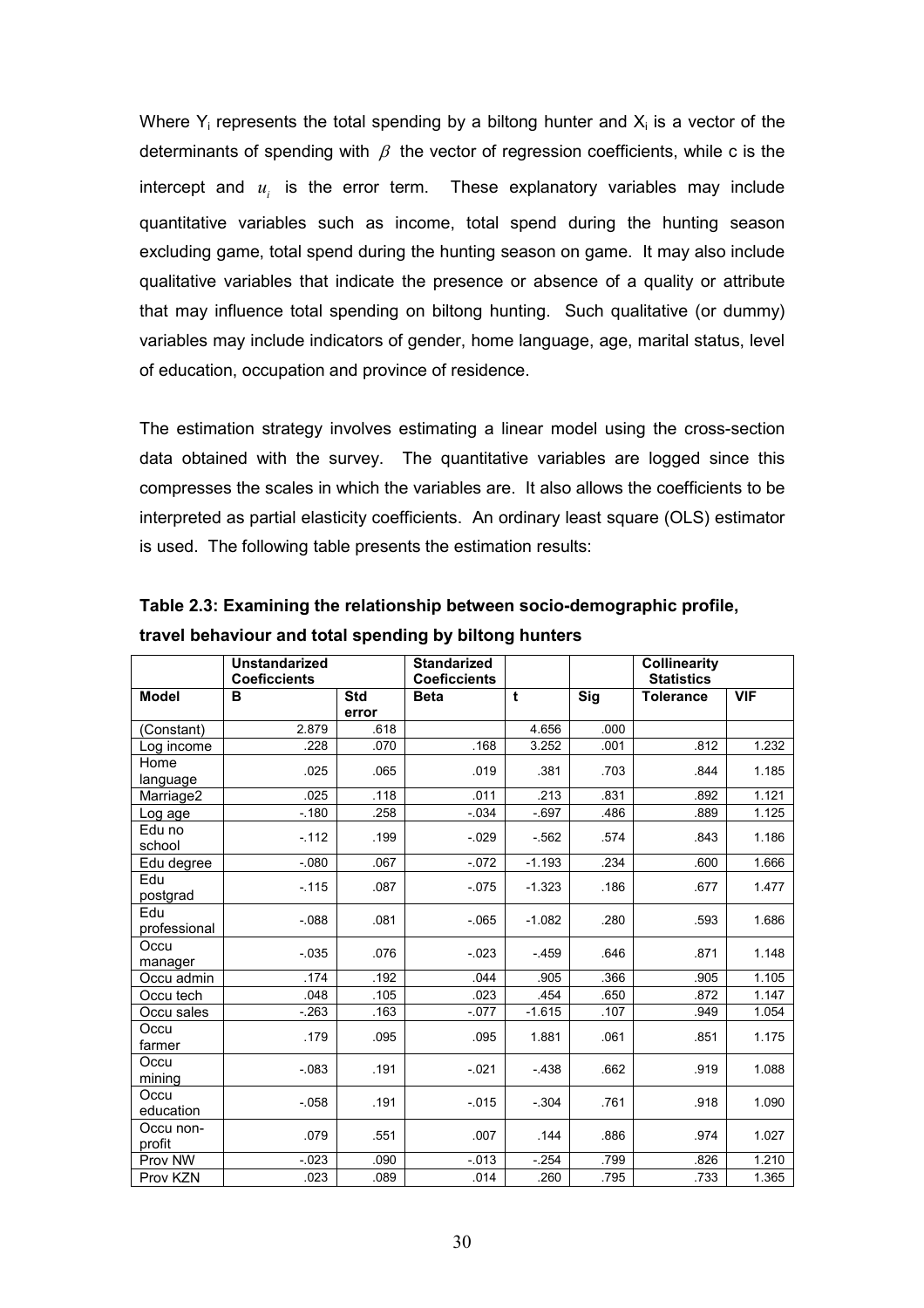Where $Y_i$ represents the total spending by a biltong hunter and $X_i$ is a vector of the determinants of spending with $\beta$ the vector of regression coefficients, while c is the intercept and $u_i$ is the error term. These explanatory variables may include quantitative variables such as income, total spend during the hunting season excluding game, total spend during the hunting season on game. It may also include qualitative variables that indicate the presence or absence of a quality or attribute that may influence total spending on biltong hunting. Such qualitative (or dummy) variables may include indicators of gender, home language, age, marital status, level of education, occupation and province of residence.

The estimation strategy involves estimating a linear model using the cross-section data obtained with the survey. The quantitative variables are logged since this compresses the scales in which the variables are. It also allows the coefficients to be interpreted as partial elasticity coefficients. An ordinary least square (OLS) estimator is used. The following table presents the estimation results:

**Table 2.3: Examining the relationship between socio-demographic profile, travel behaviour and total spending by biltong hunters**

| | Unstandarized Coefficients | | Standarized Coefficients | | | Collinearity Statistics | |
|---|---|---|---|---|---|---|---|
| **Model** | **B** | **Std error** | **Beta** | **t** | **Sig** | **Tolerance** | **VIF** |
| (Constant) | 2.879 | .618 | | 4.656 | .000 | | |
| Log income | .228 | .070 | .168 | 3.252 | .001 | .812 | 1.232 |
| Home language | .025 | .065 | .019 | .381 | .703 | .844 | 1.185 |
| Marriage2 | .025 | .118 | .011 | .213 | .831 | .892 | 1.121 |
| Log age | -.180 | .258 | -.034 | -.697 | .486 | .889 | 1.125 |
| Edu no school | -.112 | .199 | -.029 | -.562 | .574 | .843 | 1.186 |
| Edu degree | -.080 | .067 | -.072 | -1.193 | .234 | .600 | 1.666 |
| Edu postgrad | -.115 | .087 | -.075 | -1.323 | .186 | .677 | 1.477 |
| Edu professional | -.088 | .081 | -.065 | -1.082 | .280 | .593 | 1.686 |
| Occu manager | -.035 | .076 | -.023 | -.459 | .646 | .871 | 1.148 |
| Occu admin | .174 | .192 | .044 | .905 | .366 | .905 | 1.105 |
| Occu tech | .048 | .105 | .023 | .454 | .650 | .872 | 1.147 |
| Occu sales | -.263 | .163 | -.077 | -1.615 | .107 | .949 | 1.054 |
| Occu farmer | .179 | .095 | .095 | 1.881 | .061 | .851 | 1.175 |
| Occu mining | -.083 | .191 | -.021 | -.438 | .662 | .919 | 1.088 |
| Occu education | -.058 | .191 | -.015 | -.304 | .761 | .918 | 1.090 |
| Occu non-profit | .079 | .551 | .007 | .144 | .886 | .974 | 1.027 |
| Prov NW | -.023 | .090 | -.013 | -.254 | .799 | .826 | 1.210 |
| Prov KZN | .023 | .089 | .014 | .260 | .795 | .733 | 1.365 |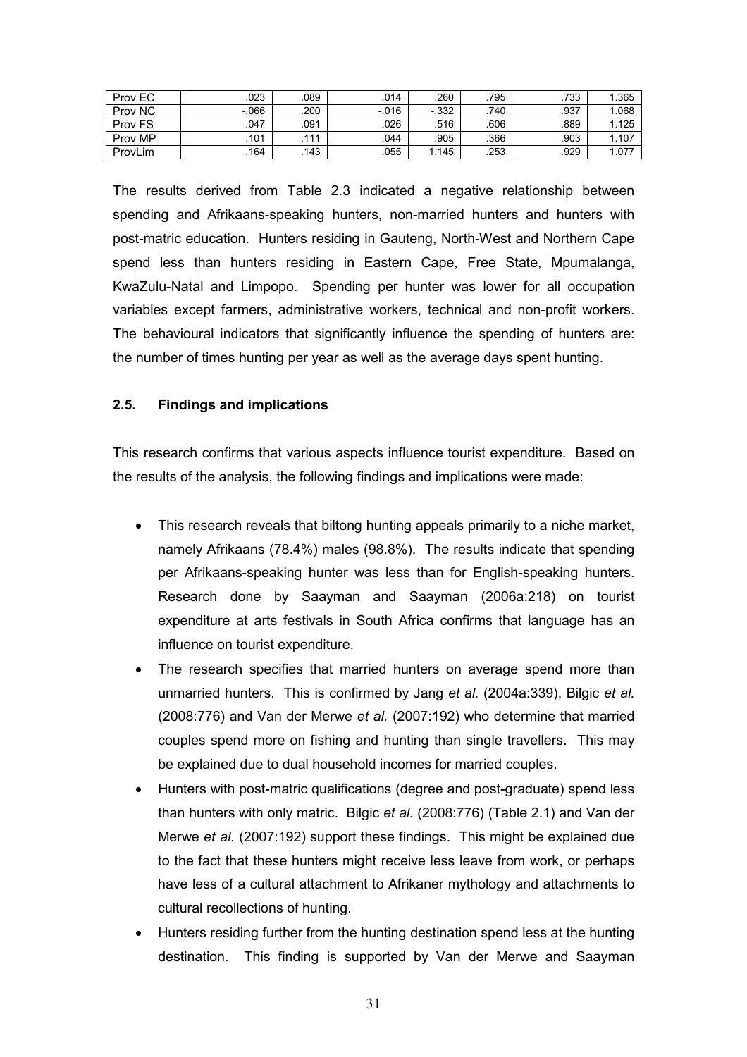| | | | | | | | |
|---|---|---|---|---|---|---|---|
| Prov EC | .023 | .089 | .014 | .260 | .795 | .733 | 1.365 |
| Prov NC | -.066 | .200 | -.016 | -.332 | .740 | .937 | 1.068 |
| Prov FS | .047 | .091 | .026 | .516 | .606 | .889 | 1.125 |
| Prov MP | .101 | .111 | .044 | .905 | .366 | .903 | 1.107 |
| ProvLim | .164 | .143 | .055 | 1.145 | .253 | .929 | 1.077 |

The results derived from Table 2.3 indicated a negative relationship between spending and Afrikaans-speaking hunters, non-married hunters and hunters with post-matric education. Hunters residing in Gauteng, North-West and Northern Cape spend less than hunters residing in Eastern Cape, Free State, Mpumalanga, KwaZulu-Natal and Limpopo. Spending per hunter was lower for all occupation variables except farmers, administrative workers, technical and non-profit workers. The behavioural indicators that significantly influence the spending of hunters are: the number of times hunting per year as well as the average days spent hunting.

### 2.5. Findings and implications

This research confirms that various aspects influence tourist expenditure. Based on the results of the analysis, the following findings and implications were made:

- This research reveals that biltong hunting appeals primarily to a niche market, namely Afrikaans (78.4%) males (98.8%). The results indicate that spending per Afrikaans-speaking hunter was less than for English-speaking hunters. Research done by Saayman and Saayman (2006a:218) on tourist expenditure at arts festivals in South Africa confirms that language has an influence on tourist expenditure.
- The research specifies that married hunters on average spend more than unmarried hunters. This is confirmed by Jang *et al.* (2004a:339), Bilgic *et al.* (2008:776) and Van der Merwe *et al.* (2007:192) who determine that married couples spend more on fishing and hunting than single travellers. This may be explained due to dual household incomes for married couples.
- Hunters with post-matric qualifications (degree and post-graduate) spend less than hunters with only matric. Bilgic *et al.* (2008:776) (Table 2.1) and Van der Merwe *et al.* (2007:192) support these findings. This might be explained due to the fact that these hunters might receive less leave from work, or perhaps have less of a cultural attachment to Afrikaner mythology and attachments to cultural recollections of hunting.
- Hunters residing further from the hunting destination spend less at the hunting destination. This finding is supported by Van der Merwe and Saayman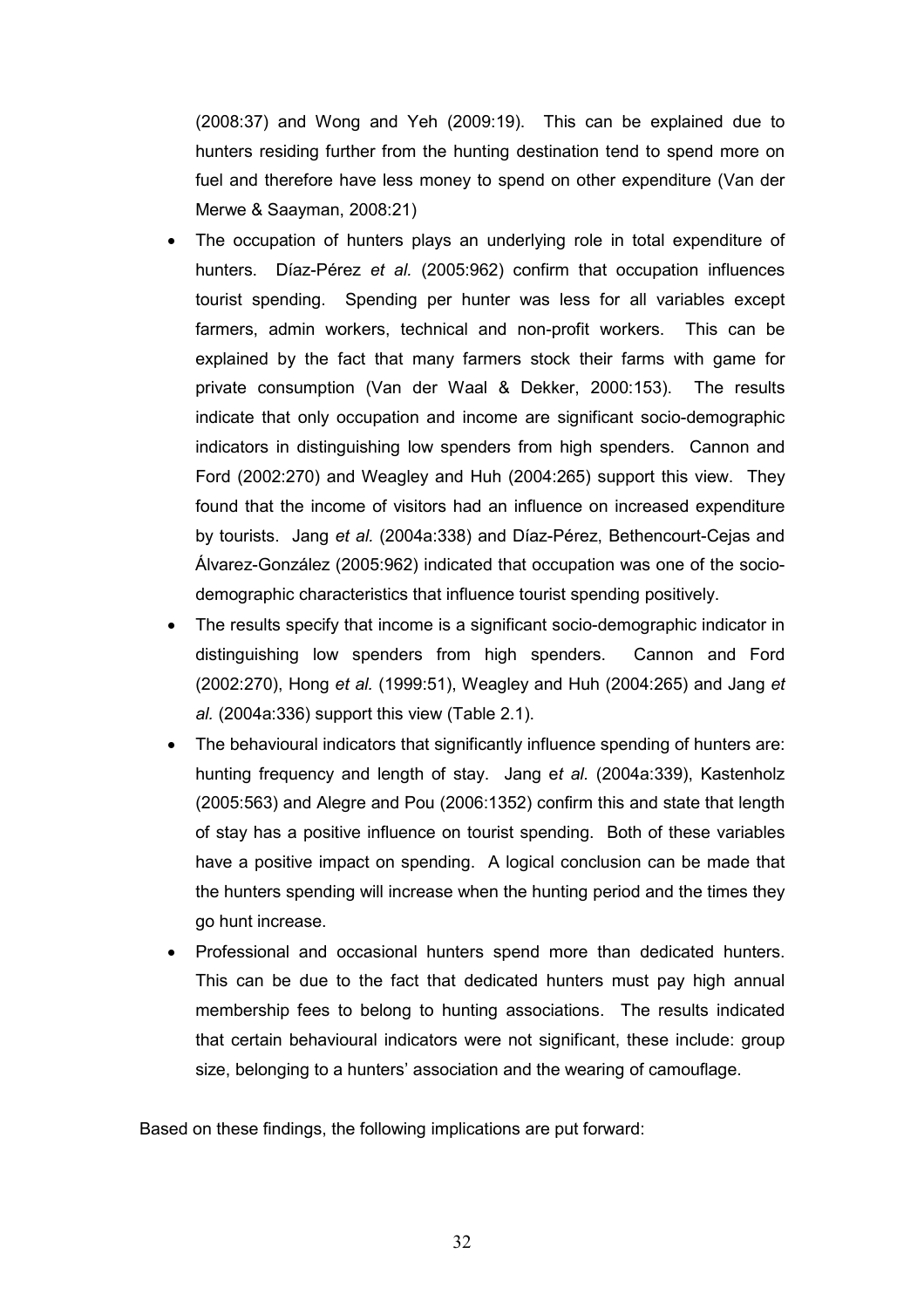(2008:37) and Wong and Yeh (2009:19). This can be explained due to hunters residing further from the hunting destination tend to spend more on fuel and therefore have less money to spend on other expenditure (Van der Merwe & Saayman, 2008:21)

- The occupation of hunters plays an underlying role in total expenditure of hunters. Díaz-Pérez *et al.* (2005:962) confirm that occupation influences tourist spending. Spending per hunter was less for all variables except farmers, admin workers, technical and non-profit workers. This can be explained by the fact that many farmers stock their farms with game for private consumption (Van der Waal & Dekker, 2000:153). The results indicate that only occupation and income are significant socio-demographic indicators in distinguishing low spenders from high spenders. Cannon and Ford (2002:270) and Weagley and Huh (2004:265) support this view. They found that the income of visitors had an influence on increased expenditure by tourists. Jang *et al.* (2004a:338) and Díaz-Pérez, Bethencourt-Cejas and Álvarez-González (2005:962) indicated that occupation was one of the socio-demographic characteristics that influence tourist spending positively.
- The results specify that income is a significant socio-demographic indicator in distinguishing low spenders from high spenders. Cannon and Ford (2002:270), Hong *et al.* (1999:51), Weagley and Huh (2004:265) and Jang *et al.* (2004a:336) support this view (Table 2.1).
- The behavioural indicators that significantly influence spending of hunters are: hunting frequency and length of stay. Jang e*t al.* (2004a:339), Kastenholz (2005:563) and Alegre and Pou (2006:1352) confirm this and state that length of stay has a positive influence on tourist spending. Both of these variables have a positive impact on spending. A logical conclusion can be made that the hunters spending will increase when the hunting period and the times they go hunt increase.
- Professional and occasional hunters spend more than dedicated hunters. This can be due to the fact that dedicated hunters must pay high annual membership fees to belong to hunting associations. The results indicated that certain behavioural indicators were not significant, these include: group size, belonging to a hunters' association and the wearing of camouflage.

Based on these findings, the following implications are put forward: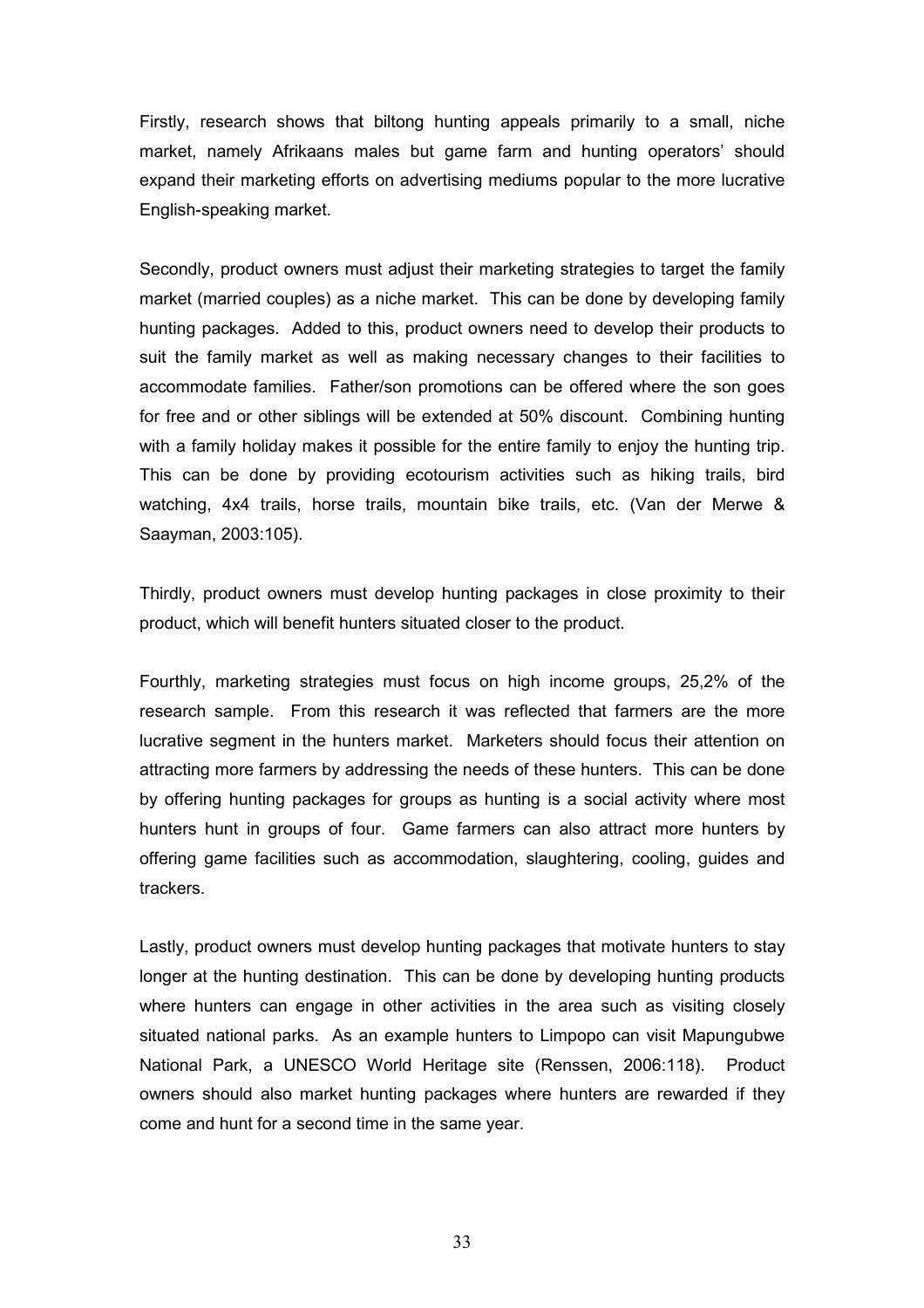Firstly, research shows that biltong hunting appeals primarily to a small, niche market, namely Afrikaans males but game farm and hunting operators' should expand their marketing efforts on advertising mediums popular to the more lucrative English-speaking market.

Secondly, product owners must adjust their marketing strategies to target the family market (married couples) as a niche market. This can be done by developing family hunting packages. Added to this, product owners need to develop their products to suit the family market as well as making necessary changes to their facilities to accommodate families. Father/son promotions can be offered where the son goes for free and or other siblings will be extended at 50% discount. Combining hunting with a family holiday makes it possible for the entire family to enjoy the hunting trip. This can be done by providing ecotourism activities such as hiking trails, bird watching, 4x4 trails, horse trails, mountain bike trails, etc. (Van der Merwe & Saayman, 2003:105).

Thirdly, product owners must develop hunting packages in close proximity to their product, which will benefit hunters situated closer to the product.

Fourthly, marketing strategies must focus on high income groups, 25,2% of the research sample. From this research it was reflected that farmers are the more lucrative segment in the hunters market. Marketers should focus their attention on attracting more farmers by addressing the needs of these hunters. This can be done by offering hunting packages for groups as hunting is a social activity where most hunters hunt in groups of four. Game farmers can also attract more hunters by offering game facilities such as accommodation, slaughtering, cooling, guides and trackers.

Lastly, product owners must develop hunting packages that motivate hunters to stay longer at the hunting destination. This can be done by developing hunting products where hunters can engage in other activities in the area such as visiting closely situated national parks. As an example hunters to Limpopo can visit Mapungubwe National Park, a UNESCO World Heritage site (Renssen, 2006:118). Product owners should also market hunting packages where hunters are rewarded if they come and hunt for a second time in the same year.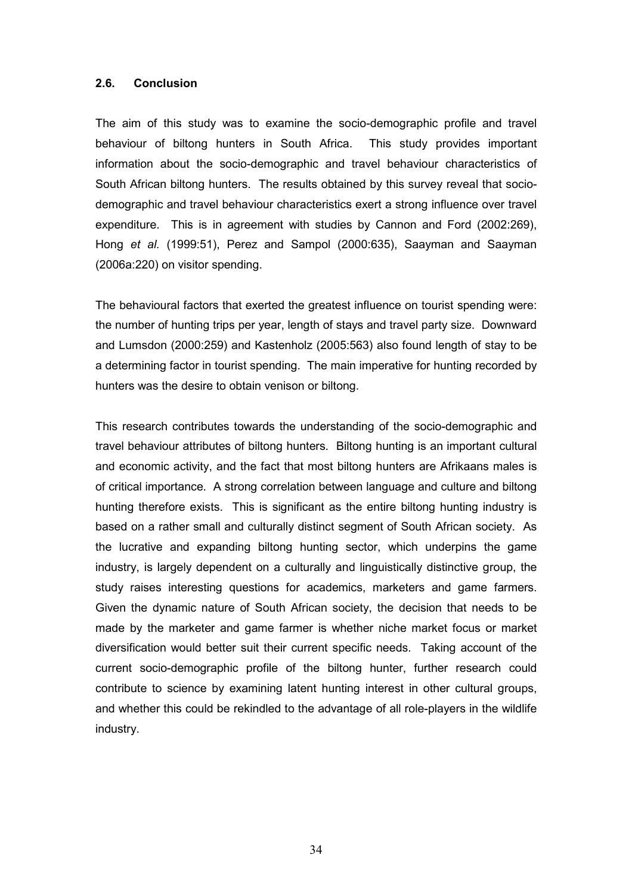## 2.6. Conclusion

The aim of this study was to examine the socio-demographic profile and travel behaviour of biltong hunters in South Africa. This study provides important information about the socio-demographic and travel behaviour characteristics of South African biltong hunters. The results obtained by this survey reveal that socio-demographic and travel behaviour characteristics exert a strong influence over travel expenditure. This is in agreement with studies by Cannon and Ford (2002:269), Hong *et al.* (1999:51), Perez and Sampol (2000:635), Saayman and Saayman (2006a:220) on visitor spending.

The behavioural factors that exerted the greatest influence on tourist spending were: the number of hunting trips per year, length of stays and travel party size. Downward and Lumsdon (2000:259) and Kastenholz (2005:563) also found length of stay to be a determining factor in tourist spending. The main imperative for hunting recorded by hunters was the desire to obtain venison or biltong.

This research contributes towards the understanding of the socio-demographic and travel behaviour attributes of biltong hunters. Biltong hunting is an important cultural and economic activity, and the fact that most biltong hunters are Afrikaans males is of critical importance. A strong correlation between language and culture and biltong hunting therefore exists. This is significant as the entire biltong hunting industry is based on a rather small and culturally distinct segment of South African society. As the lucrative and expanding biltong hunting sector, which underpins the game industry, is largely dependent on a culturally and linguistically distinctive group, the study raises interesting questions for academics, marketers and game farmers. Given the dynamic nature of South African society, the decision that needs to be made by the marketer and game farmer is whether niche market focus or market diversification would better suit their current specific needs. Taking account of the current socio-demographic profile of the biltong hunter, further research could contribute to science by examining latent hunting interest in other cultural groups, and whether this could be rekindled to the advantage of all role-players in the wildlife industry.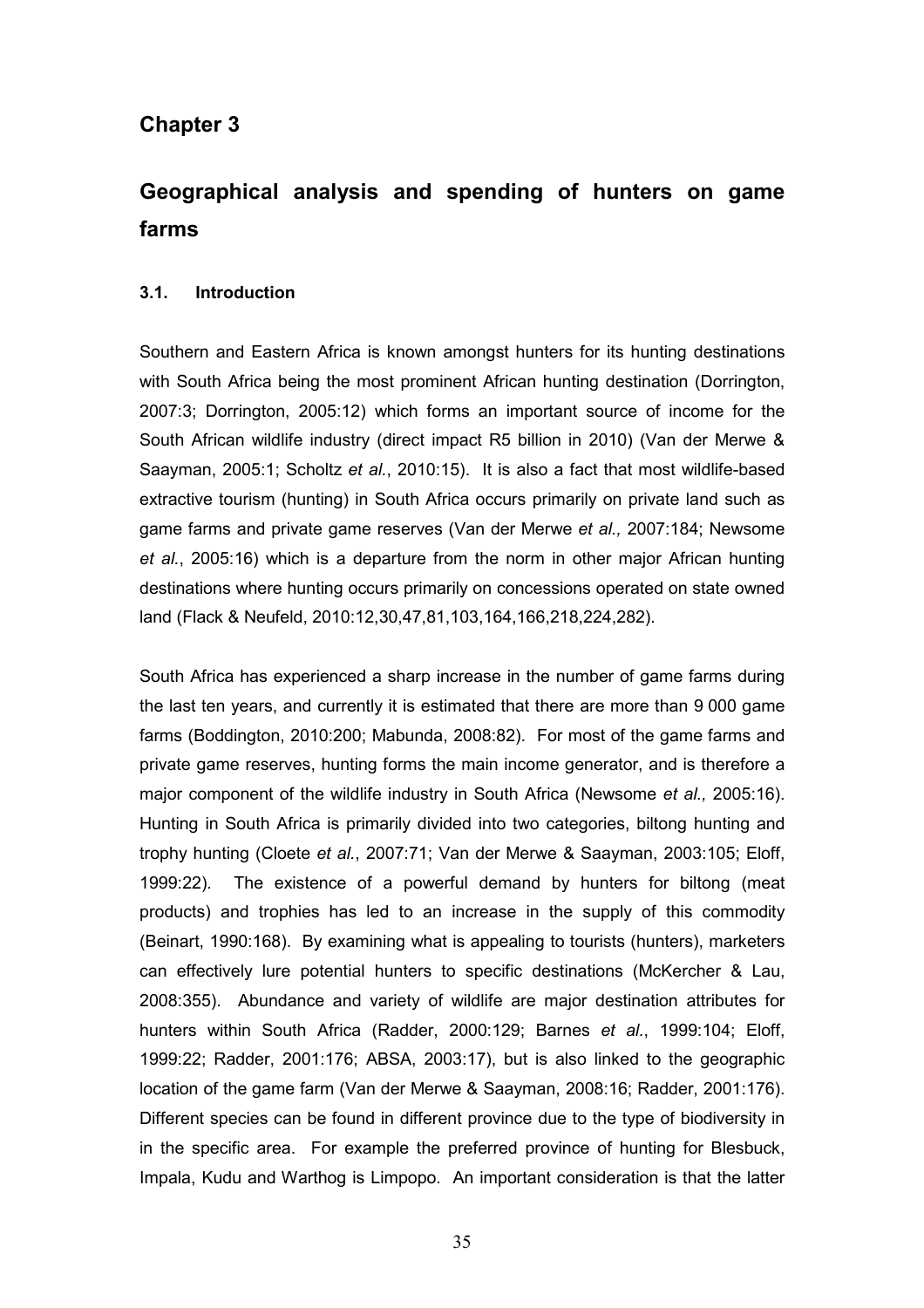# Chapter 3

# Geographical analysis and spending of hunters on game farms

## 3.1. Introduction

Southern and Eastern Africa is known amongst hunters for its hunting destinations with South Africa being the most prominent African hunting destination (Dorrington, 2007:3; Dorrington, 2005:12) which forms an important source of income for the South African wildlife industry (direct impact R5 billion in 2010) (Van der Merwe & Saayman, 2005:1; Scholtz *et al.*, 2010:15). It is also a fact that most wildlife-based extractive tourism (hunting) in South Africa occurs primarily on private land such as game farms and private game reserves (Van der Merwe *et al.,* 2007:184; Newsome *et al.*, 2005:16) which is a departure from the norm in other major African hunting destinations where hunting occurs primarily on concessions operated on state owned land (Flack & Neufeld, 2010:12,30,47,81,103,164,166,218,224,282).

South Africa has experienced a sharp increase in the number of game farms during the last ten years, and currently it is estimated that there are more than 9 000 game farms (Boddington, 2010:200; Mabunda, 2008:82). For most of the game farms and private game reserves, hunting forms the main income generator, and is therefore a major component of the wildlife industry in South Africa (Newsome *et al.,* 2005:16). Hunting in South Africa is primarily divided into two categories, biltong hunting and trophy hunting (Cloete *et al.*, 2007:71; Van der Merwe & Saayman, 2003:105; Eloff, 1999:22). The existence of a powerful demand by hunters for biltong (meat products) and trophies has led to an increase in the supply of this commodity (Beinart, 1990:168). By examining what is appealing to tourists (hunters), marketers can effectively lure potential hunters to specific destinations (McKercher & Lau, 2008:355). Abundance and variety of wildlife are major destination attributes for hunters within South Africa (Radder, 2000:129; Barnes *et al.*, 1999:104; Eloff, 1999:22; Radder, 2001:176; ABSA, 2003:17), but is also linked to the geographic location of the game farm (Van der Merwe & Saayman, 2008:16; Radder, 2001:176). Different species can be found in different province due to the type of biodiversity in in the specific area. For example the preferred province of hunting for Blesbuck, Impala, Kudu and Warthog is Limpopo. An important consideration is that the latter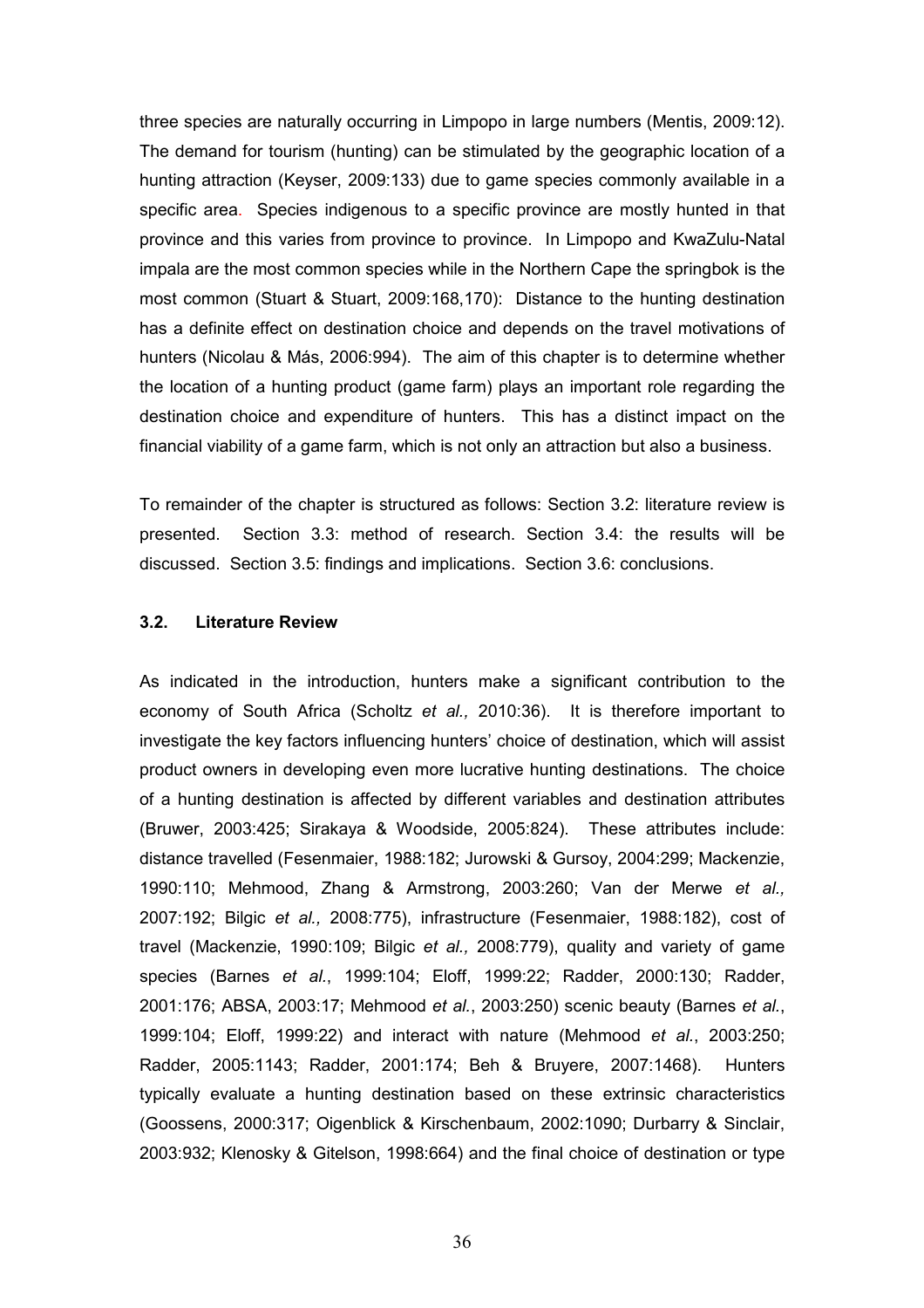three species are naturally occurring in Limpopo in large numbers (Mentis, 2009:12). The demand for tourism (hunting) can be stimulated by the geographic location of a hunting attraction (Keyser, 2009:133) due to game species commonly available in a specific area. Species indigenous to a specific province are mostly hunted in that province and this varies from province to province. In Limpopo and KwaZulu-Natal impala are the most common species while in the Northern Cape the springbok is the most common (Stuart & Stuart, 2009:168,170): Distance to the hunting destination has a definite effect on destination choice and depends on the travel motivations of hunters (Nicolau & Más, 2006:994). The aim of this chapter is to determine whether the location of a hunting product (game farm) plays an important role regarding the destination choice and expenditure of hunters. This has a distinct impact on the financial viability of a game farm, which is not only an attraction but also a business.

To remainder of the chapter is structured as follows: Section 3.2: literature review is presented. Section 3.3: method of research. Section 3.4: the results will be discussed. Section 3.5: findings and implications. Section 3.6: conclusions.

### 3.2. Literature Review

As indicated in the introduction, hunters make a significant contribution to the economy of South Africa (Scholtz *et al.,* 2010:36). It is therefore important to investigate the key factors influencing hunters' choice of destination, which will assist product owners in developing even more lucrative hunting destinations. The choice of a hunting destination is affected by different variables and destination attributes (Bruwer, 2003:425; Sirakaya & Woodside, 2005:824). These attributes include: distance travelled (Fesenmaier, 1988:182; Jurowski & Gursoy, 2004:299; Mackenzie, 1990:110; Mehmood, Zhang & Armstrong, 2003:260; Van der Merwe *et al.,* 2007:192; Bilgic *et al.,* 2008:775), infrastructure (Fesenmaier, 1988:182), cost of travel (Mackenzie, 1990:109; Bilgic *et al.,* 2008:779), quality and variety of game species (Barnes *et al.*, 1999:104; Eloff, 1999:22; Radder, 2000:130; Radder, 2001:176; ABSA, 2003:17; Mehmood *et al.*, 2003:250) scenic beauty (Barnes *et al.*, 1999:104; Eloff, 1999:22) and interact with nature (Mehmood *et al.*, 2003:250; Radder, 2005:1143; Radder, 2001:174; Beh & Bruyere, 2007:1468). Hunters typically evaluate a hunting destination based on these extrinsic characteristics (Goossens, 2000:317; Oigenblick & Kirschenbaum, 2002:1090; Durbarry & Sinclair, 2003:932; Klenosky & Gitelson, 1998:664) and the final choice of destination or type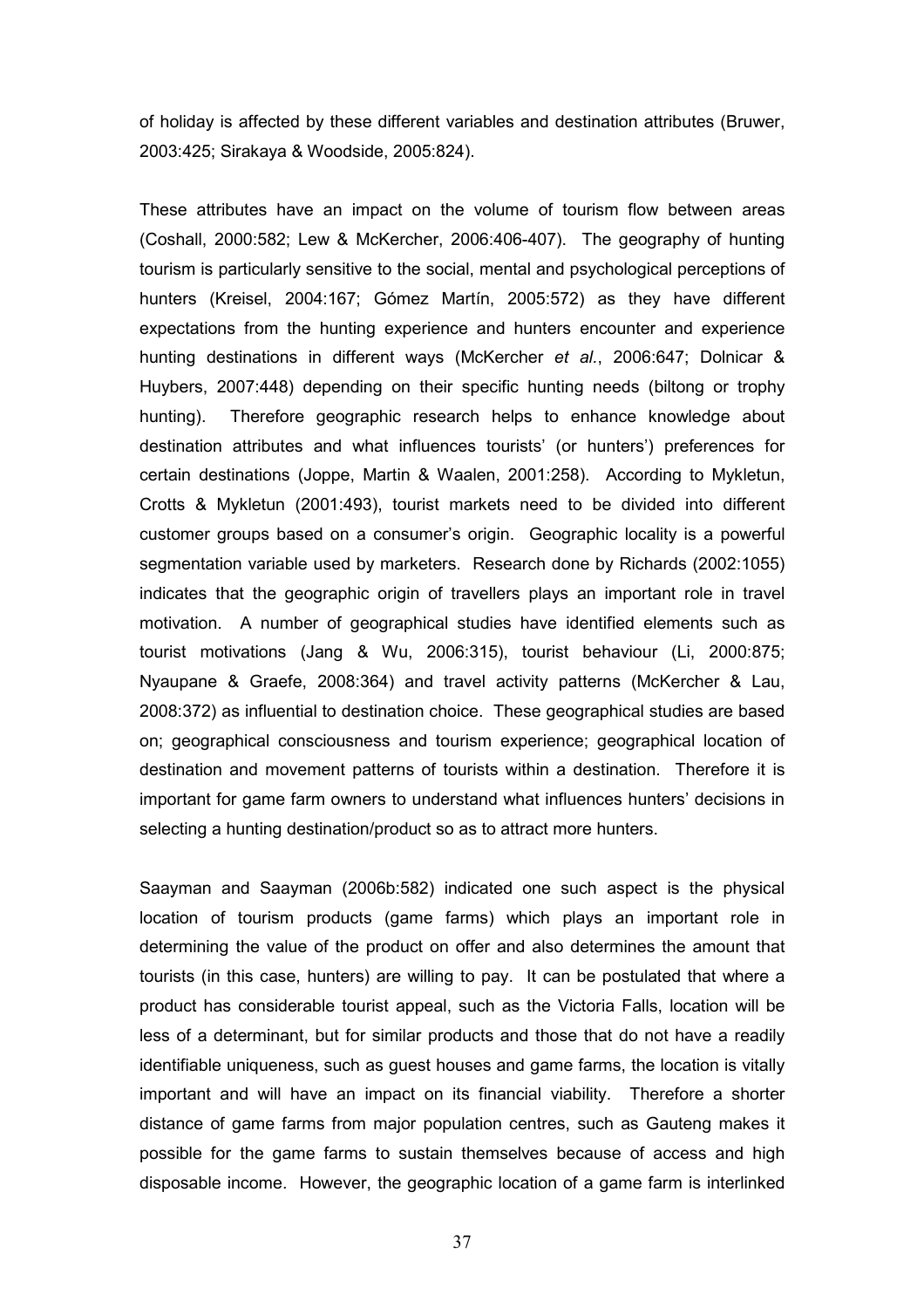of holiday is affected by these different variables and destination attributes (Bruwer, 2003:425; Sirakaya & Woodside, 2005:824).

These attributes have an impact on the volume of tourism flow between areas (Coshall, 2000:582; Lew & McKercher, 2006:406-407). The geography of hunting tourism is particularly sensitive to the social, mental and psychological perceptions of hunters (Kreisel, 2004:167; Gómez Martín, 2005:572) as they have different expectations from the hunting experience and hunters encounter and experience hunting destinations in different ways (McKercher *et al.*, 2006:647; Dolnicar & Huybers, 2007:448) depending on their specific hunting needs (biltong or trophy hunting). Therefore geographic research helps to enhance knowledge about destination attributes and what influences tourists' (or hunters') preferences for certain destinations (Joppe, Martin & Waalen, 2001:258). According to Mykletun, Crotts & Mykletun (2001:493), tourist markets need to be divided into different customer groups based on a consumer's origin. Geographic locality is a powerful segmentation variable used by marketers. Research done by Richards (2002:1055) indicates that the geographic origin of travellers plays an important role in travel motivation. A number of geographical studies have identified elements such as tourist motivations (Jang & Wu, 2006:315), tourist behaviour (Li, 2000:875; Nyaupane & Graefe, 2008:364) and travel activity patterns (McKercher & Lau, 2008:372) as influential to destination choice. These geographical studies are based on; geographical consciousness and tourism experience; geographical location of destination and movement patterns of tourists within a destination. Therefore it is important for game farm owners to understand what influences hunters' decisions in selecting a hunting destination/product so as to attract more hunters.

Saayman and Saayman (2006b:582) indicated one such aspect is the physical location of tourism products (game farms) which plays an important role in determining the value of the product on offer and also determines the amount that tourists (in this case, hunters) are willing to pay. It can be postulated that where a product has considerable tourist appeal, such as the Victoria Falls, location will be less of a determinant, but for similar products and those that do not have a readily identifiable uniqueness, such as guest houses and game farms, the location is vitally important and will have an impact on its financial viability. Therefore a shorter distance of game farms from major population centres, such as Gauteng makes it possible for the game farms to sustain themselves because of access and high disposable income. However, the geographic location of a game farm is interlinked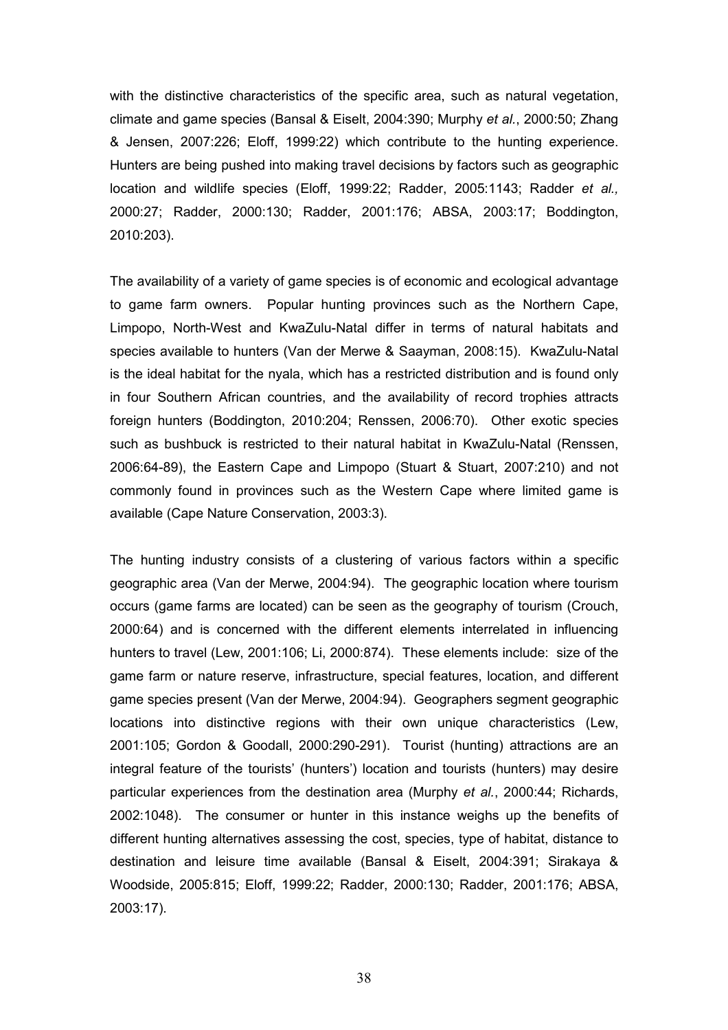with the distinctive characteristics of the specific area, such as natural vegetation, climate and game species (Bansal & Eiselt, 2004:390; Murphy *et al.*, 2000:50; Zhang & Jensen, 2007:226; Eloff, 1999:22) which contribute to the hunting experience. Hunters are being pushed into making travel decisions by factors such as geographic location and wildlife species (Eloff, 1999:22; Radder, 2005:1143; Radder *et al.,* 2000:27; Radder, 2000:130; Radder, 2001:176; ABSA, 2003:17; Boddington, 2010:203).

The availability of a variety of game species is of economic and ecological advantage to game farm owners. Popular hunting provinces such as the Northern Cape, Limpopo, North-West and KwaZulu-Natal differ in terms of natural habitats and species available to hunters (Van der Merwe & Saayman, 2008:15). KwaZulu-Natal is the ideal habitat for the nyala, which has a restricted distribution and is found only in four Southern African countries, and the availability of record trophies attracts foreign hunters (Boddington, 2010:204; Renssen, 2006:70). Other exotic species such as bushbuck is restricted to their natural habitat in KwaZulu-Natal (Renssen, 2006:64-89), the Eastern Cape and Limpopo (Stuart & Stuart, 2007:210) and not commonly found in provinces such as the Western Cape where limited game is available (Cape Nature Conservation, 2003:3).

The hunting industry consists of a clustering of various factors within a specific geographic area (Van der Merwe, 2004:94). The geographic location where tourism occurs (game farms are located) can be seen as the geography of tourism (Crouch, 2000:64) and is concerned with the different elements interrelated in influencing hunters to travel (Lew, 2001:106; Li, 2000:874). These elements include: size of the game farm or nature reserve, infrastructure, special features, location, and different game species present (Van der Merwe, 2004:94). Geographers segment geographic locations into distinctive regions with their own unique characteristics (Lew, 2001:105; Gordon & Goodall, 2000:290-291). Tourist (hunting) attractions are an integral feature of the tourists' (hunters') location and tourists (hunters) may desire particular experiences from the destination area (Murphy *et al.*, 2000:44; Richards, 2002:1048). The consumer or hunter in this instance weighs up the benefits of different hunting alternatives assessing the cost, species, type of habitat, distance to destination and leisure time available (Bansal & Eiselt, 2004:391; Sirakaya & Woodside, 2005:815; Eloff, 1999:22; Radder, 2000:130; Radder, 2001:176; ABSA, 2003:17).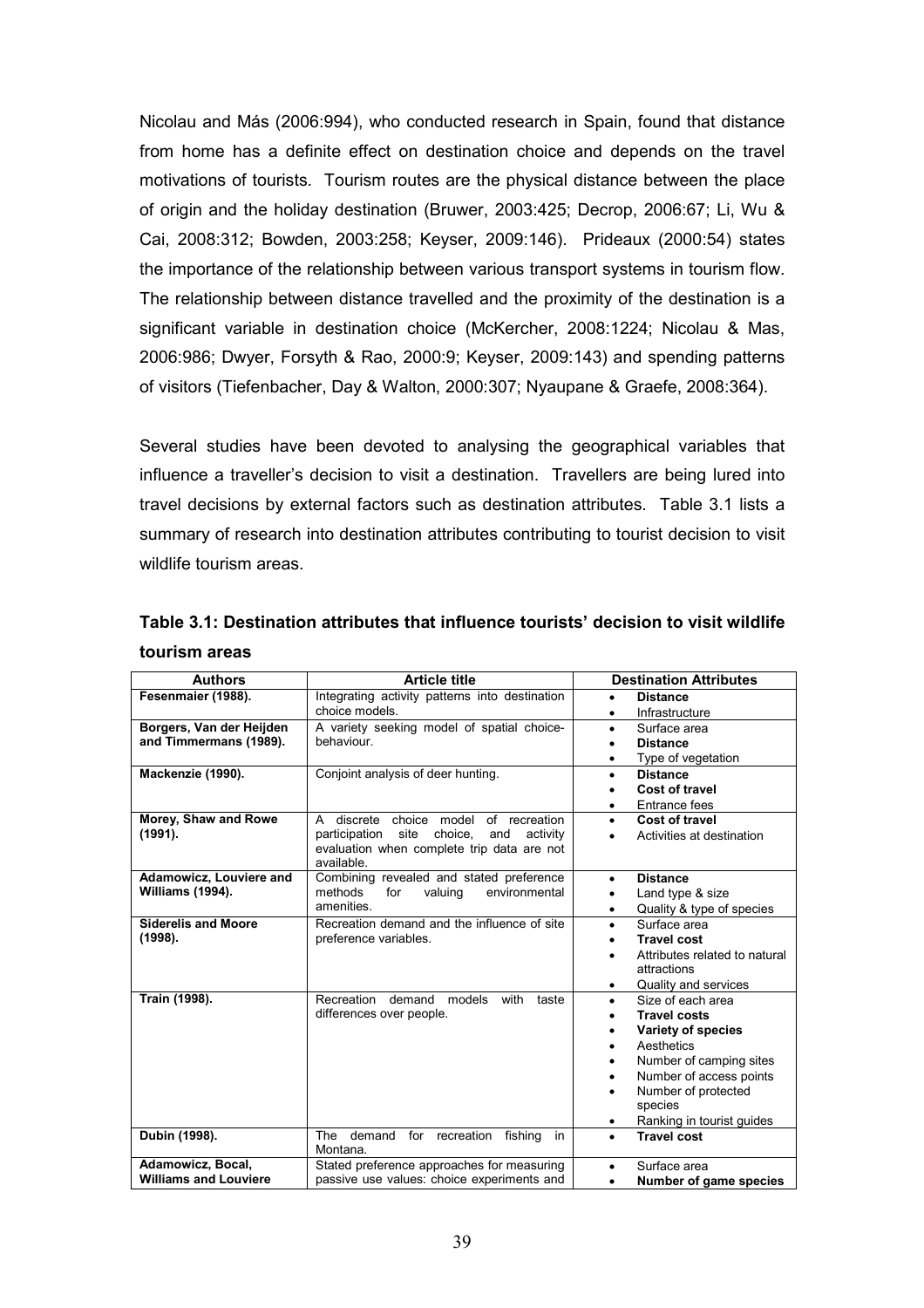Nicolau and Más (2006:994), who conducted research in Spain, found that distance from home has a definite effect on destination choice and depends on the travel motivations of tourists. Tourism routes are the physical distance between the place of origin and the holiday destination (Bruwer, 2003:425; Decrop, 2006:67; Li, Wu & Cai, 2008:312; Bowden, 2003:258; Keyser, 2009:146). Prideaux (2000:54) states the importance of the relationship between various transport systems in tourism flow. The relationship between distance travelled and the proximity of the destination is a significant variable in destination choice (McKercher, 2008:1224; Nicolau & Mas, 2006:986; Dwyer, Forsyth & Rao, 2000:9; Keyser, 2009:143) and spending patterns of visitors (Tiefenbacher, Day & Walton, 2000:307; Nyaupane & Graefe, 2008:364).

Several studies have been devoted to analysing the geographical variables that influence a traveller's decision to visit a destination. Travellers are being lured into travel decisions by external factors such as destination attributes. Table 3.1 lists a summary of research into destination attributes contributing to tourist decision to visit wildlife tourism areas.

**Table 3.1: Destination attributes that influence tourists' decision to visit wildlife tourism areas**

| Authors | Article title | Destination Attributes |
|---|---|---|
| **Fesenmaier (1988).** | Integrating activity patterns into destination choice models. | • **Distance**<br>• Infrastructure |
| **Borgers, Van der Heijden and Timmermans (1989).** | A variety seeking model of spatial choice-behaviour. | • Surface area<br>• **Distance**<br>• Type of vegetation |
| **Mackenzie (1990).** | Conjoint analysis of deer hunting. | • **Distance**<br>• **Cost of travel**<br>• Entrance fees |
| **Morey, Shaw and Rowe (1991).** | A discrete choice model of recreation participation site choice, and activity evaluation when complete trip data are not available. | • **Cost of travel**<br>• Activities at destination |
| **Adamowicz, Louviere and Williams (1994).** | Combining revealed and stated preference methods for valuing environmental amenities. | • **Distance**<br>• Land type & size<br>• Quality & type of species |
| **Siderelis and Moore (1998).** | Recreation demand and the influence of site preference variables. | • Surface area<br>• **Travel cost**<br>• Attributes related to natural attractions<br>• Quality and services |
| **Train (1998).** | Recreation demand models with taste differences over people. | • Size of each area<br>• **Travel costs**<br>• **Variety of species**<br>• Aesthetics<br>• Number of camping sites<br>• Number of access points<br>• Number of protected species<br>• Ranking in tourist guides |
| **Dubin (1998).** | The demand for recreation fishing in Montana. | • **Travel cost** |
| **Adamowicz, Bocal, Williams and Louviere** | Stated preference approaches for measuring passive use values: choice experiments and | • Surface area<br>• **Number of game species** |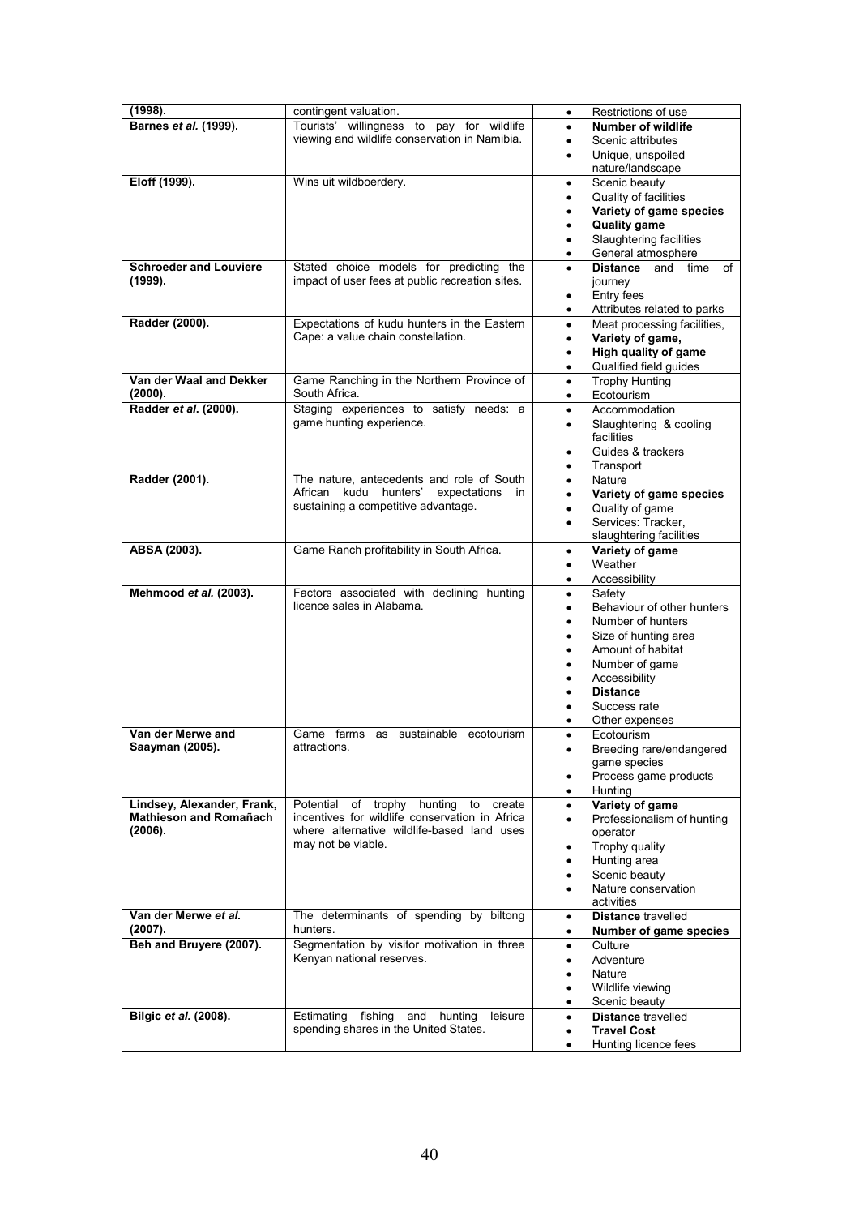| | | |
|---|---|---|
| **(1998).** | contingent valuation. | • Restrictions of use |
| **Barnes *et al.* (1999).** | Tourists' willingness to pay for wildlife viewing and wildlife conservation in Namibia. | • **Number of wildlife**<br>• Scenic attributes<br>• Unique, unspoiled nature/landscape |
| **Eloff (1999).** | Wins uit wildboerdery. | • Scenic beauty<br>• Quality of facilities<br>• **Variety of game species**<br>• **Quality game**<br>• Slaughtering facilities<br>• General atmosphere |
| **Schroeder and Louviere (1999).** | Stated choice models for predicting the impact of user fees at public recreation sites. | • **Distance** and time of journey<br>• Entry fees<br>• Attributes related to parks |
| **Radder (2000).** | Expectations of kudu hunters in the Eastern Cape: a value chain constellation. | • Meat processing facilities,<br>• **Variety of game,**<br>• **High quality of game**<br>• Qualified field guides |
| **Van der Waal and Dekker (2000).** | Game Ranching in the Northern Province of South Africa. | • Trophy Hunting<br>• Ecotourism |
| **Radder *et al.* (2000).** | Staging experiences to satisfy needs: a game hunting experience. | • Accommodation<br>• Slaughtering & cooling facilities<br>• Guides & trackers<br>• Transport |
| **Radder (2001).** | The nature, antecedents and role of South African kudu hunters' expectations in sustaining a competitive advantage. | • Nature<br>• **Variety of game species**<br>• Quality of game<br>• Services: Tracker, slaughtering facilities |
| **ABSA (2003).** | Game Ranch profitability in South Africa. | • **Variety of game**<br>• Weather<br>• Accessibility |
| **Mehmood *et al.* (2003).** | Factors associated with declining hunting licence sales in Alabama. | • Safety<br>• Behaviour of other hunters<br>• Number of hunters<br>• Size of hunting area<br>• Amount of habitat<br>• Number of game<br>• Accessibility<br>• **Distance**<br>• Success rate<br>• Other expenses |
| **Van der Merwe and Saayman (2005).** | Game farms as sustainable ecotourism attractions. | • Ecotourism<br>• Breeding rare/endangered game species<br>• Process game products<br>• Hunting |
| **Lindsey, Alexander, Frank, Mathieson and Romañach (2006).** | Potential of trophy hunting to create incentives for wildlife conservation in Africa where alternative wildlife-based land uses may not be viable. | • **Variety of game**<br>• Professionalism of hunting operator<br>• Trophy quality<br>• Hunting area<br>• Scenic beauty<br>• Nature conservation activities |
| **Van der Merwe *et al.* (2007).** | The determinants of spending by biltong hunters. | • **Distance** travelled<br>• **Number of game species** |
| **Beh and Bruyere (2007).** | Segmentation by visitor motivation in three Kenyan national reserves. | • Culture<br>• Adventure<br>• Nature<br>• Wildlife viewing<br>• Scenic beauty |
| **Bilgic *et al.* (2008).** | Estimating fishing and hunting leisure spending shares in the United States. | • **Distance** travelled<br>• **Travel Cost**<br>• Hunting licence fees |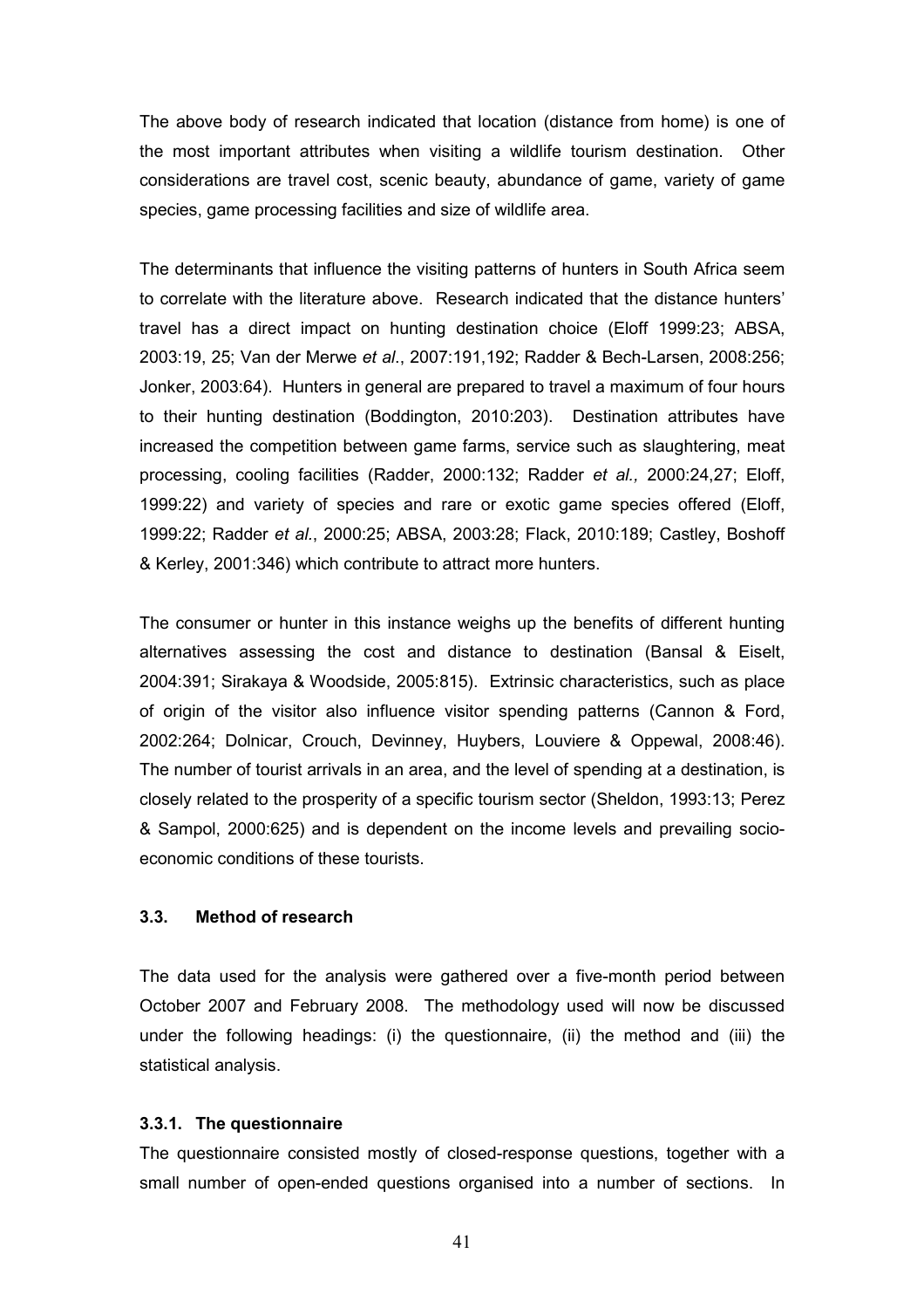The above body of research indicated that location (distance from home) is one of the most important attributes when visiting a wildlife tourism destination. Other considerations are travel cost, scenic beauty, abundance of game, variety of game species, game processing facilities and size of wildlife area.

The determinants that influence the visiting patterns of hunters in South Africa seem to correlate with the literature above. Research indicated that the distance hunters' travel has a direct impact on hunting destination choice (Eloff 1999:23; ABSA, 2003:19, 25; Van der Merwe *et al*., 2007:191,192; Radder & Bech-Larsen, 2008:256; Jonker, 2003:64). Hunters in general are prepared to travel a maximum of four hours to their hunting destination (Boddington, 2010:203). Destination attributes have increased the competition between game farms, service such as slaughtering, meat processing, cooling facilities (Radder, 2000:132; Radder *et al.,* 2000:24,27; Eloff, 1999:22) and variety of species and rare or exotic game species offered (Eloff, 1999:22; Radder *et al*., 2000:25; ABSA, 2003:28; Flack, 2010:189; Castley, Boshoff & Kerley, 2001:346) which contribute to attract more hunters.

The consumer or hunter in this instance weighs up the benefits of different hunting alternatives assessing the cost and distance to destination (Bansal & Eiselt, 2004:391; Sirakaya & Woodside, 2005:815). Extrinsic characteristics, such as place of origin of the visitor also influence visitor spending patterns (Cannon & Ford, 2002:264; Dolnicar, Crouch, Devinney, Huybers, Louviere & Oppewal, 2008:46). The number of tourist arrivals in an area, and the level of spending at a destination, is closely related to the prosperity of a specific tourism sector (Sheldon, 1993:13; Perez & Sampol, 2000:625) and is dependent on the income levels and prevailing socio-economic conditions of these tourists.

## 3.3. Method of research

The data used for the analysis were gathered over a five-month period between October 2007 and February 2008. The methodology used will now be discussed under the following headings: (i) the questionnaire, (ii) the method and (iii) the statistical analysis.

### 3.3.1. The questionnaire

The questionnaire consisted mostly of closed-response questions, together with a small number of open-ended questions organised into a number of sections. In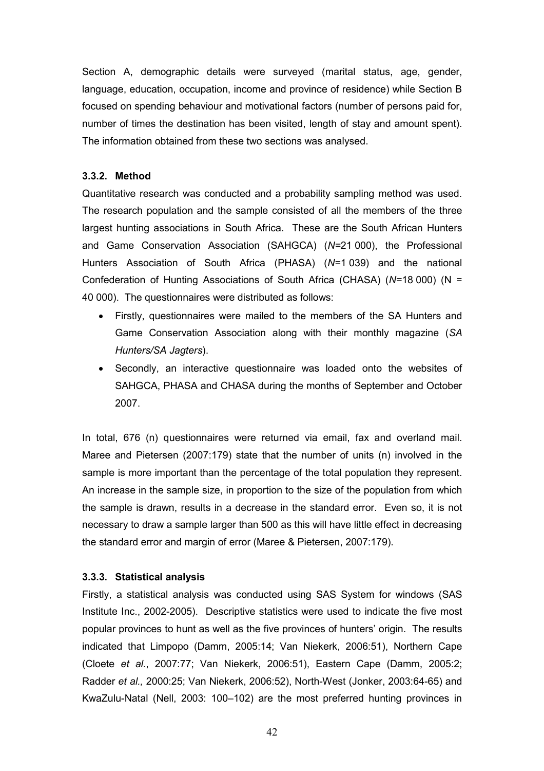Section A, demographic details were surveyed (marital status, age, gender, language, education, occupation, income and province of residence) while Section B focused on spending behaviour and motivational factors (number of persons paid for, number of times the destination has been visited, length of stay and amount spent). The information obtained from these two sections was analysed.

### 3.3.2. Method

Quantitative research was conducted and a probability sampling method was used. The research population and the sample consisted of all the members of the three largest hunting associations in South Africa. These are the South African Hunters and Game Conservation Association (SAHGCA) (*N*=21 000), the Professional Hunters Association of South Africa (PHASA) (*N*=1 039) and the national Confederation of Hunting Associations of South Africa (CHASA) (*N*=18 000) (N = 40 000). The questionnaires were distributed as follows:

- Firstly, questionnaires were mailed to the members of the SA Hunters and Game Conservation Association along with their monthly magazine (*SA Hunters/SA Jagters*).
- Secondly, an interactive questionnaire was loaded onto the websites of SAHGCA, PHASA and CHASA during the months of September and October 2007.

In total, 676 (n) questionnaires were returned via email, fax and overland mail. Maree and Pietersen (2007:179) state that the number of units (n) involved in the sample is more important than the percentage of the total population they represent. An increase in the sample size, in proportion to the size of the population from which the sample is drawn, results in a decrease in the standard error. Even so, it is not necessary to draw a sample larger than 500 as this will have little effect in decreasing the standard error and margin of error (Maree & Pietersen, 2007:179).

### 3.3.3. Statistical analysis

Firstly, a statistical analysis was conducted using SAS System for windows (SAS Institute Inc., 2002-2005). Descriptive statistics were used to indicate the five most popular provinces to hunt as well as the five provinces of hunters' origin. The results indicated that Limpopo (Damm, 2005:14; Van Niekerk, 2006:51), Northern Cape (Cloete *et al.*, 2007:77; Van Niekerk, 2006:51), Eastern Cape (Damm, 2005:2; Radder *et al.,* 2000:25; Van Niekerk, 2006:52), North-West (Jonker, 2003:64-65) and KwaZulu-Natal (Nell, 2003: 100–102) are the most preferred hunting provinces in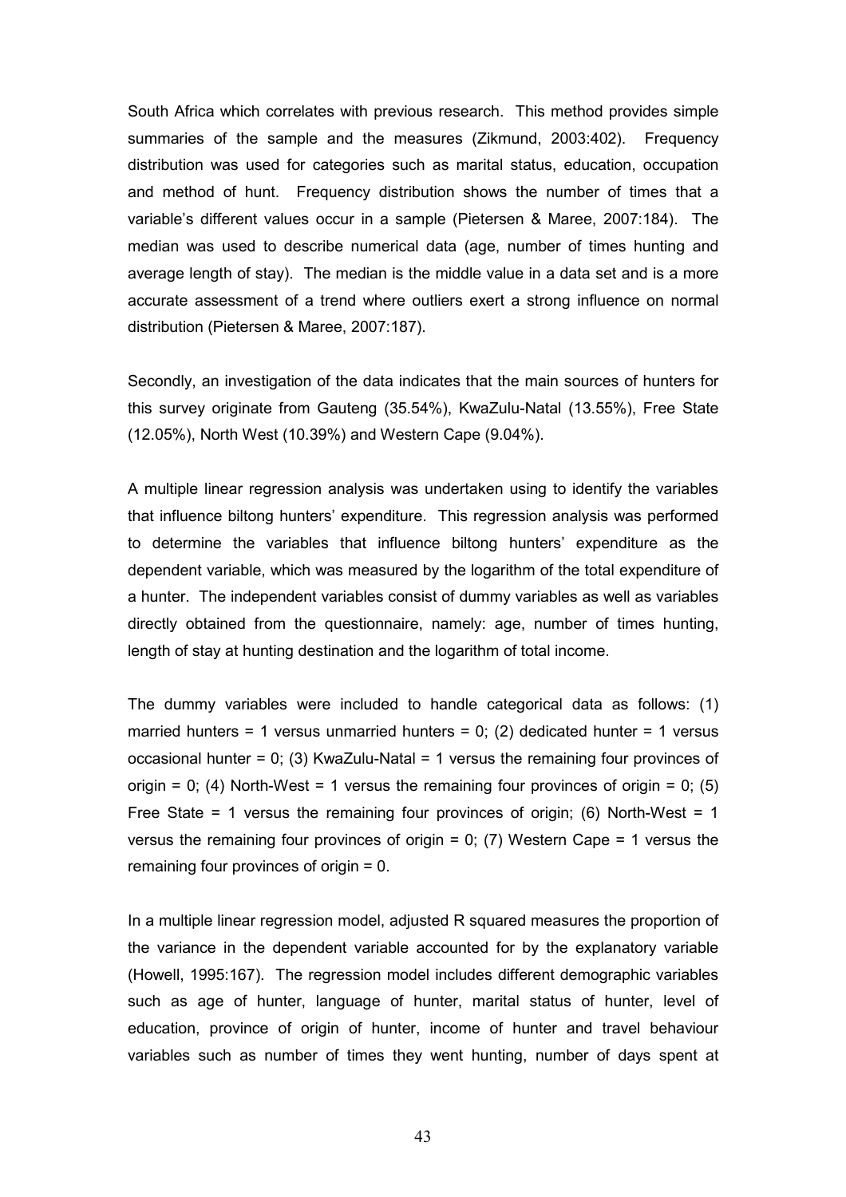South Africa which correlates with previous research. This method provides simple summaries of the sample and the measures (Zikmund, 2003:402). Frequency distribution was used for categories such as marital status, education, occupation and method of hunt. Frequency distribution shows the number of times that a variable's different values occur in a sample (Pietersen & Maree, 2007:184). The median was used to describe numerical data (age, number of times hunting and average length of stay). The median is the middle value in a data set and is a more accurate assessment of a trend where outliers exert a strong influence on normal distribution (Pietersen & Maree, 2007:187).

Secondly, an investigation of the data indicates that the main sources of hunters for this survey originate from Gauteng (35.54%), KwaZulu-Natal (13.55%), Free State (12.05%), North West (10.39%) and Western Cape (9.04%).

A multiple linear regression analysis was undertaken using to identify the variables that influence biltong hunters' expenditure. This regression analysis was performed to determine the variables that influence biltong hunters' expenditure as the dependent variable, which was measured by the logarithm of the total expenditure of a hunter. The independent variables consist of dummy variables as well as variables directly obtained from the questionnaire, namely: age, number of times hunting, length of stay at hunting destination and the logarithm of total income.

The dummy variables were included to handle categorical data as follows: (1) married hunters = 1 versus unmarried hunters = 0; (2) dedicated hunter = 1 versus occasional hunter = 0; (3) KwaZulu-Natal = 1 versus the remaining four provinces of origin = 0; (4) North-West = 1 versus the remaining four provinces of origin = 0; (5) Free State = 1 versus the remaining four provinces of origin; (6) North-West = 1 versus the remaining four provinces of origin = 0; (7) Western Cape = 1 versus the remaining four provinces of origin = 0.

In a multiple linear regression model, adjusted R squared measures the proportion of the variance in the dependent variable accounted for by the explanatory variable (Howell, 1995:167). The regression model includes different demographic variables such as age of hunter, language of hunter, marital status of hunter, level of education, province of origin of hunter, income of hunter and travel behaviour variables such as number of times they went hunting, number of days spent at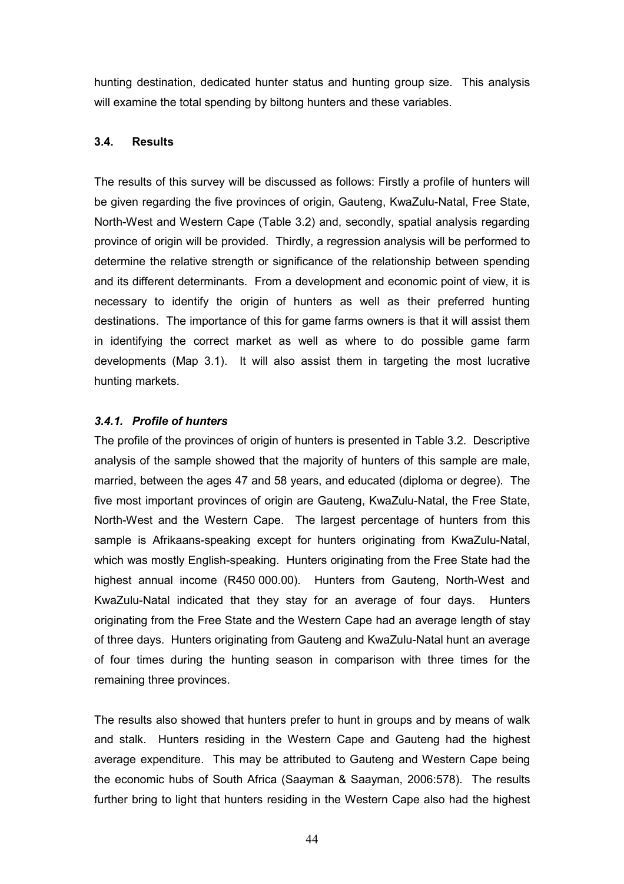hunting destination, dedicated hunter status and hunting group size. This analysis will examine the total spending by biltong hunters and these variables.

### 3.4. Results

The results of this survey will be discussed as follows: Firstly a profile of hunters will be given regarding the five provinces of origin, Gauteng, KwaZulu-Natal, Free State, North-West and Western Cape (Table 3.2) and, secondly, spatial analysis regarding province of origin will be provided. Thirdly, a regression analysis will be performed to determine the relative strength or significance of the relationship between spending and its different determinants. From a development and economic point of view, it is necessary to identify the origin of hunters as well as their preferred hunting destinations. The importance of this for game farms owners is that it will assist them in identifying the correct market as well as where to do possible game farm developments (Map 3.1). It will also assist them in targeting the most lucrative hunting markets.

#### *3.4.1. Profile of hunters*

The profile of the provinces of origin of hunters is presented in Table 3.2. Descriptive analysis of the sample showed that the majority of hunters of this sample are male, married, between the ages 47 and 58 years, and educated (diploma or degree). The five most important provinces of origin are Gauteng, KwaZulu-Natal, the Free State, North-West and the Western Cape. The largest percentage of hunters from this sample is Afrikaans-speaking except for hunters originating from KwaZulu-Natal, which was mostly English-speaking. Hunters originating from the Free State had the highest annual income (R450 000.00). Hunters from Gauteng, North-West and KwaZulu-Natal indicated that they stay for an average of four days. Hunters originating from the Free State and the Western Cape had an average length of stay of three days. Hunters originating from Gauteng and KwaZulu-Natal hunt an average of four times during the hunting season in comparison with three times for the remaining three provinces.

The results also showed that hunters prefer to hunt in groups and by means of walk and stalk. Hunters residing in the Western Cape and Gauteng had the highest average expenditure. This may be attributed to Gauteng and Western Cape being the economic hubs of South Africa (Saayman & Saayman, 2006:578). The results further bring to light that hunters residing in the Western Cape also had the highest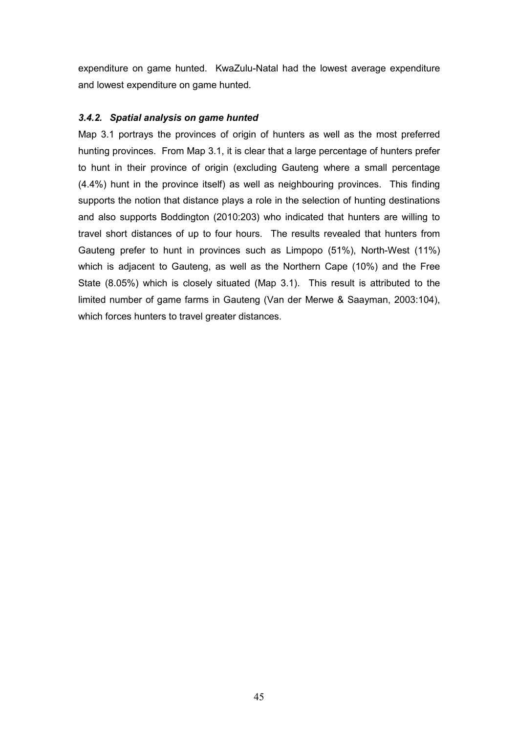expenditure on game hunted. KwaZulu-Natal had the lowest average expenditure and lowest expenditure on game hunted.

### *3.4.2. Spatial analysis on game hunted*

Map 3.1 portrays the provinces of origin of hunters as well as the most preferred hunting provinces. From Map 3.1, it is clear that a large percentage of hunters prefer to hunt in their province of origin (excluding Gauteng where a small percentage (4.4%) hunt in the province itself) as well as neighbouring provinces. This finding supports the notion that distance plays a role in the selection of hunting destinations and also supports Boddington (2010:203) who indicated that hunters are willing to travel short distances of up to four hours. The results revealed that hunters from Gauteng prefer to hunt in provinces such as Limpopo (51%), North-West (11%) which is adjacent to Gauteng, as well as the Northern Cape (10%) and the Free State (8.05%) which is closely situated (Map 3.1). This result is attributed to the limited number of game farms in Gauteng (Van der Merwe & Saayman, 2003:104), which forces hunters to travel greater distances.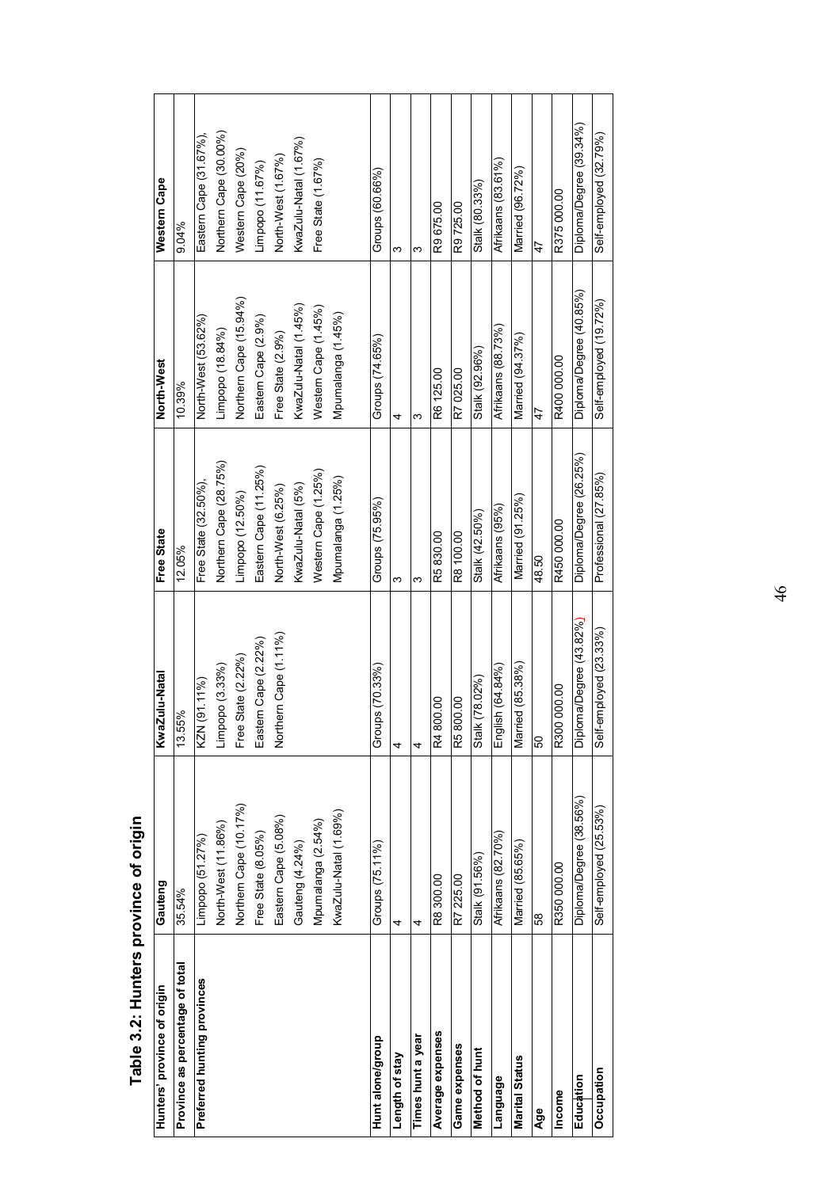**Table 3.2: Hunters province of origin**

| Hunters' province of origin | Gauteng | KwaZulu-Natal | Free State | North-West | Western Cape |
|---|---|---|---|---|---|
| Province as percentage of total | 35.54% | 13.55% | 12.05% | 10.39% | 9.04% |
| Preferred hunting provinces | Limpopo (51.27%) North-West (11.86%) Northern Cape (10.17%) Free State (8.05%) Eastern Cape (5.08%) Gauteng (4.24%) Mpumalanga (2.54%) KwaZulu-Natal (1.69%) | KZN (91.11%) Limpopo (3.33%) Free State (2.22%) Eastern Cape (2.22%) Northern Cape (1.11%) | Free State (32.50%), Northern Cape (28.75%) Limpopo (12.50%) Eastern Cape (11.25%) North-West (6.25%) KwaZulu-Natal (5%) Western Cape (1.25%) Mpumalanga (1.25%) | North-West (53.62%) Limpopo (18.84%) Northern Cape (15.94%) Eastern Cape (2.9%) Free State (2.9%) KwaZulu-Natal (1.45%) Western Cape (1.45%) Mpumalanga (1.45%) | Eastern Cape (31.67%), Northern Cape (30.00%) Western Cape (20%) Limpopo (11.67%) North-West (1.67%) KwaZulu-Natal (1.67%) Free State (1.67%) |
| Hunt alone/group | Groups (75.11%) | Groups (70.33%) | Groups (75.95%) | Groups (74.65%) | Groups (60.66%) |
| Length of stay | 4 | 4 | 3 | 4 | 3 |
| Times hunt a year | 4 | 4 | 3 | 3 | 3 |
| Average expenses | R8 300.00 | R4 800.00 | R5 830.00 | R6 125.00 | R9 675.00 |
| Game expenses | R7 225.00 | R5 800.00 | R8 100.00 | R7 025.00 | R9 725.00 |
| Method of hunt | Stalk (91.56%) | Stalk (78.02%) | Stalk (42.50%) | Stalk (92.96%) | Stalk (80.33%) |
| Language | Afrikaans (82.70%) | English (64.84%) | Afrikaans (95%) | Afrikaans (88.73%) | Afrikaans (83.61%) |
| Marital Status | Married (85.65%) | Married (85.38%) | Married (91.25%) | Married (94.37%) | Married (96.72%) |
| Age | 58 | 50 | 48.50 | 47 | 47 |
| Income | R350 000.00 | R300 000.00 | R450 000.00 | R400 000.00 | R375 000.00 |
| Education | Diploma/Degree (38.56%) | Diploma/Degree (43.82%) | Diploma/Degree (26.25%) | Diploma/Degree (40.85%) | Diploma/Degree (39.34%) |
| Occupation | Self-employed (25.53%) | Self-employed (23.33%) | Professional (27.85%) | Self-employed (19.72%) | Self-employed (32.79%) |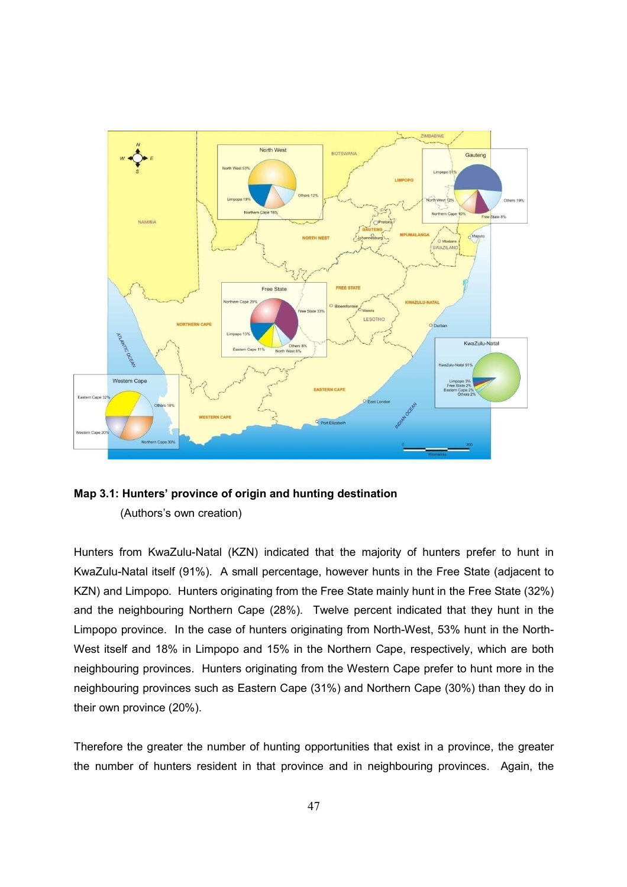North West

North West 53%

Limpopo 19%

Northern Cape 16%

Others 12%

Gauteng

Limpopo 51%

North West 12%

Northern Cape 10%

Free State 8%

Others 19%

Free State

Northern Cape 29%

Free State 33%

Limpopo 13%

Eastern Cape 11%

North West 6%

Others 8%

KwaZulu-Natal

KwaZulu-Natal 91%

Limpopo 3%

Free State 2%

Eastern Cape 2%

Others 2%

Western Cape

Eastern Cape 32%

Others 18%

Western Cape 20%

Northern Cape 30%

ZIMBABWE

BOTSWANA

NAMIBIA

LIMPOPO

NORTH WEST

GAUTENG

MPUMALANGA

Pretoria

Johannesburg

Maputo

Mbabane

SWAZILAND

FREE STATE

Bloemfontein

Maseru

LESOTHO

KWAZULU-NATAL

Durban

NORTHERN CAPE

EASTERN CAPE

East London

Port Elizabeth

WESTERN CAPE

ATLANTIC OCEAN

INDIAN OCEAN

N

W

E

S

0

300

Kilometres

**Map 3.1: Hunters' province of origin and hunting destination**

(Authors's own creation)

Hunters from KwaZulu-Natal (KZN) indicated that the majority of hunters prefer to hunt in KwaZulu-Natal itself (91%). A small percentage, however hunts in the Free State (adjacent to KZN) and Limpopo. Hunters originating from the Free State mainly hunt in the Free State (32%) and the neighbouring Northern Cape (28%). Twelve percent indicated that they hunt in the Limpopo province. In the case of hunters originating from North-West, 53% hunt in the North-West itself and 18% in Limpopo and 15% in the Northern Cape, respectively, which are both neighbouring provinces. Hunters originating from the Western Cape prefer to hunt more in the neighbouring provinces such as Eastern Cape (31%) and Northern Cape (30%) than they do in their own province (20%).

Therefore the greater the number of hunting opportunities that exist in a province, the greater the number of hunters resident in that province and in neighbouring provinces. Again, the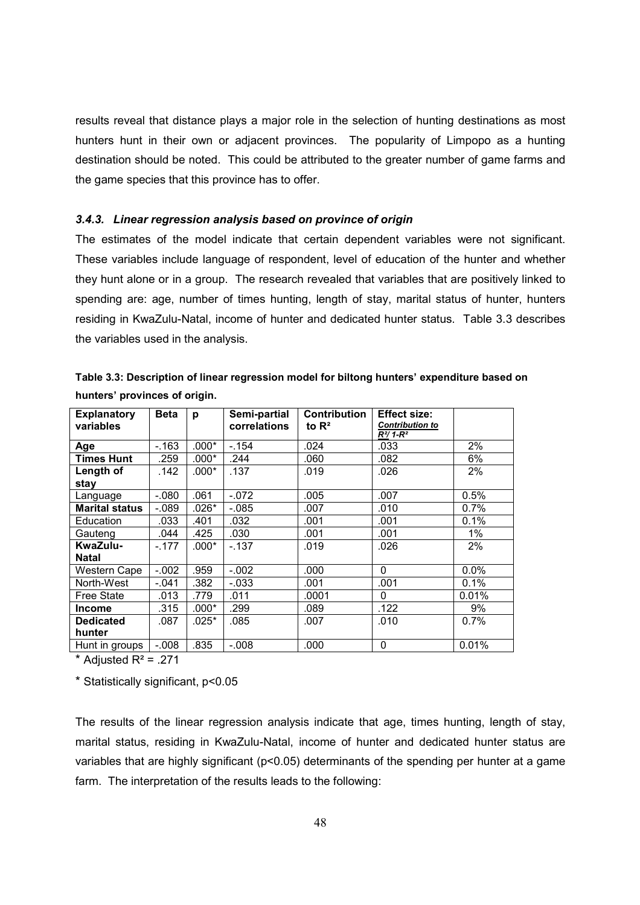results reveal that distance plays a major role in the selection of hunting destinations as most hunters hunt in their own or adjacent provinces. The popularity of Limpopo as a hunting destination should be noted. This could be attributed to the greater number of game farms and the game species that this province has to offer.

### *3.4.3. Linear regression analysis based on province of origin*

The estimates of the model indicate that certain dependent variables were not significant. These variables include language of respondent, level of education of the hunter and whether they hunt alone or in a group. The research revealed that variables that are positively linked to spending are: age, number of times hunting, length of stay, marital status of hunter, hunters residing in KwaZulu-Natal, income of hunter and dedicated hunter status. Table 3.3 describes the variables used in the analysis.

**Table 3.3: Description of linear regression model for biltong hunters' expenditure based on hunters' provinces of origin.**

| Explanatory variables | Beta | p | Semi-partial correlations | Contribution to $R^2$ | Effect size: Contribution to $R^2/1-R^2$ | |
|---|---|---|---|---|---|---|
| **Age** | -.163 | .000* | -.154 | .024 | .033 | 2% |
| **Times Hunt** | .259 | .000* | .244 | .060 | .082 | 6% |
| **Length of stay** | .142 | .000* | .137 | .019 | .026 | 2% |
| Language | -.080 | .061 | -.072 | .005 | .007 | 0.5% |
| **Marital status** | -.089 | .026* | -.085 | .007 | .010 | 0.7% |
| Education | .033 | .401 | .032 | .001 | .001 | 0.1% |
| Gauteng | .044 | .425 | .030 | .001 | .001 | 1% |
| **KwaZulu-Natal** | -.177 | .000* | -.137 | .019 | .026 | 2% |
| Western Cape | -.002 | .959 | -.002 | .000 | 0 | 0.0% |
| North-West | -.041 | .382 | -.033 | .001 | .001 | 0.1% |
| Free State | .013 | .779 | .011 | .0001 | 0 | 0.01% |
| **Income** | .315 | .000* | .299 | .089 | .122 | 9% |
| **Dedicated hunter** | .087 | .025* | .085 | .007 | .010 | 0.7% |
| Hunt in groups | -.008 | .835 | -.008 | .000 | 0 | 0.01% |

* Adjusted $R^2$ = .271

* Statistically significant, $p<0.05$

The results of the linear regression analysis indicate that age, times hunting, length of stay, marital status, residing in KwaZulu-Natal, income of hunter and dedicated hunter status are variables that are highly significant ($p<0.05$) determinants of the spending per hunter at a game farm. The interpretation of the results leads to the following: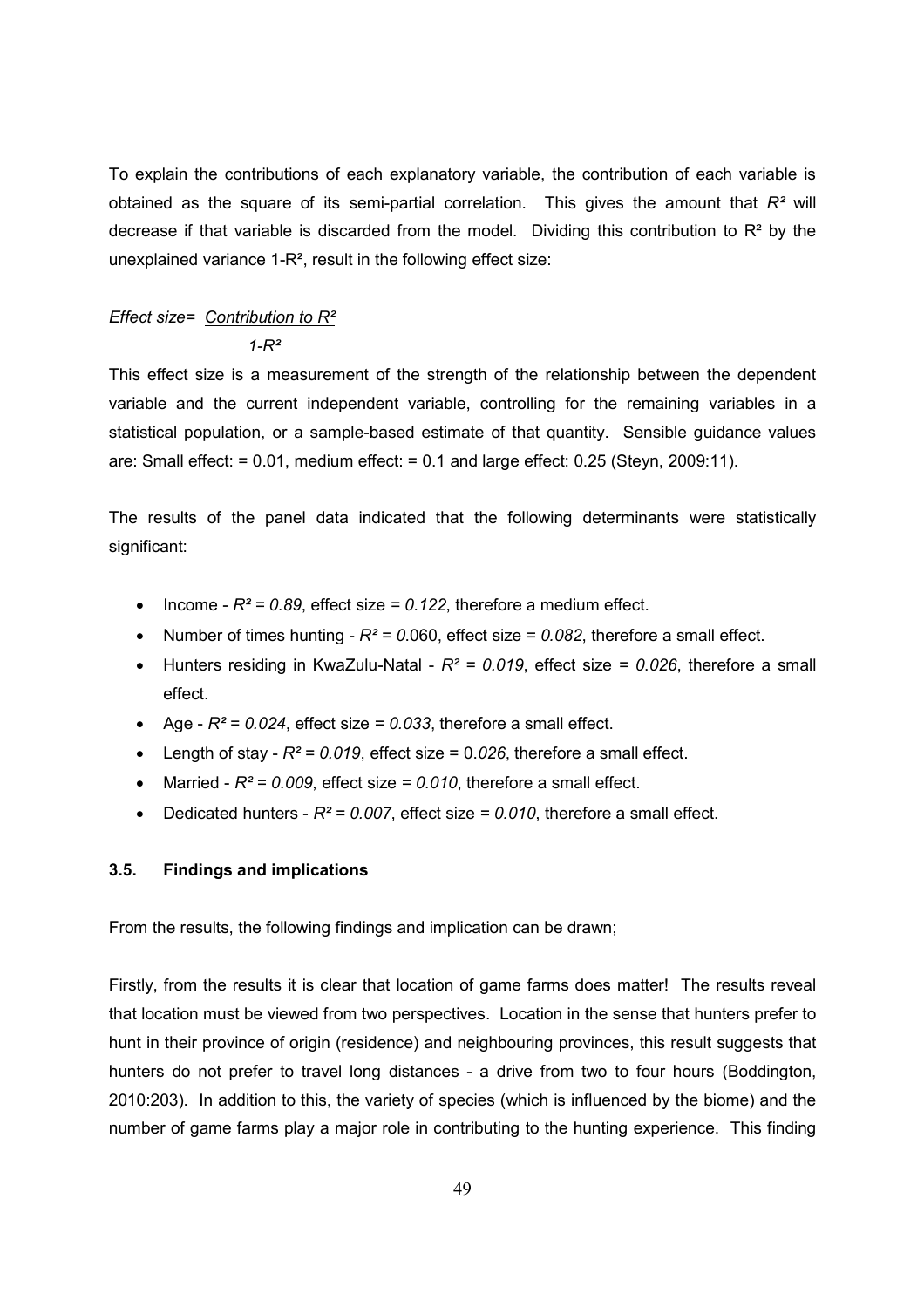To explain the contributions of each explanatory variable, the contribution of each variable is obtained as the square of its semi-partial correlation. This gives the amount that $R^2$ will decrease if that variable is discarded from the model. Dividing this contribution to $R^2$ by the unexplained variance $1-R^2$, result in the following effect size:

$$\text{Effect size} = \frac{\text{Contribution to } R^2}{1-R^2}$$

This effect size is a measurement of the strength of the relationship between the dependent variable and the current independent variable, controlling for the remaining variables in a statistical population, or a sample-based estimate of that quantity. Sensible guidance values are: Small effect: = 0.01, medium effect: = 0.1 and large effect: 0.25 (Steyn, 2009:11).

The results of the panel data indicated that the following determinants were statistically significant:

- Income - $R^2 = 0.89$, effect size = *0.122*, therefore a medium effect.
- Number of times hunting - $R^2 = 0.060$, effect size = *0.082*, therefore a small effect.
- Hunters residing in KwaZulu-Natal - $R^2 = 0.019$, effect size = *0.026*, therefore a small effect.
- Age - $R^2 = 0.024$, effect size = *0.033*, therefore a small effect.
- Length of stay - $R^2 = 0.019$, effect size = 0.*026*, therefore a small effect.
- Married - $R^2 = 0.009$, effect size = *0.010*, therefore a small effect.
- Dedicated hunters - $R^2 = 0.007$, effect size = *0.010*, therefore a small effect.

### 3.5. Findings and implications

From the results, the following findings and implication can be drawn;

Firstly, from the results it is clear that location of game farms does matter! The results reveal that location must be viewed from two perspectives. Location in the sense that hunters prefer to hunt in their province of origin (residence) and neighbouring provinces, this result suggests that hunters do not prefer to travel long distances - a drive from two to four hours (Boddington, 2010:203). In addition to this, the variety of species (which is influenced by the biome) and the number of game farms play a major role in contributing to the hunting experience. This finding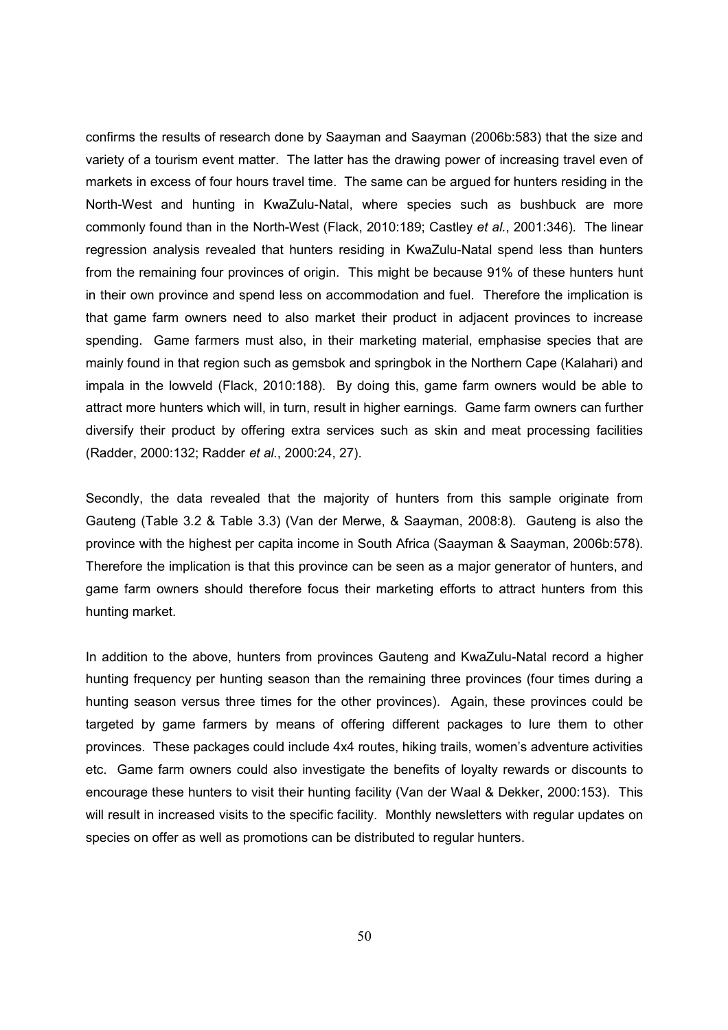confirms the results of research done by Saayman and Saayman (2006b:583) that the size and variety of a tourism event matter. The latter has the drawing power of increasing travel even of markets in excess of four hours travel time. The same can be argued for hunters residing in the North-West and hunting in KwaZulu-Natal, where species such as bushbuck are more commonly found than in the North-West (Flack, 2010:189; Castley *et al.*, 2001:346). The linear regression analysis revealed that hunters residing in KwaZulu-Natal spend less than hunters from the remaining four provinces of origin. This might be because 91% of these hunters hunt in their own province and spend less on accommodation and fuel. Therefore the implication is that game farm owners need to also market their product in adjacent provinces to increase spending. Game farmers must also, in their marketing material, emphasise species that are mainly found in that region such as gemsbok and springbok in the Northern Cape (Kalahari) and impala in the lowveld (Flack, 2010:188). By doing this, game farm owners would be able to attract more hunters which will, in turn, result in higher earnings. Game farm owners can further diversify their product by offering extra services such as skin and meat processing facilities (Radder, 2000:132; Radder *et al.*, 2000:24, 27).

Secondly, the data revealed that the majority of hunters from this sample originate from Gauteng (Table 3.2 & Table 3.3) (Van der Merwe, & Saayman, 2008:8). Gauteng is also the province with the highest per capita income in South Africa (Saayman & Saayman, 2006b:578). Therefore the implication is that this province can be seen as a major generator of hunters, and game farm owners should therefore focus their marketing efforts to attract hunters from this hunting market.

In addition to the above, hunters from provinces Gauteng and KwaZulu-Natal record a higher hunting frequency per hunting season than the remaining three provinces (four times during a hunting season versus three times for the other provinces). Again, these provinces could be targeted by game farmers by means of offering different packages to lure them to other provinces. These packages could include 4x4 routes, hiking trails, women's adventure activities etc. Game farm owners could also investigate the benefits of loyalty rewards or discounts to encourage these hunters to visit their hunting facility (Van der Waal & Dekker, 2000:153). This will result in increased visits to the specific facility. Monthly newsletters with regular updates on species on offer as well as promotions can be distributed to regular hunters.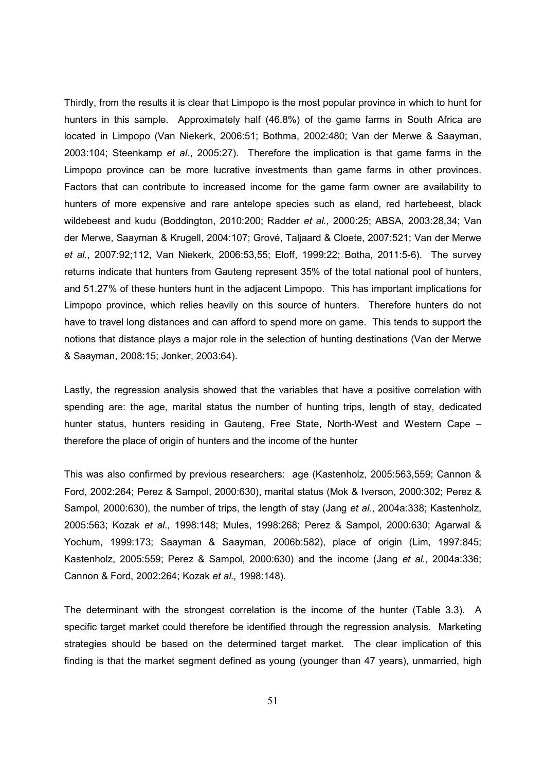Thirdly, from the results it is clear that Limpopo is the most popular province in which to hunt for hunters in this sample. Approximately half (46.8%) of the game farms in South Africa are located in Limpopo (Van Niekerk, 2006:51; Bothma, 2002:480; Van der Merwe & Saayman, 2003:104; Steenkamp *et al.*, 2005:27). Therefore the implication is that game farms in the Limpopo province can be more lucrative investments than game farms in other provinces. Factors that can contribute to increased income for the game farm owner are availability to hunters of more expensive and rare antelope species such as eland, red hartebeest, black wildebeest and kudu (Boddington, 2010:200; Radder *et al.*, 2000:25; ABSA, 2003:28,34; Van der Merwe, Saayman & Krugell, 2004:107; Grové, Taljaard & Cloete, 2007:521; Van der Merwe *et al.*, 2007:92;112, Van Niekerk, 2006:53,55; Eloff, 1999:22; Botha, 2011:5-6). The survey returns indicate that hunters from Gauteng represent 35% of the total national pool of hunters, and 51.27% of these hunters hunt in the adjacent Limpopo. This has important implications for Limpopo province, which relies heavily on this source of hunters. Therefore hunters do not have to travel long distances and can afford to spend more on game. This tends to support the notions that distance plays a major role in the selection of hunting destinations (Van der Merwe & Saayman, 2008:15; Jonker, 2003:64).

Lastly, the regression analysis showed that the variables that have a positive correlation with spending are: the age, marital status the number of hunting trips, length of stay, dedicated hunter status, hunters residing in Gauteng, Free State, North-West and Western Cape – therefore the place of origin of hunters and the income of the hunter

This was also confirmed by previous researchers: age (Kastenholz, 2005:563,559; Cannon & Ford, 2002:264; Perez & Sampol, 2000:630), marital status (Mok & Iverson, 2000:302; Perez & Sampol, 2000:630), the number of trips, the length of stay (Jang *et al.*, 2004a:338; Kastenholz, 2005:563; Kozak *et al.,* 1998:148; Mules, 1998:268; Perez & Sampol, 2000:630; Agarwal & Yochum, 1999:173; Saayman & Saayman, 2006b:582), place of origin (Lim, 1997:845; Kastenholz, 2005:559; Perez & Sampol, 2000:630) and the income (Jang *et al.*, 2004a:336; Cannon & Ford, 2002:264; Kozak *et al.,* 1998:148).

The determinant with the strongest correlation is the income of the hunter (Table 3.3). A specific target market could therefore be identified through the regression analysis. Marketing strategies should be based on the determined target market. The clear implication of this finding is that the market segment defined as young (younger than 47 years), unmarried, high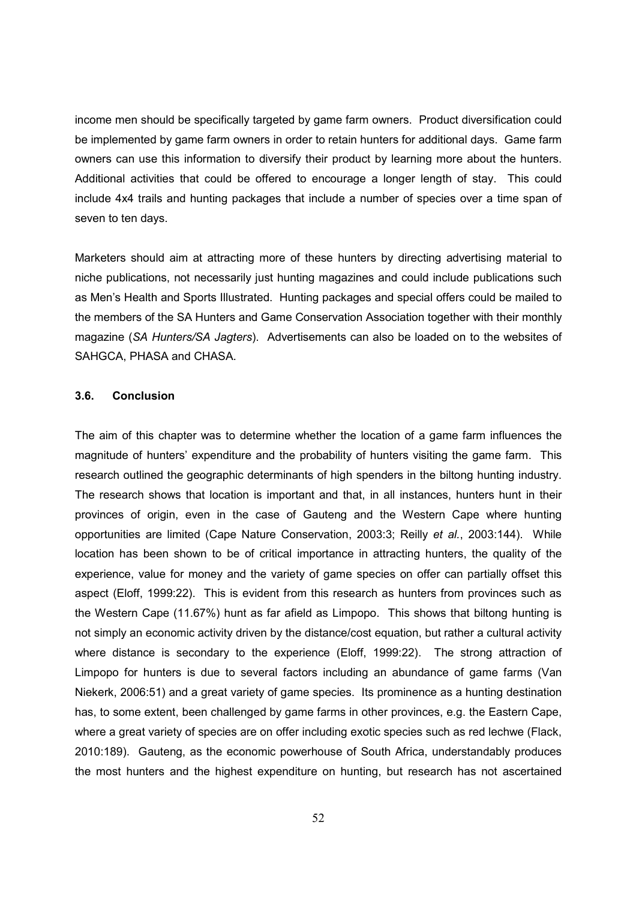income men should be specifically targeted by game farm owners. Product diversification could be implemented by game farm owners in order to retain hunters for additional days. Game farm owners can use this information to diversify their product by learning more about the hunters. Additional activities that could be offered to encourage a longer length of stay. This could include 4x4 trails and hunting packages that include a number of species over a time span of seven to ten days.

Marketers should aim at attracting more of these hunters by directing advertising material to niche publications, not necessarily just hunting magazines and could include publications such as Men's Health and Sports Illustrated. Hunting packages and special offers could be mailed to the members of the SA Hunters and Game Conservation Association together with their monthly magazine (*SA Hunters/SA Jagters*). Advertisements can also be loaded on to the websites of SAHGCA, PHASA and CHASA.

### 3.6. Conclusion

The aim of this chapter was to determine whether the location of a game farm influences the magnitude of hunters' expenditure and the probability of hunters visiting the game farm. This research outlined the geographic determinants of high spenders in the biltong hunting industry. The research shows that location is important and that, in all instances, hunters hunt in their provinces of origin, even in the case of Gauteng and the Western Cape where hunting opportunities are limited (Cape Nature Conservation, 2003:3; Reilly *et al.*, 2003:144). While location has been shown to be of critical importance in attracting hunters, the quality of the experience, value for money and the variety of game species on offer can partially offset this aspect (Eloff, 1999:22). This is evident from this research as hunters from provinces such as the Western Cape (11.67%) hunt as far afield as Limpopo. This shows that biltong hunting is not simply an economic activity driven by the distance/cost equation, but rather a cultural activity where distance is secondary to the experience (Eloff, 1999:22). The strong attraction of Limpopo for hunters is due to several factors including an abundance of game farms (Van Niekerk, 2006:51) and a great variety of game species. Its prominence as a hunting destination has, to some extent, been challenged by game farms in other provinces, e.g. the Eastern Cape, where a great variety of species are on offer including exotic species such as red lechwe (Flack, 2010:189). Gauteng, as the economic powerhouse of South Africa, understandably produces the most hunters and the highest expenditure on hunting, but research has not ascertained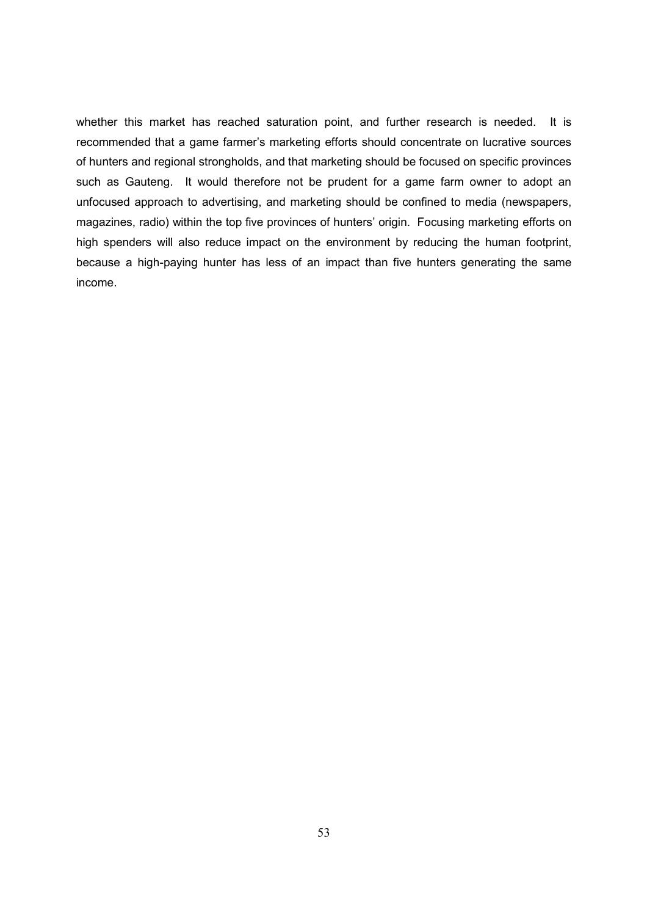whether this market has reached saturation point, and further research is needed. It is recommended that a game farmer's marketing efforts should concentrate on lucrative sources of hunters and regional strongholds, and that marketing should be focused on specific provinces such as Gauteng. It would therefore not be prudent for a game farm owner to adopt an unfocused approach to advertising, and marketing should be confined to media (newspapers, magazines, radio) within the top five provinces of hunters' origin. Focusing marketing efforts on high spenders will also reduce impact on the environment by reducing the human footprint, because a high-paying hunter has less of an impact than five hunters generating the same income.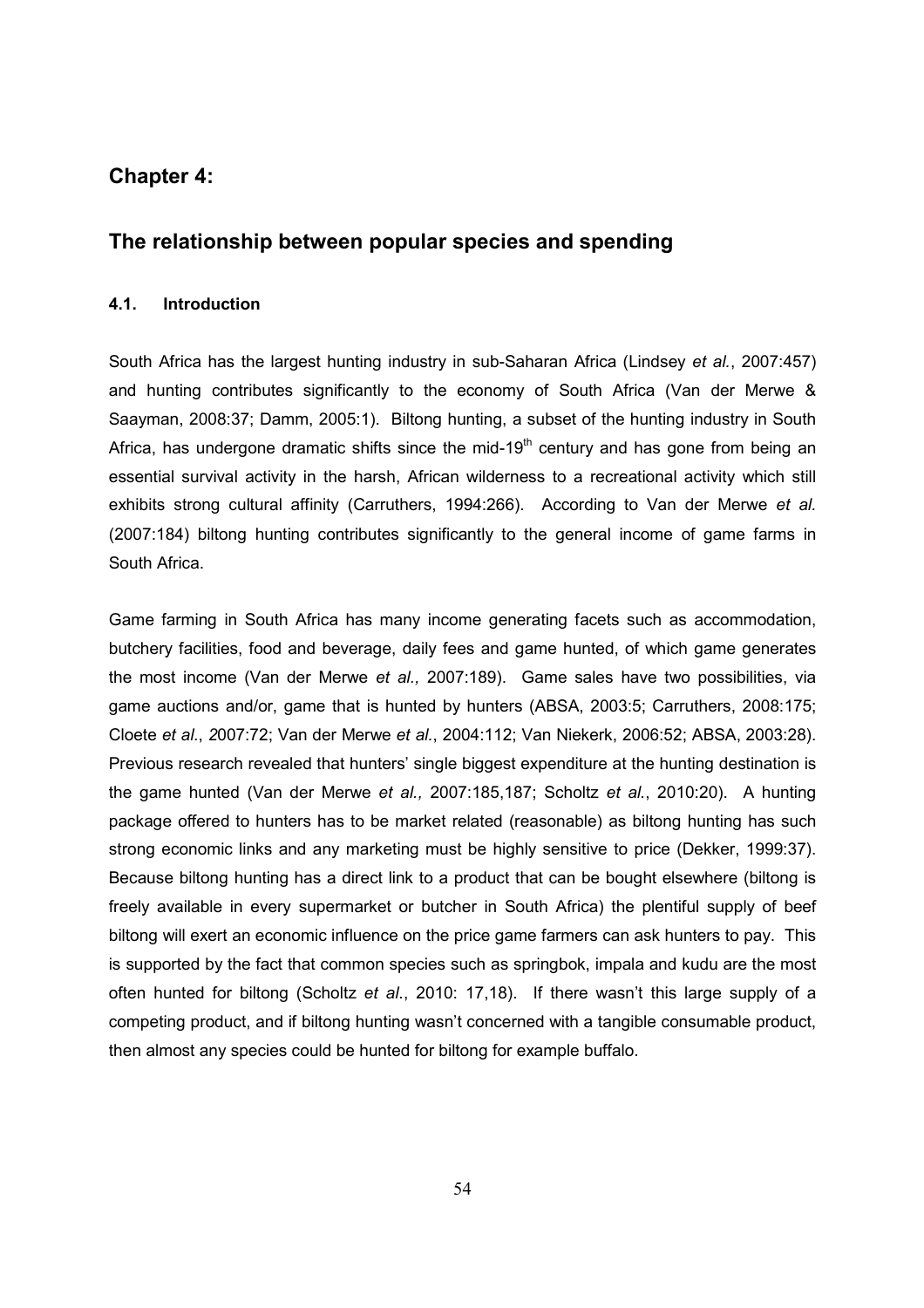# Chapter 4:

# The relationship between popular species and spending

## 4.1. Introduction

South Africa has the largest hunting industry in sub-Saharan Africa (Lindsey *et al.*, 2007:457) and hunting contributes significantly to the economy of South Africa (Van der Merwe & Saayman, 2008:37; Damm, 2005:1). Biltong hunting, a subset of the hunting industry in South Africa, has undergone dramatic shifts since the mid-19th century and has gone from being an essential survival activity in the harsh, African wilderness to a recreational activity which still exhibits strong cultural affinity (Carruthers, 1994:266). According to Van der Merwe *et al.* (2007:184) biltong hunting contributes significantly to the general income of game farms in South Africa.

Game farming in South Africa has many income generating facets such as accommodation, butchery facilities, food and beverage, daily fees and game hunted, of which game generates the most income (Van der Merwe *et al.,* 2007:189). Game sales have two possibilities, via game auctions and/or, game that is hunted by hunters (ABSA, 2003:5; Carruthers, 2008:175; Cloete *et al*., *2*007:72; Van der Merwe *et al*., 2004:112; Van Niekerk, 2006:52; ABSA, 2003:28). Previous research revealed that hunters' single biggest expenditure at the hunting destination is the game hunted (Van der Merwe *et al.,* 2007:185,187; Scholtz *et al*., 2010:20). A hunting package offered to hunters has to be market related (reasonable) as biltong hunting has such strong economic links and any marketing must be highly sensitive to price (Dekker, 1999:37). Because biltong hunting has a direct link to a product that can be bought elsewhere (biltong is freely available in every supermarket or butcher in South Africa) the plentiful supply of beef biltong will exert an economic influence on the price game farmers can ask hunters to pay. This is supported by the fact that common species such as springbok, impala and kudu are the most often hunted for biltong (Scholtz *et al*., 2010: 17,18). If there wasn't this large supply of a competing product, and if biltong hunting wasn't concerned with a tangible consumable product, then almost any species could be hunted for biltong for example buffalo.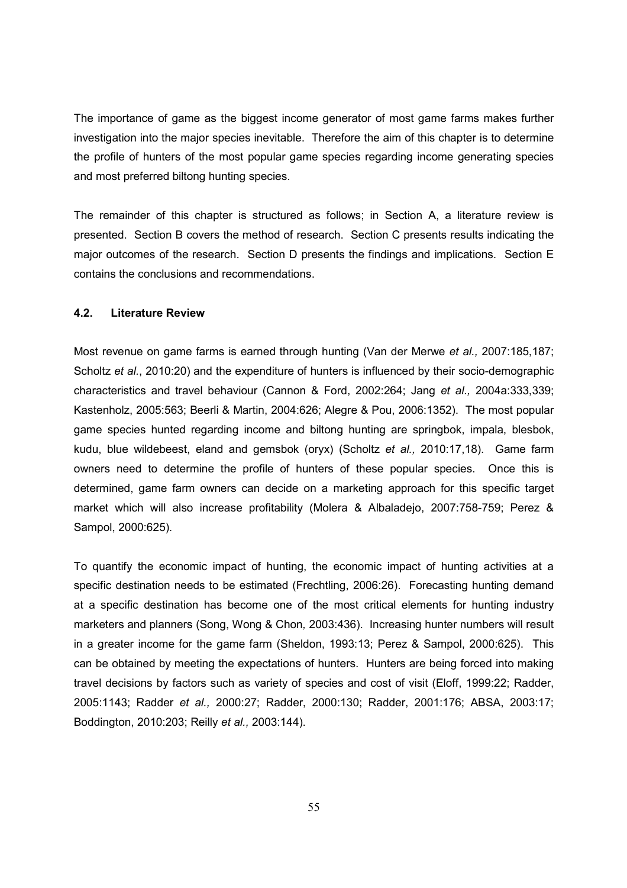The importance of game as the biggest income generator of most game farms makes further investigation into the major species inevitable. Therefore the aim of this chapter is to determine the profile of hunters of the most popular game species regarding income generating species and most preferred biltong hunting species.

The remainder of this chapter is structured as follows; in Section A, a literature review is presented. Section B covers the method of research. Section C presents results indicating the major outcomes of the research. Section D presents the findings and implications. Section E contains the conclusions and recommendations.

### 4.2. Literature Review

Most revenue on game farms is earned through hunting (Van der Merwe *et al.,* 2007:185,187; Scholtz *et al.*, 2010:20) and the expenditure of hunters is influenced by their socio-demographic characteristics and travel behaviour (Cannon & Ford, 2002:264; Jang *et al.,* 2004a:333,339; Kastenholz, 2005:563; Beerli & Martin, 2004:626; Alegre & Pou, 2006:1352). The most popular game species hunted regarding income and biltong hunting are springbok, impala, blesbok, kudu, blue wildebeest, eland and gemsbok (oryx) (Scholtz *et al.,* 2010:17,18). Game farm owners need to determine the profile of hunters of these popular species. Once this is determined, game farm owners can decide on a marketing approach for this specific target market which will also increase profitability (Molera & Albaladejo, 2007:758-759; Perez & Sampol, 2000:625).

To quantify the economic impact of hunting, the economic impact of hunting activities at a specific destination needs to be estimated (Frechtling, 2006:26). Forecasting hunting demand at a specific destination has become one of the most critical elements for hunting industry marketers and planners (Song, Wong & Chon*,* 2003:436). Increasing hunter numbers will result in a greater income for the game farm (Sheldon, 1993:13; Perez & Sampol, 2000:625). This can be obtained by meeting the expectations of hunters. Hunters are being forced into making travel decisions by factors such as variety of species and cost of visit (Eloff, 1999:22; Radder, 2005:1143; Radder *et al.,* 2000:27; Radder, 2000:130; Radder, 2001:176; ABSA, 2003:17; Boddington, 2010:203; Reilly *et al.,* 2003:144).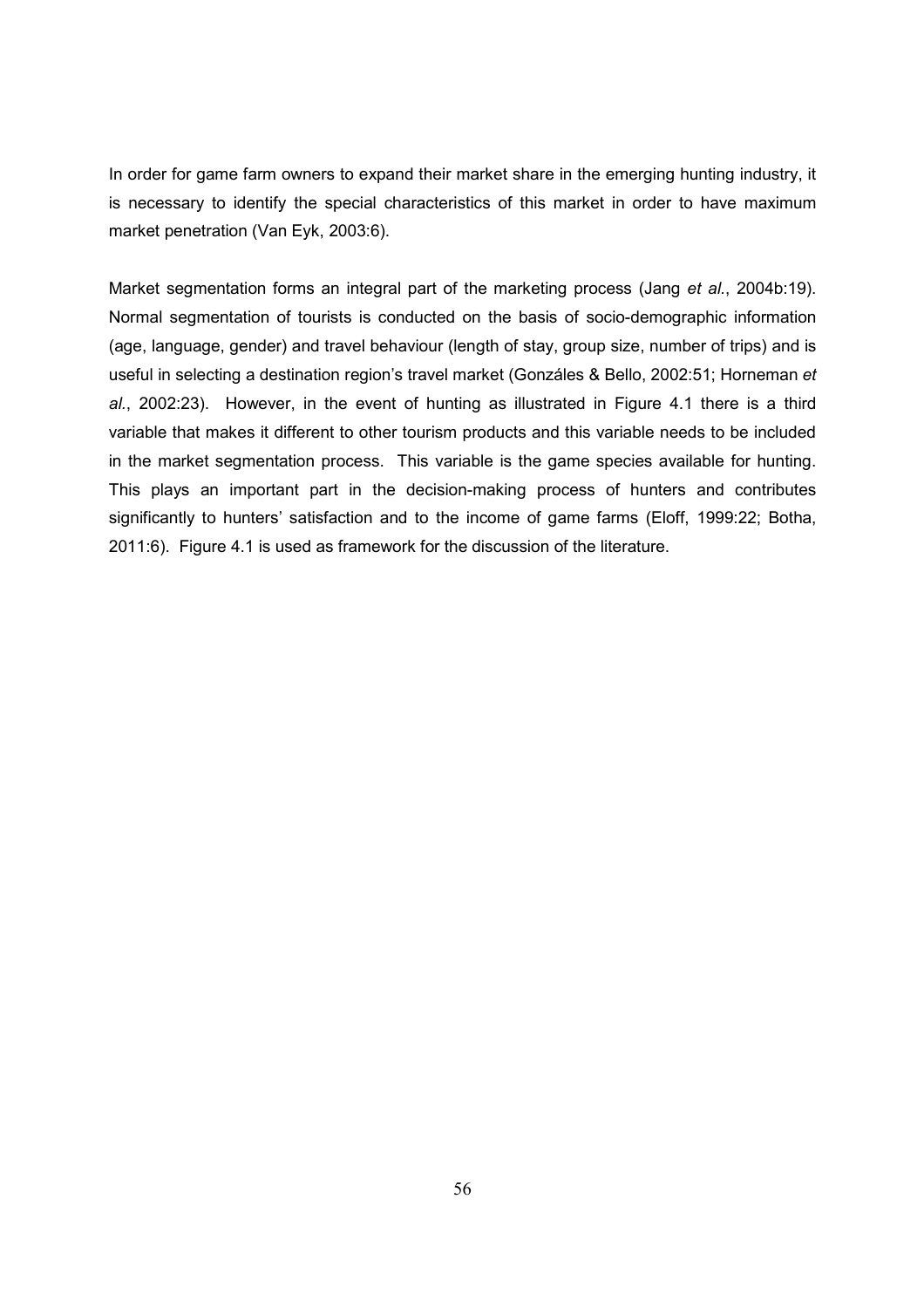In order for game farm owners to expand their market share in the emerging hunting industry, it is necessary to identify the special characteristics of this market in order to have maximum market penetration (Van Eyk, 2003:6).

Market segmentation forms an integral part of the marketing process (Jang *et al.*, 2004b:19). Normal segmentation of tourists is conducted on the basis of socio-demographic information (age, language, gender) and travel behaviour (length of stay, group size, number of trips) and is useful in selecting a destination region's travel market (Gonzáles & Bello, 2002:51; Horneman *et al.*, 2002:23). However, in the event of hunting as illustrated in Figure 4.1 there is a third variable that makes it different to other tourism products and this variable needs to be included in the market segmentation process. This variable is the game species available for hunting. This plays an important part in the decision-making process of hunters and contributes significantly to hunters' satisfaction and to the income of game farms (Eloff, 1999:22; Botha, 2011:6). Figure 4.1 is used as framework for the discussion of the literature.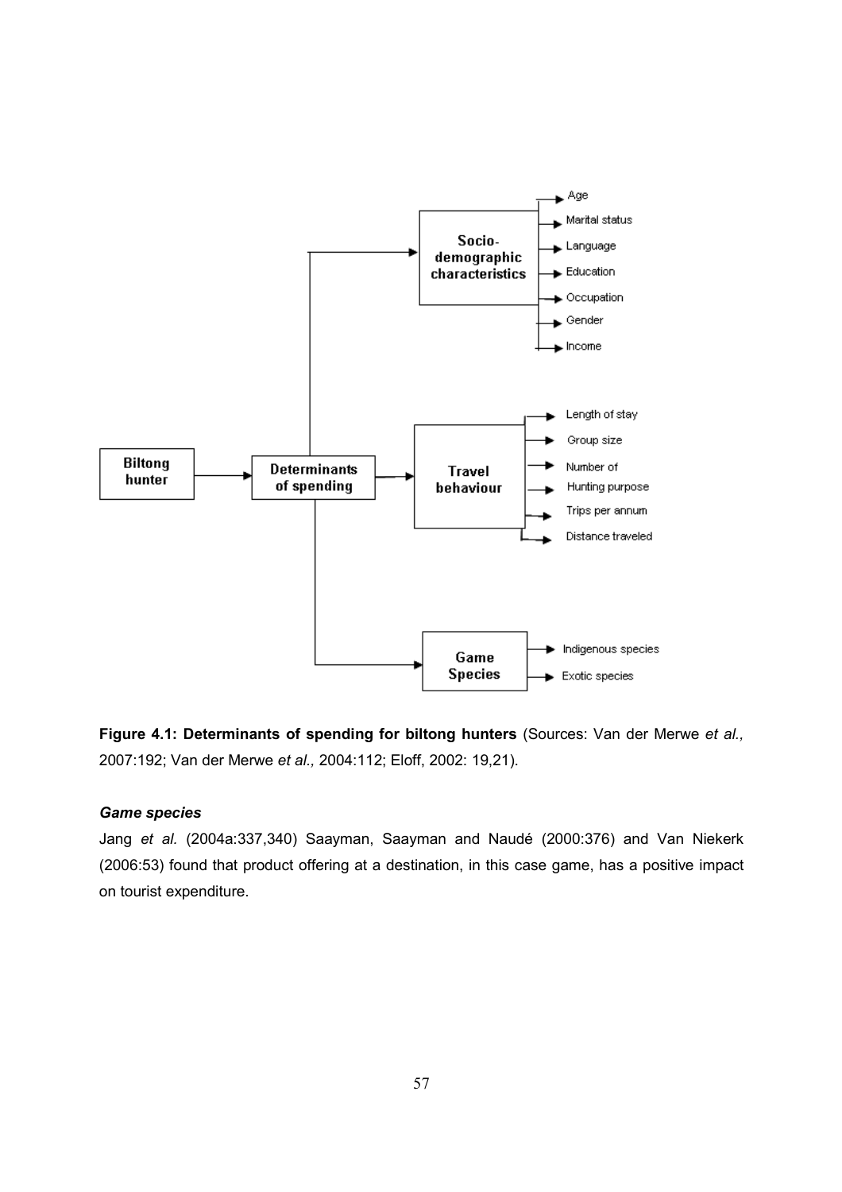**Figure 4.1: Determinants of spending for biltong hunters** (Sources: Van der Merwe *et al.,* 2007:192; Van der Merwe *et al.,* 2004:112; Eloff, 2002: 19,21).

***Game species***

Jang *et al.* (2004a:337,340) Saayman, Saayman and Naudé (2000:376) and Van Niekerk (2006:53) found that product offering at a destination, in this case game, has a positive impact on tourist expenditure.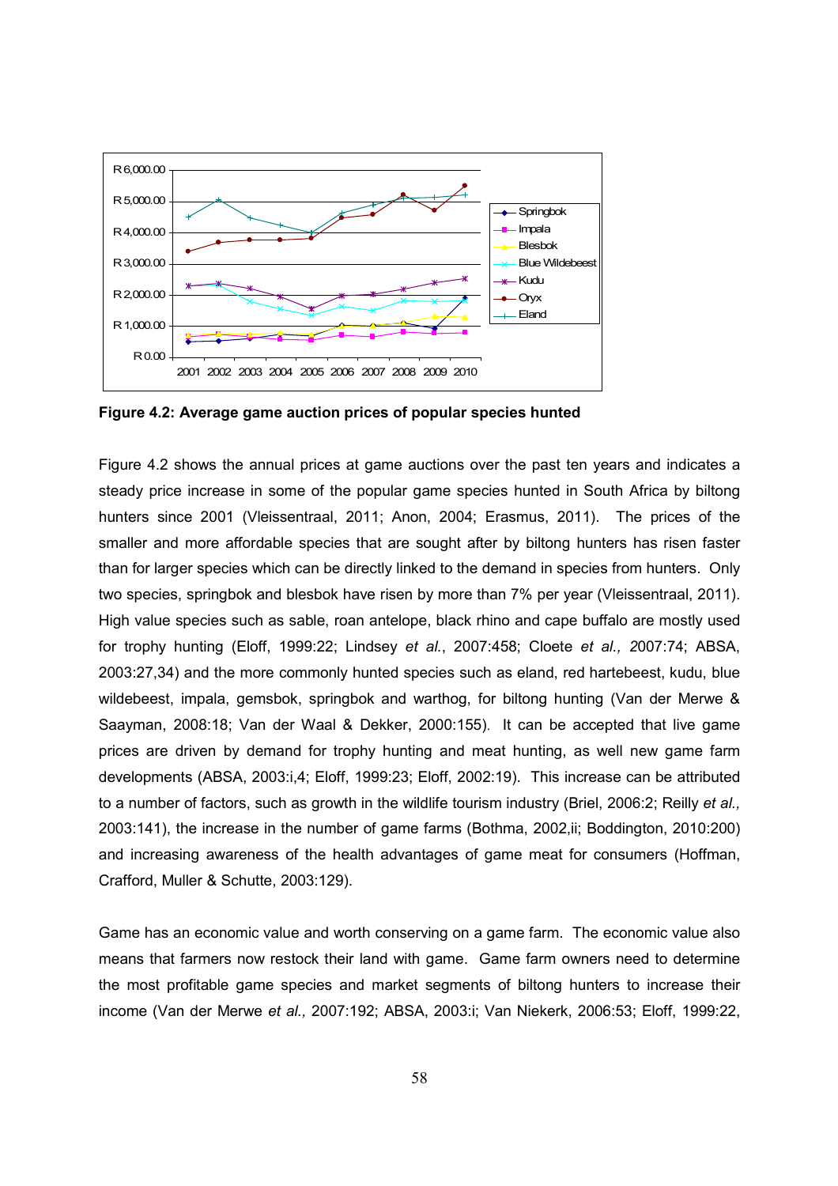R 6,000.00
R 5,000.00
R 4,000.00
R 3,000.00
R 2,000.00
R 1,000.00
R 0.00

2001 2002 2003 2004 2005 2006 2007 2008 2009 2010

Springbok
Impala
Blesbok
Blue Wildebeest
Kudu
Oryx
Eland

**Figure 4.2: Average game auction prices of popular species hunted**

Figure 4.2 shows the annual prices at game auctions over the past ten years and indicates a steady price increase in some of the popular game species hunted in South Africa by biltong hunters since 2001 (Vleissentraal, 2011; Anon, 2004; Erasmus, 2011). The prices of the smaller and more affordable species that are sought after by biltong hunters has risen faster than for larger species which can be directly linked to the demand in species from hunters. Only two species, springbok and blesbok have risen by more than 7% per year (Vleissentraal, 2011). High value species such as sable, roan antelope, black rhino and cape buffalo are mostly used for trophy hunting (Eloff, 1999:22; Lindsey *et al.*, 2007:458; Cloete *et al.,* 2007:74; ABSA, 2003:27,34) and the more commonly hunted species such as eland, red hartebeest, kudu, blue wildebeest, impala, gemsbok, springbok and warthog, for biltong hunting (Van der Merwe & Saayman, 2008:18; Van der Waal & Dekker, 2000:155). It can be accepted that live game prices are driven by demand for trophy hunting and meat hunting, as well new game farm developments (ABSA, 2003:i,4; Eloff, 1999:23; Eloff, 2002:19). This increase can be attributed to a number of factors, such as growth in the wildlife tourism industry (Briel, 2006:2; Reilly *et al.,* 2003:141), the increase in the number of game farms (Bothma, 2002,ii; Boddington, 2010:200) and increasing awareness of the health advantages of game meat for consumers (Hoffman, Crafford, Muller & Schutte, 2003:129).

Game has an economic value and worth conserving on a game farm. The economic value also means that farmers now restock their land with game. Game farm owners need to determine the most profitable game species and market segments of biltong hunters to increase their income (Van der Merwe *et al.,* 2007:192; ABSA, 2003:i; Van Niekerk, 2006:53; Eloff, 1999:22,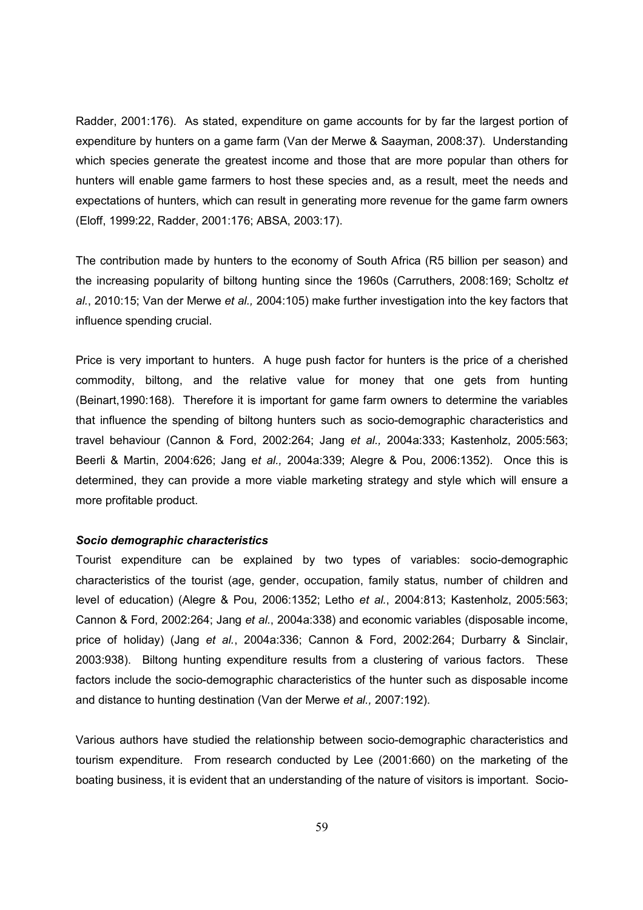Radder, 2001:176). As stated, expenditure on game accounts for by far the largest portion of expenditure by hunters on a game farm (Van der Merwe & Saayman, 2008:37). Understanding which species generate the greatest income and those that are more popular than others for hunters will enable game farmers to host these species and, as a result, meet the needs and expectations of hunters, which can result in generating more revenue for the game farm owners (Eloff, 1999:22, Radder, 2001:176; ABSA, 2003:17).

The contribution made by hunters to the economy of South Africa (R5 billion per season) and the increasing popularity of biltong hunting since the 1960s (Carruthers, 2008:169; Scholtz *et al.*, 2010:15; Van der Merwe *et al.,* 2004:105) make further investigation into the key factors that influence spending crucial.

Price is very important to hunters. A huge push factor for hunters is the price of a cherished commodity, biltong, and the relative value for money that one gets from hunting (Beinart,1990:168). Therefore it is important for game farm owners to determine the variables that influence the spending of biltong hunters such as socio-demographic characteristics and travel behaviour (Cannon & Ford, 2002:264; Jang *et al.,* 2004a:333; Kastenholz, 2005:563; Beerli & Martin, 2004:626; Jang e*t al.,* 2004a:339; Alegre & Pou, 2006:1352). Once this is determined, they can provide a more viable marketing strategy and style which will ensure a more profitable product.

***Socio demographic characteristics***

Tourist expenditure can be explained by two types of variables: socio-demographic characteristics of the tourist (age, gender, occupation, family status, number of children and level of education) (Alegre & Pou, 2006:1352; Letho *et al.*, 2004:813; Kastenholz, 2005:563; Cannon & Ford, 2002:264; Jang *et al*., 2004a:338) and economic variables (disposable income, price of holiday) (Jang *et al.*, 2004a:336; Cannon & Ford, 2002:264; Durbarry & Sinclair, 2003:938). Biltong hunting expenditure results from a clustering of various factors. These factors include the socio-demographic characteristics of the hunter such as disposable income and distance to hunting destination (Van der Merwe *et al.,* 2007:192).

Various authors have studied the relationship between socio-demographic characteristics and tourism expenditure. From research conducted by Lee (2001:660) on the marketing of the boating business, it is evident that an understanding of the nature of visitors is important. Socio-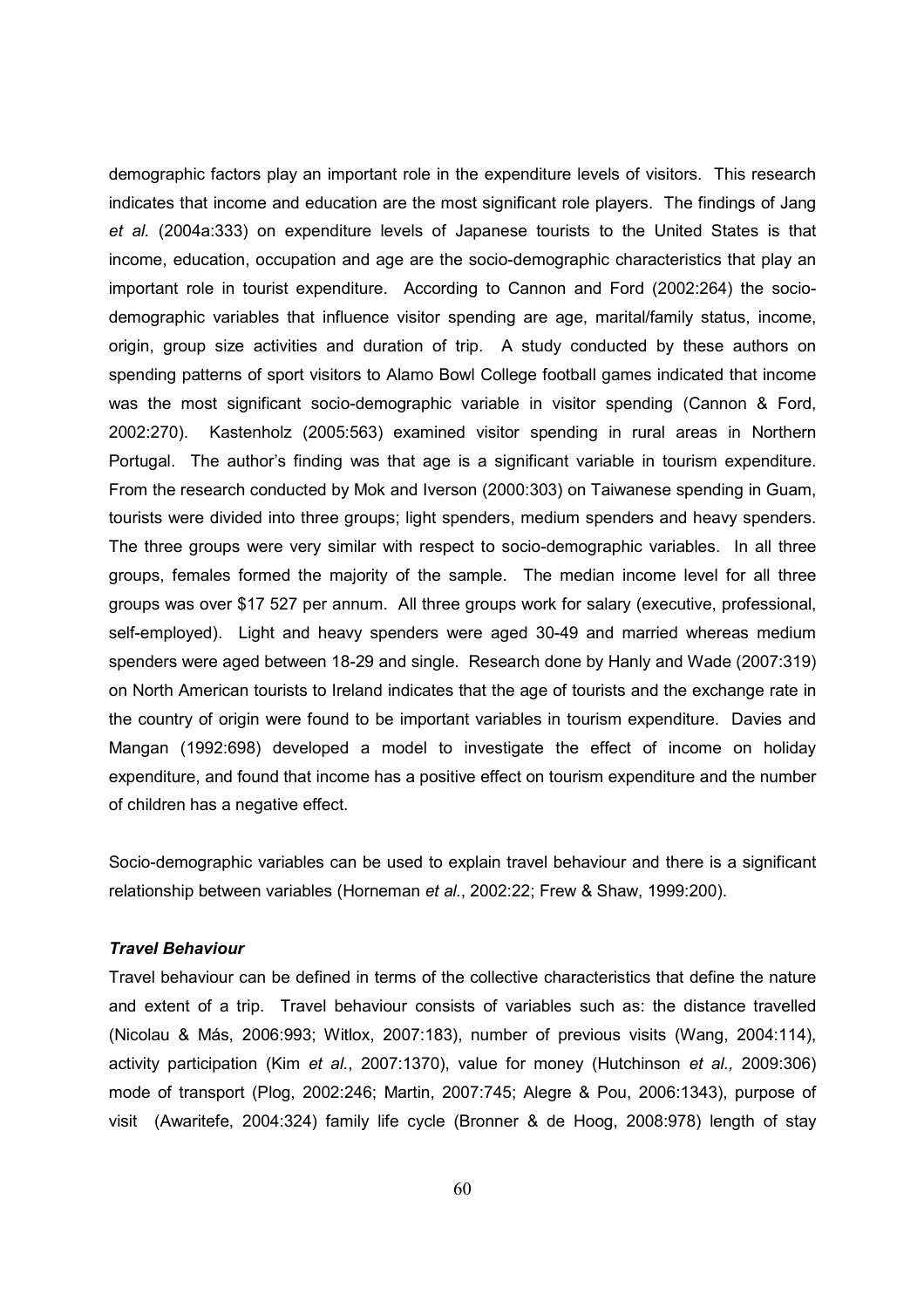demographic factors play an important role in the expenditure levels of visitors. This research indicates that income and education are the most significant role players. The findings of Jang *et al.* (2004a:333) on expenditure levels of Japanese tourists to the United States is that income, education, occupation and age are the socio-demographic characteristics that play an important role in tourist expenditure. According to Cannon and Ford (2002:264) the socio-demographic variables that influence visitor spending are age, marital/family status, income, origin, group size activities and duration of trip. A study conducted by these authors on spending patterns of sport visitors to Alamo Bowl College football games indicated that income was the most significant socio-demographic variable in visitor spending (Cannon & Ford, 2002:270). Kastenholz (2005:563) examined visitor spending in rural areas in Northern Portugal. The author's finding was that age is a significant variable in tourism expenditure. From the research conducted by Mok and Iverson (2000:303) on Taiwanese spending in Guam, tourists were divided into three groups; light spenders, medium spenders and heavy spenders. The three groups were very similar with respect to socio-demographic variables. In all three groups, females formed the majority of the sample. The median income level for all three groups was over $17 527 per annum. All three groups work for salary (executive, professional, self-employed). Light and heavy spenders were aged 30-49 and married whereas medium spenders were aged between 18-29 and single. Research done by Hanly and Wade (2007:319) on North American tourists to Ireland indicates that the age of tourists and the exchange rate in the country of origin were found to be important variables in tourism expenditure. Davies and Mangan (1992:698) developed a model to investigate the effect of income on holiday expenditure, and found that income has a positive effect on tourism expenditure and the number of children has a negative effect.

Socio-demographic variables can be used to explain travel behaviour and there is a significant relationship between variables (Horneman *et al.*, 2002:22; Frew & Shaw, 1999:200).

***Travel Behaviour***

Travel behaviour can be defined in terms of the collective characteristics that define the nature and extent of a trip. Travel behaviour consists of variables such as: the distance travelled (Nicolau & Más, 2006:993; Witlox, 2007:183), number of previous visits (Wang, 2004:114), activity participation (Kim *et al.*, 2007:1370), value for money (Hutchinson *et al.,* 2009:306) mode of transport (Plog, 2002:246; Martin, 2007:745; Alegre & Pou, 2006:1343), purpose of visit (Awaritefe, 2004:324) family life cycle (Bronner & de Hoog, 2008:978) length of stay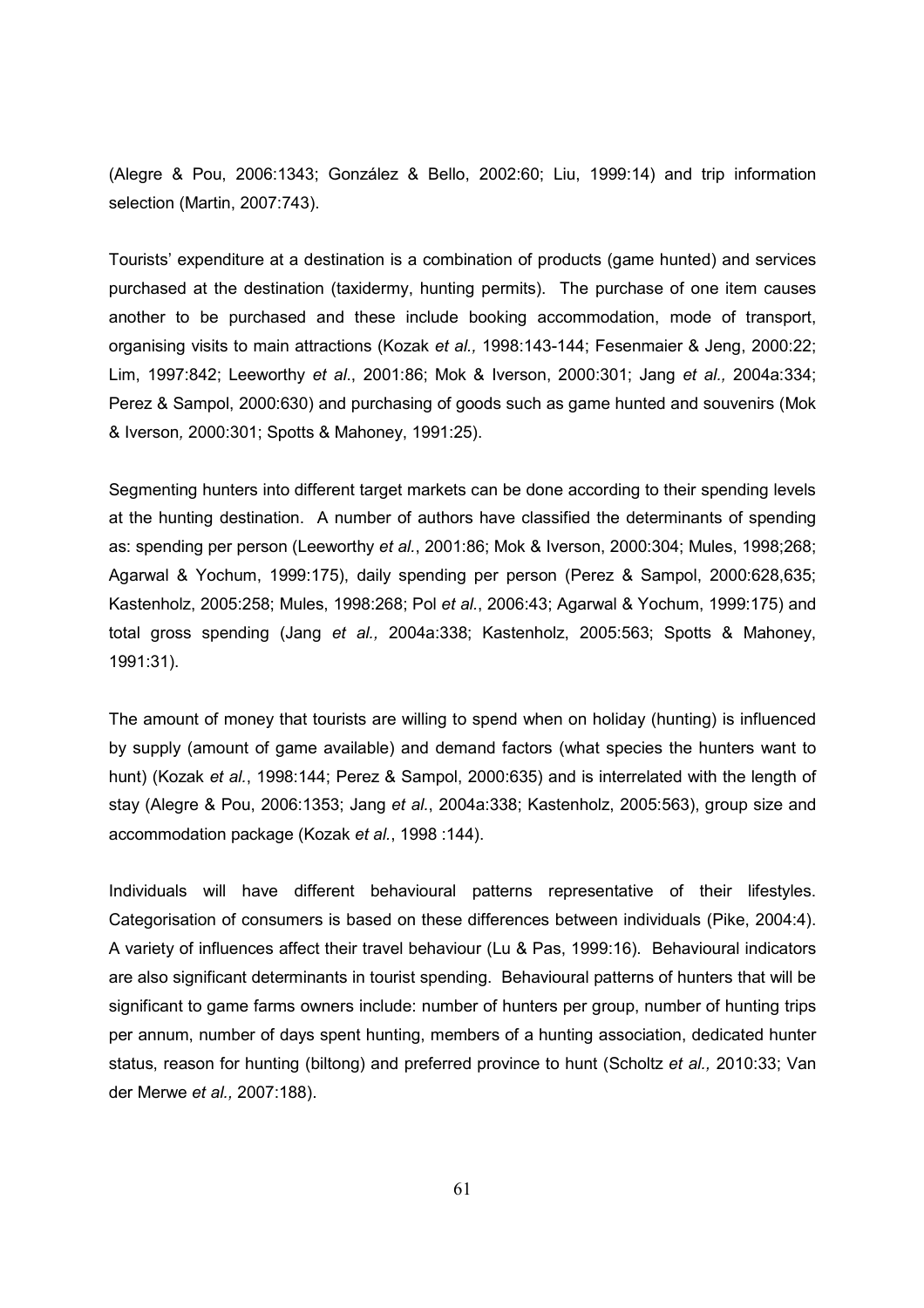(Alegre & Pou, 2006:1343; González & Bello, 2002:60; Liu, 1999:14) and trip information selection (Martin, 2007:743).

Tourists' expenditure at a destination is a combination of products (game hunted) and services purchased at the destination (taxidermy, hunting permits). The purchase of one item causes another to be purchased and these include booking accommodation, mode of transport, organising visits to main attractions (Kozak *et al.,* 1998:143-144; Fesenmaier & Jeng, 2000:22; Lim, 1997:842; Leeworthy *et al.*, 2001:86; Mok & Iverson, 2000:301; Jang *et al.,* 2004a:334; Perez & Sampol, 2000:630) and purchasing of goods such as game hunted and souvenirs (Mok & Iverson*,* 2000:301; Spotts & Mahoney, 1991:25).

Segmenting hunters into different target markets can be done according to their spending levels at the hunting destination. A number of authors have classified the determinants of spending as: spending per person (Leeworthy *et al.*, 2001:86; Mok & Iverson, 2000:304; Mules, 1998;268; Agarwal & Yochum, 1999:175), daily spending per person (Perez & Sampol, 2000:628,635; Kastenholz, 2005:258; Mules, 1998:268; Pol *et al.*, 2006:43; Agarwal & Yochum, 1999:175) and total gross spending (Jang *et al.,* 2004a:338; Kastenholz, 2005:563; Spotts & Mahoney, 1991:31).

The amount of money that tourists are willing to spend when on holiday (hunting) is influenced by supply (amount of game available) and demand factors (what species the hunters want to hunt) (Kozak *et al.*, 1998:144; Perez & Sampol, 2000:635) and is interrelated with the length of stay (Alegre & Pou, 2006:1353; Jang *et al.*, 2004a:338; Kastenholz, 2005:563), group size and accommodation package (Kozak *et al.*, 1998 :144).

Individuals will have different behavioural patterns representative of their lifestyles. Categorisation of consumers is based on these differences between individuals (Pike, 2004:4). A variety of influences affect their travel behaviour (Lu & Pas, 1999:16). Behavioural indicators are also significant determinants in tourist spending. Behavioural patterns of hunters that will be significant to game farms owners include: number of hunters per group, number of hunting trips per annum, number of days spent hunting, members of a hunting association, dedicated hunter status, reason for hunting (biltong) and preferred province to hunt (Scholtz *et al.,* 2010:33; Van der Merwe *et al.,* 2007:188).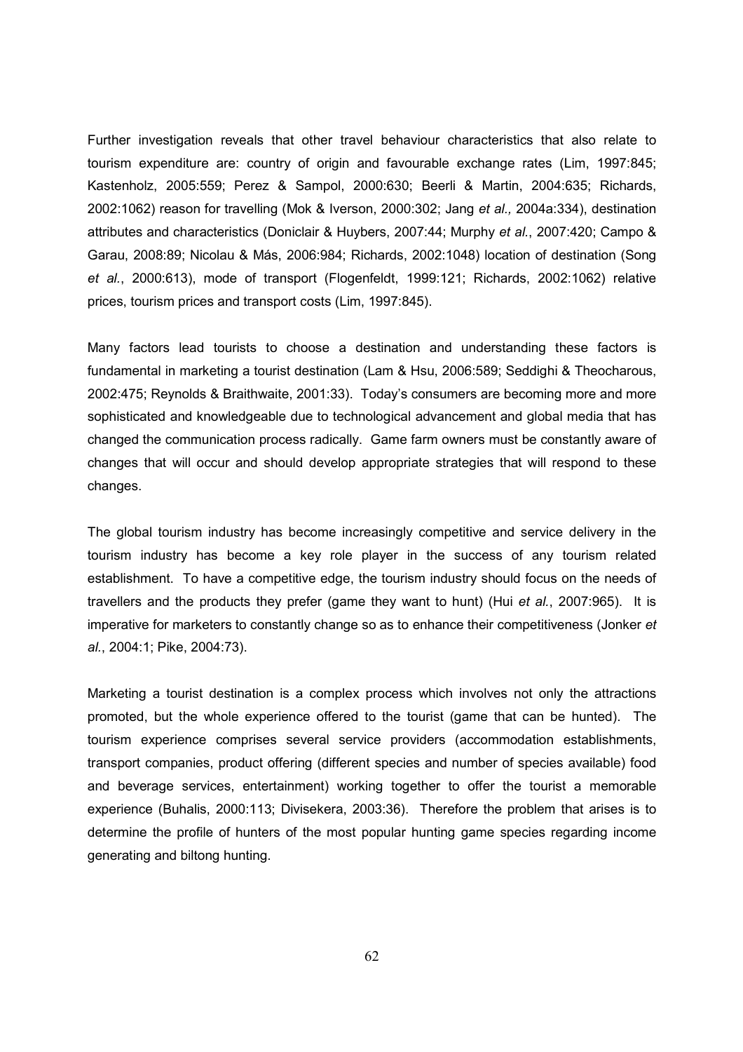Further investigation reveals that other travel behaviour characteristics that also relate to tourism expenditure are: country of origin and favourable exchange rates (Lim, 1997:845; Kastenholz, 2005:559; Perez & Sampol, 2000:630; Beerli & Martin, 2004:635; Richards, 2002:1062) reason for travelling (Mok & Iverson, 2000:302; Jang *et al.,* 2004a:334), destination attributes and characteristics (Doniclair & Huybers, 2007:44; Murphy *et al.*, 2007:420; Campo & Garau, 2008:89; Nicolau & Más, 2006:984; Richards, 2002:1048) location of destination (Song *et al.*, 2000:613), mode of transport (Flogenfeldt, 1999:121; Richards, 2002:1062) relative prices, tourism prices and transport costs (Lim, 1997:845).

Many factors lead tourists to choose a destination and understanding these factors is fundamental in marketing a tourist destination (Lam & Hsu, 2006:589; Seddighi & Theocharous, 2002:475; Reynolds & Braithwaite, 2001:33). Today's consumers are becoming more and more sophisticated and knowledgeable due to technological advancement and global media that has changed the communication process radically. Game farm owners must be constantly aware of changes that will occur and should develop appropriate strategies that will respond to these changes.

The global tourism industry has become increasingly competitive and service delivery in the tourism industry has become a key role player in the success of any tourism related establishment. To have a competitive edge, the tourism industry should focus on the needs of travellers and the products they prefer (game they want to hunt) (Hui *et al.*, 2007:965). It is imperative for marketers to constantly change so as to enhance their competitiveness (Jonker *et al.*, 2004:1; Pike, 2004:73).

Marketing a tourist destination is a complex process which involves not only the attractions promoted, but the whole experience offered to the tourist (game that can be hunted). The tourism experience comprises several service providers (accommodation establishments, transport companies, product offering (different species and number of species available) food and beverage services, entertainment) working together to offer the tourist a memorable experience (Buhalis, 2000:113; Divisekera, 2003:36). Therefore the problem that arises is to determine the profile of hunters of the most popular hunting game species regarding income generating and biltong hunting.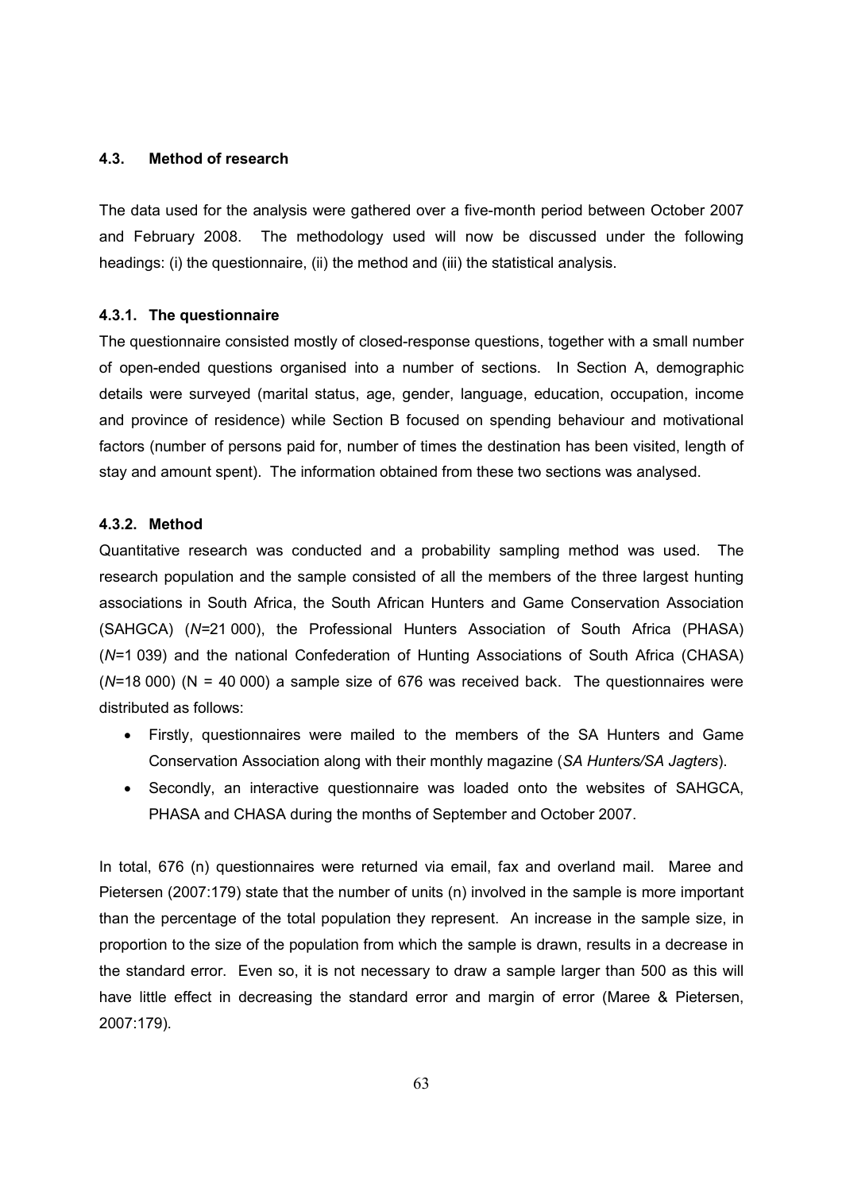### 4.3. Method of research

The data used for the analysis were gathered over a five-month period between October 2007 and February 2008. The methodology used will now be discussed under the following headings: (i) the questionnaire, (ii) the method and (iii) the statistical analysis.

#### 4.3.1. The questionnaire

The questionnaire consisted mostly of closed-response questions, together with a small number of open-ended questions organised into a number of sections. In Section A, demographic details were surveyed (marital status, age, gender, language, education, occupation, income and province of residence) while Section B focused on spending behaviour and motivational factors (number of persons paid for, number of times the destination has been visited, length of stay and amount spent). The information obtained from these two sections was analysed.

#### 4.3.2. Method

Quantitative research was conducted and a probability sampling method was used. The research population and the sample consisted of all the members of the three largest hunting associations in South Africa, the South African Hunters and Game Conservation Association (SAHGCA) (*N*=21 000), the Professional Hunters Association of South Africa (PHASA) (*N*=1 039) and the national Confederation of Hunting Associations of South Africa (CHASA) (*N*=18 000) (N = 40 000) a sample size of 676 was received back. The questionnaires were distributed as follows:

- Firstly, questionnaires were mailed to the members of the SA Hunters and Game Conservation Association along with their monthly magazine (*SA Hunters/SA Jagters*).
- Secondly, an interactive questionnaire was loaded onto the websites of SAHGCA, PHASA and CHASA during the months of September and October 2007.

In total, 676 (n) questionnaires were returned via email, fax and overland mail. Maree and Pietersen (2007:179) state that the number of units (n) involved in the sample is more important than the percentage of the total population they represent. An increase in the sample size, in proportion to the size of the population from which the sample is drawn, results in a decrease in the standard error. Even so, it is not necessary to draw a sample larger than 500 as this will have little effect in decreasing the standard error and margin of error (Maree & Pietersen, 2007:179).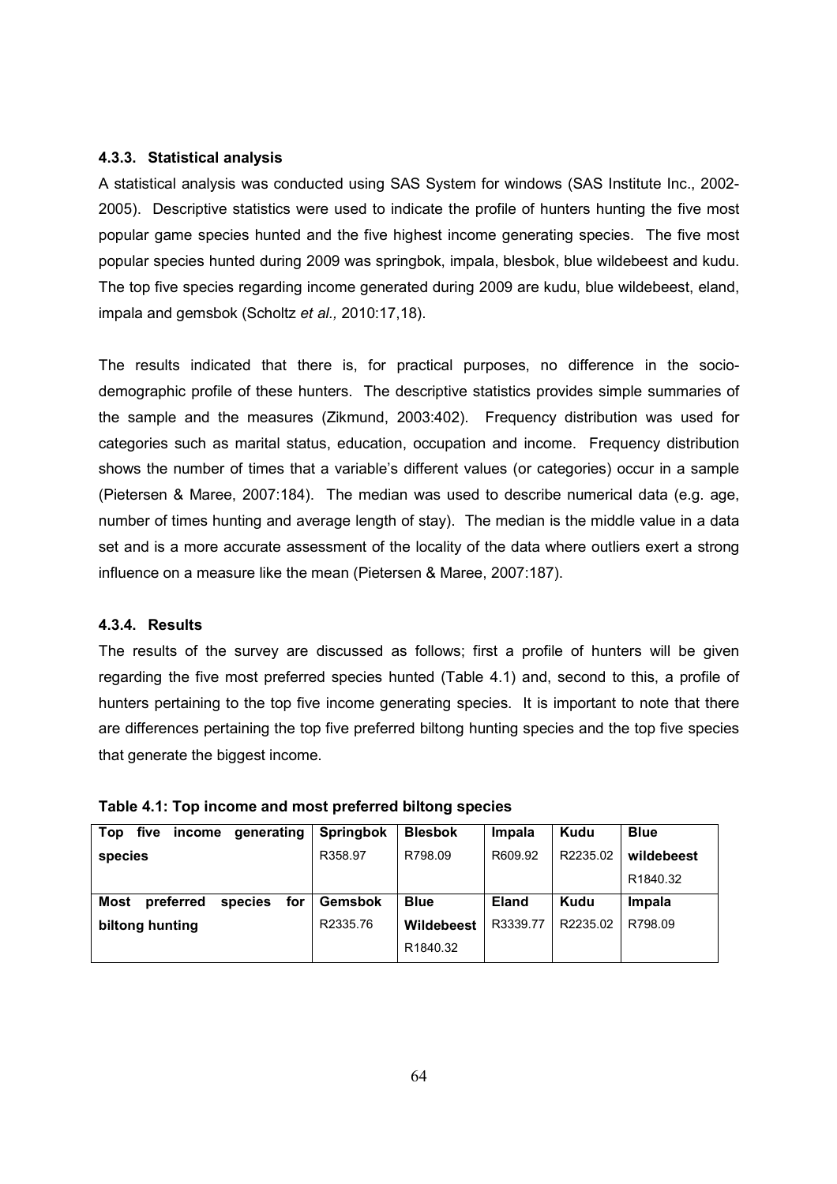### 4.3.3. Statistical analysis

A statistical analysis was conducted using SAS System for windows (SAS Institute Inc., 2002-2005). Descriptive statistics were used to indicate the profile of hunters hunting the five most popular game species hunted and the five highest income generating species. The five most popular species hunted during 2009 was springbok, impala, blesbok, blue wildebeest and kudu. The top five species regarding income generated during 2009 are kudu, blue wildebeest, eland, impala and gemsbok (Scholtz *et al.,* 2010:17,18).

The results indicated that there is, for practical purposes, no difference in the socio-demographic profile of these hunters. The descriptive statistics provides simple summaries of the sample and the measures (Zikmund, 2003:402). Frequency distribution was used for categories such as marital status, education, occupation and income. Frequency distribution shows the number of times that a variable's different values (or categories) occur in a sample (Pietersen & Maree, 2007:184). The median was used to describe numerical data (e.g. age, number of times hunting and average length of stay). The median is the middle value in a data set and is a more accurate assessment of the locality of the data where outliers exert a strong influence on a measure like the mean (Pietersen & Maree, 2007:187).

### 4.3.4. Results

The results of the survey are discussed as follows; first a profile of hunters will be given regarding the five most preferred species hunted (Table 4.1) and, second to this, a profile of hunters pertaining to the top five income generating species. It is important to note that there are differences pertaining the top five preferred biltong hunting species and the top five species that generate the biggest income.

**Table 4.1: Top income and most preferred biltong species**

| | | | | | |
|---|---|---|---|---|---|
| **Top five income generating species** | **Springbok** R358.97 | **Blesbok** R798.09 | **Impala** R609.92 | **Kudu** R2235.02 | **Blue wildebeest** R1840.32 |
| **Most preferred species for biltong hunting** | **Gemsbok** R2335.76 | **Blue Wildebeest** R1840.32 | **Eland** R3339.77 | **Kudu** R2235.02 | **Impala** R798.09 |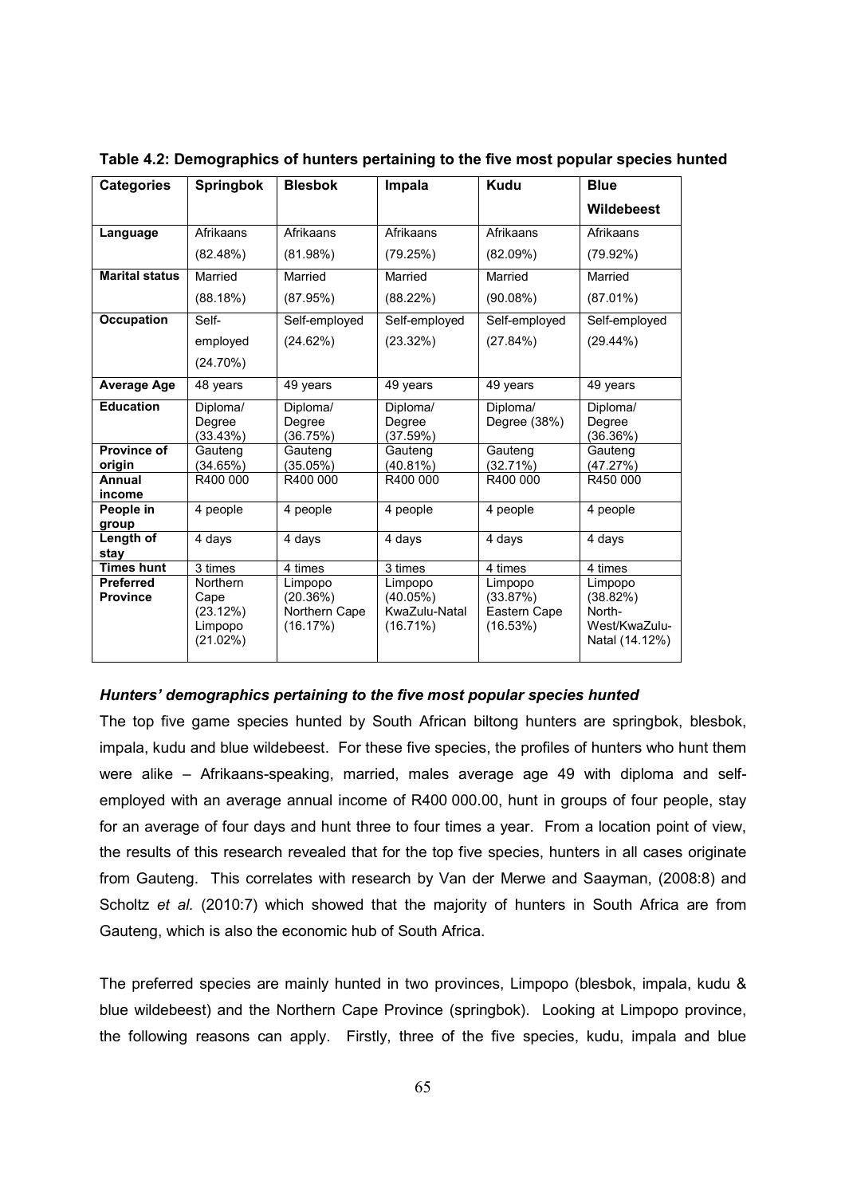**Table 4.2: Demographics of hunters pertaining to the five most popular species hunted**

| Categories | Springbok | Blesbok | Impala | Kudu | Blue Wildebeest |
|---|---|---|---|---|---|
| **Language** | Afrikaans (82.48%) | Afrikaans (81.98%) | Afrikaans (79.25%) | Afrikaans (82.09%) | Afrikaans (79.92%) |
| **Marital status** | Married (88.18%) | Married (87.95%) | Married (88.22%) | Married (90.08%) | Married (87.01%) |
| **Occupation** | Self-employed (24.70%) | Self-employed (24.62%) | Self-employed (23.32%) | Self-employed (27.84%) | Self-employed (29.44%) |
| **Average Age** | 48 years | 49 years | 49 years | 49 years | 49 years |
| **Education** | Diploma/ Degree (33.43%) | Diploma/ Degree (36.75%) | Diploma/ Degree (37.59%) | Diploma/ Degree (38%) | Diploma/ Degree (36.36%) |
| **Province of origin** | Gauteng (34.65%) | Gauteng (35.05%) | Gauteng (40.81%) | Gauteng (32.71%) | Gauteng (47.27%) |
| **Annual income** | R400 000 | R400 000 | R400 000 | R400 000 | R450 000 |
| **People in group** | 4 people | 4 people | 4 people | 4 people | 4 people |
| **Length of stay** | 4 days | 4 days | 4 days | 4 days | 4 days |
| **Times hunt** | 3 times | 4 times | 3 times | 4 times | 4 times |
| **Preferred Province** | Northern Cape (23.12%) Limpopo (21.02%) | Limpopo (20.36%) Northern Cape (16.17%) | Limpopo (40.05%) KwaZulu-Natal (16.71%) | Limpopo (33.87%) Eastern Cape (16.53%) | Limpopo (38.82%) North-West/KwaZulu-Natal (14.12%) |

***Hunters' demographics pertaining to the five most popular species hunted***

The top five game species hunted by South African biltong hunters are springbok, blesbok, impala, kudu and blue wildebeest. For these five species, the profiles of hunters who hunt them were alike – Afrikaans-speaking, married, males average age 49 with diploma and self-employed with an average annual income of R400 000.00, hunt in groups of four people, stay for an average of four days and hunt three to four times a year. From a location point of view, the results of this research revealed that for the top five species, hunters in all cases originate from Gauteng. This correlates with research by Van der Merwe and Saayman, (2008:8) and Scholtz *et al.* (2010:7) which showed that the majority of hunters in South Africa are from Gauteng, which is also the economic hub of South Africa.

The preferred species are mainly hunted in two provinces, Limpopo (blesbok, impala, kudu & blue wildebeest) and the Northern Cape Province (springbok). Looking at Limpopo province, the following reasons can apply. Firstly, three of the five species, kudu, impala and blue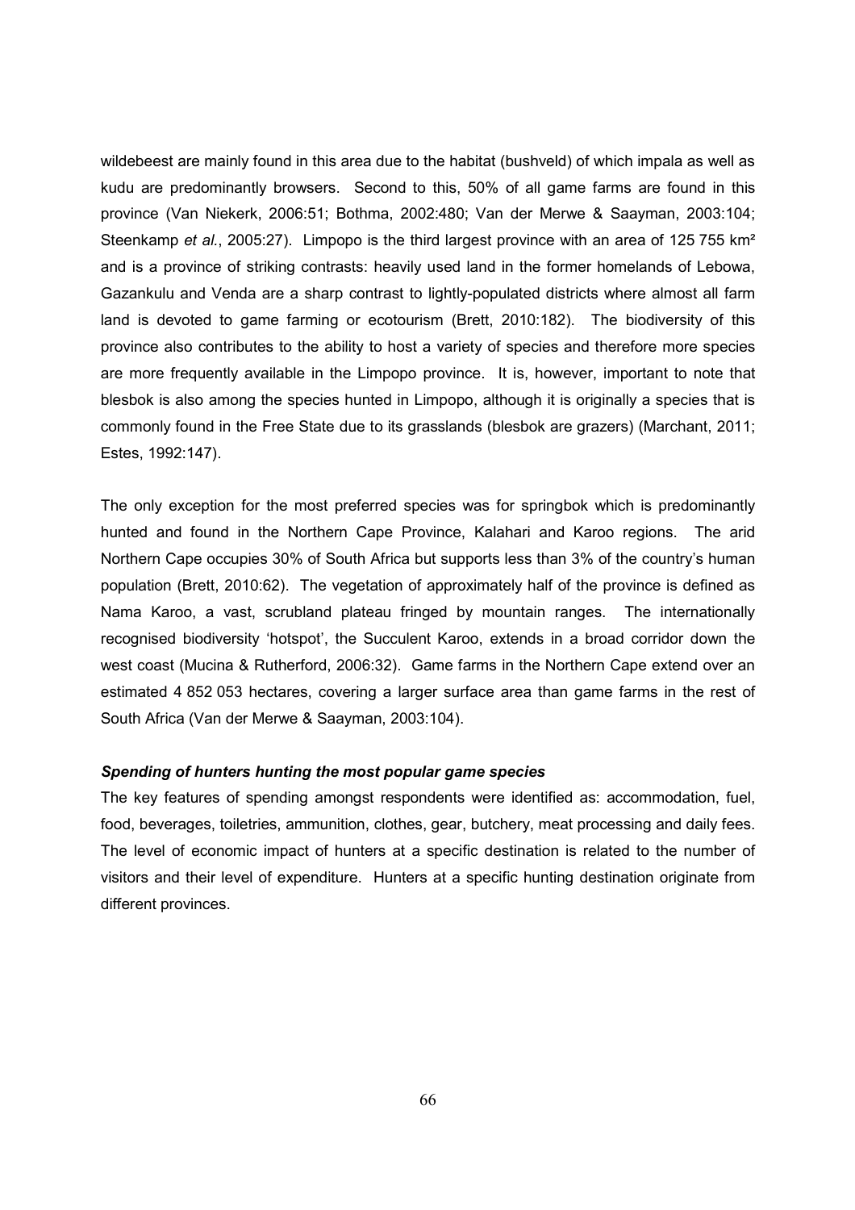wildebeest are mainly found in this area due to the habitat (bushveld) of which impala as well as kudu are predominantly browsers. Second to this, 50% of all game farms are found in this province (Van Niekerk, 2006:51; Bothma, 2002:480; Van der Merwe & Saayman, 2003:104; Steenkamp *et al.*, 2005:27). Limpopo is the third largest province with an area of 125 755 km² and is a province of striking contrasts: heavily used land in the former homelands of Lebowa, Gazankulu and Venda are a sharp contrast to lightly-populated districts where almost all farm land is devoted to game farming or ecotourism (Brett, 2010:182). The biodiversity of this province also contributes to the ability to host a variety of species and therefore more species are more frequently available in the Limpopo province. It is, however, important to note that blesbok is also among the species hunted in Limpopo, although it is originally a species that is commonly found in the Free State due to its grasslands (blesbok are grazers) (Marchant, 2011; Estes, 1992:147).

The only exception for the most preferred species was for springbok which is predominantly hunted and found in the Northern Cape Province, Kalahari and Karoo regions. The arid Northern Cape occupies 30% of South Africa but supports less than 3% of the country's human population (Brett, 2010:62). The vegetation of approximately half of the province is defined as Nama Karoo, a vast, scrubland plateau fringed by mountain ranges. The internationally recognised biodiversity 'hotspot', the Succulent Karoo, extends in a broad corridor down the west coast (Mucina & Rutherford, 2006:32). Game farms in the Northern Cape extend over an estimated 4 852 053 hectares, covering a larger surface area than game farms in the rest of South Africa (Van der Merwe & Saayman, 2003:104).

***Spending of hunters hunting the most popular game species***

The key features of spending amongst respondents were identified as: accommodation, fuel, food, beverages, toiletries, ammunition, clothes, gear, butchery, meat processing and daily fees. The level of economic impact of hunters at a specific destination is related to the number of visitors and their level of expenditure. Hunters at a specific hunting destination originate from different provinces.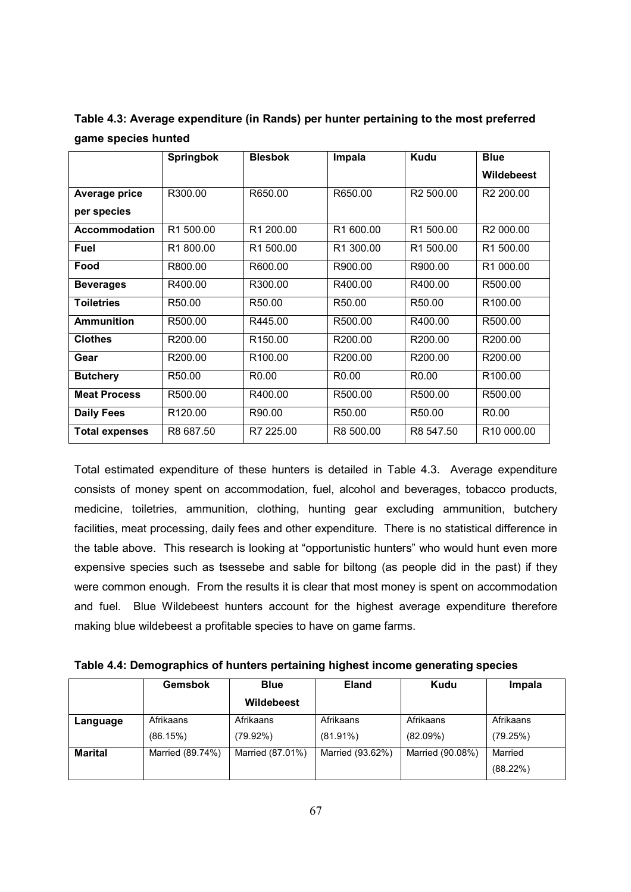**Table 4.3: Average expenditure (in Rands) per hunter pertaining to the most preferred game species hunted**

| | Springbok | Blesbok | Impala | Kudu | Blue Wildebeest |
|---|---|---|---|---|---|
| **Average price per species** | R300.00 | R650.00 | R650.00 | R2 500.00 | R2 200.00 |
| **Accommodation** | R1 500.00 | R1 200.00 | R1 600.00 | R1 500.00 | R2 000.00 |
| **Fuel** | R1 800.00 | R1 500.00 | R1 300.00 | R1 500.00 | R1 500.00 |
| **Food** | R800.00 | R600.00 | R900.00 | R900.00 | R1 000.00 |
| **Beverages** | R400.00 | R300.00 | R400.00 | R400.00 | R500.00 |
| **Toiletries** | R50.00 | R50.00 | R50.00 | R50.00 | R100.00 |
| **Ammunition** | R500.00 | R445.00 | R500.00 | R400.00 | R500.00 |
| **Clothes** | R200.00 | R150.00 | R200.00 | R200.00 | R200.00 |
| **Gear** | R200.00 | R100.00 | R200.00 | R200.00 | R200.00 |
| **Butchery** | R50.00 | R0.00 | R0.00 | R0.00 | R100.00 |
| **Meat Process** | R500.00 | R400.00 | R500.00 | R500.00 | R500.00 |
| **Daily Fees** | R120.00 | R90.00 | R50.00 | R50.00 | R0.00 |
| **Total expenses** | R8 687.50 | R7 225.00 | R8 500.00 | R8 547.50 | R10 000.00 |

Total estimated expenditure of these hunters is detailed in Table 4.3. Average expenditure consists of money spent on accommodation, fuel, alcohol and beverages, tobacco products, medicine, toiletries, ammunition, clothing, hunting gear excluding ammunition, butchery facilities, meat processing, daily fees and other expenditure. There is no statistical difference in the table above. This research is looking at "opportunistic hunters" who would hunt even more expensive species such as tsessebe and sable for biltong (as people did in the past) if they were common enough. From the results it is clear that most money is spent on accommodation and fuel. Blue Wildebeest hunters account for the highest average expenditure therefore making blue wildebeest a profitable species to have on game farms.

**Table 4.4: Demographics of hunters pertaining highest income generating species**

| | Gemsbok | Blue Wildebeest | Eland | Kudu | Impala |
|---|---|---|---|---|---|
| **Language** | Afrikaans (86.15%) | Afrikaans (79.92%) | Afrikaans (81.91%) | Afrikaans (82.09%) | Afrikaans (79.25%) |
| **Marital** | Married (89.74%) | Married (87.01%) | Married (93.62%) | Married (90.08%) | Married (88.22%) |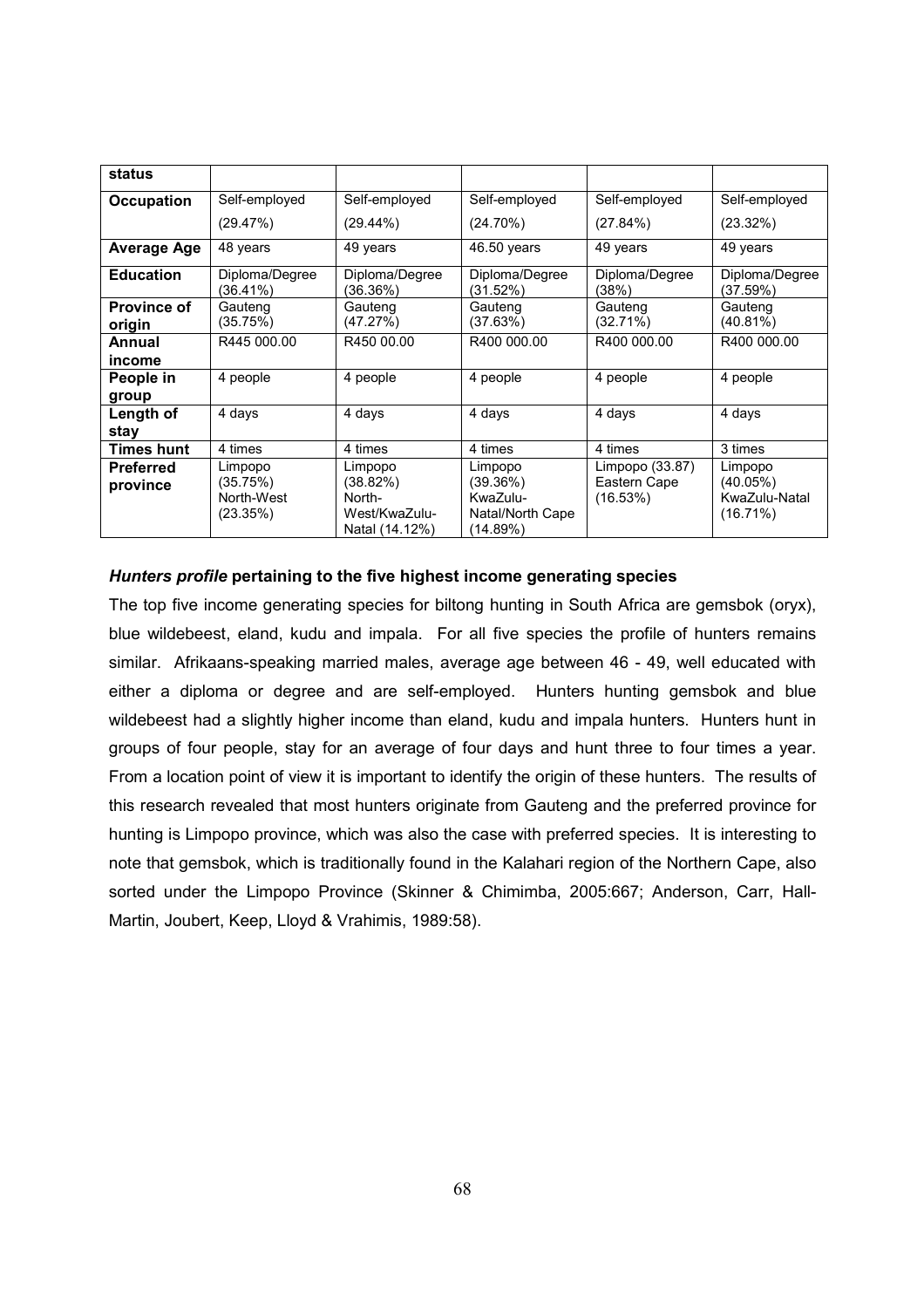| | | | | | |
|---|---|---|---|---|---|
| **status** | | | | | |
| **Occupation** | Self-employed (29.47%) | Self-employed (29.44%) | Self-employed (24.70%) | Self-employed (27.84%) | Self-employed (23.32%) |
| **Average Age** | 48 years | 49 years | 46.50 years | 49 years | 49 years |
| **Education** | Diploma/Degree (36.41%) | Diploma/Degree (36.36%) | Diploma/Degree (31.52%) | Diploma/Degree (38%) | Diploma/Degree (37.59%) |
| **Province of origin** | Gauteng (35.75%) | Gauteng (47.27%) | Gauteng (37.63%) | Gauteng (32.71%) | Gauteng (40.81%) |
| **Annual income** | R445 000.00 | R450 00.00 | R400 000.00 | R400 000.00 | R400 000.00 |
| **People in group** | 4 people | 4 people | 4 people | 4 people | 4 people |
| **Length of stay** | 4 days | 4 days | 4 days | 4 days | 4 days |
| **Times hunt** | 4 times | 4 times | 4 times | 4 times | 3 times |
| **Preferred province** | Limpopo (35.75%) North-West (23.35%) | Limpopo (38.82%) North-West/KwaZulu-Natal (14.12%) | Limpopo (39.36%) KwaZulu-Natal/North Cape (14.89%) | Limpopo (33.87) Eastern Cape (16.53%) | Limpopo (40.05%) KwaZulu-Natal (16.71%) |

***Hunters profile* pertaining to the five highest income generating species**

The top five income generating species for biltong hunting in South Africa are gemsbok (oryx), blue wildebeest, eland, kudu and impala. For all five species the profile of hunters remains similar. Afrikaans-speaking married males, average age between 46 - 49, well educated with either a diploma or degree and are self-employed. Hunters hunting gemsbok and blue wildebeest had a slightly higher income than eland, kudu and impala hunters. Hunters hunt in groups of four people, stay for an average of four days and hunt three to four times a year. From a location point of view it is important to identify the origin of these hunters. The results of this research revealed that most hunters originate from Gauteng and the preferred province for hunting is Limpopo province, which was also the case with preferred species. It is interesting to note that gemsbok, which is traditionally found in the Kalahari region of the Northern Cape, also sorted under the Limpopo Province (Skinner & Chimimba, 2005:667; Anderson, Carr, Hall-Martin, Joubert, Keep, Lloyd & Vrahimis, 1989:58).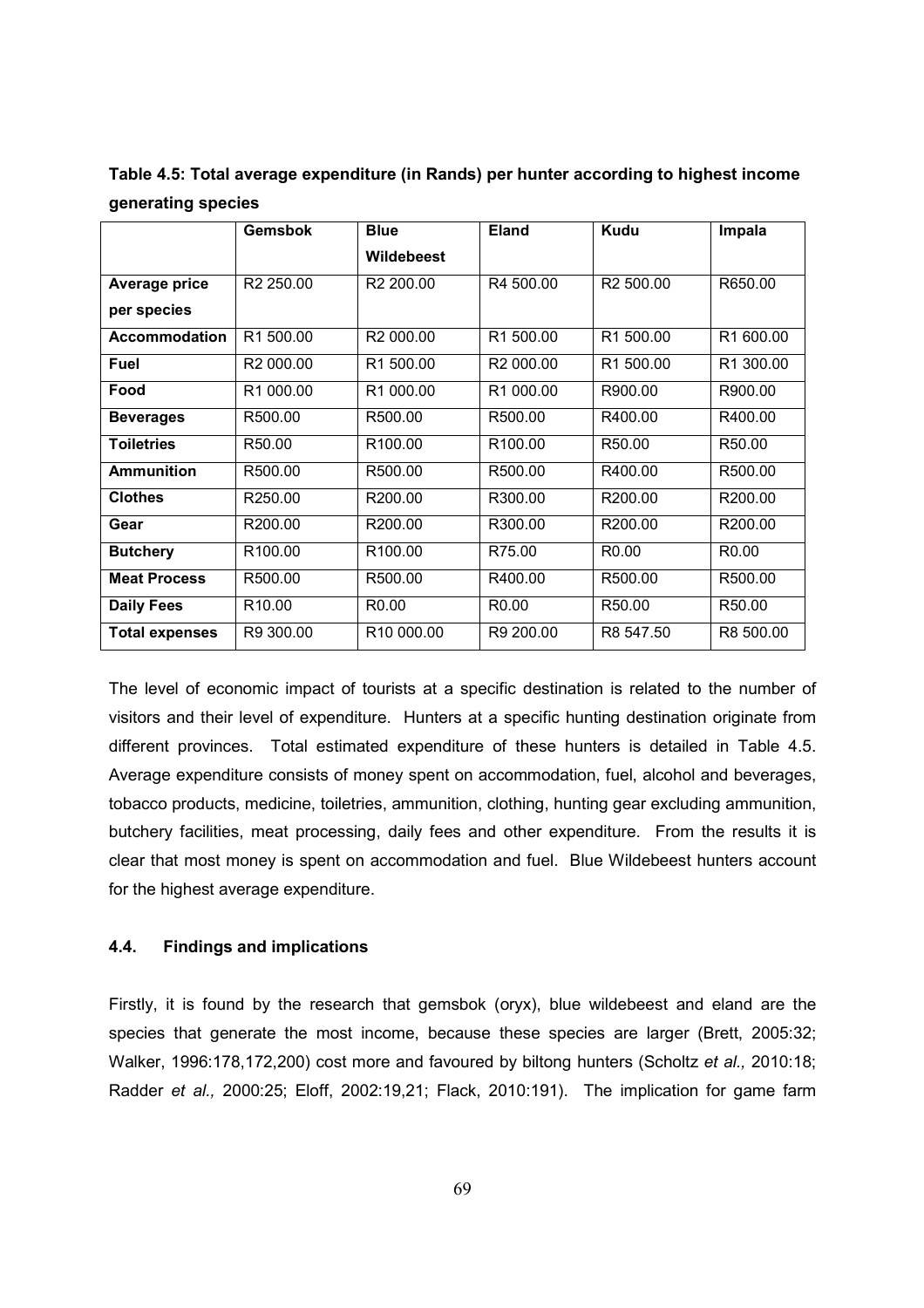**Table 4.5: Total average expenditure (in Rands) per hunter according to highest income generating species**

| | Gemsbok | Blue Wildebeest | Eland | Kudu | Impala |
|---|---|---|---|---|---|
| **Average price per species** | R2 250.00 | R2 200.00 | R4 500.00 | R2 500.00 | R650.00 |
| **Accommodation** | R1 500.00 | R2 000.00 | R1 500.00 | R1 500.00 | R1 600.00 |
| **Fuel** | R2 000.00 | R1 500.00 | R2 000.00 | R1 500.00 | R1 300.00 |
| **Food** | R1 000.00 | R1 000.00 | R1 000.00 | R900.00 | R900.00 |
| **Beverages** | R500.00 | R500.00 | R500.00 | R400.00 | R400.00 |
| **Toiletries** | R50.00 | R100.00 | R100.00 | R50.00 | R50.00 |
| **Ammunition** | R500.00 | R500.00 | R500.00 | R400.00 | R500.00 |
| **Clothes** | R250.00 | R200.00 | R300.00 | R200.00 | R200.00 |
| **Gear** | R200.00 | R200.00 | R300.00 | R200.00 | R200.00 |
| **Butchery** | R100.00 | R100.00 | R75.00 | R0.00 | R0.00 |
| **Meat Process** | R500.00 | R500.00 | R400.00 | R500.00 | R500.00 |
| **Daily Fees** | R10.00 | R0.00 | R0.00 | R50.00 | R50.00 |
| **Total expenses** | R9 300.00 | R10 000.00 | R9 200.00 | R8 547.50 | R8 500.00 |

The level of economic impact of tourists at a specific destination is related to the number of visitors and their level of expenditure. Hunters at a specific hunting destination originate from different provinces. Total estimated expenditure of these hunters is detailed in Table 4.5. Average expenditure consists of money spent on accommodation, fuel, alcohol and beverages, tobacco products, medicine, toiletries, ammunition, clothing, hunting gear excluding ammunition, butchery facilities, meat processing, daily fees and other expenditure. From the results it is clear that most money is spent on accommodation and fuel. Blue Wildebeest hunters account for the highest average expenditure.

### 4.4. Findings and implications

Firstly, it is found by the research that gemsbok (oryx), blue wildebeest and eland are the species that generate the most income, because these species are larger (Brett, 2005:32; Walker, 1996:178,172,200) cost more and favoured by biltong hunters (Scholtz *et al.,* 2010:18; Radder *et al.,* 2000:25; Eloff, 2002:19,21; Flack, 2010:191). The implication for game farm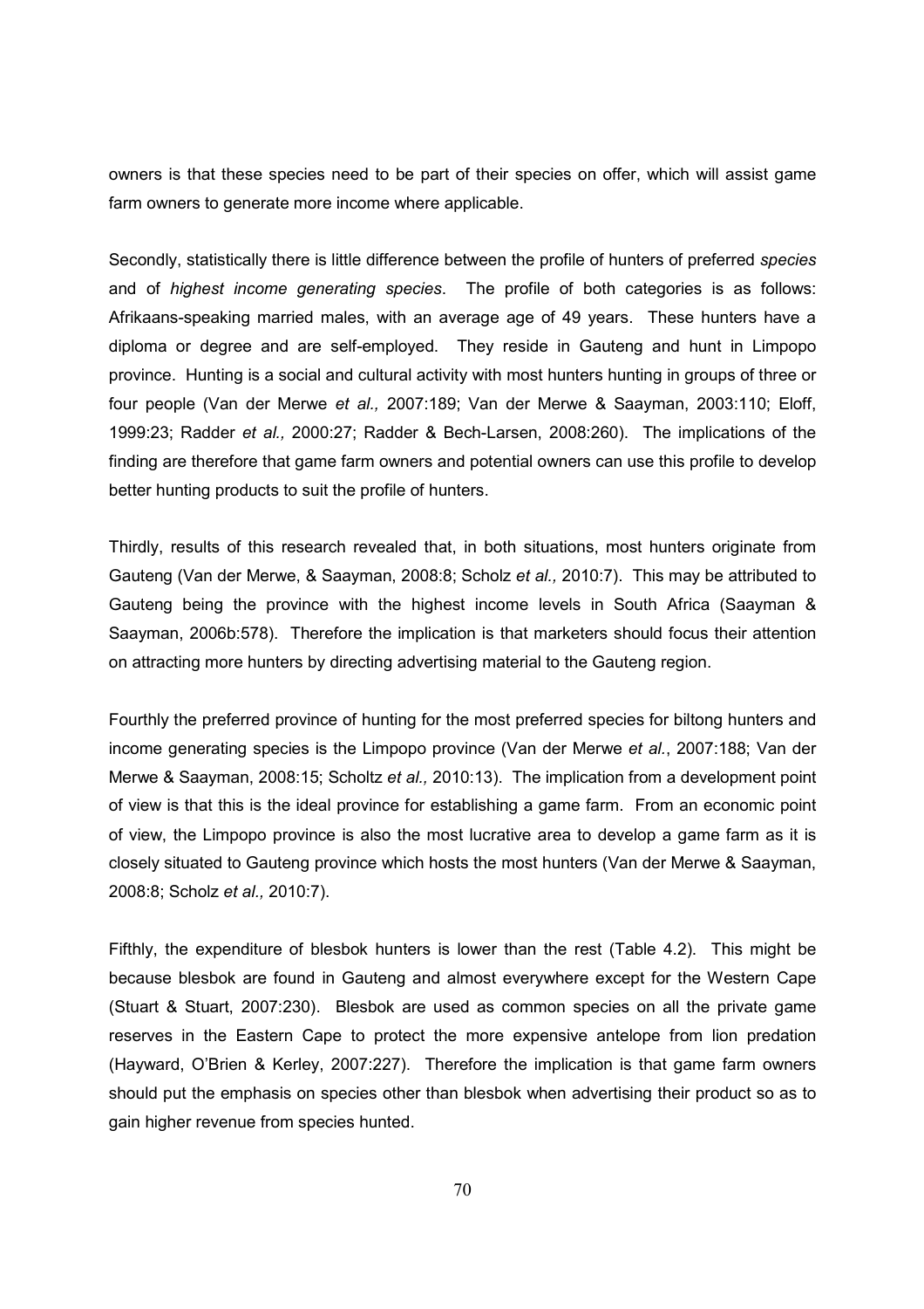owners is that these species need to be part of their species on offer, which will assist game farm owners to generate more income where applicable.

Secondly, statistically there is little difference between the profile of hunters of preferred *species* and of *highest income generating species*. The profile of both categories is as follows: Afrikaans-speaking married males, with an average age of 49 years. These hunters have a diploma or degree and are self-employed. They reside in Gauteng and hunt in Limpopo province. Hunting is a social and cultural activity with most hunters hunting in groups of three or four people (Van der Merwe *et al.,* 2007:189; Van der Merwe & Saayman, 2003:110; Eloff, 1999:23; Radder *et al.,* 2000:27; Radder & Bech-Larsen, 2008:260). The implications of the finding are therefore that game farm owners and potential owners can use this profile to develop better hunting products to suit the profile of hunters.

Thirdly, results of this research revealed that, in both situations, most hunters originate from Gauteng (Van der Merwe, & Saayman, 2008:8; Scholz *et al.,* 2010:7). This may be attributed to Gauteng being the province with the highest income levels in South Africa (Saayman & Saayman, 2006b:578). Therefore the implication is that marketers should focus their attention on attracting more hunters by directing advertising material to the Gauteng region.

Fourthly the preferred province of hunting for the most preferred species for biltong hunters and income generating species is the Limpopo province (Van der Merwe *et al.*, 2007:188; Van der Merwe & Saayman, 2008:15; Scholtz *et al.,* 2010:13). The implication from a development point of view is that this is the ideal province for establishing a game farm. From an economic point of view, the Limpopo province is also the most lucrative area to develop a game farm as it is closely situated to Gauteng province which hosts the most hunters (Van der Merwe & Saayman, 2008:8; Scholz *et al.,* 2010:7).

Fifthly, the expenditure of blesbok hunters is lower than the rest (Table 4.2). This might be because blesbok are found in Gauteng and almost everywhere except for the Western Cape (Stuart & Stuart, 2007:230). Blesbok are used as common species on all the private game reserves in the Eastern Cape to protect the more expensive antelope from lion predation (Hayward, O'Brien & Kerley, 2007:227). Therefore the implication is that game farm owners should put the emphasis on species other than blesbok when advertising their product so as to gain higher revenue from species hunted.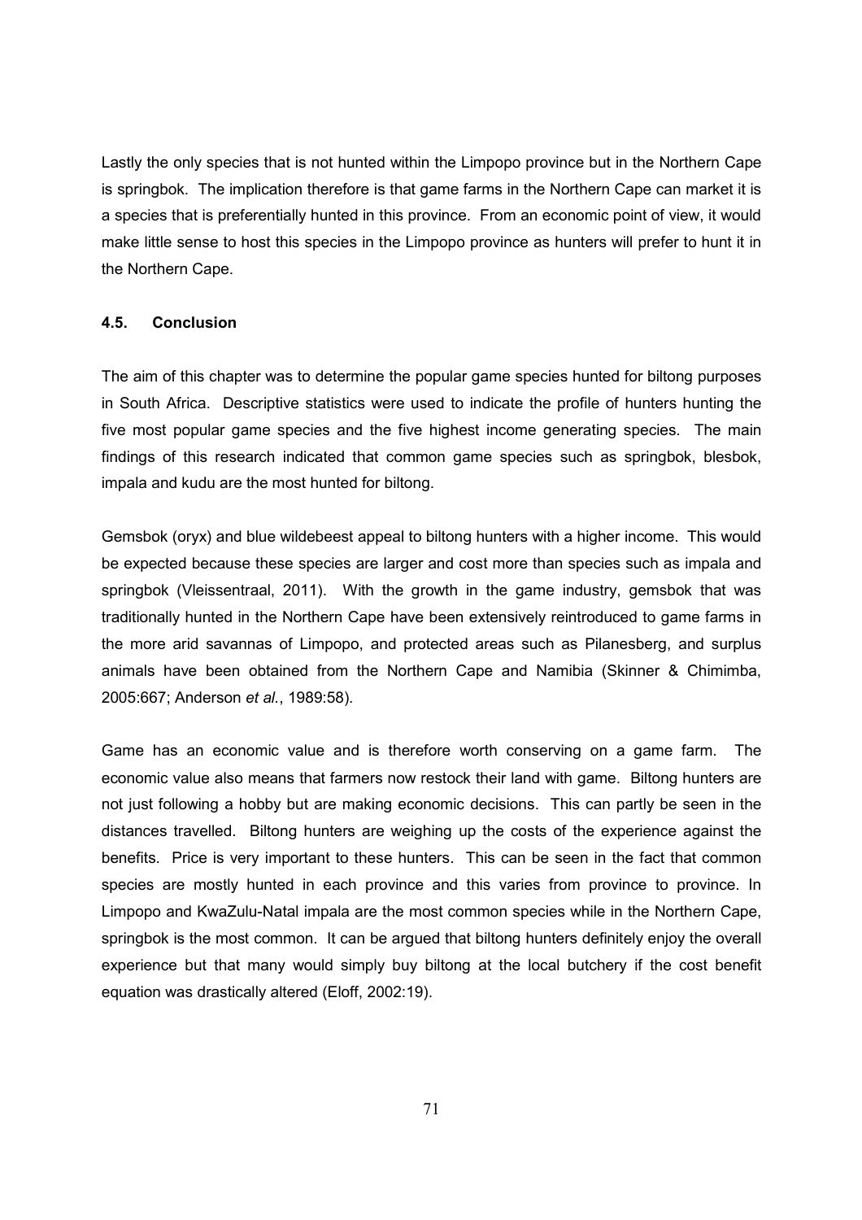Lastly the only species that is not hunted within the Limpopo province but in the Northern Cape is springbok. The implication therefore is that game farms in the Northern Cape can market it is a species that is preferentially hunted in this province. From an economic point of view, it would make little sense to host this species in the Limpopo province as hunters will prefer to hunt it in the Northern Cape.

### 4.5. Conclusion

The aim of this chapter was to determine the popular game species hunted for biltong purposes in South Africa. Descriptive statistics were used to indicate the profile of hunters hunting the five most popular game species and the five highest income generating species. The main findings of this research indicated that common game species such as springbok, blesbok, impala and kudu are the most hunted for biltong.

Gemsbok (oryx) and blue wildebeest appeal to biltong hunters with a higher income. This would be expected because these species are larger and cost more than species such as impala and springbok (Vleissentraal, 2011). With the growth in the game industry, gemsbok that was traditionally hunted in the Northern Cape have been extensively reintroduced to game farms in the more arid savannas of Limpopo, and protected areas such as Pilanesberg, and surplus animals have been obtained from the Northern Cape and Namibia (Skinner & Chimimba, 2005:667; Anderson *et al.*, 1989:58).

Game has an economic value and is therefore worth conserving on a game farm. The economic value also means that farmers now restock their land with game. Biltong hunters are not just following a hobby but are making economic decisions. This can partly be seen in the distances travelled. Biltong hunters are weighing up the costs of the experience against the benefits. Price is very important to these hunters. This can be seen in the fact that common species are mostly hunted in each province and this varies from province to province. In Limpopo and KwaZulu-Natal impala are the most common species while in the Northern Cape, springbok is the most common. It can be argued that biltong hunters definitely enjoy the overall experience but that many would simply buy biltong at the local butchery if the cost benefit equation was drastically altered (Eloff, 2002:19).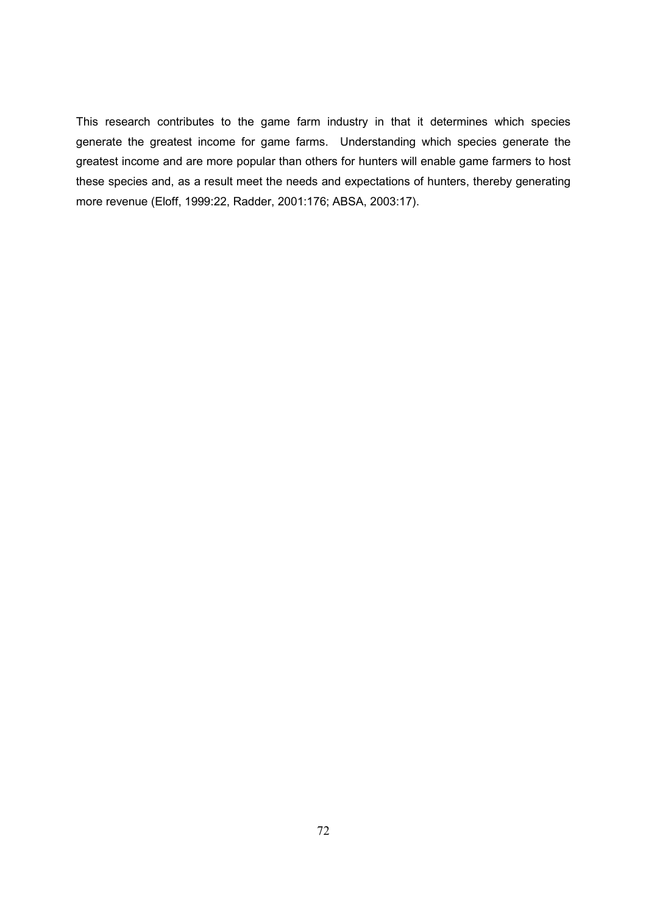This research contributes to the game farm industry in that it determines which species generate the greatest income for game farms. Understanding which species generate the greatest income and are more popular than others for hunters will enable game farmers to host these species and, as a result meet the needs and expectations of hunters, thereby generating more revenue (Eloff, 1999:22, Radder, 2001:176; ABSA, 2003:17).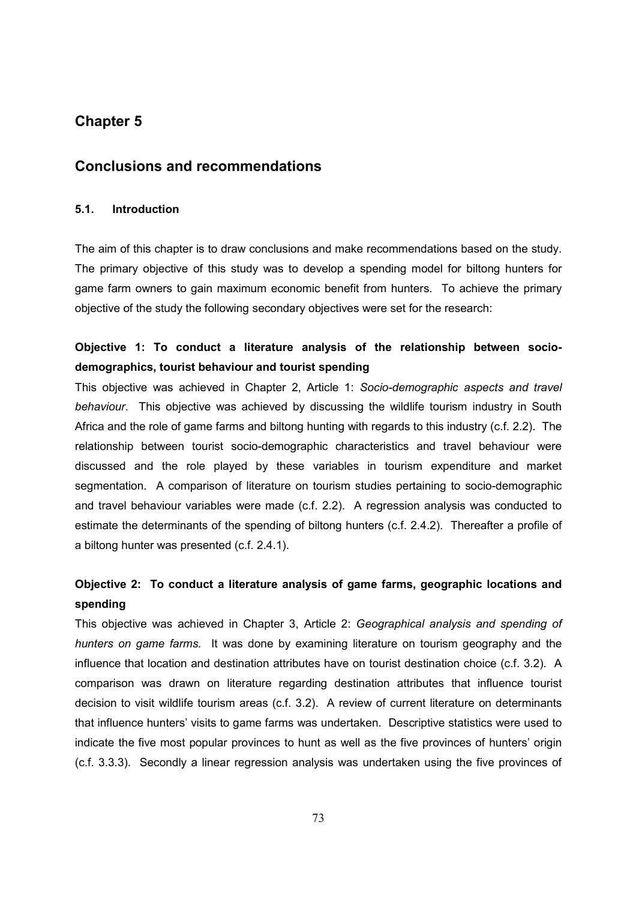# Chapter 5

## Conclusions and recommendations

### 5.1. Introduction

The aim of this chapter is to draw conclusions and make recommendations based on the study. The primary objective of this study was to develop a spending model for biltong hunters for game farm owners to gain maximum economic benefit from hunters. To achieve the primary objective of the study the following secondary objectives were set for the research:

**Objective 1: To conduct a literature analysis of the relationship between socio-demographics, tourist behaviour and tourist spending**

This objective was achieved in Chapter 2, Article 1: *Socio-demographic aspects and travel behaviour*. This objective was achieved by discussing the wildlife tourism industry in South Africa and the role of game farms and biltong hunting with regards to this industry (c.f. 2.2). The relationship between tourist socio-demographic characteristics and travel behaviour were discussed and the role played by these variables in tourism expenditure and market segmentation. A comparison of literature on tourism studies pertaining to socio-demographic and travel behaviour variables were made (c.f. 2.2). A regression analysis was conducted to estimate the determinants of the spending of biltong hunters (c.f. 2.4.2). Thereafter a profile of a biltong hunter was presented (c.f. 2.4.1).

**Objective 2: To conduct a literature analysis of game farms, geographic locations and spending**

This objective was achieved in Chapter 3, Article 2: *Geographical analysis and spending of hunters on game farms.* It was done by examining literature on tourism geography and the influence that location and destination attributes have on tourist destination choice (c.f. 3.2). A comparison was drawn on literature regarding destination attributes that influence tourist decision to visit wildlife tourism areas (c.f. 3.2). A review of current literature on determinants that influence hunters' visits to game farms was undertaken. Descriptive statistics were used to indicate the five most popular provinces to hunt as well as the five provinces of hunters' origin (c.f. 3.3.3). Secondly a linear regression analysis was undertaken using the five provinces of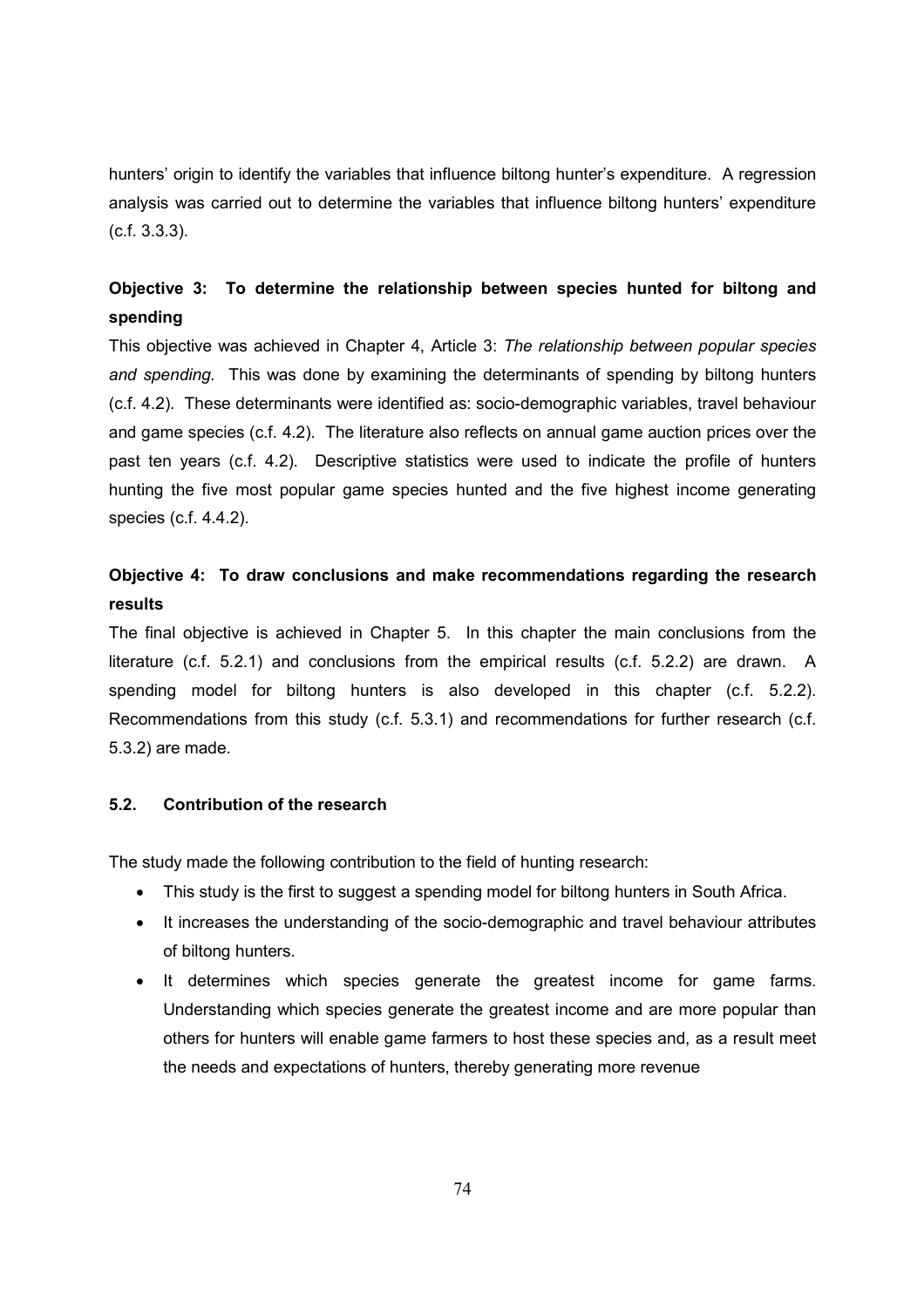hunters' origin to identify the variables that influence biltong hunter's expenditure. A regression analysis was carried out to determine the variables that influence biltong hunters' expenditure (c.f. 3.3.3).

**Objective 3: To determine the relationship between species hunted for biltong and spending**

This objective was achieved in Chapter 4, Article 3: *The relationship between popular species and spending*. This was done by examining the determinants of spending by biltong hunters (c.f. 4.2). These determinants were identified as: socio-demographic variables, travel behaviour and game species (c.f. 4.2). The literature also reflects on annual game auction prices over the past ten years (c.f. 4.2). Descriptive statistics were used to indicate the profile of hunters hunting the five most popular game species hunted and the five highest income generating species (c.f. 4.4.2).

**Objective 4: To draw conclusions and make recommendations regarding the research results**

The final objective is achieved in Chapter 5. In this chapter the main conclusions from the literature (c.f. 5.2.1) and conclusions from the empirical results (c.f. 5.2.2) are drawn. A spending model for biltong hunters is also developed in this chapter (c.f. 5.2.2). Recommendations from this study (c.f. 5.3.1) and recommendations for further research (c.f. 5.3.2) are made.

### 5.2. Contribution of the research

The study made the following contribution to the field of hunting research:

- This study is the first to suggest a spending model for biltong hunters in South Africa.
- It increases the understanding of the socio-demographic and travel behaviour attributes of biltong hunters.
- It determines which species generate the greatest income for game farms. Understanding which species generate the greatest income and are more popular than others for hunters will enable game farmers to host these species and, as a result meet the needs and expectations of hunters, thereby generating more revenue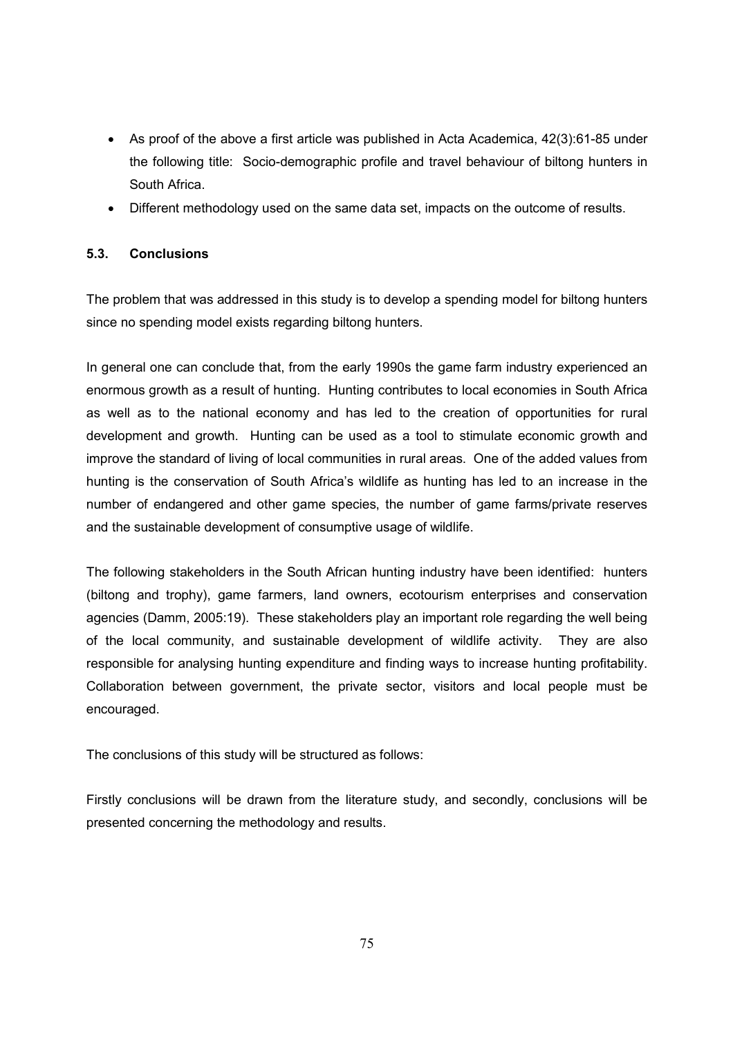- As proof of the above a first article was published in Acta Academica, 42(3):61-85 under the following title: Socio-demographic profile and travel behaviour of biltong hunters in South Africa.
- Different methodology used on the same data set, impacts on the outcome of results.

### 5.3. Conclusions

The problem that was addressed in this study is to develop a spending model for biltong hunters since no spending model exists regarding biltong hunters.

In general one can conclude that, from the early 1990s the game farm industry experienced an enormous growth as a result of hunting. Hunting contributes to local economies in South Africa as well as to the national economy and has led to the creation of opportunities for rural development and growth. Hunting can be used as a tool to stimulate economic growth and improve the standard of living of local communities in rural areas. One of the added values from hunting is the conservation of South Africa's wildlife as hunting has led to an increase in the number of endangered and other game species, the number of game farms/private reserves and the sustainable development of consumptive usage of wildlife.

The following stakeholders in the South African hunting industry have been identified: hunters (biltong and trophy), game farmers, land owners, ecotourism enterprises and conservation agencies (Damm, 2005:19). These stakeholders play an important role regarding the well being of the local community, and sustainable development of wildlife activity. They are also responsible for analysing hunting expenditure and finding ways to increase hunting profitability. Collaboration between government, the private sector, visitors and local people must be encouraged.

The conclusions of this study will be structured as follows:

Firstly conclusions will be drawn from the literature study, and secondly, conclusions will be presented concerning the methodology and results.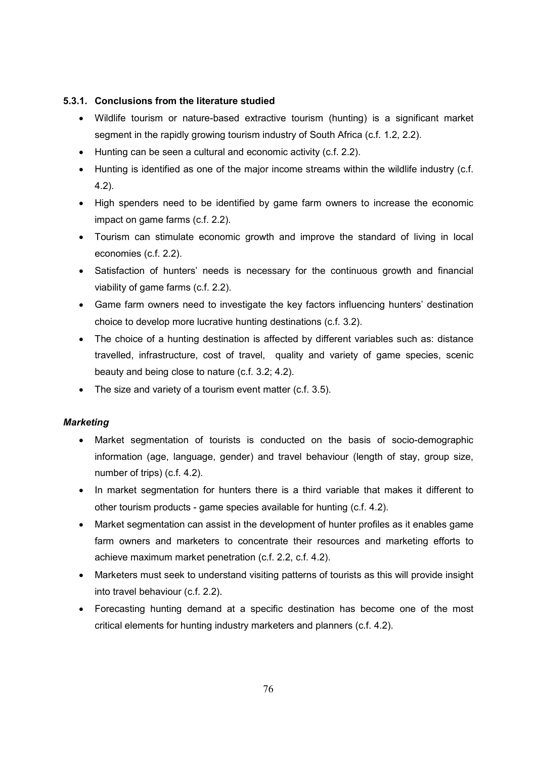### 5.3.1. Conclusions from the literature studied

- Wildlife tourism or nature-based extractive tourism (hunting) is a significant market segment in the rapidly growing tourism industry of South Africa (c.f. 1.2, 2.2).
- Hunting can be seen a cultural and economic activity (c.f. 2.2).
- Hunting is identified as one of the major income streams within the wildlife industry (c.f. 4.2).
- High spenders need to be identified by game farm owners to increase the economic impact on game farms (c.f. 2.2).
- Tourism can stimulate economic growth and improve the standard of living in local economies (c.f. 2.2).
- Satisfaction of hunters' needs is necessary for the continuous growth and financial viability of game farms (c.f. 2.2).
- Game farm owners need to investigate the key factors influencing hunters' destination choice to develop more lucrative hunting destinations (c.f. 3.2).
- The choice of a hunting destination is affected by different variables such as: distance travelled, infrastructure, cost of travel, quality and variety of game species, scenic beauty and being close to nature (c.f. 3.2; 4.2).
- The size and variety of a tourism event matter (c.f. 3.5).

***Marketing***

- Market segmentation of tourists is conducted on the basis of socio-demographic information (age, language, gender) and travel behaviour (length of stay, group size, number of trips) (c.f. 4.2).
- In market segmentation for hunters there is a third variable that makes it different to other tourism products - game species available for hunting (c.f. 4.2).
- Market segmentation can assist in the development of hunter profiles as it enables game farm owners and marketers to concentrate their resources and marketing efforts to achieve maximum market penetration (c.f. 2.2, c.f. 4.2).
- Marketers must seek to understand visiting patterns of tourists as this will provide insight into travel behaviour (c.f. 2.2).
- Forecasting hunting demand at a specific destination has become one of the most critical elements for hunting industry marketers and planners (c.f. 4.2).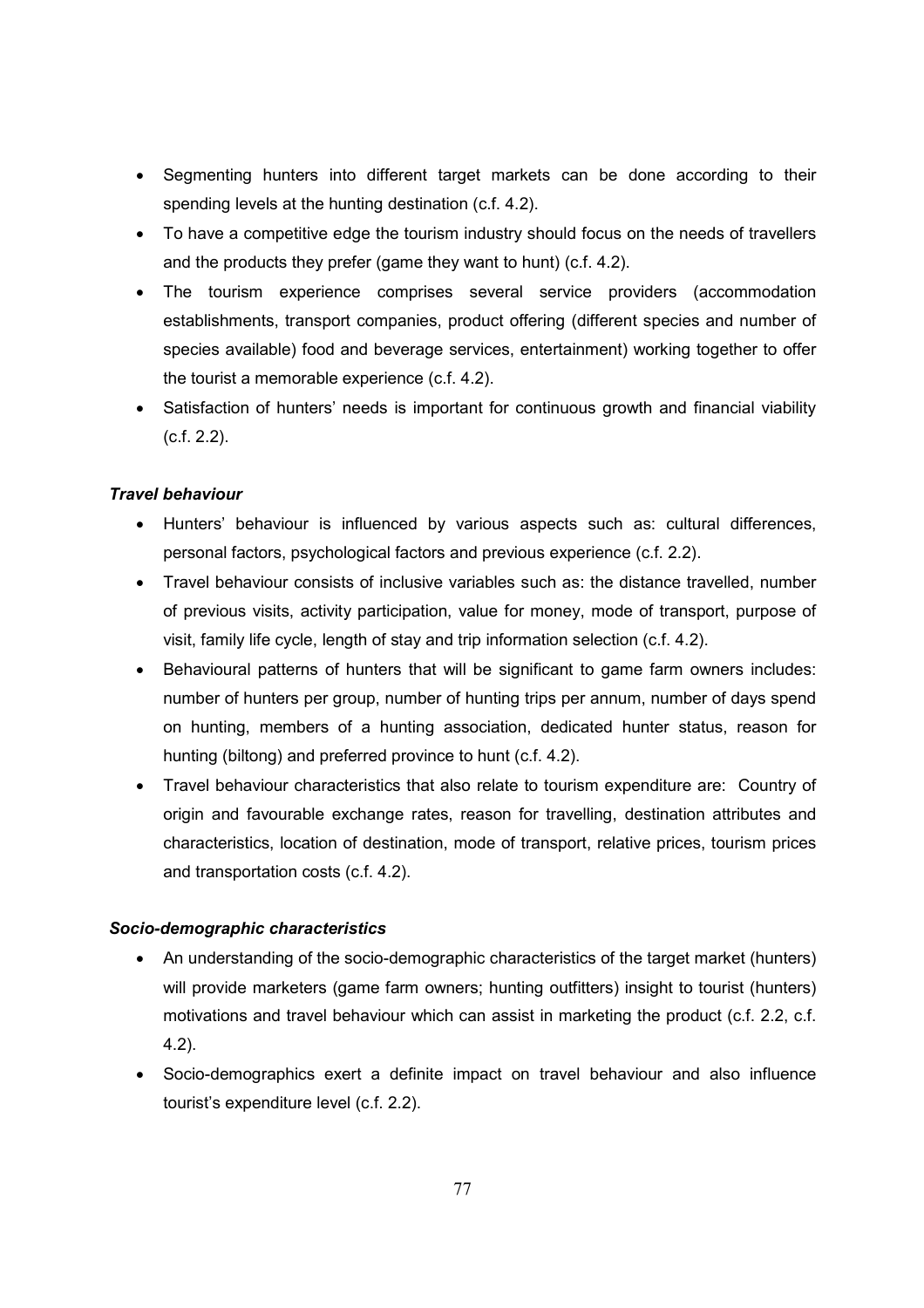- Segmenting hunters into different target markets can be done according to their spending levels at the hunting destination (c.f. 4.2).
- To have a competitive edge the tourism industry should focus on the needs of travellers and the products they prefer (game they want to hunt) (c.f. 4.2).
- The tourism experience comprises several service providers (accommodation establishments, transport companies, product offering (different species and number of species available) food and beverage services, entertainment) working together to offer the tourist a memorable experience (c.f. 4.2).
- Satisfaction of hunters' needs is important for continuous growth and financial viability (c.f. 2.2).

***Travel behaviour***

- Hunters' behaviour is influenced by various aspects such as: cultural differences, personal factors, psychological factors and previous experience (c.f. 2.2).
- Travel behaviour consists of inclusive variables such as: the distance travelled, number of previous visits, activity participation, value for money, mode of transport, purpose of visit, family life cycle, length of stay and trip information selection (c.f. 4.2).
- Behavioural patterns of hunters that will be significant to game farm owners includes: number of hunters per group, number of hunting trips per annum, number of days spend on hunting, members of a hunting association, dedicated hunter status, reason for hunting (biltong) and preferred province to hunt (c.f. 4.2).
- Travel behaviour characteristics that also relate to tourism expenditure are: Country of origin and favourable exchange rates, reason for travelling, destination attributes and characteristics, location of destination, mode of transport, relative prices, tourism prices and transportation costs (c.f. 4.2).

***Socio-demographic characteristics***

- An understanding of the socio-demographic characteristics of the target market (hunters) will provide marketers (game farm owners; hunting outfitters) insight to tourist (hunters) motivations and travel behaviour which can assist in marketing the product (c.f. 2.2, c.f. 4.2).
- Socio-demographics exert a definite impact on travel behaviour and also influence tourist's expenditure level (c.f. 2.2).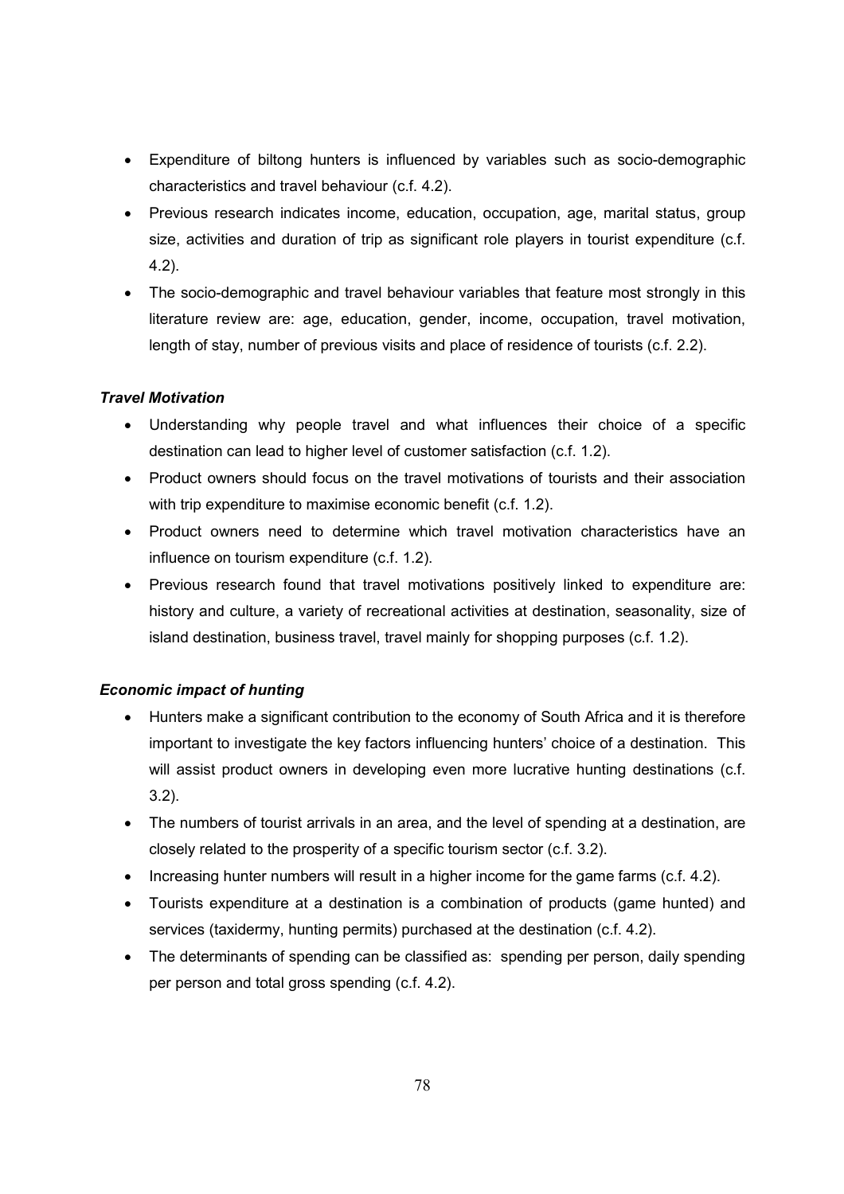- Expenditure of biltong hunters is influenced by variables such as socio-demographic characteristics and travel behaviour (c.f. 4.2).
- Previous research indicates income, education, occupation, age, marital status, group size, activities and duration of trip as significant role players in tourist expenditure (c.f. 4.2).
- The socio-demographic and travel behaviour variables that feature most strongly in this literature review are: age, education, gender, income, occupation, travel motivation, length of stay, number of previous visits and place of residence of tourists (c.f. 2.2).

***Travel Motivation***

- Understanding why people travel and what influences their choice of a specific destination can lead to higher level of customer satisfaction (c.f. 1.2).
- Product owners should focus on the travel motivations of tourists and their association with trip expenditure to maximise economic benefit (c.f. 1.2).
- Product owners need to determine which travel motivation characteristics have an influence on tourism expenditure (c.f. 1.2).
- Previous research found that travel motivations positively linked to expenditure are: history and culture, a variety of recreational activities at destination, seasonality, size of island destination, business travel, travel mainly for shopping purposes (c.f. 1.2).

***Economic impact of hunting***

- Hunters make a significant contribution to the economy of South Africa and it is therefore important to investigate the key factors influencing hunters' choice of a destination. This will assist product owners in developing even more lucrative hunting destinations (c.f. 3.2).
- The numbers of tourist arrivals in an area, and the level of spending at a destination, are closely related to the prosperity of a specific tourism sector (c.f. 3.2).
- Increasing hunter numbers will result in a higher income for the game farms (c.f. 4.2).
- Tourists expenditure at a destination is a combination of products (game hunted) and services (taxidermy, hunting permits) purchased at the destination (c.f. 4.2).
- The determinants of spending can be classified as: spending per person, daily spending per person and total gross spending (c.f. 4.2).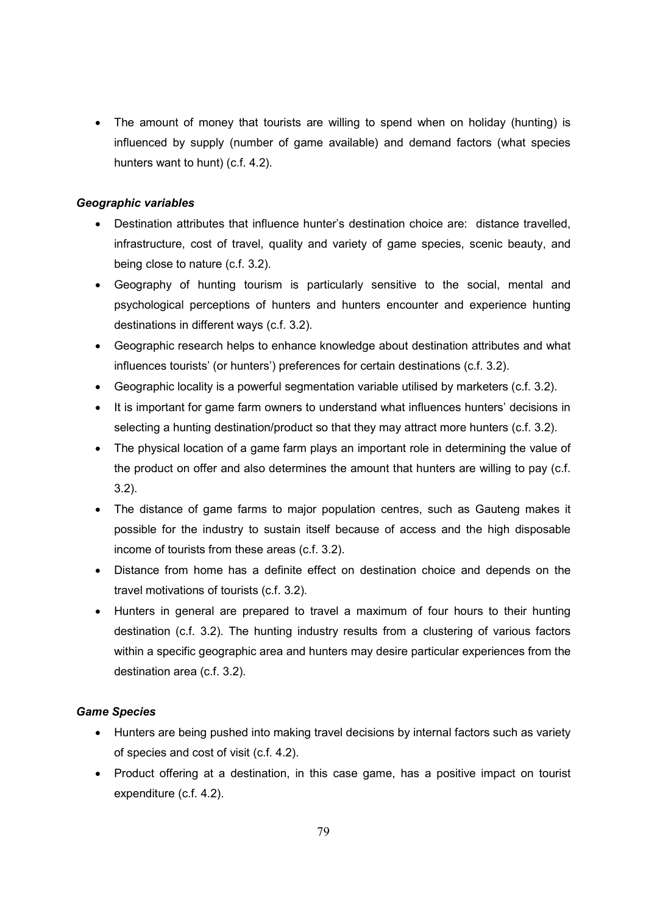- The amount of money that tourists are willing to spend when on holiday (hunting) is influenced by supply (number of game available) and demand factors (what species hunters want to hunt) (c.f. 4.2).

***Geographic variables***

- Destination attributes that influence hunter's destination choice are: distance travelled, infrastructure, cost of travel, quality and variety of game species, scenic beauty, and being close to nature (c.f. 3.2).
- Geography of hunting tourism is particularly sensitive to the social, mental and psychological perceptions of hunters and hunters encounter and experience hunting destinations in different ways (c.f. 3.2).
- Geographic research helps to enhance knowledge about destination attributes and what influences tourists' (or hunters') preferences for certain destinations (c.f. 3.2).
- Geographic locality is a powerful segmentation variable utilised by marketers (c.f. 3.2).
- It is important for game farm owners to understand what influences hunters' decisions in selecting a hunting destination/product so that they may attract more hunters (c.f. 3.2).
- The physical location of a game farm plays an important role in determining the value of the product on offer and also determines the amount that hunters are willing to pay (c.f. 3.2).
- The distance of game farms to major population centres, such as Gauteng makes it possible for the industry to sustain itself because of access and the high disposable income of tourists from these areas (c.f. 3.2).
- Distance from home has a definite effect on destination choice and depends on the travel motivations of tourists (c.f. 3.2).
- Hunters in general are prepared to travel a maximum of four hours to their hunting destination (c.f. 3.2). The hunting industry results from a clustering of various factors within a specific geographic area and hunters may desire particular experiences from the destination area (c.f. 3.2).

***Game Species***

- Hunters are being pushed into making travel decisions by internal factors such as variety of species and cost of visit (c.f. 4.2).
- Product offering at a destination, in this case game, has a positive impact on tourist expenditure (c.f. 4.2).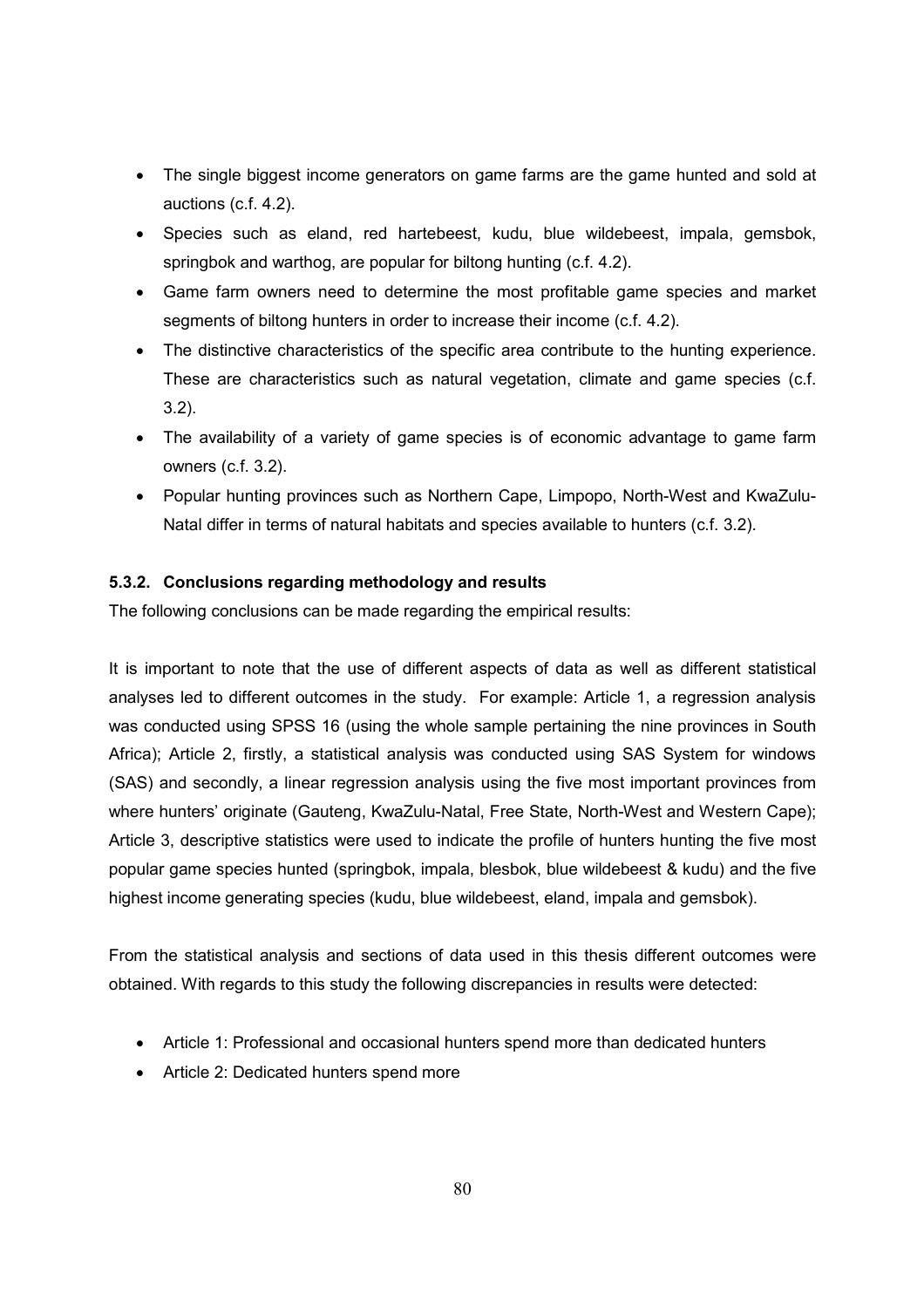- The single biggest income generators on game farms are the game hunted and sold at auctions (c.f. 4.2).
- Species such as eland, red hartebeest, kudu, blue wildebeest, impala, gemsbok, springbok and warthog, are popular for biltong hunting (c.f. 4.2).
- Game farm owners need to determine the most profitable game species and market segments of biltong hunters in order to increase their income (c.f. 4.2).
- The distinctive characteristics of the specific area contribute to the hunting experience. These are characteristics such as natural vegetation, climate and game species (c.f. 3.2).
- The availability of a variety of game species is of economic advantage to game farm owners (c.f. 3.2).
- Popular hunting provinces such as Northern Cape, Limpopo, North-West and KwaZulu-Natal differ in terms of natural habitats and species available to hunters (c.f. 3.2).

### 5.3.2. Conclusions regarding methodology and results

The following conclusions can be made regarding the empirical results:

It is important to note that the use of different aspects of data as well as different statistical analyses led to different outcomes in the study. For example: Article 1, a regression analysis was conducted using SPSS 16 (using the whole sample pertaining the nine provinces in South Africa); Article 2, firstly, a statistical analysis was conducted using SAS System for windows (SAS) and secondly, a linear regression analysis using the five most important provinces from where hunters' originate (Gauteng, KwaZulu-Natal, Free State, North-West and Western Cape); Article 3, descriptive statistics were used to indicate the profile of hunters hunting the five most popular game species hunted (springbok, impala, blesbok, blue wildebeest & kudu) and the five highest income generating species (kudu, blue wildebeest, eland, impala and gemsbok).

From the statistical analysis and sections of data used in this thesis different outcomes were obtained. With regards to this study the following discrepancies in results were detected:

- Article 1: Professional and occasional hunters spend more than dedicated hunters
- Article 2: Dedicated hunters spend more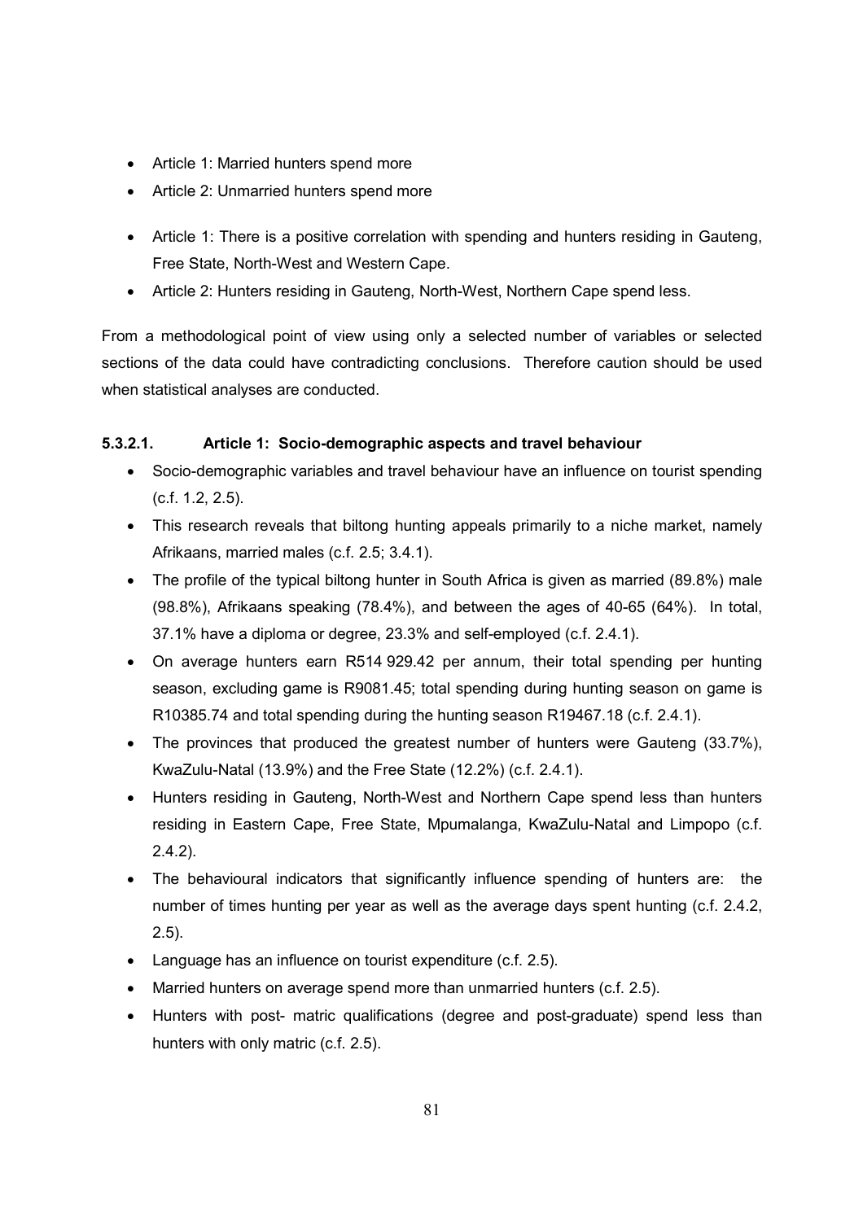- Article 1: Married hunters spend more
- Article 2: Unmarried hunters spend more

- Article 1: There is a positive correlation with spending and hunters residing in Gauteng, Free State, North-West and Western Cape.
- Article 2: Hunters residing in Gauteng, North-West, Northern Cape spend less.

From a methodological point of view using only a selected number of variables or selected sections of the data could have contradicting conclusions. Therefore caution should be used when statistical analyses are conducted.

#### 5.3.2.1. Article 1: Socio-demographic aspects and travel behaviour

- Socio-demographic variables and travel behaviour have an influence on tourist spending (c.f. 1.2, 2.5).
- This research reveals that biltong hunting appeals primarily to a niche market, namely Afrikaans, married males (c.f. 2.5; 3.4.1).
- The profile of the typical biltong hunter in South Africa is given as married (89.8%) male (98.8%), Afrikaans speaking (78.4%), and between the ages of 40-65 (64%). In total, 37.1% have a diploma or degree, 23.3% and self-employed (c.f. 2.4.1).
- On average hunters earn R514 929.42 per annum, their total spending per hunting season, excluding game is R9081.45; total spending during hunting season on game is R10385.74 and total spending during the hunting season R19467.18 (c.f. 2.4.1).
- The provinces that produced the greatest number of hunters were Gauteng (33.7%), KwaZulu-Natal (13.9%) and the Free State (12.2%) (c.f. 2.4.1).
- Hunters residing in Gauteng, North-West and Northern Cape spend less than hunters residing in Eastern Cape, Free State, Mpumalanga, KwaZulu-Natal and Limpopo (c.f. 2.4.2).
- The behavioural indicators that significantly influence spending of hunters are: the number of times hunting per year as well as the average days spent hunting (c.f. 2.4.2, 2.5).
- Language has an influence on tourist expenditure (c.f. 2.5).
- Married hunters on average spend more than unmarried hunters (c.f. 2.5).
- Hunters with post- matric qualifications (degree and post-graduate) spend less than hunters with only matric (c.f. 2.5).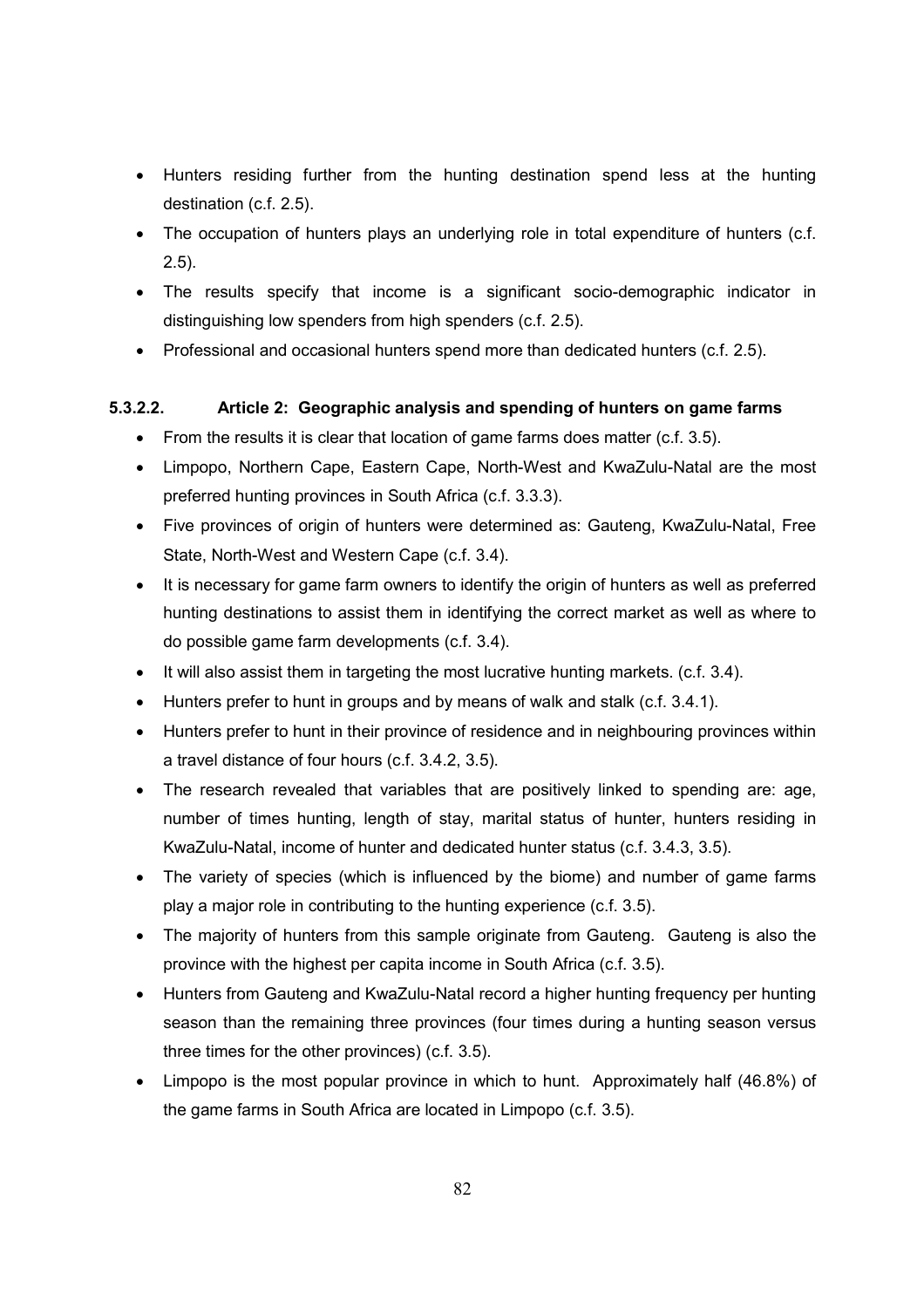- Hunters residing further from the hunting destination spend less at the hunting destination (c.f. 2.5).
- The occupation of hunters plays an underlying role in total expenditure of hunters (c.f. 2.5).
- The results specify that income is a significant socio-demographic indicator in distinguishing low spenders from high spenders (c.f. 2.5).
- Professional and occasional hunters spend more than dedicated hunters (c.f. 2.5).

#### 5.3.2.2. Article 2: Geographic analysis and spending of hunters on game farms

- From the results it is clear that location of game farms does matter (c.f. 3.5).
- Limpopo, Northern Cape, Eastern Cape, North-West and KwaZulu-Natal are the most preferred hunting provinces in South Africa (c.f. 3.3.3).
- Five provinces of origin of hunters were determined as: Gauteng, KwaZulu-Natal, Free State, North-West and Western Cape (c.f. 3.4).
- It is necessary for game farm owners to identify the origin of hunters as well as preferred hunting destinations to assist them in identifying the correct market as well as where to do possible game farm developments (c.f. 3.4).
- It will also assist them in targeting the most lucrative hunting markets. (c.f. 3.4).
- Hunters prefer to hunt in groups and by means of walk and stalk (c.f. 3.4.1).
- Hunters prefer to hunt in their province of residence and in neighbouring provinces within a travel distance of four hours (c.f. 3.4.2, 3.5).
- The research revealed that variables that are positively linked to spending are: age, number of times hunting, length of stay, marital status of hunter, hunters residing in KwaZulu-Natal, income of hunter and dedicated hunter status (c.f. 3.4.3, 3.5).
- The variety of species (which is influenced by the biome) and number of game farms play a major role in contributing to the hunting experience (c.f. 3.5).
- The majority of hunters from this sample originate from Gauteng. Gauteng is also the province with the highest per capita income in South Africa (c.f. 3.5).
- Hunters from Gauteng and KwaZulu-Natal record a higher hunting frequency per hunting season than the remaining three provinces (four times during a hunting season versus three times for the other provinces) (c.f. 3.5).
- Limpopo is the most popular province in which to hunt. Approximately half (46.8%) of the game farms in South Africa are located in Limpopo (c.f. 3.5).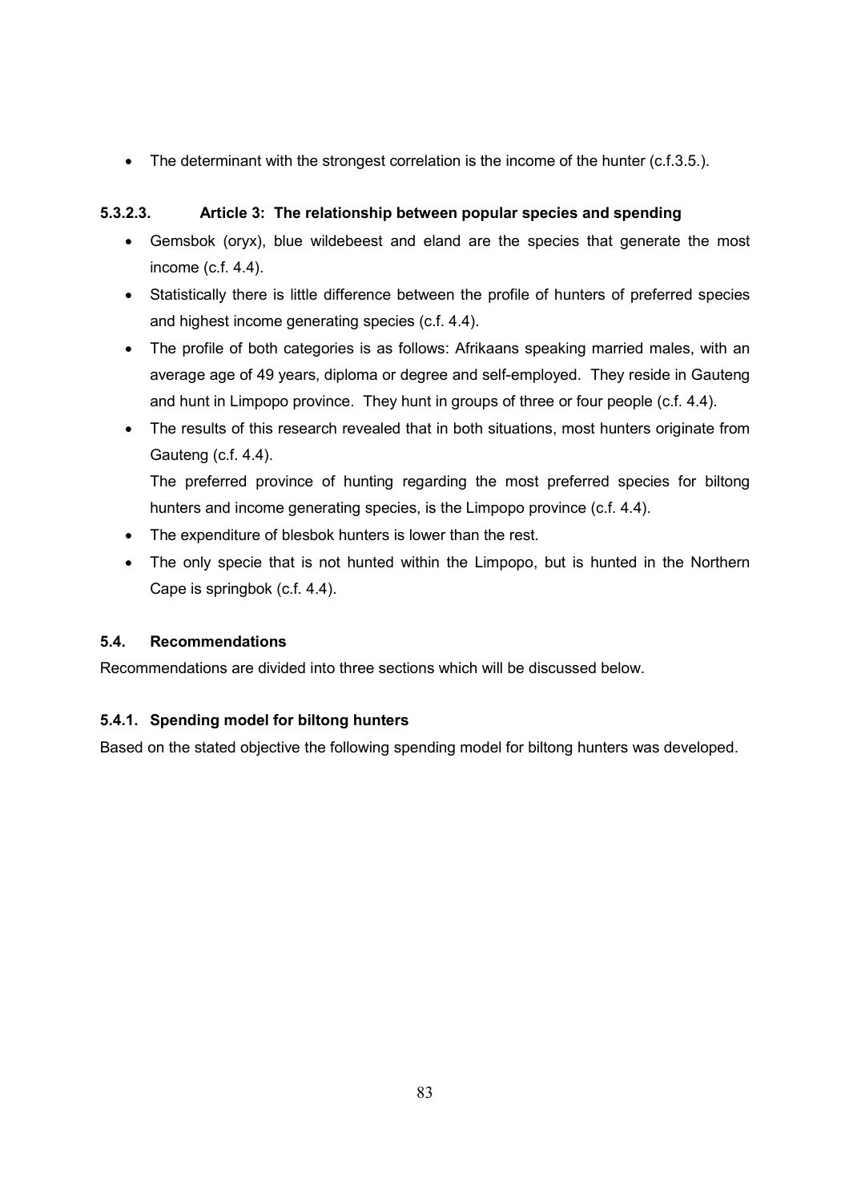- The determinant with the strongest correlation is the income of the hunter (c.f.3.5.).

#### 5.3.2.3. Article 3: The relationship between popular species and spending

- Gemsbok (oryx), blue wildebeest and eland are the species that generate the most income (c.f. 4.4).
- Statistically there is little difference between the profile of hunters of preferred species and highest income generating species (c.f. 4.4).
- The profile of both categories is as follows: Afrikaans speaking married males, with an average age of 49 years, diploma or degree and self-employed. They reside in Gauteng and hunt in Limpopo province. They hunt in groups of three or four people (c.f. 4.4).
- The results of this research revealed that in both situations, most hunters originate from Gauteng (c.f. 4.4).

  The preferred province of hunting regarding the most preferred species for biltong hunters and income generating species, is the Limpopo province (c.f. 4.4).
- The expenditure of blesbok hunters is lower than the rest.
- The only specie that is not hunted within the Limpopo, but is hunted in the Northern Cape is springbok (c.f. 4.4).

## 5.4. Recommendations

Recommendations are divided into three sections which will be discussed below.

### 5.4.1. Spending model for biltong hunters

Based on the stated objective the following spending model for biltong hunters was developed.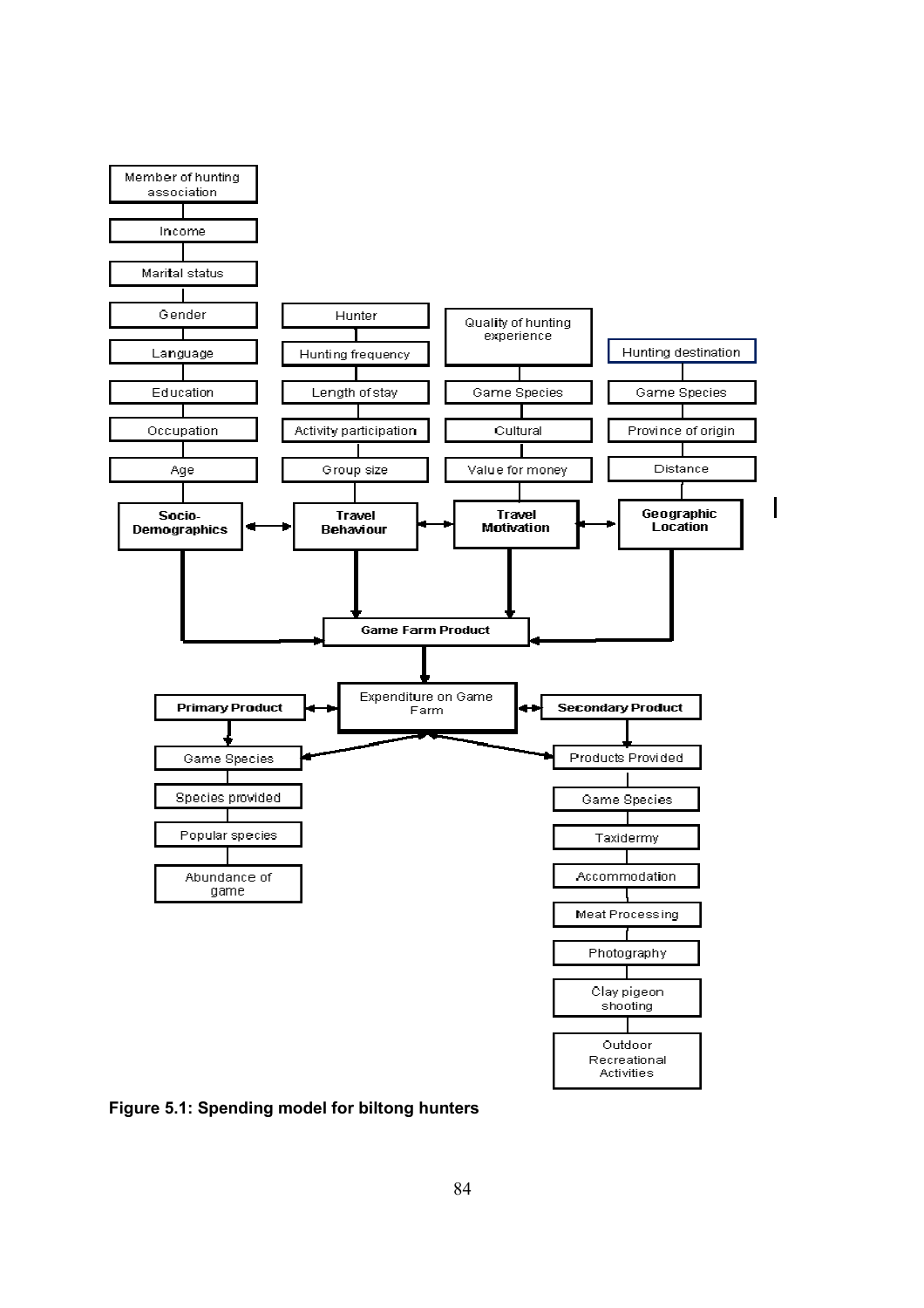- **Socio-Demographics**
  - Member of hunting association
  - Income
  - Marital status
  - Gender
  - Language
  - Education
  - Occupation
  - Age
- **Travel Behaviour**
  - Hunter
  - Hunting frequency
  - Length of stay
  - Activity participation
  - Group size
- **Travel Motivation**
  - Quality of hunting experience
  - Game Species
  - Cultural
  - Value for money
- **Geographic Location**
  - Hunting destination
  - Game Species
  - Province of origin
  - Distance

**Game Farm Product**

Expenditure on Game Farm

- **Primary Product**
  - Game Species
  - Species provided
  - Popular species
  - Abundance of game
- **Secondary Product**
  - Products Provided
  - Game Species
  - Taxidermy
  - Accommodation
  - Meat Processing
  - Photography
  - Clay pigeon shooting
  - Outdoor Recreational Activities

**Figure 5.1: Spending model for biltong hunters**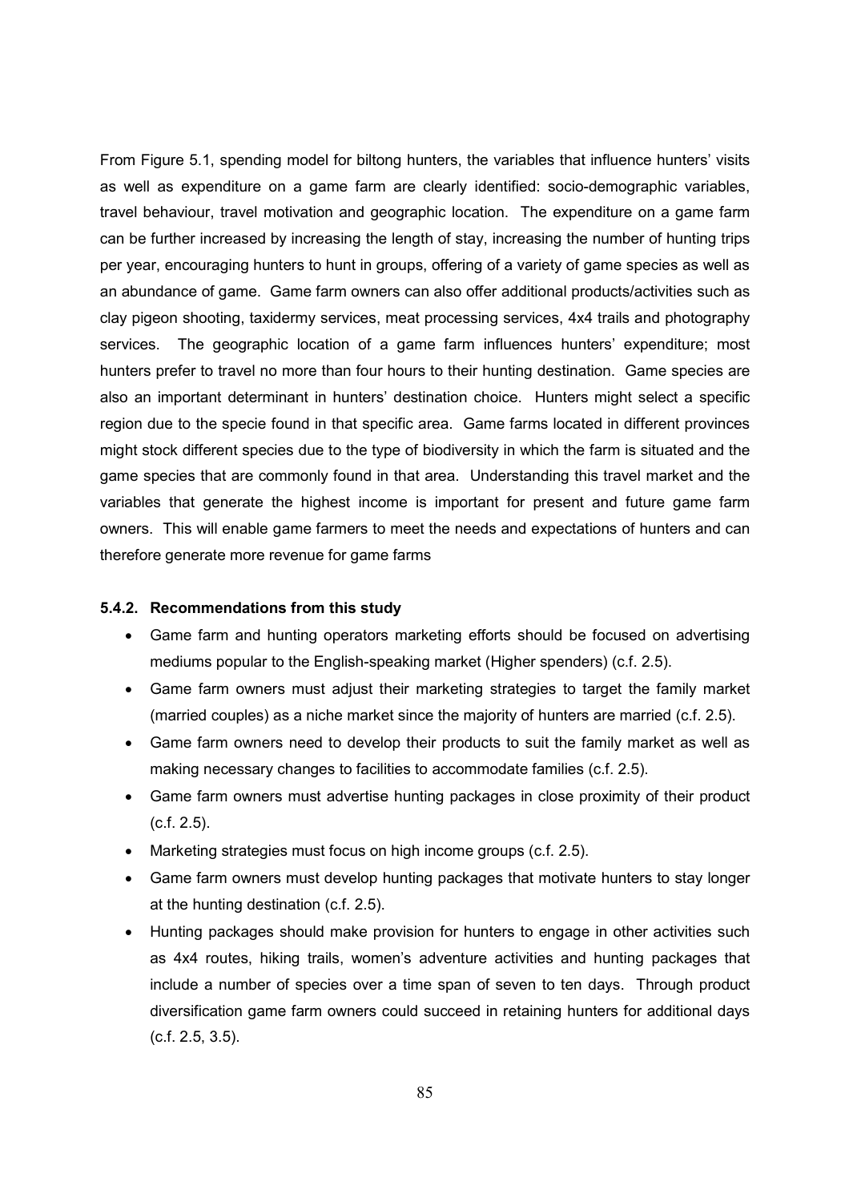From Figure 5.1, spending model for biltong hunters, the variables that influence hunters' visits as well as expenditure on a game farm are clearly identified: socio-demographic variables, travel behaviour, travel motivation and geographic location. The expenditure on a game farm can be further increased by increasing the length of stay, increasing the number of hunting trips per year, encouraging hunters to hunt in groups, offering of a variety of game species as well as an abundance of game. Game farm owners can also offer additional products/activities such as clay pigeon shooting, taxidermy services, meat processing services, 4x4 trails and photography services. The geographic location of a game farm influences hunters' expenditure; most hunters prefer to travel no more than four hours to their hunting destination. Game species are also an important determinant in hunters' destination choice. Hunters might select a specific region due to the specie found in that specific area. Game farms located in different provinces might stock different species due to the type of biodiversity in which the farm is situated and the game species that are commonly found in that area. Understanding this travel market and the variables that generate the highest income is important for present and future game farm owners. This will enable game farmers to meet the needs and expectations of hunters and can therefore generate more revenue for game farms

### 5.4.2. Recommendations from this study

- Game farm and hunting operators marketing efforts should be focused on advertising mediums popular to the English-speaking market (Higher spenders) (c.f. 2.5).
- Game farm owners must adjust their marketing strategies to target the family market (married couples) as a niche market since the majority of hunters are married (c.f. 2.5).
- Game farm owners need to develop their products to suit the family market as well as making necessary changes to facilities to accommodate families (c.f. 2.5).
- Game farm owners must advertise hunting packages in close proximity of their product (c.f. 2.5).
- Marketing strategies must focus on high income groups (c.f. 2.5).
- Game farm owners must develop hunting packages that motivate hunters to stay longer at the hunting destination (c.f. 2.5).
- Hunting packages should make provision for hunters to engage in other activities such as 4x4 routes, hiking trails, women's adventure activities and hunting packages that include a number of species over a time span of seven to ten days. Through product diversification game farm owners could succeed in retaining hunters for additional days (c.f. 2.5, 3.5).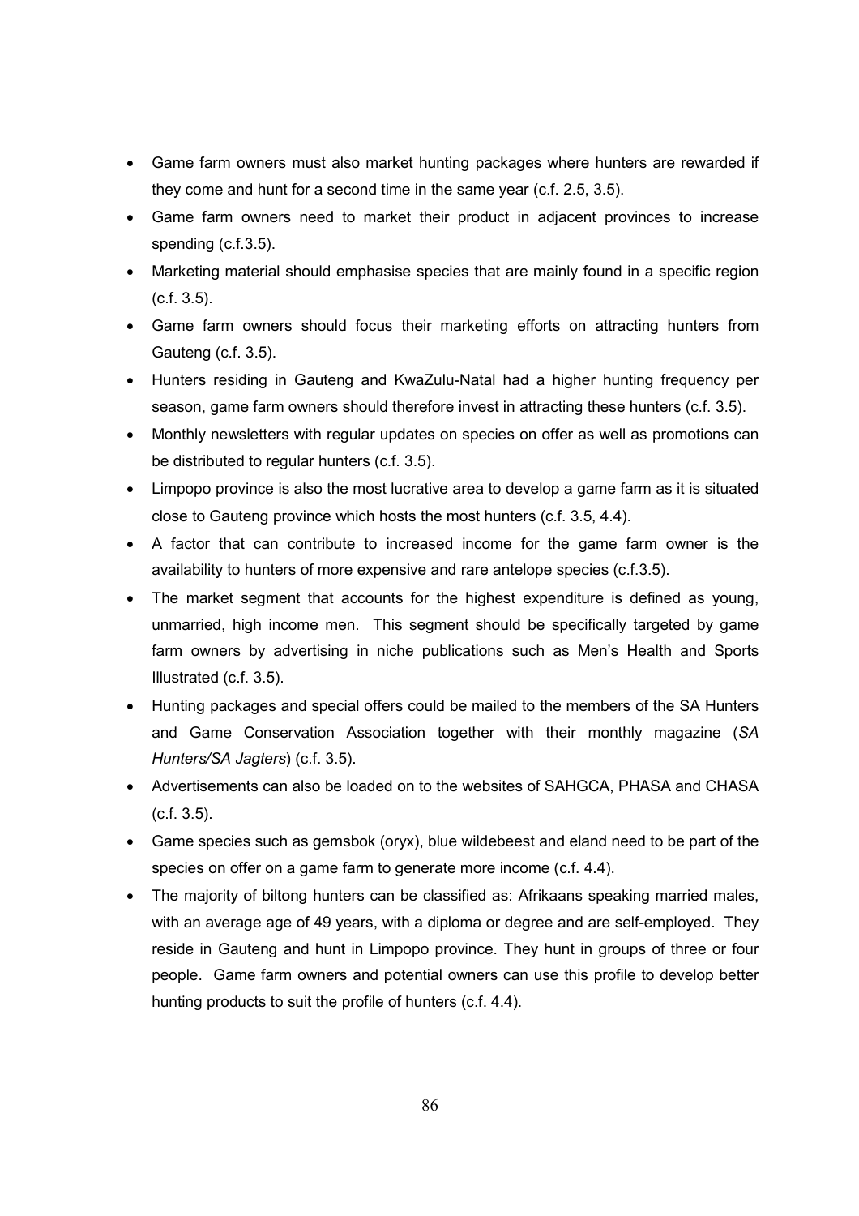- Game farm owners must also market hunting packages where hunters are rewarded if they come and hunt for a second time in the same year (c.f. 2.5, 3.5).
- Game farm owners need to market their product in adjacent provinces to increase spending (c.f.3.5).
- Marketing material should emphasise species that are mainly found in a specific region (c.f. 3.5).
- Game farm owners should focus their marketing efforts on attracting hunters from Gauteng (c.f. 3.5).
- Hunters residing in Gauteng and KwaZulu-Natal had a higher hunting frequency per season, game farm owners should therefore invest in attracting these hunters (c.f. 3.5).
- Monthly newsletters with regular updates on species on offer as well as promotions can be distributed to regular hunters (c.f. 3.5).
- Limpopo province is also the most lucrative area to develop a game farm as it is situated close to Gauteng province which hosts the most hunters (c.f. 3.5, 4.4).
- A factor that can contribute to increased income for the game farm owner is the availability to hunters of more expensive and rare antelope species (c.f.3.5).
- The market segment that accounts for the highest expenditure is defined as young, unmarried, high income men. This segment should be specifically targeted by game farm owners by advertising in niche publications such as Men's Health and Sports Illustrated (c.f. 3.5).
- Hunting packages and special offers could be mailed to the members of the SA Hunters and Game Conservation Association together with their monthly magazine (*SA Hunters/SA Jagters*) (c.f. 3.5).
- Advertisements can also be loaded on to the websites of SAHGCA, PHASA and CHASA (c.f. 3.5).
- Game species such as gemsbok (oryx), blue wildebeest and eland need to be part of the species on offer on a game farm to generate more income (c.f. 4.4).
- The majority of biltong hunters can be classified as: Afrikaans speaking married males, with an average age of 49 years, with a diploma or degree and are self-employed. They reside in Gauteng and hunt in Limpopo province. They hunt in groups of three or four people. Game farm owners and potential owners can use this profile to develop better hunting products to suit the profile of hunters (c.f. 4.4).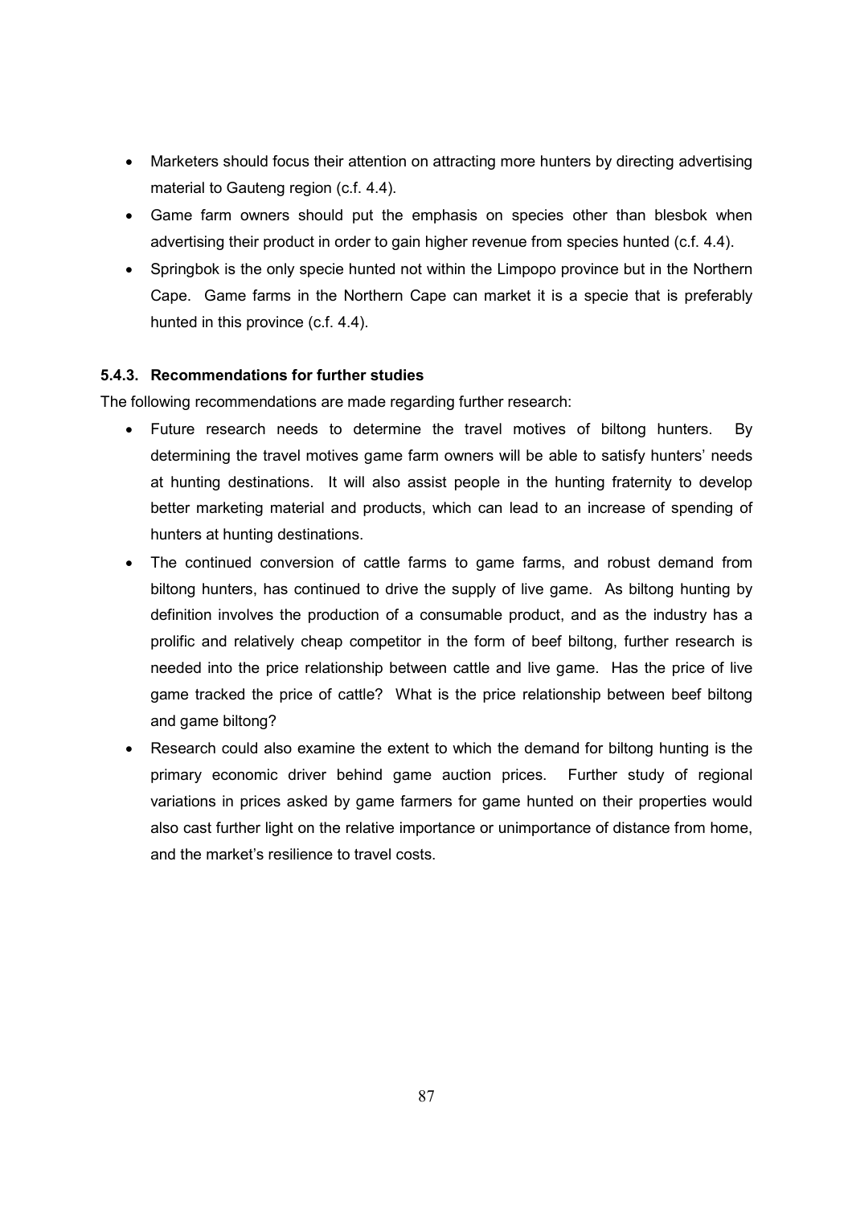- Marketers should focus their attention on attracting more hunters by directing advertising material to Gauteng region (c.f. 4.4).
- Game farm owners should put the emphasis on species other than blesbok when advertising their product in order to gain higher revenue from species hunted (c.f. 4.4).
- Springbok is the only specie hunted not within the Limpopo province but in the Northern Cape. Game farms in the Northern Cape can market it is a specie that is preferably hunted in this province (c.f. 4.4).

#### 5.4.3. Recommendations for further studies

The following recommendations are made regarding further research:

- Future research needs to determine the travel motives of biltong hunters. By determining the travel motives game farm owners will be able to satisfy hunters' needs at hunting destinations. It will also assist people in the hunting fraternity to develop better marketing material and products, which can lead to an increase of spending of hunters at hunting destinations.
- The continued conversion of cattle farms to game farms, and robust demand from biltong hunters, has continued to drive the supply of live game. As biltong hunting by definition involves the production of a consumable product, and as the industry has a prolific and relatively cheap competitor in the form of beef biltong, further research is needed into the price relationship between cattle and live game. Has the price of live game tracked the price of cattle? What is the price relationship between beef biltong and game biltong?
- Research could also examine the extent to which the demand for biltong hunting is the primary economic driver behind game auction prices. Further study of regional variations in prices asked by game farmers for game hunted on their properties would also cast further light on the relative importance or unimportance of distance from home, and the market's resilience to travel costs.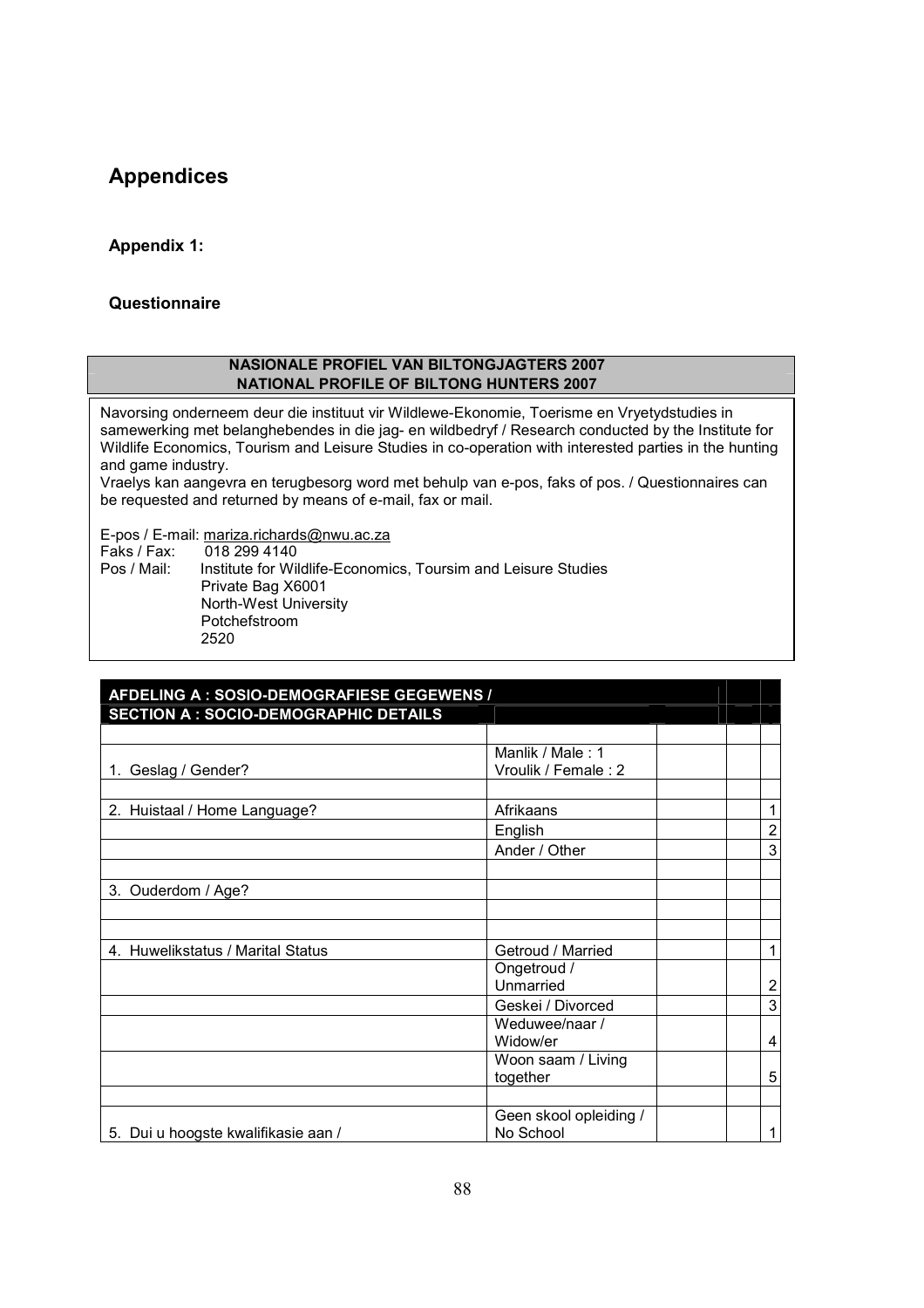# Appendices

## Appendix 1:

## Questionnaire

| NASIONALE PROFIEL VAN BILTONGJAGTERS 2007<br>NATIONAL PROFILE OF BILTONG HUNTERS 2007 |
|---|

Navorsing onderneem deur die instituut vir Wildlewe-Ekonomie, Toerisme en Vryetydstudies in samewerking met belanghebendes in die jag- en wildbedryf / Research conducted by the Institute for Wildlife Economics, Tourism and Leisure Studies in co-operation with interested parties in the hunting and game industry.

Vraelys kan aangevra en terugbesorg word met behulp van e-pos, faks of pos. / Questionnaires can be requested and returned by means of e-mail, fax or mail.

E-pos / E-mail: mariza.richards@nwu.ac.za
Faks / Fax: 018 299 4140
Pos / Mail: Institute for Wildlife-Economics, Toursim and Leisure Studies
Private Bag X6001
North-West University
Potchefstroom
2520

| AFDELING A : SOSIO-DEMOGRAFIESE GEGEWENS / SECTION A : SOCIO-DEMOGRAPHIC DETAILS | | | | |
|---|---|---|---|---|
| | | | | |
| 1. Geslag / Gender? | Manlik / Male : 1<br>Vroulik / Female : 2 | | | |
| | | | | |
| 2. Huistaal / Home Language? | Afrikaans | | | 1 |
| | English | | | 2 |
| | Ander / Other | | | 3 |
| | | | | |
| 3. Ouderdom / Age? | | | | |
| | | | | |
| | | | | |
| 4. Huwelikstatus / Marital Status | Getroud / Married | | | 1 |
| | Ongetroud / Unmarried | | | 2 |
| | Geskei / Divorced | | | 3 |
| | Weduwee/naar / Widow/er | | | 4 |
| | Woon saam / Living together | | | 5 |
| | | | | |
| 5. Dui u hoogste kwalifikasie aan / | Geen skool opleiding / No School | | | 1 |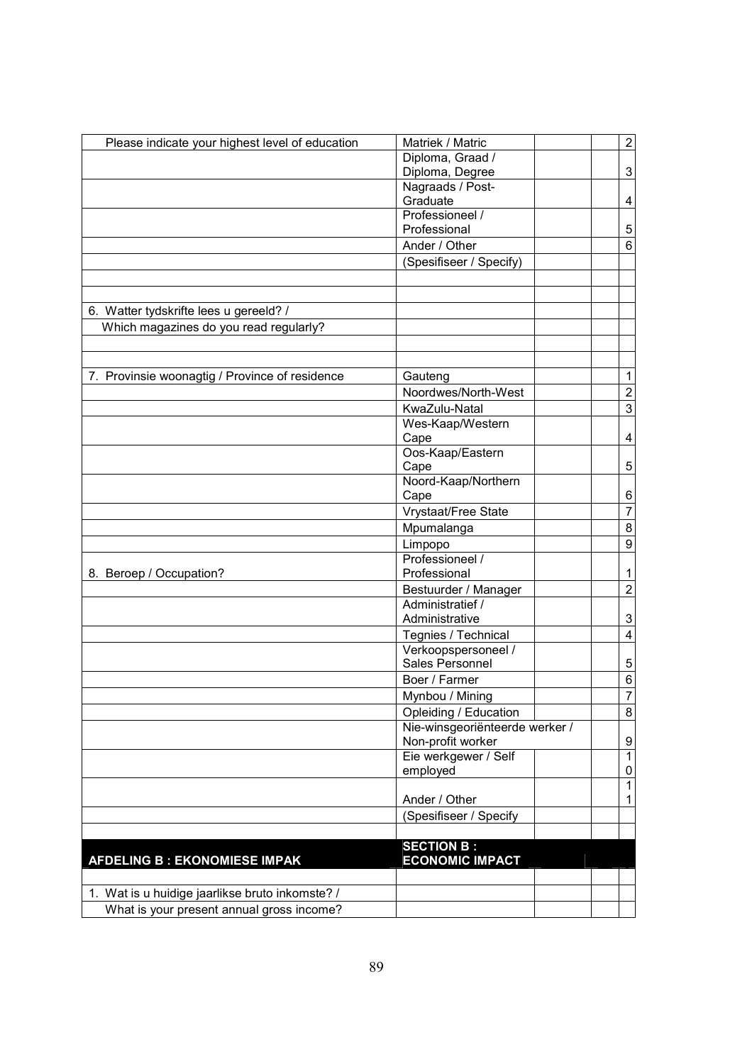| | | | | |
|---|---|---|---|---|
| Please indicate your highest level of education | Matriek / Matric | | | 2 |
| | Diploma, Graad / Diploma, Degree | | | 3 |
| | Nagraads / Post-Graduate | | | 4 |
| | Professioneel / Professional | | | 5 |
| | Ander / Other | | | 6 |
| | (Spesifiseer / Specify) | | | |
| | | | | |
| | | | | |
| 6. Watter tydskrifte lees u gereeld? / | | | | |
| Which magazines do you read regularly? | | | | |
| | | | | |
| | | | | |
| 7. Provinsie woonagtig / Province of residence | Gauteng | | | 1 |
| | Noordwes/North-West | | | 2 |
| | KwaZulu-Natal | | | 3 |
| | Wes-Kaap/Western Cape | | | 4 |
| | Oos-Kaap/Eastern Cape | | | 5 |
| | Noord-Kaap/Northern Cape | | | 6 |
| | Vrystaat/Free State | | | 7 |
| | Mpumalanga | | | 8 |
| | Limpopo | | | 9 |
| 8. Beroep / Occupation? | Professioneel / Professional | | | 1 |
| | Bestuurder / Manager | | | 2 |
| | Administratief / Administrative | | | 3 |
| | Tegnies / Technical | | | 4 |
| | Verkoopspersoneel / Sales Personnel | | | 5 |
| | Boer / Farmer | | | 6 |
| | Mynbou / Mining | | | 7 |
| | Opleiding / Education | | | 8 |
| | Nie-winsgeoriënteerde werker / Non-profit worker | | | 9 |
| | Eie werkgewer / Self employed | | | 10 |
| | Ander / Other | | | 11 |
| | (Spesifiseer / Specify | | | |
| | | | | |
| **AFDELING B : EKONOMIESE IMPAK** | **SECTION B : ECONOMIC IMPACT** | | | |
| | | | | |
| 1. Wat is u huidige jaarlikse bruto inkomste? / | | | | |
| What is your present annual gross income? | | | | |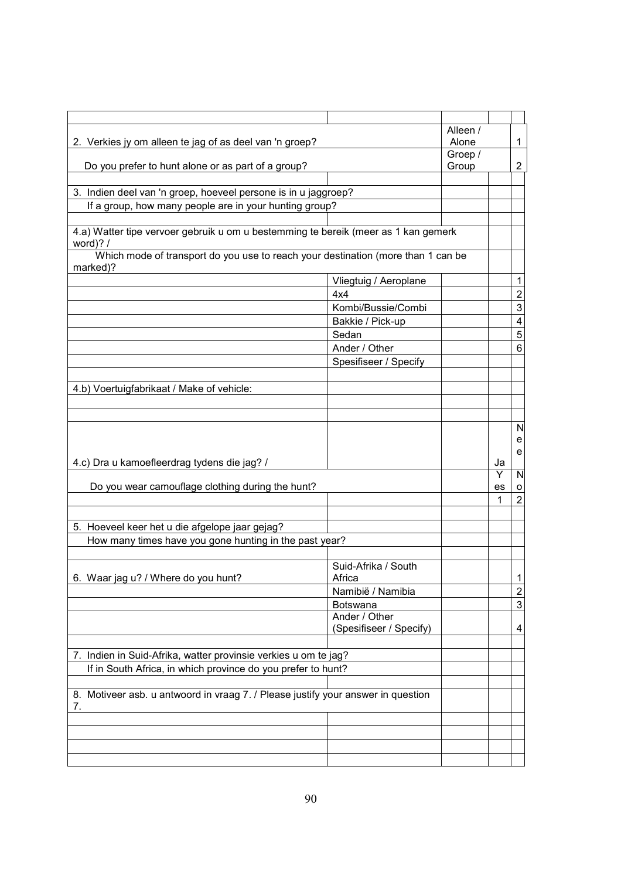| | | | | |
|---|---|---|---|---|
| | | | | |
| 2. Verkies jy om alleen te jag of as deel van 'n groep? | | Alleen / Alone | | 1 |
| Do you prefer to hunt alone or as part of a group? | | Groep / Group | | 2 |
| | | | | |
| 3. Indien deel van 'n groep, hoeveel persone is in u jaggroep? | | | | |
| If a group, how many people are in your hunting group? | | | | |
| | | | | |
| 4.a) Watter tipe vervoer gebruik u om u bestemming te bereik (meer as 1 kan gemerk word)? / | | | | |
| Which mode of transport do you use to reach your destination (more than 1 can be marked)? | | | | |
| | Vliegtuig / Aeroplane | | | 1 |
| | 4x4 | | | 2 |
| | Kombi/Bussie/Combi | | | 3 |
| | Bakkie / Pick-up | | | 4 |
| | Sedan | | | 5 |
| | Ander / Other | | | 6 |
| | Spesifiseer / Specify | | | |
| | | | | |
| 4.b) Voertuigfabrikaat / Make of vehicle: | | | | |
| | | | | |
| | | | | |
| 4.c) Dra u kamoefleerdrag tydens die jag? / | | | Ja | Nee |
| Do you wear camouflage clothing during the hunt? | | | Yes | No |
| | | | 1 | 2 |
| | | | | |
| 5. Hoeveel keer het u die afgelope jaar gejag? | | | | |
| How many times have you gone hunting in the past year? | | | | |
| | | | | |
| 6. Waar jag u? / Where do you hunt? | Suid-Afrika / South Africa | | | 1 |
| | Namibië / Namibia | | | 2 |
| | Botswana | | | 3 |
| | Ander / Other (Spesifiseer / Specify) | | | 4 |
| | | | | |
| 7. Indien in Suid-Afrika, watter provinsie verkies u om te jag? | | | | |
| If in South Africa, in which province do you prefer to hunt? | | | | |
| | | | | |
| 8. Motiveer asb. u antwoord in vraag 7. / Please justify your answer in question 7. | | | | |
| | | | | |
| | | | | |
| | | | | |
| | | | | |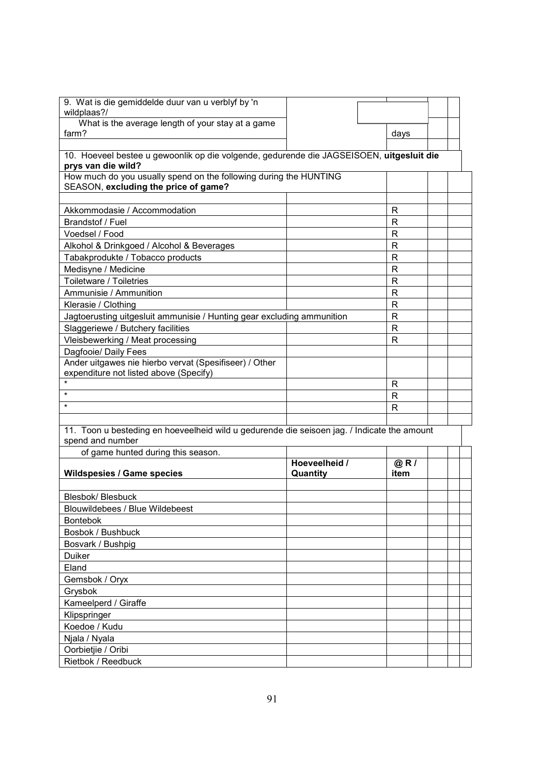| | | | | |
|---|---|---|---|---|
| 9. Wat is die gemiddelde duur van u verblyf by 'n wildplaas?/ What is the average length of your stay at a game farm? | | days | | |

| | | | | |
|---|---|---|---|---|
| 10. Hoeveel bestee u gewoonlik op die volgende, gedurende die JAGSEISOEN, **uitgesluit die prys van die wild?** | | | | |
| How much do you usually spend on the following during the HUNTING SEASON, **excluding the price of game?** | | | | |
| | | | | |
| Akkommodasie / Accommodation | | R | | |
| Brandstof / Fuel | | R | | |
| Voedsel / Food | | R | | |
| Alkohol & Drinkgoed / Alcohol & Beverages | | R | | |
| Tabakprodukte / Tobacco products | | R | | |
| Medisyne / Medicine | | R | | |
| Toiletware / Toiletries | | R | | |
| Ammunisie / Ammunition | | R | | |
| Klerasie / Clothing | | R | | |
| Jagtoerusting uitgesluit ammunisie / Hunting gear excluding ammunition | | R | | |
| Slaggeriewe / Butchery facilities | | R | | |
| Vleisbewerking / Meat processing | | R | | |
| Dagfooie/ Daily Fees | | | | |
| Ander uitgawes nie hierbo vervat (Spesifiseer) / Other expenditure not listed above (Specify) | | | | |
| * | | R | | |
| * | | R | | |
| * | | R | | |

| | | | | | |
|---|---|---|---|---|---|
| 11. Toon u besteding en hoeveelheid wild u gedurende die seisoen jag. / Indicate the amount spend and number of game hunted during this season. | | | | | |
| **Wildspesies / Game species** | **Hoeveelheid / Quantity** | **@ R / item** | | | |
| | | | | | |
| Blesbok/ Blesbuck | | | | | |
| Blouwildebees / Blue Wildebeest | | | | | |
| Bontebok | | | | | |
| Bosbok / Bushbuck | | | | | |
| Bosvark / Bushpig | | | | | |
| Duiker | | | | | |
| Eland | | | | | |
| Gemsbok / Oryx | | | | | |
| Grysbok | | | | | |
| Kameelperd / Giraffe | | | | | |
| Klipspringer | | | | | |
| Koedoe / Kudu | | | | | |
| Njala / Nyala | | | | | |
| Oorbietjie / Oribi | | | | | |
| Rietbok / Reedbuck | | | | | |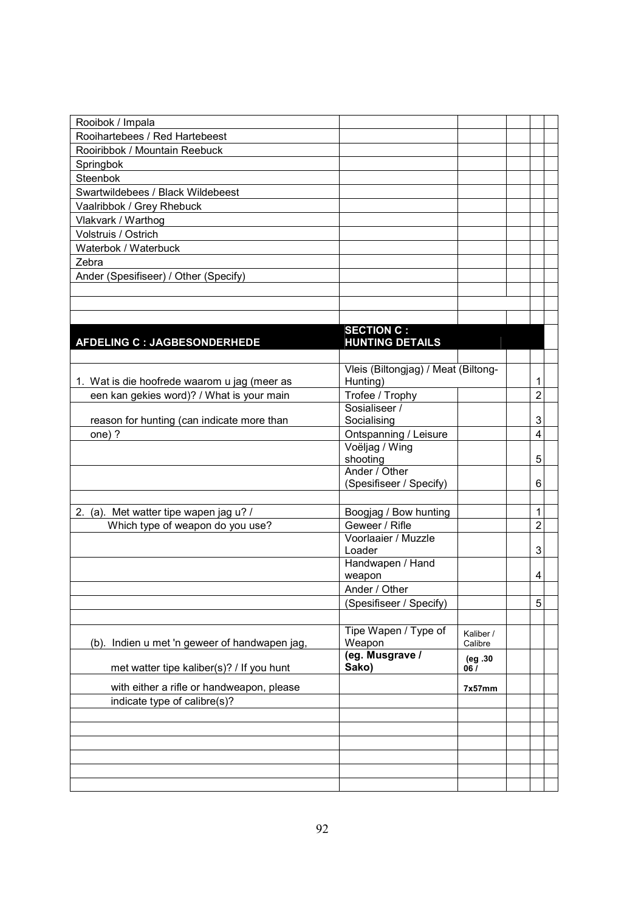| | | | | | |
|---|---|---|---|---|---|
| Rooibok / Impala | | | | | |
| Rooihartebees / Red Hartebeest | | | | | |
| Rooiribbok / Mountain Reebuck | | | | | |
| Springbok | | | | | |
| Steenbok | | | | | |
| Swartwildebees / Black Wildebeest | | | | | |
| Vaalribbok / Grey Rhebuck | | | | | |
| Vlakvark / Warthog | | | | | |
| Volstruis / Ostrich | | | | | |
| Waterbok / Waterbuck | | | | | |
| Zebra | | | | | |
| Ander (Spesifiseer) / Other (Specify) | | | | | |
| | | | | | |
| | | | | | |
| | | | | | |

| AFDELING C : JAGBESONDERHEDE | SECTION C : HUNTING DETAILS | | | | |
|---|---|---|---|---|---|
| | | | | | |
| 1. Wat is die hoofrede waarom u jag (meer as | Vleis (Biltongjag) / Meat (Biltong-Hunting) | | | 1 | |
| een kan gekies word)? / What is your main | Trofee / Trophy | | | 2 | |
| reason for hunting (can indicate more than | Sosialiseer / Socialising | | | 3 | |
| one) ? | Ontspanning / Leisure | | | 4 | |
| | Voëljag / Wing shooting | | | 5 | |
| | Ander / Other (Spesifiseer / Specify) | | | 6 | |
| | | | | | |
| 2. (a). Met watter tipe wapen jag u? / | Boogjag / Bow hunting | | | 1 | |
| Which type of weapon do you use? | Geweer / Rifle | | | 2 | |
| | Voorlaaier / Muzzle Loader | | | 3 | |
| | Handwapen / Hand weapon | | | 4 | |
| | Ander / Other | | | | |
| | (Spesifiseer / Specify) | | | 5 | |
| | | | | | |
| (b). Indien u met 'n geweer of handwapen jag, | Tipe Wapen / Type of Weapon | Kaliber / Calibre | | | |
| met watter tipe kaliber(s)? / If you hunt | **(eg. Musgrave / Sako)** | **(eg .30 06 /** | | | |
| with either a rifle or handweapon, please | | **7x57mm** | | | |
| indicate type of calibre(s)? | | | | | |
| | | | | | |
| | | | | | |
| | | | | | |
| | | | | | |
| | | | | | |
| | | | | | |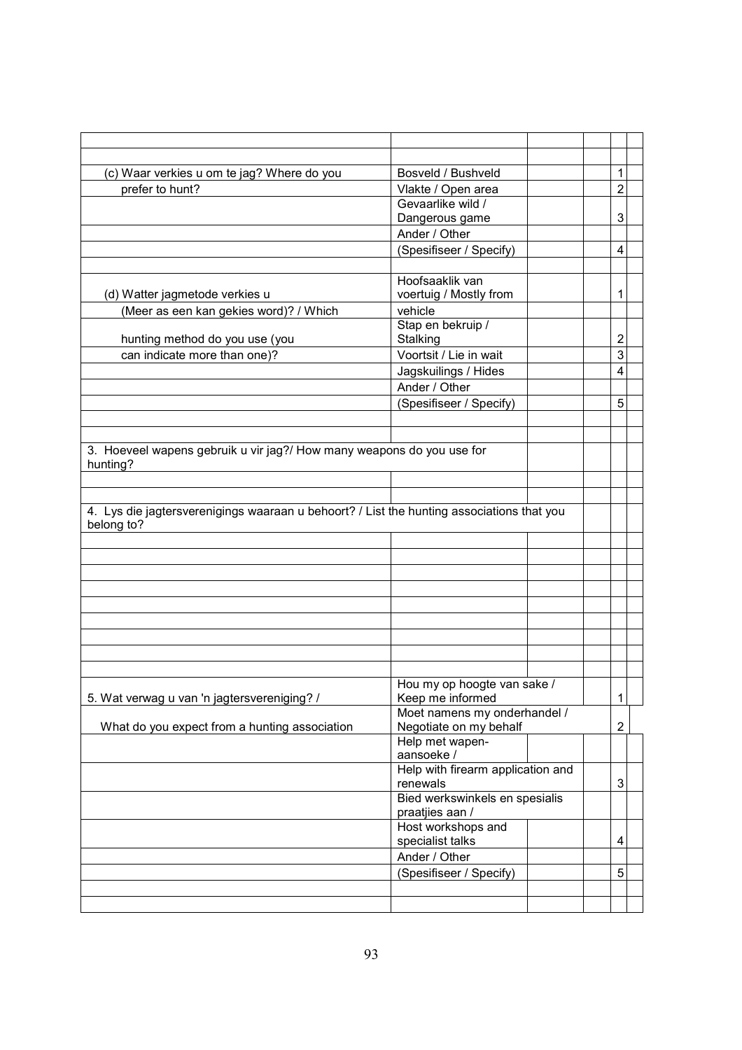| | | | | | |
|---|---|---|---|---|---|
| | | | | | |
| | | | | | |
| (c) Waar verkies u om te jag? Where do you | Bosveld / Bushveld | | | 1 | |
| prefer to hunt? | Vlakte / Open area | | | 2 | |
| | Gevaarlike wild / Dangerous game | | | 3 | |
| | Ander / Other | | | | |
| | (Spesifiseer / Specify) | | | 4 | |
| | | | | | |
| (d) Watter jagmetode verkies u | Hoofsaaklik van voertuig / Mostly from | | | 1 | |
| (Meer as een kan gekies word)? / Which | vehicle | | | | |
| hunting method do you use (you | Stap en bekruip / Stalking | | | 2 | |
| can indicate more than one)? | Voortsit / Lie in wait | | | 3 | |
| | Jagskuilings / Hides | | | 4 | |
| | Ander / Other | | | | |
| | (Spesifiseer / Specify) | | | 5 | |
| | | | | | |
| | | | | | |
| 3. Hoeveel wapens gebruik u vir jag?/ How many weapons do you use for hunting? | | | | | |
| | | | | | |
| | | | | | |
| 4. Lys die jagtersverenigings waaraan u behoort? / List the hunting associations that you belong to? | | | | | |
| | | | | | |
| | | | | | |
| | | | | | |
| | | | | | |
| | | | | | |
| | | | | | |
| | | | | | |
| | | | | | |
| | | | | | |
| 5. Wat verwag u van 'n jagtersvereniging? / | Hou my op hoogte van sake / Keep me informed | | | 1 | |
| What do you expect from a hunting association | Moet namens my onderhandel / Negotiate on my behalf | | | 2 | |
| | Help met wapen-aansoeke / | | | | |
| | Help with firearm application and renewals | | | 3 | |
| | Bied werkswinkels en spesialis praatjies aan / | | | | |
| | Host workshops and specialist talks | | | 4 | |
| | Ander / Other | | | | |
| | (Spesifiseer / Specify) | | | 5 | |
| | | | | | |
| | | | | | |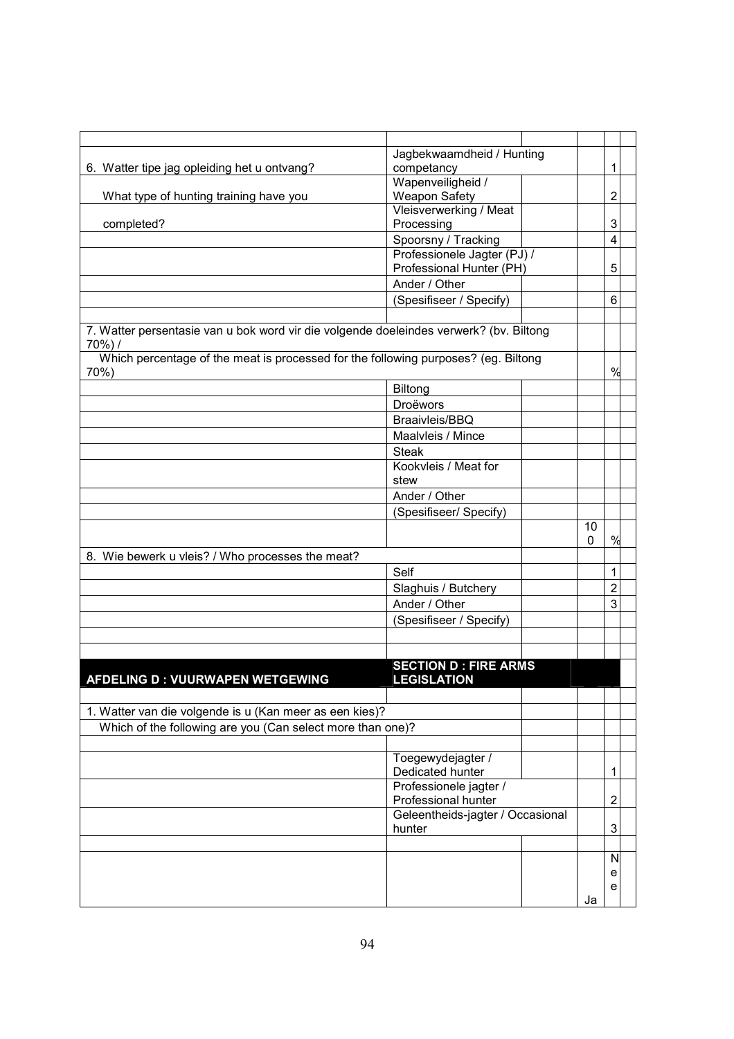| | | | | | |
|---|---|---|---|---|---|
| | | | | | |
| 6. Watter tipe jag opleiding het u ontvang? | Jagbekwaamdheid / Hunting competancy | | | 1 | |
| What type of hunting training have you | Wapenveiligheid / Weapon Safety | | | 2 | |
| completed? | Vleisverwerking / Meat Processing | | | 3 | |
| | Spoorsny / Tracking | | | 4 | |
| | Professionele Jagter (PJ) / Professional Hunter (PH) | | | 5 | |
| | Ander / Other | | | | |
| | (Spesifiseer / Specify) | | | 6 | |
| | | | | | |
| 7. Watter persentasie van u bok word vir die volgende doeleindes verwerk? (bv. Biltong 70%) / | | | | | |
| Which percentage of the meat is processed for the following purposes? (eg. Biltong 70%) | | | | % | |
| | Biltong | | | | |
| | Droëwors | | | | |
| | Braaivleis/BBQ | | | | |
| | Maalvleis / Mince | | | | |
| | Steak | | | | |
| | Kookvleis / Meat for stew | | | | |
| | Ander / Other | | | | |
| | (Spesifiseer/ Specify) | | | | |
| | | | 100 | % | |
| 8. Wie bewerk u vleis? / Who processes the meat? | | | | | |
| | Self | | | 1 | |
| | Slaghuis / Butchery | | | 2 | |
| | Ander / Other | | | 3 | |
| | (Spesifiseer / Specify) | | | | |
| | | | | | |
| | | | | | |
| **AFDELING D : VUURWAPEN WETGEWING** | **SECTION D : FIRE ARMS LEGISLATION** | | | | |
| | | | | | |
| 1. Watter van die volgende is u (Kan meer as een kies)? | | | | | |
| Which of the following are you (Can select more than one)? | | | | | |
| | | | | | |
| | Toegewydejagter / Dedicated hunter | | | 1 | |
| | Professionele jagter / Professional hunter | | | 2 | |
| | Geleentheids-jagter / Occasional hunter | | | 3 | |
| | | | | | |
| | | | Ja | Nee | |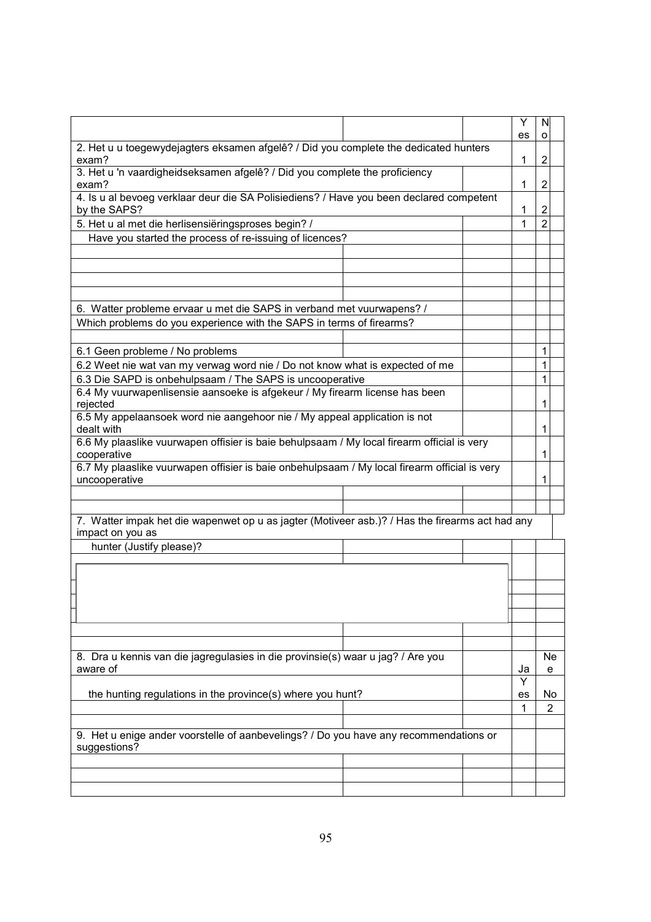| | Yes | No |
|---|---|---|
| 2. Het u u toegewydejagters eksamen afgelê? / Did you complete the dedicated hunters exam? | 1 | 2 |
| 3. Het u 'n vaardigheidseksamen afgelê? / Did you complete the proficiency exam? | 1 | 2 |
| 4. Is u al bevoeg verklaar deur die SA Polisiediens? / Have you been declared competent by the SAPS? | 1 | 2 |
| 5. Het u al met die herlisensiëringsproses begin? / Have you started the process of re-issuing of licences? | 1 | 2 |

6. Watter probleme ervaar u met die SAPS in verband met vuurwapens? / Which problems do you experience with the SAPS in terms of firearms?

| | |
|---|---|
| 6.1 Geen probleme / No problems | 1 |
| 6.2 Weet nie wat van my verwag word nie / Do not know what is expected of me | 1 |
| 6.3 Die SAPD is onbehulpsaam / The SAPS is uncooperative | 1 |
| 6.4 My vuurwapenlisensie aansoeke is afgekeur / My firearm license has been rejected | 1 |
| 6.5 My appelaansoek word nie aangehoor nie / My appeal application is not dealt with | 1 |
| 6.6 My plaaslike vuurwapen offisier is baie behulpsaam / My local firearm official is very cooperative | 1 |
| 6.7 My plaaslike vuurwapen offisier is baie onbehulpsaam / My local firearm official is very uncooperative | 1 |

7. Watter impak het die wapenwet op u as jagter (Motiveer asb.)? / Has the firearms act had any impact on you as hunter (Justify please)?

| | Ja / Yes | Nee / No |
|---|---|---|
| 8. Dra u kennis van die jagregulasies in die provinsie(s) waar u jag? / Are you aware of the hunting regulations in the province(s) where you hunt? | 1 | 2 |

9. Het u enige ander voorstelle of aanbevelings? / Do you have any recommendations or suggestions?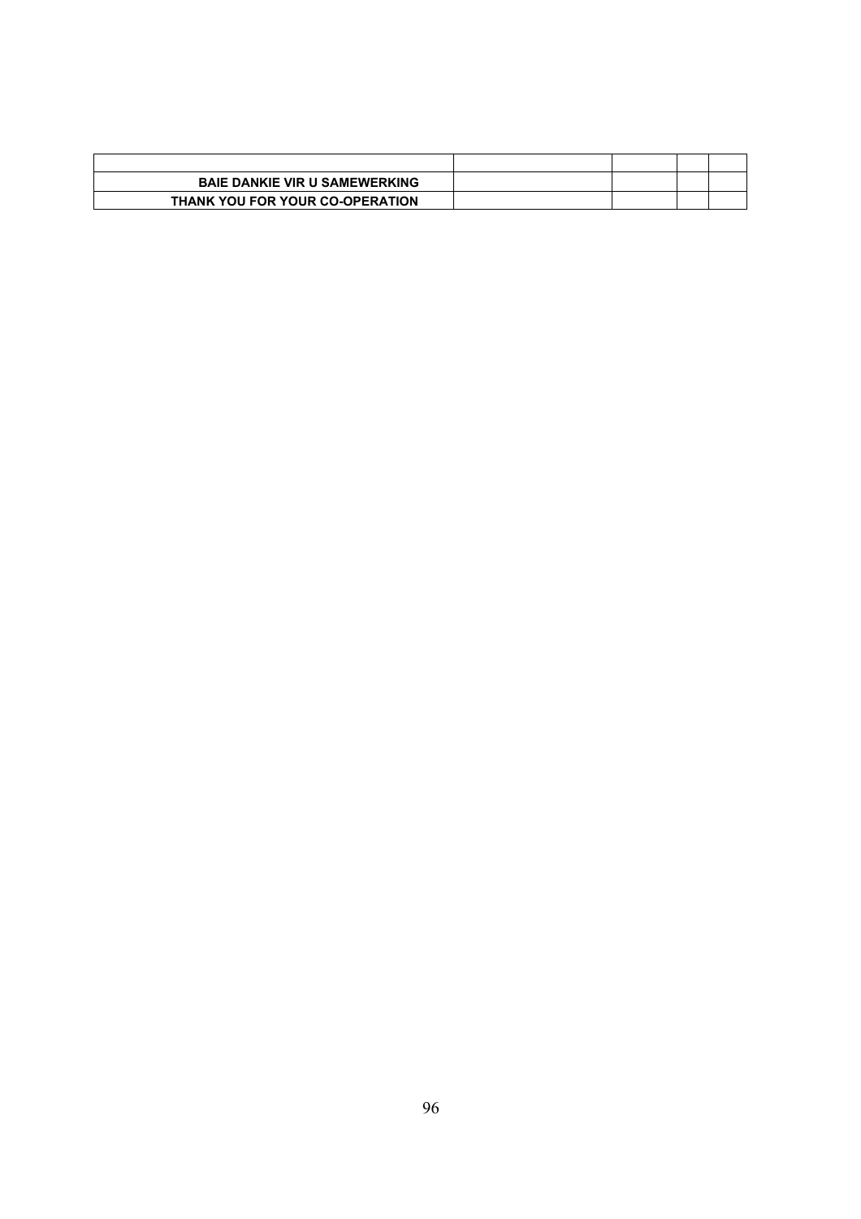| | | | | |
|---|---|---|---|---|
| | | | | |
| **BAIE DANKIE VIR U SAMEWERKING** | | | | |
| **THANK YOU FOR YOUR CO-OPERATION** | | | | |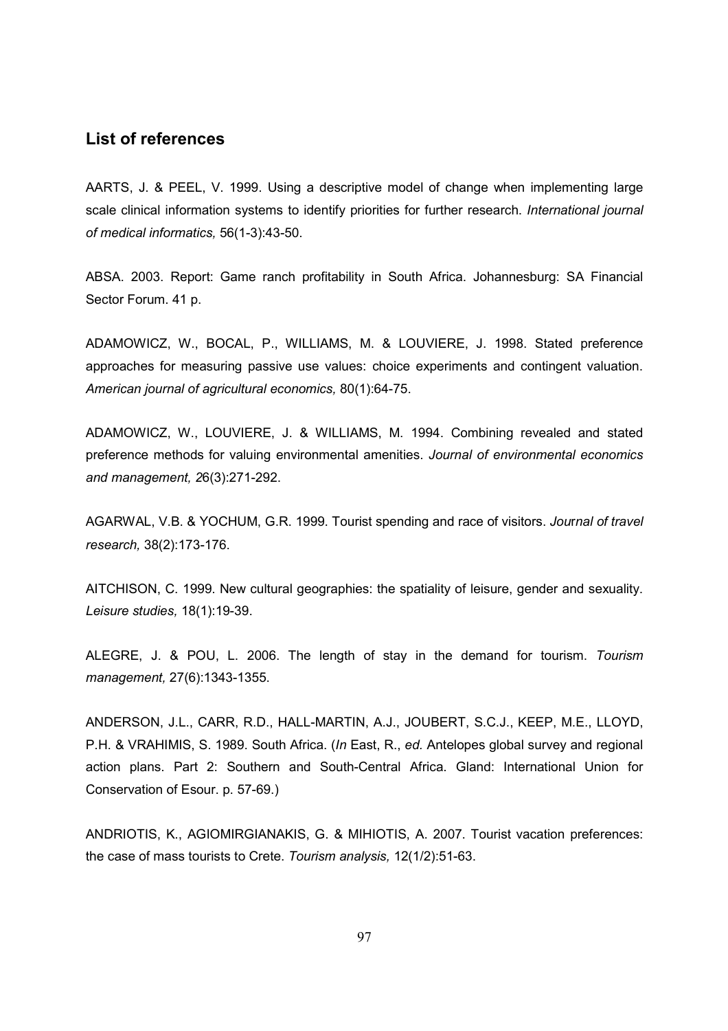## List of references

AARTS, J. & PEEL, V. 1999. Using a descriptive model of change when implementing large scale clinical information systems to identify priorities for further research. *International journal of medical informatics,* 56(1-3):43-50.

ABSA. 2003. Report: Game ranch profitability in South Africa. Johannesburg: SA Financial Sector Forum. 41 p.

ADAMOWICZ, W., BOCAL, P., WILLIAMS, M. & LOUVIERE, J. 1998. Stated preference approaches for measuring passive use values: choice experiments and contingent valuation. *American journal of agricultural economics,* 80(1):64-75.

ADAMOWICZ, W., LOUVIERE, J. & WILLIAMS, M. 1994. Combining revealed and stated preference methods for valuing environmental amenities. *Journal of environmental economics and management,* 26(3):271-292.

AGARWAL, V.B. & YOCHUM, G.R. 1999. Tourist spending and race of visitors. *Journal of travel research,* 38(2):173-176.

AITCHISON, C. 1999. New cultural geographies: the spatiality of leisure, gender and sexuality. *Leisure studies,* 18(1):19-39.

ALEGRE, J. & POU, L. 2006. The length of stay in the demand for tourism. *Tourism management,* 27(6):1343-1355.

ANDERSON, J.L., CARR, R.D., HALL-MARTIN, A.J., JOUBERT, S.C.J., KEEP, M.E., LLOYD, P.H. & VRAHIMIS, S. 1989. South Africa. (*In* East, R., *ed.* Antelopes global survey and regional action plans. Part 2: Southern and South-Central Africa. Gland: International Union for Conservation of Esour. p. 57-69.)

ANDRIOTIS, K., AGIOMIRGIANAKIS, G. & MIHIOTIS, A. 2007. Tourist vacation preferences: the case of mass tourists to Crete. *Tourism analysis,* 12(1/2):51-63.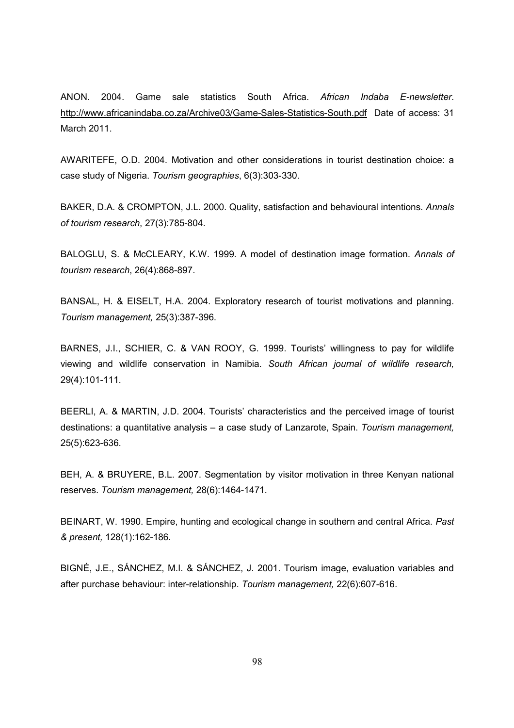ANON. 2004. Game sale statistics South Africa. *African Indaba E-newsletter*. http://www.africanindaba.co.za/Archive03/Game-Sales-Statistics-South.pdf Date of access: 31 March 2011.

AWARITEFE, O.D. 2004. Motivation and other considerations in tourist destination choice: a case study of Nigeria. *Tourism geographies*, 6(3):303-330.

BAKER, D.A. & CROMPTON, J.L. 2000. Quality, satisfaction and behavioural intentions. *Annals of tourism research*, 27(3):785-804.

BALOGLU, S. & McCLEARY, K.W. 1999. A model of destination image formation. *Annals of tourism research*, 26(4):868-897.

BANSAL, H. & EISELT, H.A. 2004. Exploratory research of tourist motivations and planning. *Tourism management,* 25(3):387-396.

BARNES, J.I., SCHIER, C. & VAN ROOY, G. 1999. Tourists' willingness to pay for wildlife viewing and wildlife conservation in Namibia. *South African journal of wildlife research,* 29(4):101-111.

BEERLI, A. & MARTIN, J.D. 2004. Tourists' characteristics and the perceived image of tourist destinations: a quantitative analysis – a case study of Lanzarote, Spain. *Tourism management,* 25(5):623-636.

BEH, A. & BRUYERE, B.L. 2007. Segmentation by visitor motivation in three Kenyan national reserves. *Tourism management,* 28(6):1464-1471.

BEINART, W. 1990. Empire, hunting and ecological change in southern and central Africa. *Past & present,* 128(1):162-186.

BIGNÉ, J.E., SÁNCHEZ, M.I. & SÁNCHEZ, J. 2001. Tourism image, evaluation variables and after purchase behaviour: inter-relationship. *Tourism management,* 22(6):607-616.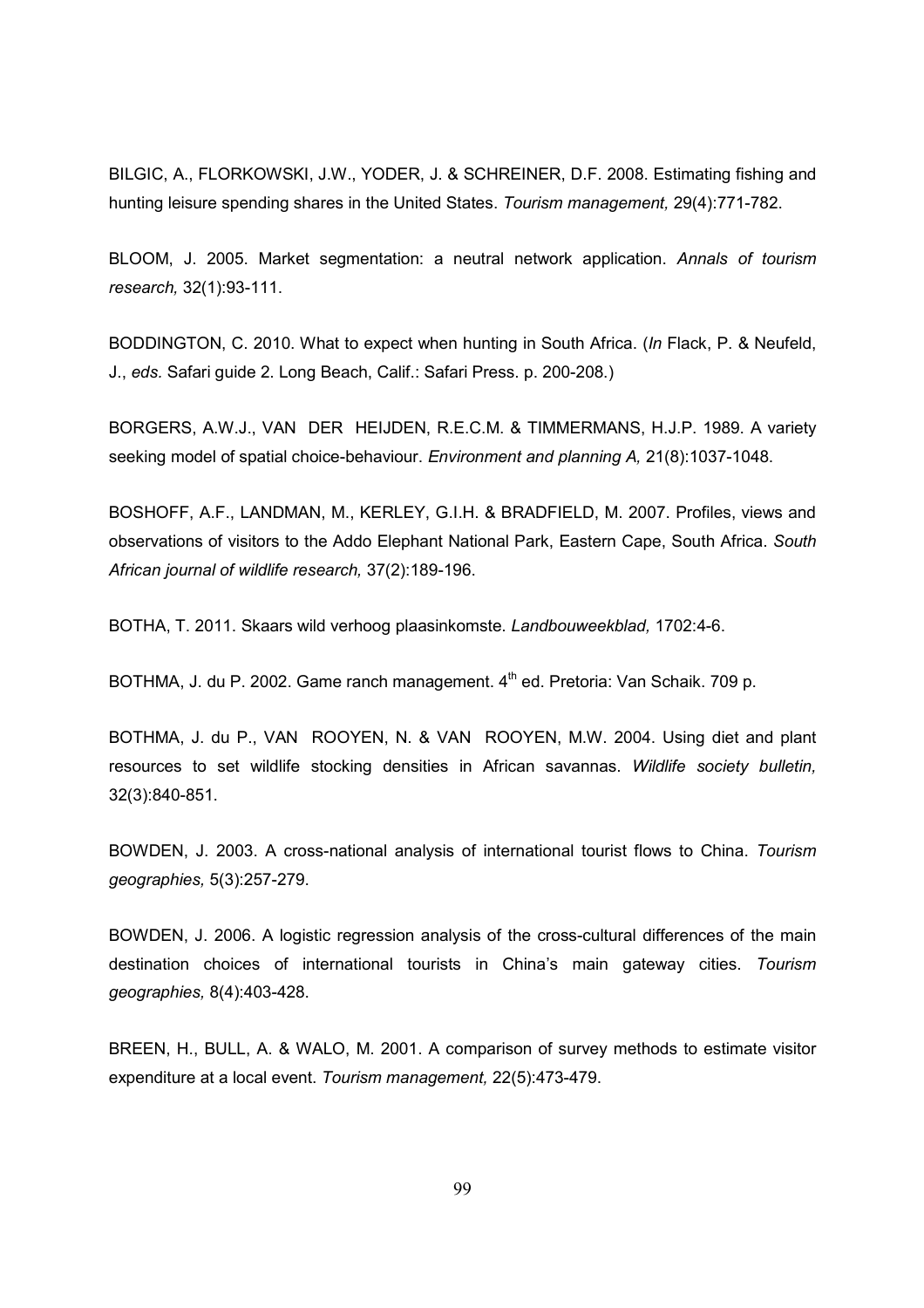BILGIC, A., FLORKOWSKI, J.W., YODER, J. & SCHREINER, D.F. 2008. Estimating fishing and hunting leisure spending shares in the United States. *Tourism management,* 29(4):771-782.

BLOOM, J. 2005. Market segmentation: a neutral network application. *Annals of tourism research,* 32(1):93-111.

BODDINGTON, C. 2010. What to expect when hunting in South Africa. (*In* Flack, P. & Neufeld, J., *eds.* Safari guide 2. Long Beach, Calif.: Safari Press. p. 200-208.)

BORGERS, A.W.J., VAN DER HEIJDEN, R.E.C.M. & TIMMERMANS, H.J.P. 1989. A variety seeking model of spatial choice-behaviour. *Environment and planning A,* 21(8):1037-1048.

BOSHOFF, A.F., LANDMAN, M., KERLEY, G.I.H. & BRADFIELD, M. 2007. Profiles, views and observations of visitors to the Addo Elephant National Park, Eastern Cape, South Africa. *South African journal of wildlife research,* 37(2):189-196.

BOTHA, T. 2011. Skaars wild verhoog plaasinkomste. *Landbouweekblad,* 1702:4-6.

BOTHMA, J. du P. 2002. Game ranch management. 4th ed. Pretoria: Van Schaik. 709 p.

BOTHMA, J. du P., VAN ROOYEN, N. & VAN ROOYEN, M.W. 2004. Using diet and plant resources to set wildlife stocking densities in African savannas. *Wildlife society bulletin,* 32(3):840-851.

BOWDEN, J. 2003. A cross-national analysis of international tourist flows to China. *Tourism geographies,* 5(3):257-279.

BOWDEN, J. 2006. A logistic regression analysis of the cross-cultural differences of the main destination choices of international tourists in China's main gateway cities. *Tourism geographies,* 8(4):403-428.

BREEN, H., BULL, A. & WALO, M. 2001. A comparison of survey methods to estimate visitor expenditure at a local event. *Tourism management,* 22(5):473-479.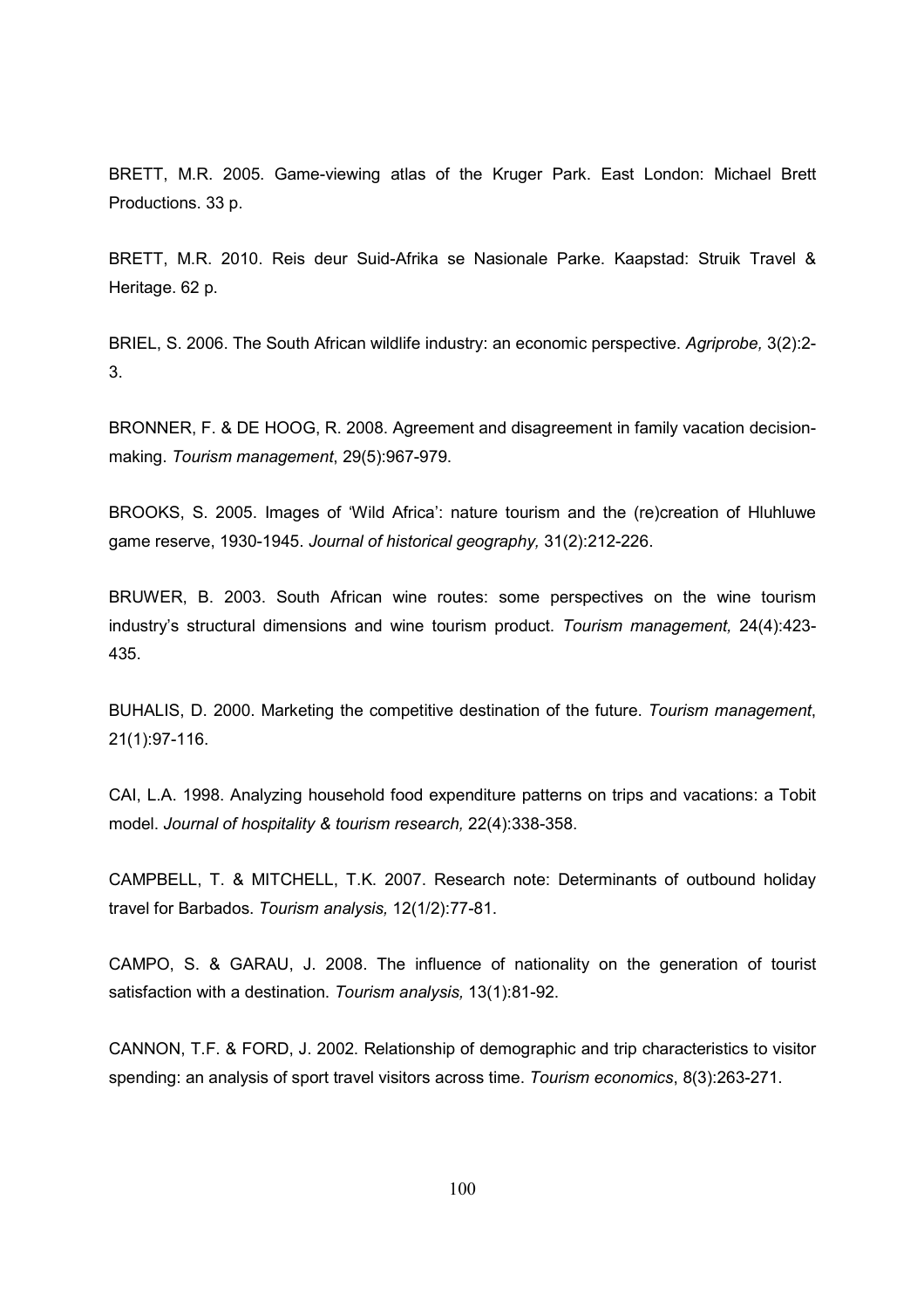BRETT, M.R. 2005. Game-viewing atlas of the Kruger Park. East London: Michael Brett Productions. 33 p.

BRETT, M.R. 2010. Reis deur Suid-Afrika se Nasionale Parke. Kaapstad: Struik Travel & Heritage. 62 p.

BRIEL, S. 2006. The South African wildlife industry: an economic perspective. *Agriprobe,* 3(2):2-3.

BRONNER, F. & DE HOOG, R. 2008. Agreement and disagreement in family vacation decision-making. *Tourism management*, 29(5):967-979.

BROOKS, S. 2005. Images of 'Wild Africa': nature tourism and the (re)creation of Hluhluwe game reserve, 1930-1945. *Journal of historical geography,* 31(2):212-226.

BRUWER, B. 2003. South African wine routes: some perspectives on the wine tourism industry's structural dimensions and wine tourism product. *Tourism management,* 24(4):423-435.

BUHALIS, D. 2000. Marketing the competitive destination of the future. *Tourism management*, 21(1):97-116.

CAI, L.A. 1998. Analyzing household food expenditure patterns on trips and vacations: a Tobit model. *Journal of hospitality & tourism research,* 22(4):338-358.

CAMPBELL, T. & MITCHELL, T.K. 2007. Research note: Determinants of outbound holiday travel for Barbados. *Tourism analysis,* 12(1/2):77-81.

CAMPO, S. & GARAU, J. 2008. The influence of nationality on the generation of tourist satisfaction with a destination. *Tourism analysis,* 13(1):81-92.

CANNON, T.F. & FORD, J. 2002. Relationship of demographic and trip characteristics to visitor spending: an analysis of sport travel visitors across time. *Tourism economics*, 8(3):263-271.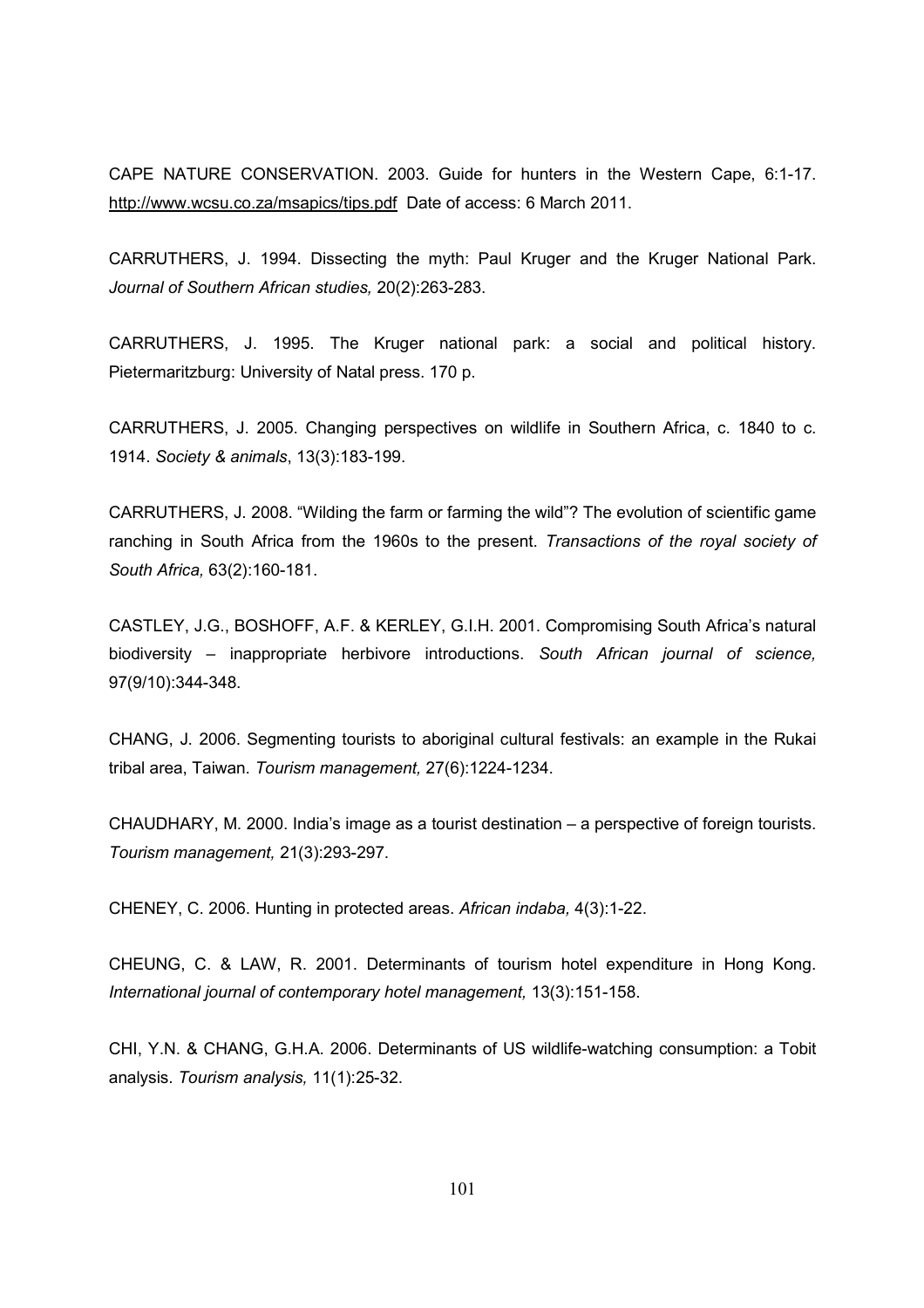CAPE NATURE CONSERVATION. 2003. Guide for hunters in the Western Cape, 6:1-17. http://www.wcsu.co.za/msapics/tips.pdf Date of access: 6 March 2011.

CARRUTHERS, J. 1994. Dissecting the myth: Paul Kruger and the Kruger National Park. *Journal of Southern African studies,* 20(2):263-283.

CARRUTHERS, J. 1995. The Kruger national park: a social and political history. Pietermaritzburg: University of Natal press. 170 p.

CARRUTHERS, J. 2005. Changing perspectives on wildlife in Southern Africa, c. 1840 to c. 1914. *Society & animals*, 13(3):183-199.

CARRUTHERS, J. 2008. "Wilding the farm or farming the wild"? The evolution of scientific game ranching in South Africa from the 1960s to the present. *Transactions of the royal society of South Africa,* 63(2):160-181.

CASTLEY, J.G., BOSHOFF, A.F. & KERLEY, G.I.H. 2001. Compromising South Africa's natural biodiversity – inappropriate herbivore introductions. *South African journal of science,* 97(9/10):344-348.

CHANG, J. 2006. Segmenting tourists to aboriginal cultural festivals: an example in the Rukai tribal area, Taiwan. *Tourism management,* 27(6):1224-1234.

CHAUDHARY, M. 2000. India's image as a tourist destination – a perspective of foreign tourists. *Tourism management,* 21(3):293-297.

CHENEY, C. 2006. Hunting in protected areas. *African indaba,* 4(3):1-22.

CHEUNG, C. & LAW, R. 2001. Determinants of tourism hotel expenditure in Hong Kong. *International journal of contemporary hotel management,* 13(3):151-158.

CHI, Y.N. & CHANG, G.H.A. 2006. Determinants of US wildlife-watching consumption: a Tobit analysis. *Tourism analysis,* 11(1):25-32.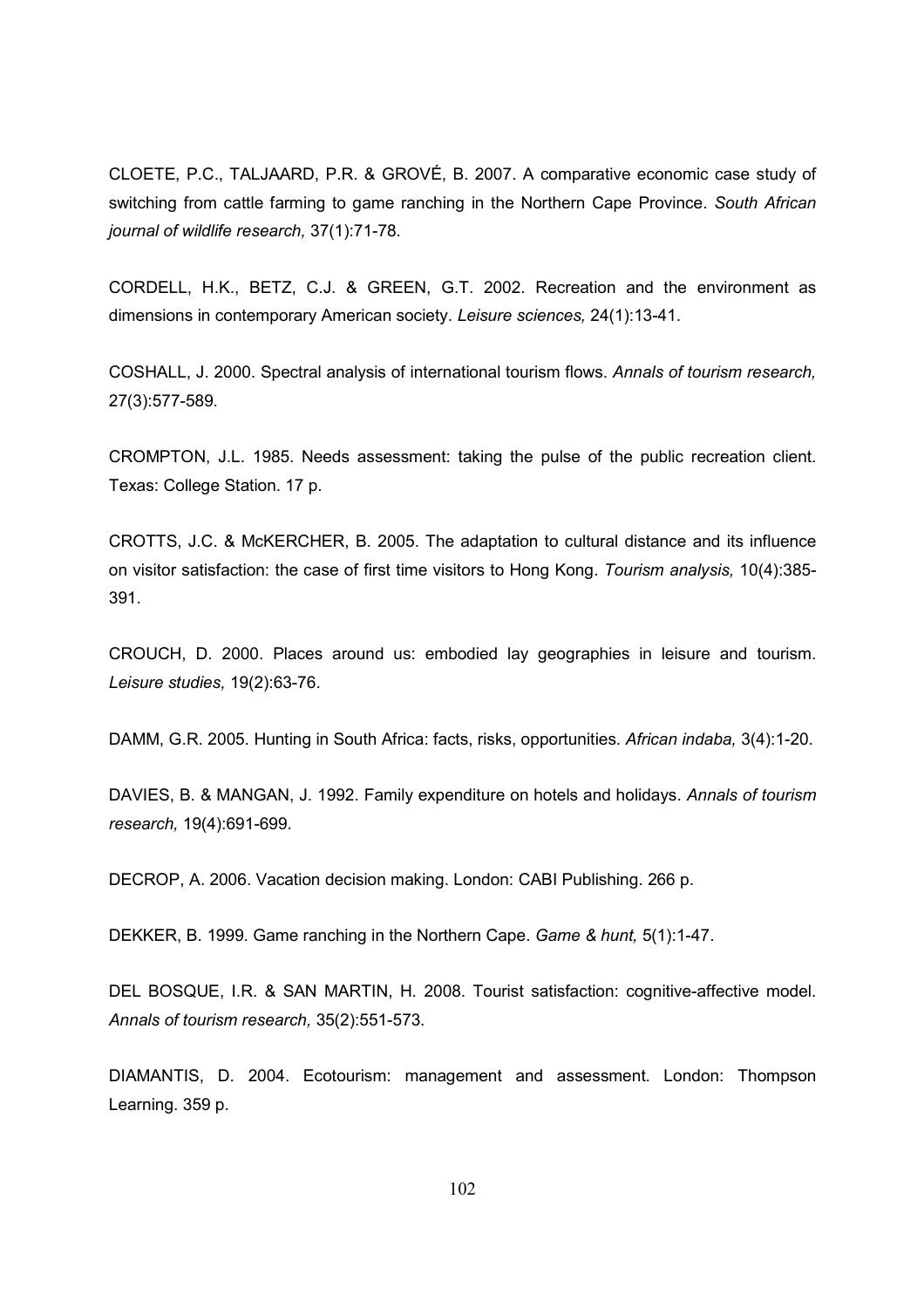CLOETE, P.C., TALJAARD, P.R. & GROVÉ, B. 2007. A comparative economic case study of switching from cattle farming to game ranching in the Northern Cape Province. *South African journal of wildlife research,* 37(1):71-78.

CORDELL, H.K., BETZ, C.J. & GREEN, G.T. 2002. Recreation and the environment as dimensions in contemporary American society. *Leisure sciences,* 24(1):13-41.

COSHALL, J. 2000. Spectral analysis of international tourism flows. *Annals of tourism research,* 27(3):577-589.

CROMPTON, J.L. 1985. Needs assessment: taking the pulse of the public recreation client. Texas: College Station. 17 p.

CROTTS, J.C. & McKERCHER, B. 2005. The adaptation to cultural distance and its influence on visitor satisfaction: the case of first time visitors to Hong Kong. *Tourism analysis,* 10(4):385-391.

CROUCH, D. 2000. Places around us: embodied lay geographies in leisure and tourism. *Leisure studies,* 19(2):63-76.

DAMM, G.R. 2005. Hunting in South Africa: facts, risks, opportunities. *African indaba,* 3(4):1-20.

DAVIES, B. & MANGAN, J. 1992. Family expenditure on hotels and holidays. *Annals of tourism research,* 19(4):691-699.

DECROP, A. 2006. Vacation decision making. London: CABI Publishing. 266 p.

DEKKER, B. 1999. Game ranching in the Northern Cape. *Game & hunt,* 5(1):1-47.

DEL BOSQUE, I.R. & SAN MARTIN, H. 2008. Tourist satisfaction: cognitive-affective model. *Annals of tourism research,* 35(2):551-573.

DIAMANTIS, D. 2004. Ecotourism: management and assessment. London: Thompson Learning. 359 p.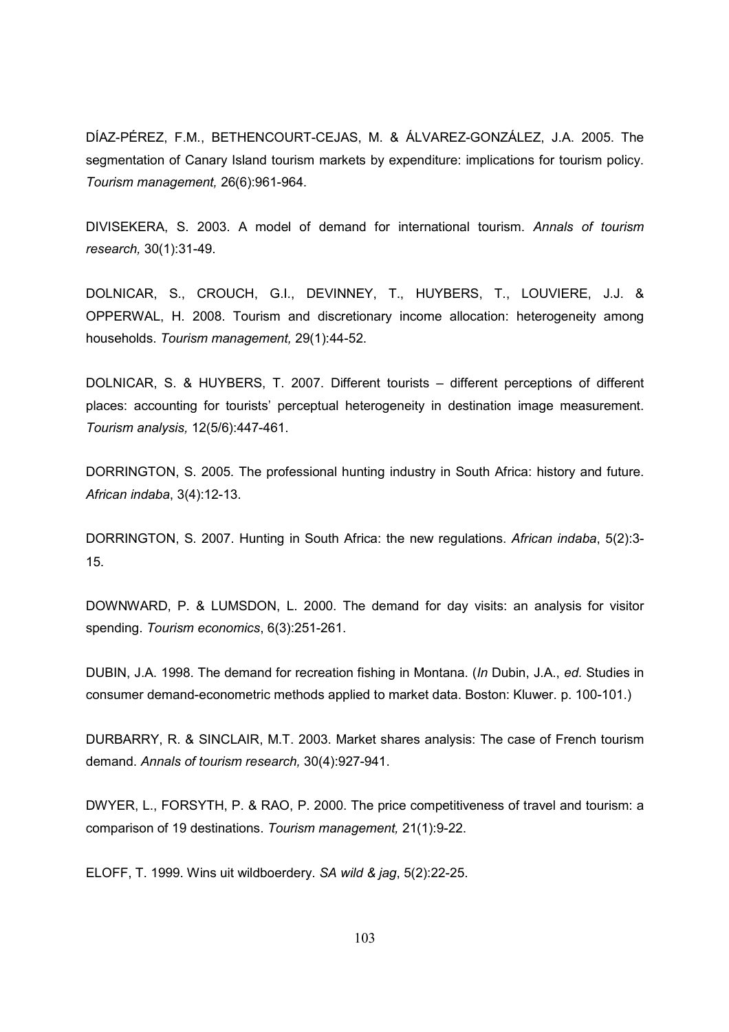DÍAZ-PÉREZ, F.M., BETHENCOURT-CEJAS, M. & ÁLVAREZ-GONZÁLEZ, J.A. 2005. The segmentation of Canary Island tourism markets by expenditure: implications for tourism policy. *Tourism management,* 26(6):961-964.

DIVISEKERA, S. 2003. A model of demand for international tourism. *Annals of tourism research,* 30(1):31-49.

DOLNICAR, S., CROUCH, G.I., DEVINNEY, T., HUYBERS, T., LOUVIERE, J.J. & OPPERWAL, H. 2008. Tourism and discretionary income allocation: heterogeneity among households. *Tourism management,* 29(1):44-52.

DOLNICAR, S. & HUYBERS, T. 2007. Different tourists – different perceptions of different places: accounting for tourists' perceptual heterogeneity in destination image measurement. *Tourism analysis,* 12(5/6):447-461.

DORRINGTON, S. 2005. The professional hunting industry in South Africa: history and future. *African indaba*, 3(4):12-13.

DORRINGTON, S. 2007. Hunting in South Africa: the new regulations. *African indaba*, 5(2):3-15.

DOWNWARD, P. & LUMSDON, L. 2000. The demand for day visits: an analysis for visitor spending. *Tourism economics*, 6(3):251-261.

DUBIN, J.A. 1998. The demand for recreation fishing in Montana. (*In* Dubin, J.A., *ed*. Studies in consumer demand-econometric methods applied to market data. Boston: Kluwer. p. 100-101.)

DURBARRY, R. & SINCLAIR, M.T. 2003. Market shares analysis: The case of French tourism demand. *Annals of tourism research,* 30(4):927-941.

DWYER, L., FORSYTH, P. & RAO, P. 2000. The price competitiveness of travel and tourism: a comparison of 19 destinations. *Tourism management,* 21(1):9-22.

ELOFF, T. 1999. Wins uit wildboerdery. *SA wild & jag*, 5(2):22-25.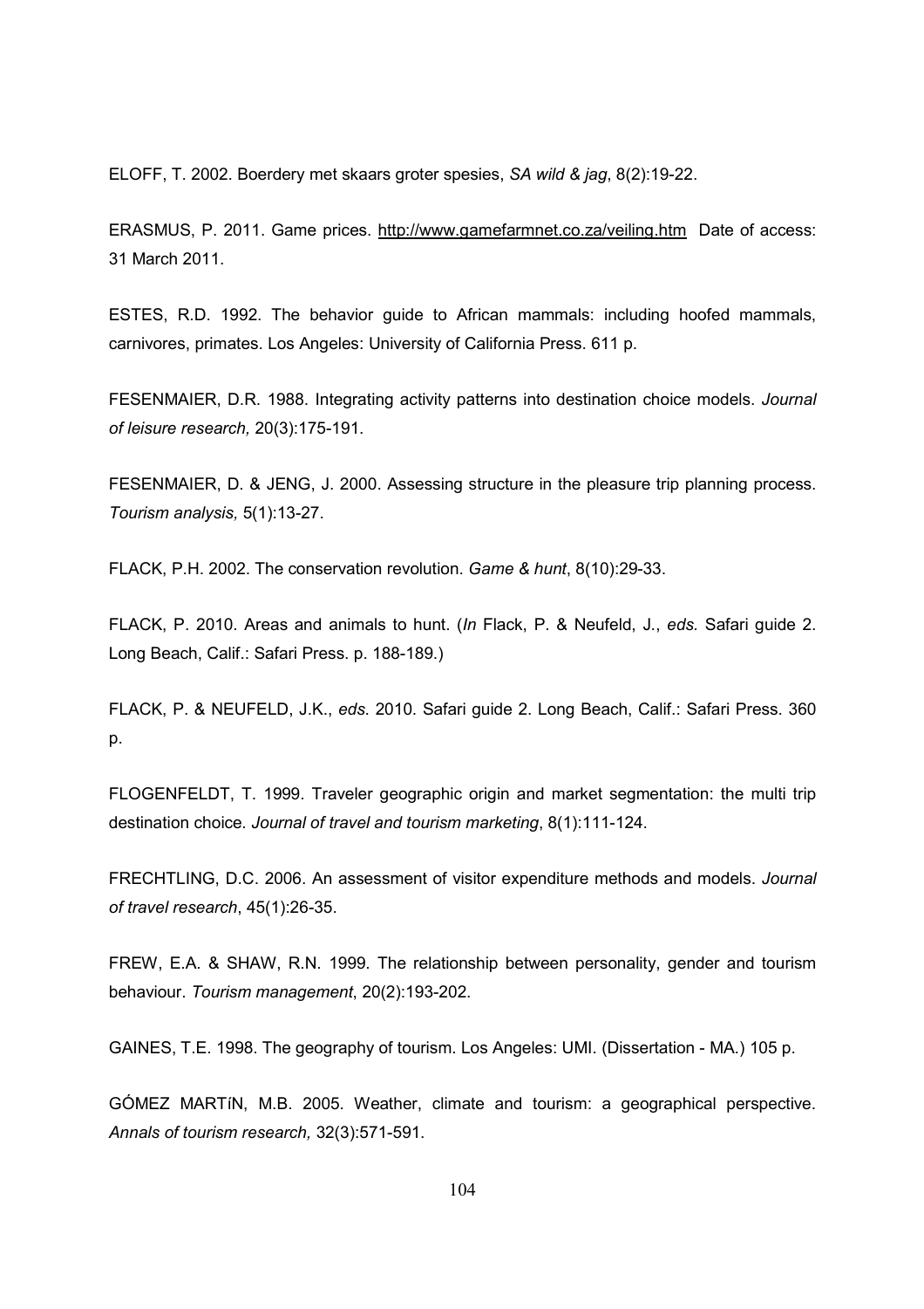ELOFF, T. 2002. Boerdery met skaars groter spesies, *SA wild & jag*, 8(2):19-22.

ERASMUS, P. 2011. Game prices. http://www.gamefarmnet.co.za/veiling.htm Date of access: 31 March 2011.

ESTES, R.D. 1992. The behavior guide to African mammals: including hoofed mammals, carnivores, primates. Los Angeles: University of California Press. 611 p.

FESENMAIER, D.R. 1988. Integrating activity patterns into destination choice models. *Journal of leisure research,* 20(3):175-191.

FESENMAIER, D. & JENG, J. 2000. Assessing structure in the pleasure trip planning process. *Tourism analysis,* 5(1):13-27.

FLACK, P.H. 2002. The conservation revolution. *Game & hunt*, 8(10):29-33.

FLACK, P. 2010. Areas and animals to hunt. (*In* Flack, P. & Neufeld, J., *eds.* Safari guide 2. Long Beach, Calif.: Safari Press. p. 188-189.)

FLACK, P. & NEUFELD, J.K., *eds*. 2010. Safari guide 2. Long Beach, Calif.: Safari Press. 360 p.

FLOGENFELDT, T. 1999. Traveler geographic origin and market segmentation: the multi trip destination choice. *Journal of travel and tourism marketing*, 8(1):111-124.

FRECHTLING, D.C. 2006. An assessment of visitor expenditure methods and models. *Journal of travel research*, 45(1):26-35.

FREW, E.A. & SHAW, R.N. 1999. The relationship between personality, gender and tourism behaviour. *Tourism management*, 20(2):193-202.

GAINES, T.E. 1998. The geography of tourism. Los Angeles: UMI. (Dissertation - MA.) 105 p.

GÓMEZ MARTíN, M.B. 2005. Weather, climate and tourism: a geographical perspective. *Annals of tourism research,* 32(3):571-591.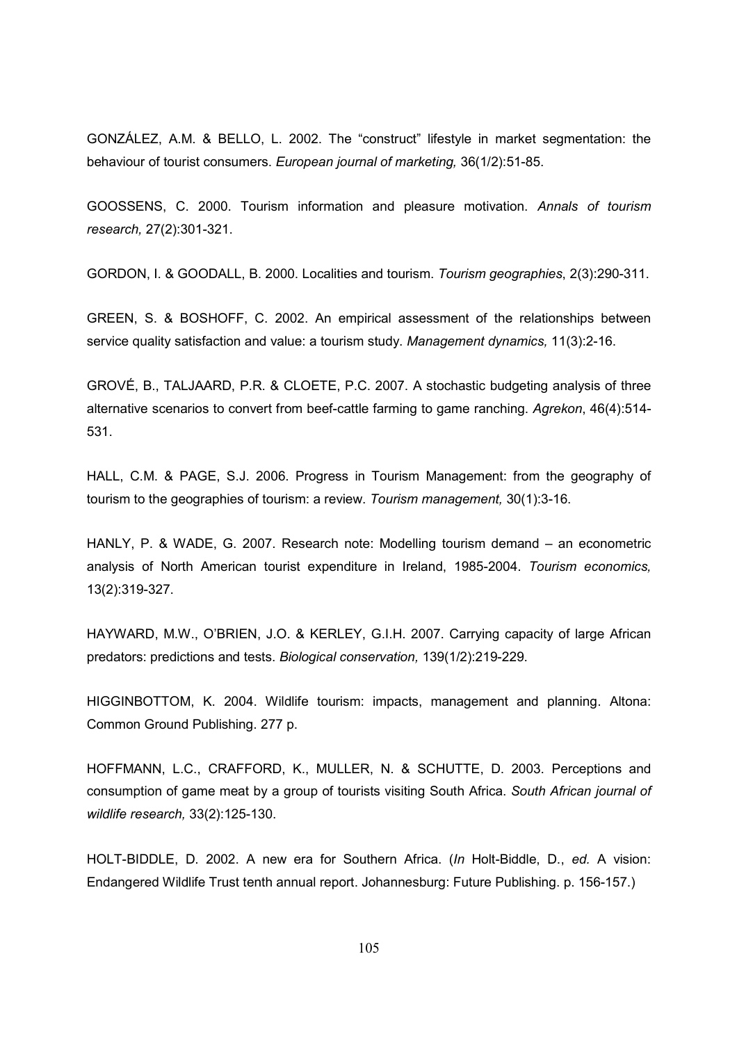GONZÁLEZ, A.M. & BELLO, L. 2002. The “construct” lifestyle in market segmentation: the behaviour of tourist consumers. *European journal of marketing,* 36(1/2):51-85.

GOOSSENS, C. 2000. Tourism information and pleasure motivation. *Annals of tourism research,* 27(2):301-321.

GORDON, I. & GOODALL, B. 2000. Localities and tourism. *Tourism geographies*, 2(3):290-311.

GREEN, S. & BOSHOFF, C. 2002. An empirical assessment of the relationships between service quality satisfaction and value: a tourism study. *Management dynamics,* 11(3):2-16.

GROVÉ, B., TALJAARD, P.R. & CLOETE, P.C. 2007. A stochastic budgeting analysis of three alternative scenarios to convert from beef-cattle farming to game ranching. *Agrekon*, 46(4):514-531.

HALL, C.M. & PAGE, S.J. 2006. Progress in Tourism Management: from the geography of tourism to the geographies of tourism: a review. *Tourism management,* 30(1):3-16.

HANLY, P. & WADE, G. 2007. Research note: Modelling tourism demand – an econometric analysis of North American tourist expenditure in Ireland, 1985-2004. *Tourism economics,* 13(2):319-327.

HAYWARD, M.W., O’BRIEN, J.O. & KERLEY, G.I.H. 2007. Carrying capacity of large African predators: predictions and tests. *Biological conservation,* 139(1/2):219-229.

HIGGINBOTTOM, K. 2004. Wildlife tourism: impacts, management and planning. Altona: Common Ground Publishing. 277 p.

HOFFMANN, L.C., CRAFFORD, K., MULLER, N. & SCHUTTE, D. 2003. Perceptions and consumption of game meat by a group of tourists visiting South Africa. *South African journal of wildlife research,* 33(2):125-130.

HOLT-BIDDLE, D. 2002. A new era for Southern Africa. (*In* Holt-Biddle, D., *ed.* A vision: Endangered Wildlife Trust tenth annual report. Johannesburg: Future Publishing. p. 156-157.)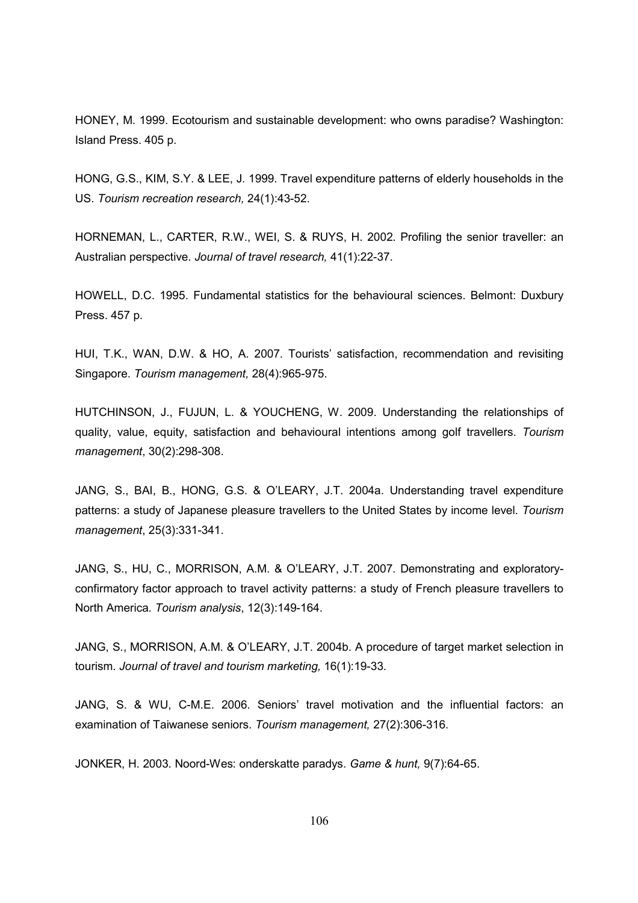HONEY, M. 1999. Ecotourism and sustainable development: who owns paradise? Washington: Island Press. 405 p.

HONG, G.S., KIM, S.Y. & LEE, J. 1999. Travel expenditure patterns of elderly households in the US. *Tourism recreation research,* 24(1):43-52.

HORNEMAN, L., CARTER, R.W., WEI, S. & RUYS, H. 2002. Profiling the senior traveller: an Australian perspective. *Journal of travel research,* 41(1):22-37.

HOWELL, D.C. 1995. Fundamental statistics for the behavioural sciences. Belmont: Duxbury Press. 457 p.

HUI, T.K., WAN, D.W. & HO, A. 2007. Tourists' satisfaction, recommendation and revisiting Singapore. *Tourism management,* 28(4):965-975.

HUTCHINSON, J., FUJUN, L. & YOUCHENG, W. 2009. Understanding the relationships of quality, value, equity, satisfaction and behavioural intentions among golf travellers. *Tourism management*, 30(2):298-308.

JANG, S., BAI, B., HONG, G.S. & O'LEARY, J.T. 2004a. Understanding travel expenditure patterns: a study of Japanese pleasure travellers to the United States by income level. *Tourism management*, 25(3):331-341.

JANG, S., HU, C., MORRISON, A.M. & O'LEARY, J.T. 2007. Demonstrating and exploratory-confirmatory factor approach to travel activity patterns: a study of French pleasure travellers to North America. *Tourism analysis*, 12(3):149-164.

JANG, S., MORRISON, A.M. & O'LEARY, J.T. 2004b. A procedure of target market selection in tourism. *Journal of travel and tourism marketing,* 16(1):19-33.

JANG, S. & WU, C-M.E. 2006. Seniors' travel motivation and the influential factors: an examination of Taiwanese seniors. *Tourism management,* 27(2):306-316.

JONKER, H. 2003. Noord-Wes: onderskatte paradys. *Game & hunt,* 9(7):64-65.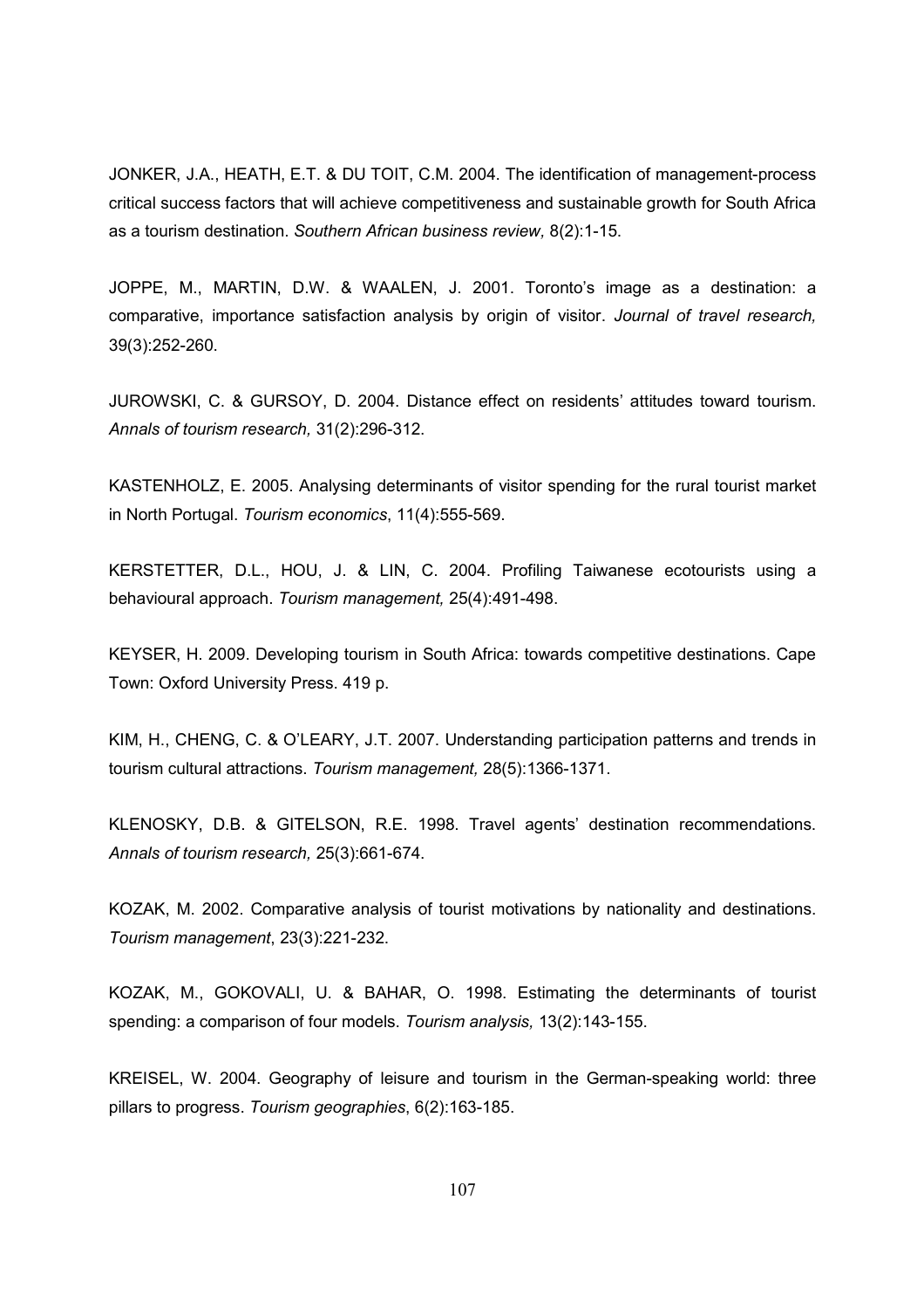JONKER, J.A., HEATH, E.T. & DU TOIT, C.M. 2004. The identification of management-process critical success factors that will achieve competitiveness and sustainable growth for South Africa as a tourism destination. *Southern African business review,* 8(2):1-15.

JOPPE, M., MARTIN, D.W. & WAALEN, J. 2001. Toronto's image as a destination: a comparative, importance satisfaction analysis by origin of visitor. *Journal of travel research,* 39(3):252-260.

JUROWSKI, C. & GURSOY, D. 2004. Distance effect on residents' attitudes toward tourism. *Annals of tourism research,* 31(2):296-312.

KASTENHOLZ, E. 2005. Analysing determinants of visitor spending for the rural tourist market in North Portugal. *Tourism economics*, 11(4):555-569.

KERSTETTER, D.L., HOU, J. & LIN, C. 2004. Profiling Taiwanese ecotourists using a behavioural approach. *Tourism management,* 25(4):491-498.

KEYSER, H. 2009. Developing tourism in South Africa: towards competitive destinations. Cape Town: Oxford University Press. 419 p.

KIM, H., CHENG, C. & O'LEARY, J.T. 2007. Understanding participation patterns and trends in tourism cultural attractions. *Tourism management,* 28(5):1366-1371.

KLENOSKY, D.B. & GITELSON, R.E. 1998. Travel agents' destination recommendations. *Annals of tourism research,* 25(3):661-674.

KOZAK, M. 2002. Comparative analysis of tourist motivations by nationality and destinations. *Tourism management*, 23(3):221-232.

KOZAK, M., GOKOVALI, U. & BAHAR, O. 1998. Estimating the determinants of tourist spending: a comparison of four models. *Tourism analysis,* 13(2):143-155.

KREISEL, W. 2004. Geography of leisure and tourism in the German-speaking world: three pillars to progress. *Tourism geographies*, 6(2):163-185.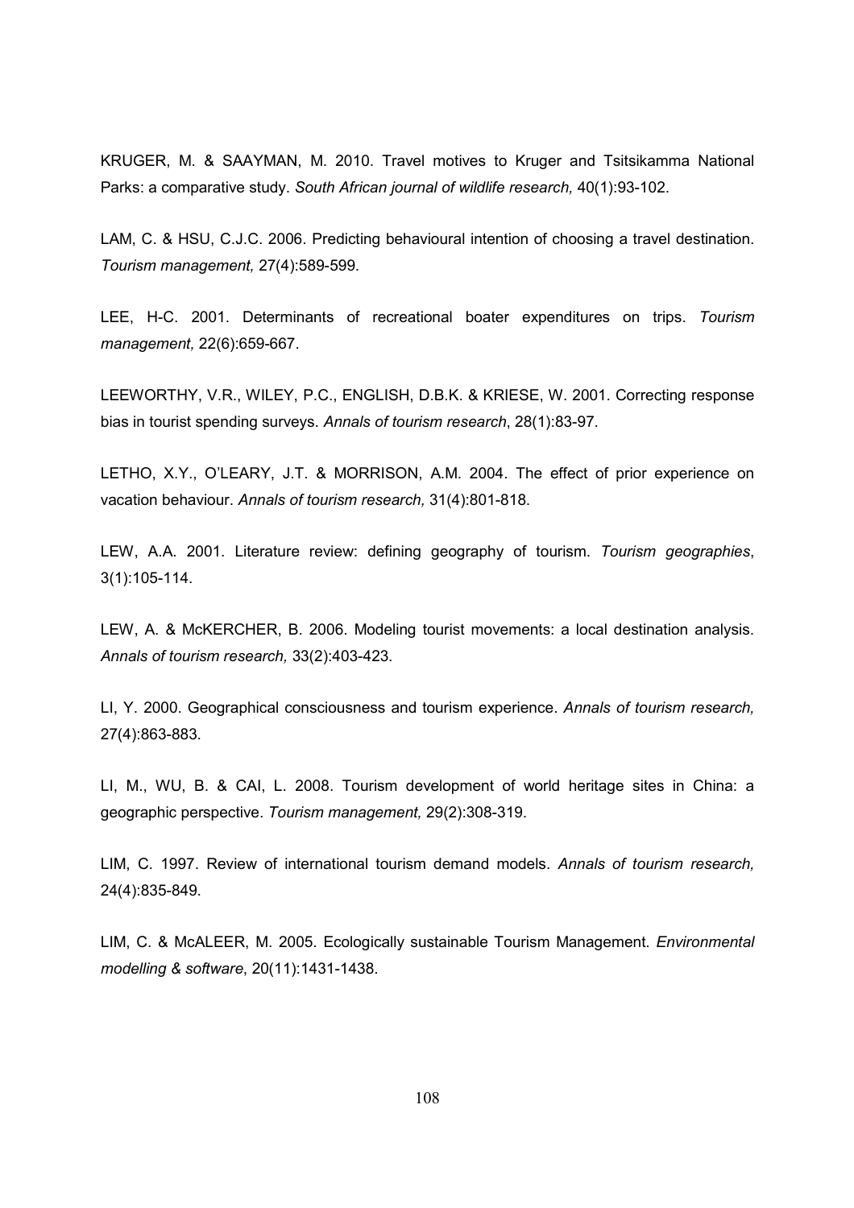KRUGER, M. & SAAYMAN, M. 2010. Travel motives to Kruger and Tsitsikamma National Parks: a comparative study. *South African journal of wildlife research,* 40(1):93-102.

LAM, C. & HSU, C.J.C. 2006. Predicting behavioural intention of choosing a travel destination. *Tourism management,* 27(4):589-599.

LEE, H-C. 2001. Determinants of recreational boater expenditures on trips. *Tourism management,* 22(6):659-667.

LEEWORTHY, V.R., WILEY, P.C., ENGLISH, D.B.K. & KRIESE, W. 2001. Correcting response bias in tourist spending surveys. *Annals of tourism research*, 28(1):83-97.

LETHO, X.Y., O'LEARY, J.T. & MORRISON, A.M. 2004. The effect of prior experience on vacation behaviour. *Annals of tourism research,* 31(4):801-818.

LEW, A.A. 2001. Literature review: defining geography of tourism. *Tourism geographies*, 3(1):105-114.

LEW, A. & McKERCHER, B. 2006. Modeling tourist movements: a local destination analysis. *Annals of tourism research,* 33(2):403-423.

LI, Y. 2000. Geographical consciousness and tourism experience. *Annals of tourism research,* 27(4):863-883.

LI, M., WU, B. & CAI, L. 2008. Tourism development of world heritage sites in China: a geographic perspective. *Tourism management,* 29(2):308-319.

LIM, C. 1997. Review of international tourism demand models. *Annals of tourism research,* 24(4):835-849.

LIM, C. & McALEER, M. 2005. Ecologically sustainable Tourism Management. *Environmental modelling & software*, 20(11):1431-1438.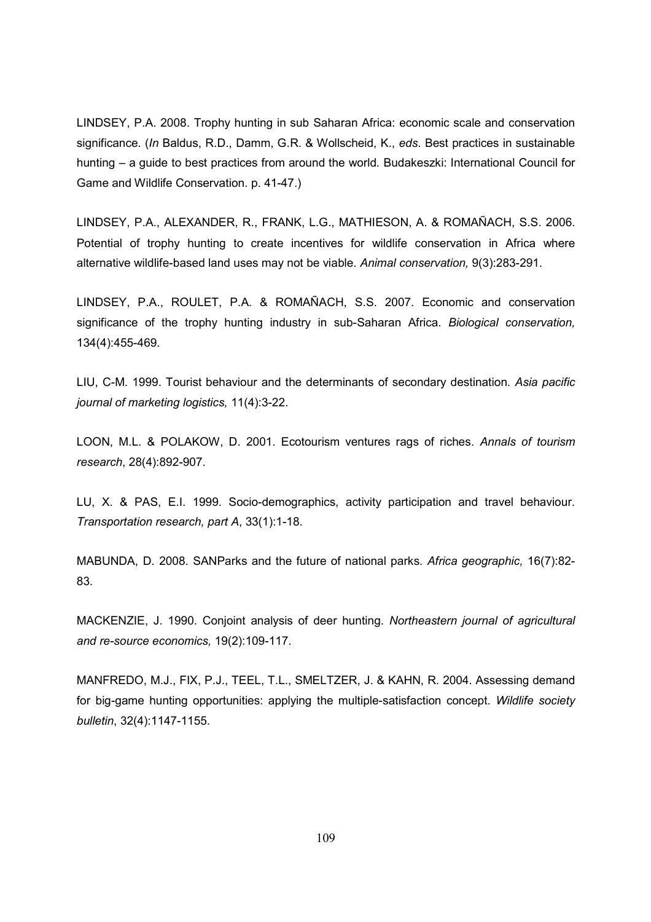LINDSEY, P.A. 2008. Trophy hunting in sub Saharan Africa: economic scale and conservation significance. (*In* Baldus, R.D., Damm, G.R. & Wollscheid, K., *eds*. Best practices in sustainable hunting – a guide to best practices from around the world. Budakeszki: International Council for Game and Wildlife Conservation. p. 41-47.)

LINDSEY, P.A., ALEXANDER, R., FRANK, L.G., MATHIESON, A. & ROMAÑACH, S.S. 2006. Potential of trophy hunting to create incentives for wildlife conservation in Africa where alternative wildlife-based land uses may not be viable. *Animal conservation,* 9(3):283-291.

LINDSEY, P.A., ROULET, P.A. & ROMAÑACH, S.S. 2007. Economic and conservation significance of the trophy hunting industry in sub-Saharan Africa. *Biological conservation,* 134(4):455-469.

LIU, C-M. 1999. Tourist behaviour and the determinants of secondary destination. *Asia pacific journal of marketing logistics,* 11(4):3-22.

LOON, M.L. & POLAKOW, D. 2001. Ecotourism ventures rags of riches. *Annals of tourism research*, 28(4):892-907.

LU, X. & PAS, E.I. 1999. Socio-demographics, activity participation and travel behaviour. *Transportation research, part A*, 33(1):1-18.

MABUNDA, D. 2008. SANParks and the future of national parks. *Africa geographic,* 16(7):82-83.

MACKENZIE, J. 1990. Conjoint analysis of deer hunting. *Northeastern journal of agricultural and re-source economics,* 19(2):109-117.

MANFREDO, M.J., FIX, P.J., TEEL, T.L., SMELTZER, J. & KAHN, R. 2004. Assessing demand for big-game hunting opportunities: applying the multiple-satisfaction concept. *Wildlife society bulletin*, 32(4):1147-1155.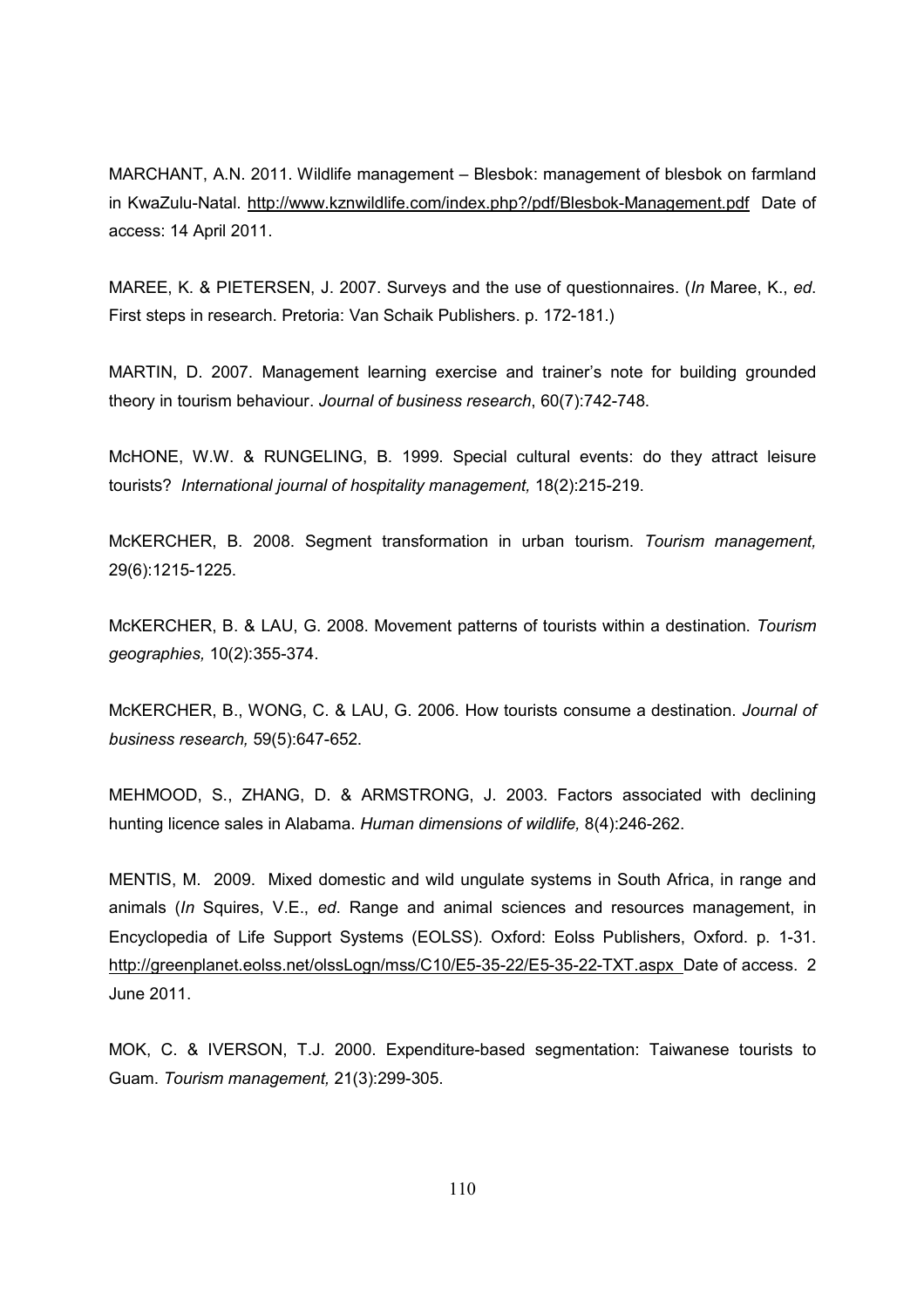MARCHANT, A.N. 2011. Wildlife management – Blesbok: management of blesbok on farmland in KwaZulu-Natal. http://www.kznwildlife.com/index.php?/pdf/Blesbok-Management.pdf Date of access: 14 April 2011.

MAREE, K. & PIETERSEN, J. 2007. Surveys and the use of questionnaires. (*In* Maree, K., *ed*. First steps in research. Pretoria: Van Schaik Publishers. p. 172-181.)

MARTIN, D. 2007. Management learning exercise and trainer's note for building grounded theory in tourism behaviour. *Journal of business research*, 60(7):742-748.

McHONE, W.W. & RUNGELING, B. 1999. Special cultural events: do they attract leisure tourists? *International journal of hospitality management,* 18(2):215-219.

McKERCHER, B. 2008. Segment transformation in urban tourism. *Tourism management,* 29(6):1215-1225.

McKERCHER, B. & LAU, G. 2008. Movement patterns of tourists within a destination. *Tourism geographies,* 10(2):355-374.

McKERCHER, B., WONG, C. & LAU, G. 2006. How tourists consume a destination. *Journal of business research,* 59(5):647-652.

MEHMOOD, S., ZHANG, D. & ARMSTRONG, J. 2003. Factors associated with declining hunting licence sales in Alabama. *Human dimensions of wildlife,* 8(4):246-262.

MENTIS, M. 2009. Mixed domestic and wild ungulate systems in South Africa, in range and animals (*In* Squires, V.E., *ed*. Range and animal sciences and resources management, in Encyclopedia of Life Support Systems (EOLSS). Oxford: Eolss Publishers, Oxford. p. 1-31. http://greenplanet.eolss.net/olssLogn/mss/C10/E5-35-22/E5-35-22-TXT.aspx Date of access. 2 June 2011.

MOK, C. & IVERSON, T.J. 2000. Expenditure-based segmentation: Taiwanese tourists to Guam. *Tourism management,* 21(3):299-305.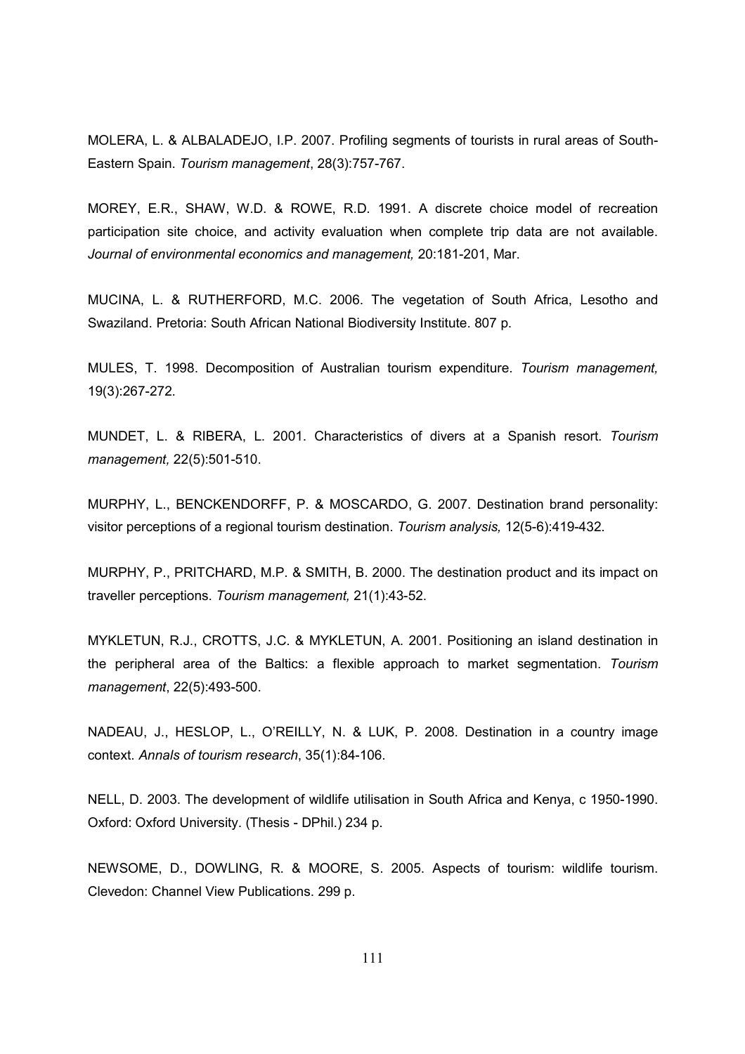MOLERA, L. & ALBALADEJO, I.P. 2007. Profiling segments of tourists in rural areas of South-Eastern Spain. *Tourism management*, 28(3):757-767.

MOREY, E.R., SHAW, W.D. & ROWE, R.D. 1991. A discrete choice model of recreation participation site choice, and activity evaluation when complete trip data are not available. *Journal of environmental economics and management,* 20:181-201, Mar.

MUCINA, L. & RUTHERFORD, M.C. 2006. The vegetation of South Africa, Lesotho and Swaziland. Pretoria: South African National Biodiversity Institute. 807 p.

MULES, T. 1998. Decomposition of Australian tourism expenditure. *Tourism management,* 19(3):267-272.

MUNDET, L. & RIBERA, L. 2001. Characteristics of divers at a Spanish resort. *Tourism management,* 22(5):501-510.

MURPHY, L., BENCKENDORFF, P. & MOSCARDO, G. 2007. Destination brand personality: visitor perceptions of a regional tourism destination. *Tourism analysis,* 12(5-6):419-432.

MURPHY, P., PRITCHARD, M.P. & SMITH, B. 2000. The destination product and its impact on traveller perceptions. *Tourism management,* 21(1):43-52.

MYKLETUN, R.J., CROTTS, J.C. & MYKLETUN, A. 2001. Positioning an island destination in the peripheral area of the Baltics: a flexible approach to market segmentation. *Tourism management*, 22(5):493-500.

NADEAU, J., HESLOP, L., O'REILLY, N. & LUK, P. 2008. Destination in a country image context. *Annals of tourism research*, 35(1):84-106.

NELL, D. 2003. The development of wildlife utilisation in South Africa and Kenya, c 1950-1990. Oxford: Oxford University. (Thesis - DPhil.) 234 p.

NEWSOME, D., DOWLING, R. & MOORE, S. 2005. Aspects of tourism: wildlife tourism. Clevedon: Channel View Publications. 299 p.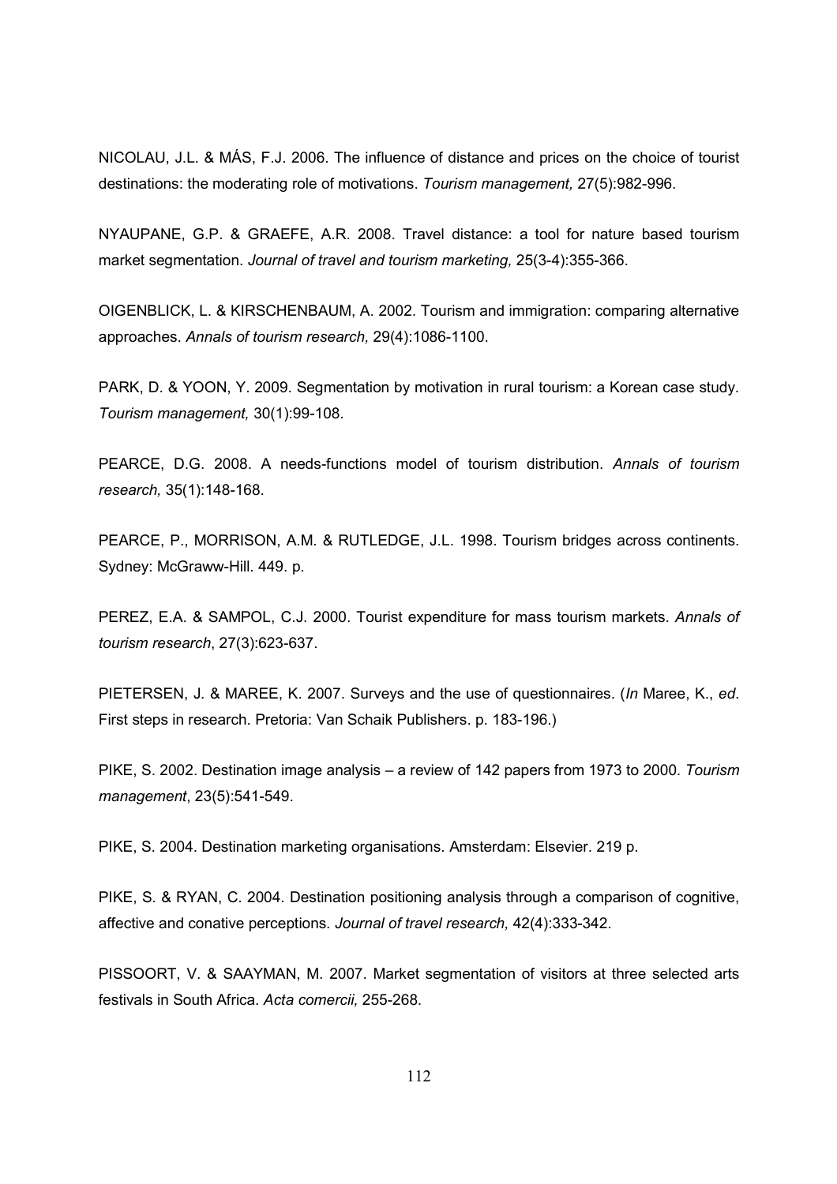NICOLAU, J.L. & MÁS, F.J. 2006. The influence of distance and prices on the choice of tourist destinations: the moderating role of motivations. *Tourism management,* 27(5):982-996.

NYAUPANE, G.P. & GRAEFE, A.R. 2008. Travel distance: a tool for nature based tourism market segmentation. *Journal of travel and tourism marketing,* 25(3-4):355-366.

OIGENBLICK, L. & KIRSCHENBAUM, A. 2002. Tourism and immigration: comparing alternative approaches. *Annals of tourism research,* 29(4):1086-1100.

PARK, D. & YOON, Y. 2009. Segmentation by motivation in rural tourism: a Korean case study. *Tourism management,* 30(1):99-108.

PEARCE, D.G. 2008. A needs-functions model of tourism distribution. *Annals of tourism research,* 35(1):148-168.

PEARCE, P., MORRISON, A.M. & RUTLEDGE, J.L. 1998. Tourism bridges across continents. Sydney: McGraww-Hill. 449. p.

PEREZ, E.A. & SAMPOL, C.J. 2000. Tourist expenditure for mass tourism markets. *Annals of tourism research*, 27(3):623-637.

PIETERSEN, J. & MAREE, K. 2007. Surveys and the use of questionnaires. (*In* Maree, K., *ed*. First steps in research. Pretoria: Van Schaik Publishers. p. 183-196.)

PIKE, S. 2002. Destination image analysis – a review of 142 papers from 1973 to 2000. *Tourism management*, 23(5):541-549.

PIKE, S. 2004. Destination marketing organisations. Amsterdam: Elsevier. 219 p.

PIKE, S. & RYAN, C. 2004. Destination positioning analysis through a comparison of cognitive, affective and conative perceptions. *Journal of travel research,* 42(4):333-342.

PISSOORT, V. & SAAYMAN, M. 2007. Market segmentation of visitors at three selected arts festivals in South Africa. *Acta comercii,* 255-268.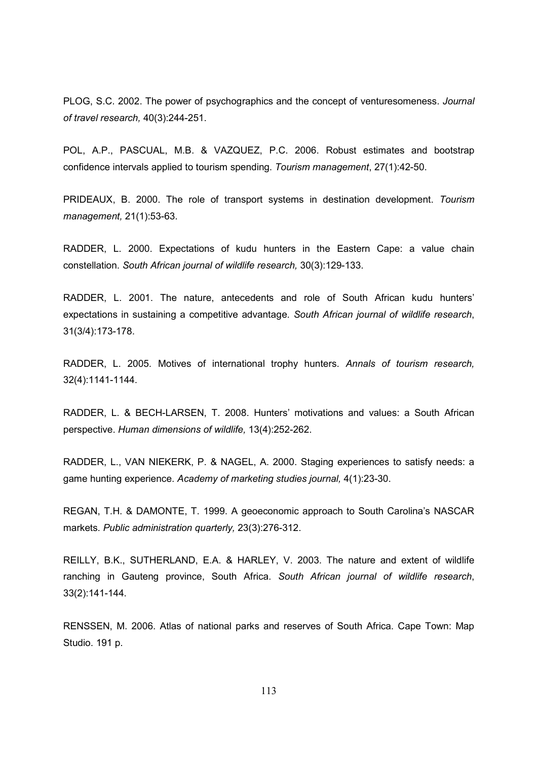PLOG, S.C. 2002. The power of psychographics and the concept of venturesomeness. *Journal of travel research,* 40(3):244-251.

POL, A.P., PASCUAL, M.B. & VAZQUEZ, P.C. 2006. Robust estimates and bootstrap confidence intervals applied to tourism spending. *Tourism management*, 27(1):42-50.

PRIDEAUX, B. 2000. The role of transport systems in destination development. *Tourism management,* 21(1):53-63.

RADDER, L. 2000. Expectations of kudu hunters in the Eastern Cape: a value chain constellation. *South African journal of wildlife research,* 30(3):129-133.

RADDER, L. 2001. The nature, antecedents and role of South African kudu hunters' expectations in sustaining a competitive advantage. *South African journal of wildlife research*, 31(3/4):173-178.

RADDER, L. 2005. Motives of international trophy hunters. *Annals of tourism research,* 32(4):1141-1144.

RADDER, L. & BECH-LARSEN, T. 2008. Hunters' motivations and values: a South African perspective. *Human dimensions of wildlife,* 13(4):252-262.

RADDER, L., VAN NIEKERK, P. & NAGEL, A. 2000. Staging experiences to satisfy needs: a game hunting experience. *Academy of marketing studies journal,* 4(1):23-30.

REGAN, T.H. & DAMONTE, T. 1999. A geoeconomic approach to South Carolina's NASCAR markets. *Public administration quarterly,* 23(3):276-312.

REILLY, B.K., SUTHERLAND, E.A. & HARLEY, V. 2003. The nature and extent of wildlife ranching in Gauteng province, South Africa. *South African journal of wildlife research*, 33(2):141-144.

RENSSEN, M. 2006. Atlas of national parks and reserves of South Africa. Cape Town: Map Studio. 191 p.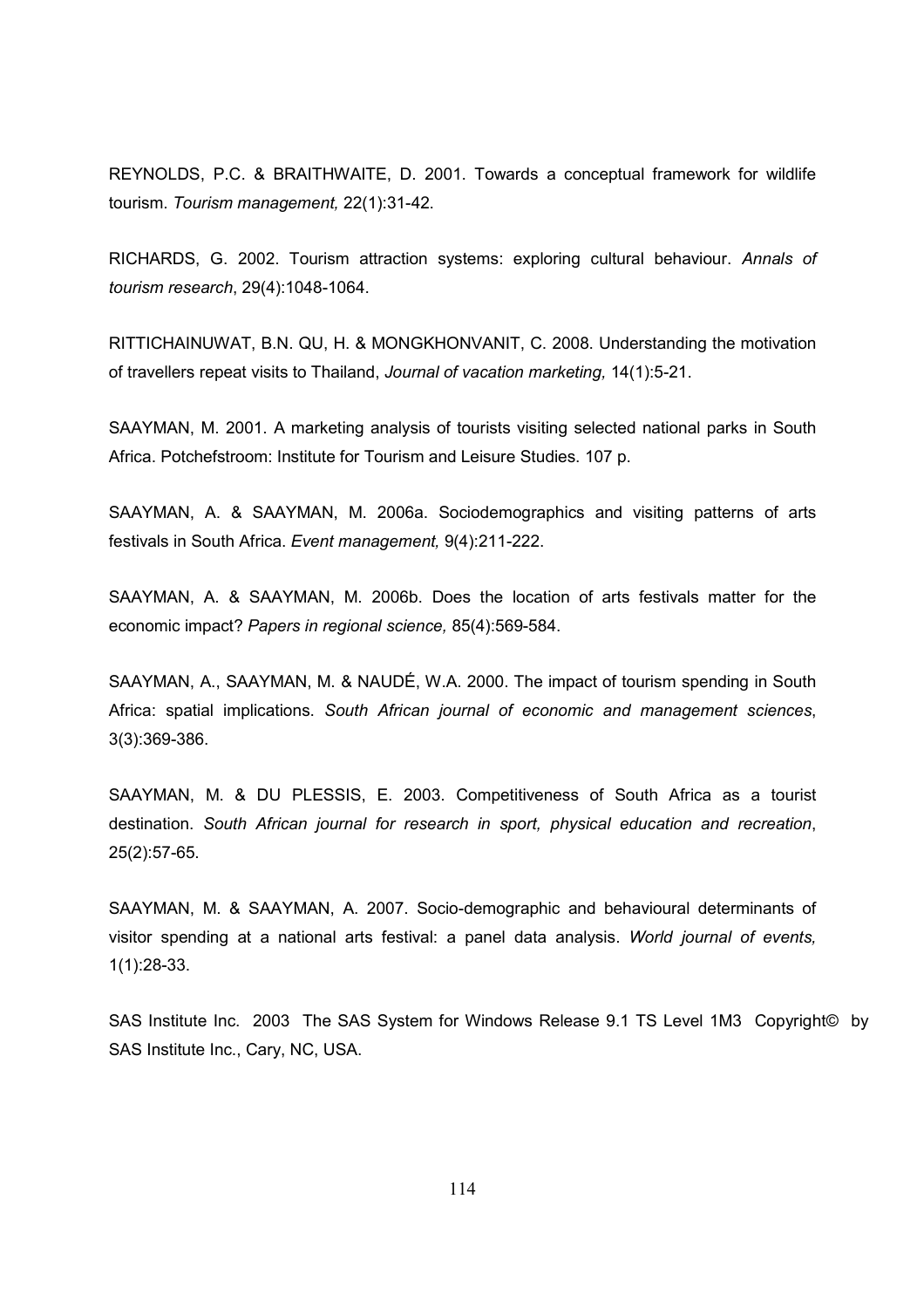REYNOLDS, P.C. & BRAITHWAITE, D. 2001. Towards a conceptual framework for wildlife tourism. *Tourism management,* 22(1):31-42.

RICHARDS, G. 2002. Tourism attraction systems: exploring cultural behaviour. *Annals of tourism research*, 29(4):1048-1064.

RITTICHAINUWAT, B.N. QU, H. & MONGKHONVANIT, C. 2008. Understanding the motivation of travellers repeat visits to Thailand, *Journal of vacation marketing,* 14(1):5-21.

SAAYMAN, M. 2001. A marketing analysis of tourists visiting selected national parks in South Africa. Potchefstroom: Institute for Tourism and Leisure Studies. 107 p.

SAAYMAN, A. & SAAYMAN, M. 2006a. Sociodemographics and visiting patterns of arts festivals in South Africa. *Event management,* 9(4):211-222.

SAAYMAN, A. & SAAYMAN, M. 2006b. Does the location of arts festivals matter for the economic impact? *Papers in regional science,* 85(4):569-584.

SAAYMAN, A., SAAYMAN, M. & NAUDÉ, W.A. 2000. The impact of tourism spending in South Africa: spatial implications. *South African journal of economic and management sciences*, 3(3):369-386.

SAAYMAN, M. & DU PLESSIS, E. 2003. Competitiveness of South Africa as a tourist destination. *South African journal for research in sport, physical education and recreation*, 25(2):57-65.

SAAYMAN, M. & SAAYMAN, A. 2007. Socio-demographic and behavioural determinants of visitor spending at a national arts festival: a panel data analysis. *World journal of events,* 1(1):28-33.

SAS Institute Inc. 2003 The SAS System for Windows Release 9.1 TS Level 1M3 Copyright© by SAS Institute Inc., Cary, NC, USA.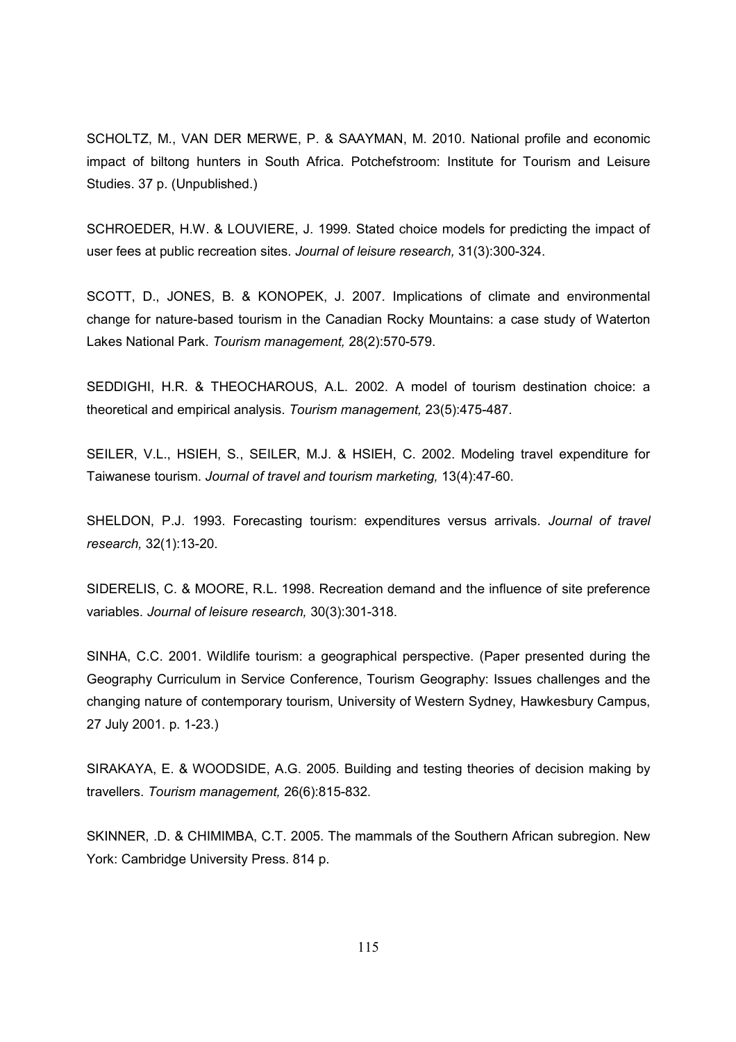SCHOLTZ, M., VAN DER MERWE, P. & SAAYMAN, M. 2010. National profile and economic impact of biltong hunters in South Africa. Potchefstroom: Institute for Tourism and Leisure Studies. 37 p. (Unpublished.)

SCHROEDER, H.W. & LOUVIERE, J. 1999. Stated choice models for predicting the impact of user fees at public recreation sites. *Journal of leisure research,* 31(3):300-324.

SCOTT, D., JONES, B. & KONOPEK, J. 2007. Implications of climate and environmental change for nature-based tourism in the Canadian Rocky Mountains: a case study of Waterton Lakes National Park. *Tourism management,* 28(2):570-579.

SEDDIGHI, H.R. & THEOCHAROUS, A.L. 2002. A model of tourism destination choice: a theoretical and empirical analysis. *Tourism management,* 23(5):475-487.

SEILER, V.L., HSIEH, S., SEILER, M.J. & HSIEH, C. 2002. Modeling travel expenditure for Taiwanese tourism. *Journal of travel and tourism marketing,* 13(4):47-60.

SHELDON, P.J. 1993. Forecasting tourism: expenditures versus arrivals. *Journal of travel research,* 32(1):13-20.

SIDERELIS, C. & MOORE, R.L. 1998. Recreation demand and the influence of site preference variables. *Journal of leisure research,* 30(3):301-318.

SINHA, C.C. 2001. Wildlife tourism: a geographical perspective. (Paper presented during the Geography Curriculum in Service Conference, Tourism Geography: Issues challenges and the changing nature of contemporary tourism, University of Western Sydney, Hawkesbury Campus, 27 July 2001. p. 1-23.)

SIRAKAYA, E. & WOODSIDE, A.G. 2005. Building and testing theories of decision making by travellers. *Tourism management,* 26(6):815-832.

SKINNER, .D. & CHIMIMBA, C.T. 2005. The mammals of the Southern African subregion. New York: Cambridge University Press. 814 p.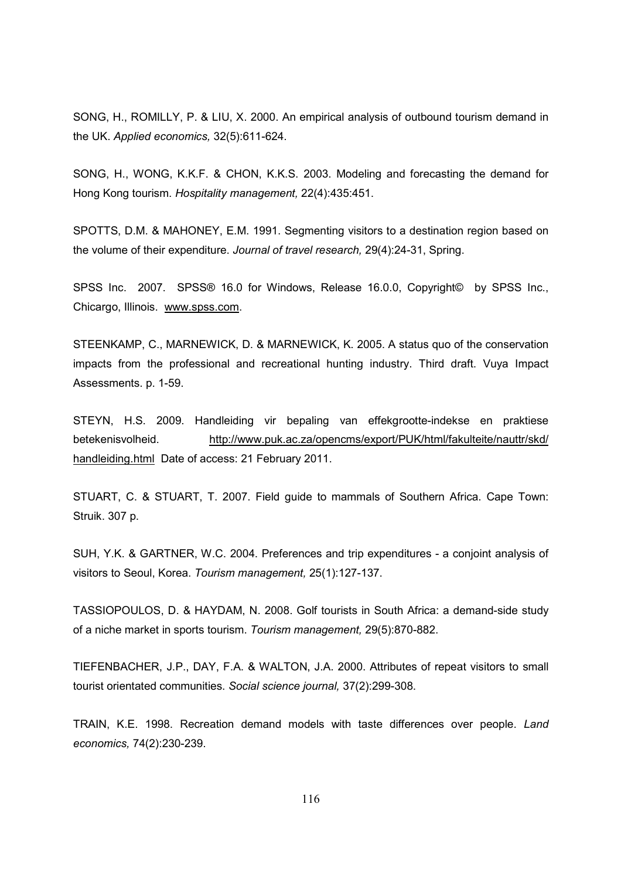SONG, H., ROMILLY, P. & LIU, X. 2000. An empirical analysis of outbound tourism demand in the UK. *Applied economics,* 32(5):611-624.

SONG, H., WONG, K.K.F. & CHON, K.K.S. 2003. Modeling and forecasting the demand for Hong Kong tourism. *Hospitality management,* 22(4):435:451.

SPOTTS, D.M. & MAHONEY, E.M. 1991. Segmenting visitors to a destination region based on the volume of their expenditure. *Journal of travel research,* 29(4):24-31, Spring.

SPSS Inc. 2007. SPSS® 16.0 for Windows, Release 16.0.0, Copyright© by SPSS Inc., Chicargo, Illinois. www.spss.com.

STEENKAMP, C., MARNEWICK, D. & MARNEWICK, K. 2005. A status quo of the conservation impacts from the professional and recreational hunting industry. Third draft. Vuya Impact Assessments. p. 1-59.

STEYN, H.S. 2009. Handleiding vir bepaling van effekgrootte-indekse en praktiese betekenisvolheid. http://www.puk.ac.za/opencms/export/PUK/html/fakulteite/nauttr/skd/handleiding.html Date of access: 21 February 2011.

STUART, C. & STUART, T. 2007. Field guide to mammals of Southern Africa. Cape Town: Struik. 307 p.

SUH, Y.K. & GARTNER, W.C. 2004. Preferences and trip expenditures - a conjoint analysis of visitors to Seoul, Korea. *Tourism management,* 25(1):127-137.

TASSIOPOULOS, D. & HAYDAM, N. 2008. Golf tourists in South Africa: a demand-side study of a niche market in sports tourism. *Tourism management,* 29(5):870-882.

TIEFENBACHER, J.P., DAY, F.A. & WALTON, J.A. 2000. Attributes of repeat visitors to small tourist orientated communities. *Social science journal,* 37(2):299-308.

TRAIN, K.E. 1998. Recreation demand models with taste differences over people. *Land economics,* 74(2):230-239.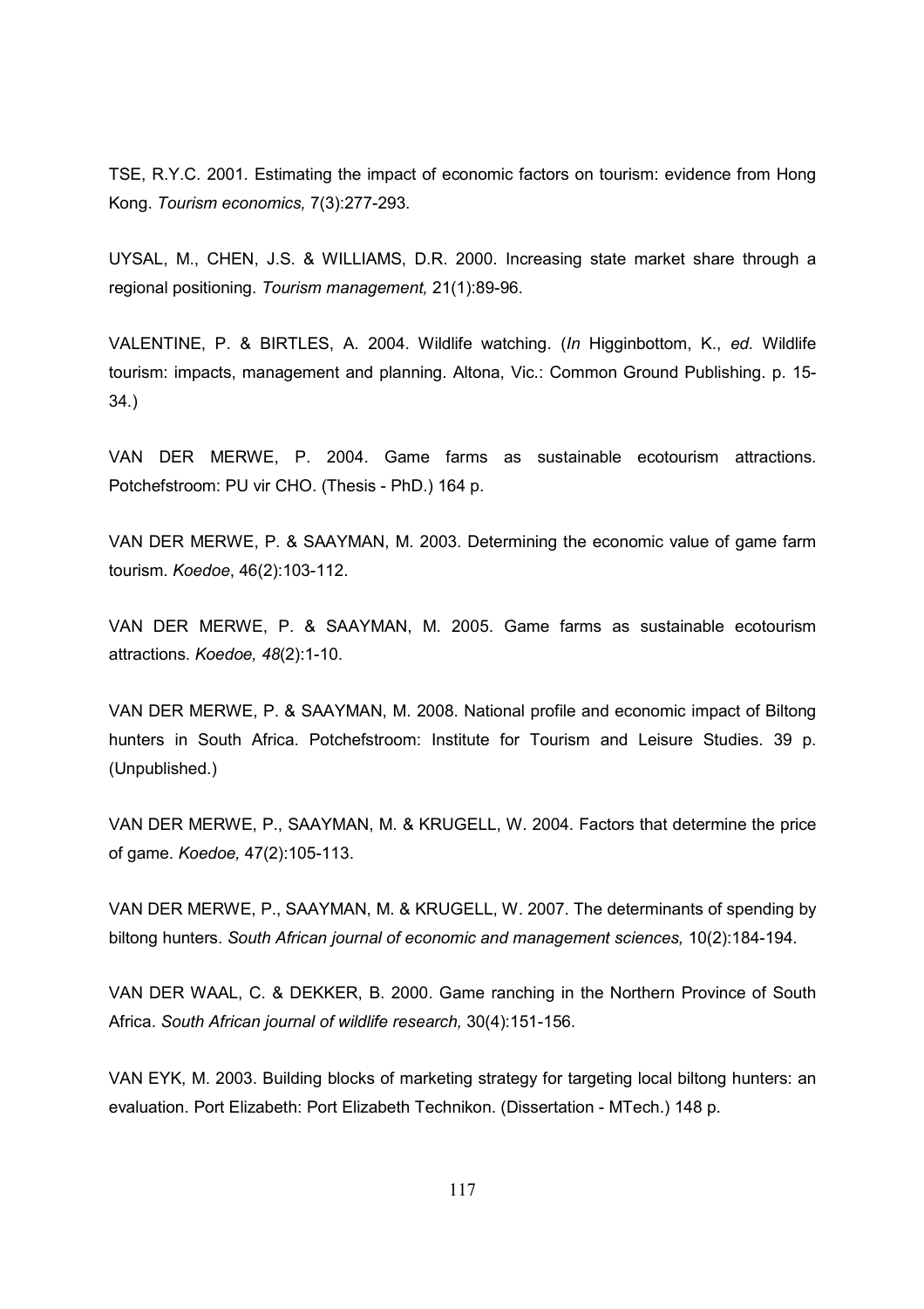TSE, R.Y.C. 2001. Estimating the impact of economic factors on tourism: evidence from Hong Kong. *Tourism economics,* 7(3):277-293.

UYSAL, M., CHEN, J.S. & WILLIAMS, D.R. 2000. Increasing state market share through a regional positioning. *Tourism management,* 21(1):89-96.

VALENTINE, P. & BIRTLES, A. 2004. Wildlife watching. (*In* Higginbottom, K., *ed.* Wildlife tourism: impacts, management and planning. Altona, Vic.: Common Ground Publishing. p. 15-34.)

VAN DER MERWE, P. 2004. Game farms as sustainable ecotourism attractions. Potchefstroom: PU vir CHO. (Thesis - PhD.) 164 p.

VAN DER MERWE, P. & SAAYMAN, M. 2003. Determining the economic value of game farm tourism. *Koedoe*, 46(2):103-112.

VAN DER MERWE, P. & SAAYMAN, M. 2005. Game farms as sustainable ecotourism attractions. *Koedoe, 48*(2):1-10.

VAN DER MERWE, P. & SAAYMAN, M. 2008. National profile and economic impact of Biltong hunters in South Africa. Potchefstroom: Institute for Tourism and Leisure Studies. 39 p. (Unpublished.)

VAN DER MERWE, P., SAAYMAN, M. & KRUGELL, W. 2004. Factors that determine the price of game. *Koedoe,* 47(2):105-113.

VAN DER MERWE, P., SAAYMAN, M. & KRUGELL, W. 2007. The determinants of spending by biltong hunters. *South African journal of economic and management sciences,* 10(2):184-194.

VAN DER WAAL, C. & DEKKER, B. 2000. Game ranching in the Northern Province of South Africa. *South African journal of wildlife research,* 30(4):151-156.

VAN EYK, M. 2003. Building blocks of marketing strategy for targeting local biltong hunters: an evaluation. Port Elizabeth: Port Elizabeth Technikon. (Dissertation - MTech.) 148 p.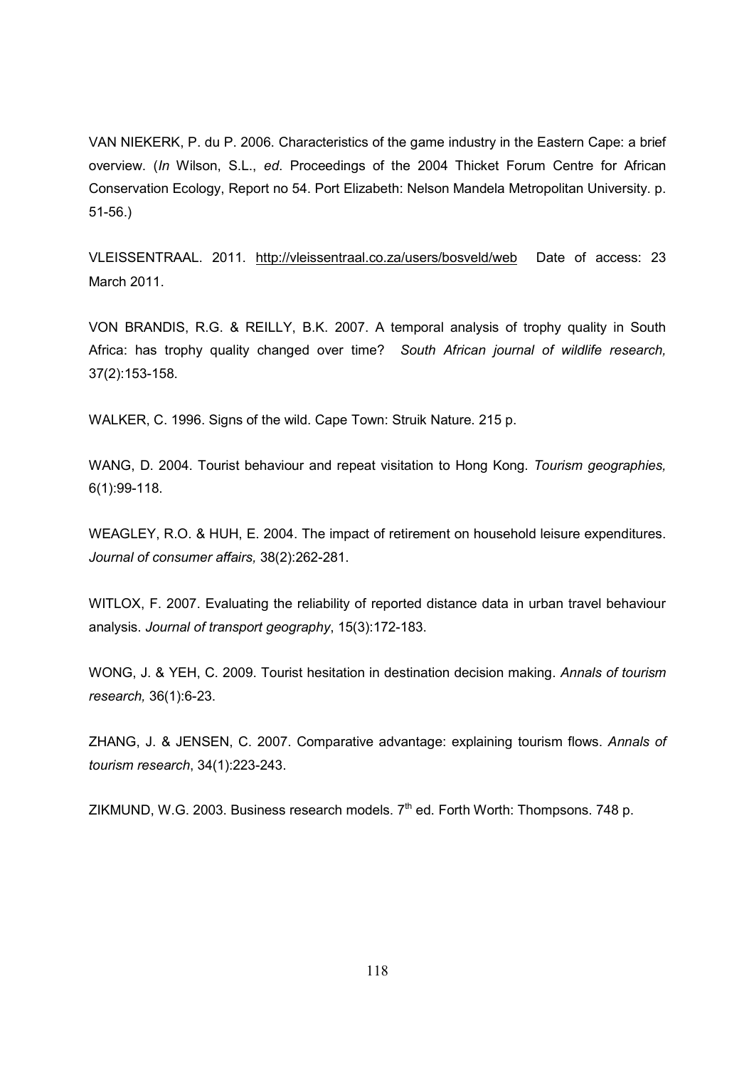VAN NIEKERK, P. du P. 2006. Characteristics of the game industry in the Eastern Cape: a brief overview. (*In* Wilson, S.L., *ed*. Proceedings of the 2004 Thicket Forum Centre for African Conservation Ecology, Report no 54. Port Elizabeth: Nelson Mandela Metropolitan University. p. 51-56.)

VLEISSENTRAAL. 2011. http://vleissentraal.co.za/users/bosveld/web Date of access: 23 March 2011.

VON BRANDIS, R.G. & REILLY, B.K. 2007. A temporal analysis of trophy quality in South Africa: has trophy quality changed over time? *South African journal of wildlife research,* 37(2):153-158.

WALKER, C. 1996. Signs of the wild. Cape Town: Struik Nature. 215 p.

WANG, D. 2004. Tourist behaviour and repeat visitation to Hong Kong. *Tourism geographies,* 6(1):99-118.

WEAGLEY, R.O. & HUH, E. 2004. The impact of retirement on household leisure expenditures. *Journal of consumer affairs,* 38(2):262-281.

WITLOX, F. 2007. Evaluating the reliability of reported distance data in urban travel behaviour analysis. *Journal of transport geography*, 15(3):172-183.

WONG, J. & YEH, C. 2009. Tourist hesitation in destination decision making. *Annals of tourism research,* 36(1):6-23.

ZHANG, J. & JENSEN, C. 2007. Comparative advantage: explaining tourism flows. *Annals of tourism research*, 34(1):223-243.

ZIKMUND, W.G. 2003. Business research models. 7th ed. Forth Worth: Thompsons. 748 p.